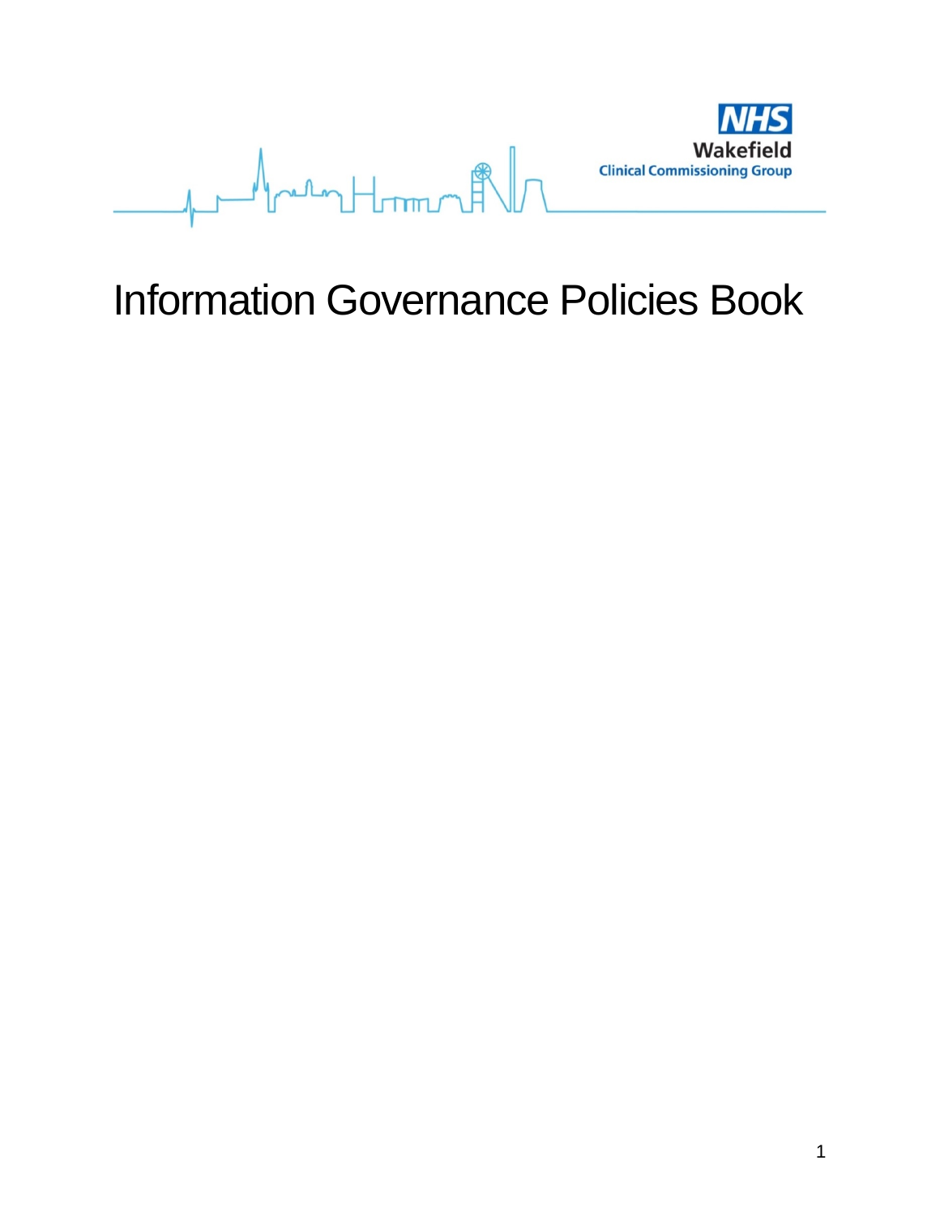NHS
Wakefield
Clinical Commissioning Group

# Information Governance Policies Book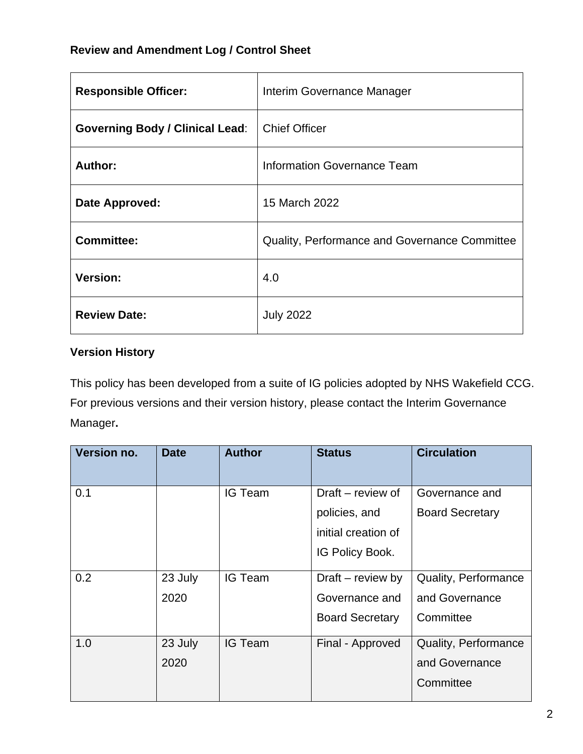**Review and Amendment Log / Control Sheet**

| | |
|---|---|
| **Responsible Officer:** | Interim Governance Manager |
| **Governing Body / Clinical Lead:** | Chief Officer |
| **Author:** | Information Governance Team |
| **Date Approved:** | 15 March 2022 |
| **Committee:** | Quality, Performance and Governance Committee |
| **Version:** | 4.0 |
| **Review Date:** | July 2022 |

**Version History**

This policy has been developed from a suite of IG policies adopted by NHS Wakefield CCG. For previous versions and their version history, please contact the Interim Governance Manager**.**

| Version no. | Date | Author | Status | Circulation |
|---|---|---|---|---|
| 0.1 | | IG Team | Draft – review of policies, and initial creation of IG Policy Book. | Governance and Board Secretary |
| 0.2 | 23 July 2020 | IG Team | Draft – review by Governance and Board Secretary | Quality, Performance and Governance Committee |
| 1.0 | 23 July 2020 | IG Team | Final - Approved | Quality, Performance and Governance Committee |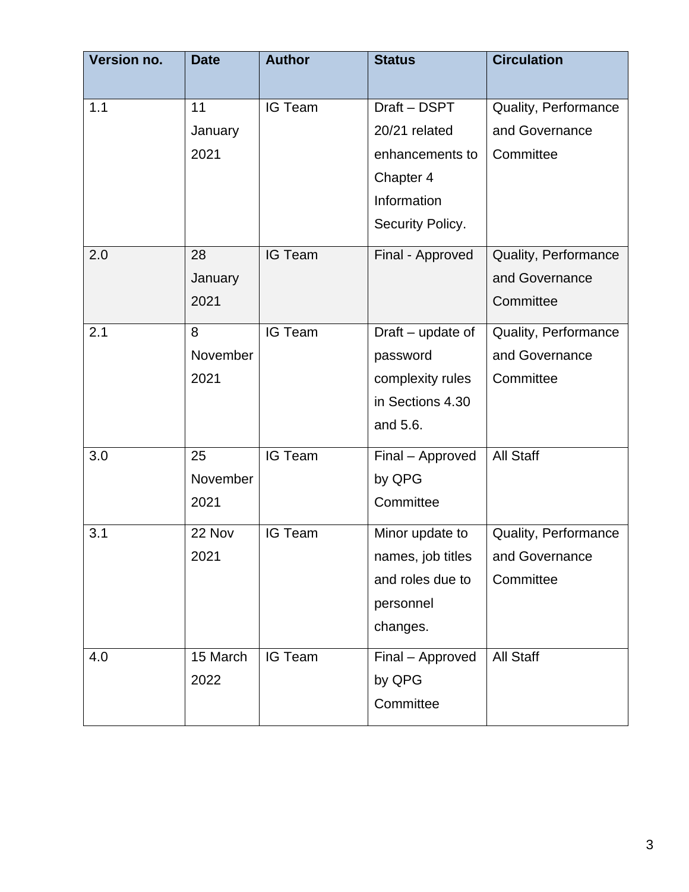| Version no. | Date | Author | Status | Circulation |
|---|---|---|---|---|
| 1.1 | 11 January 2021 | IG Team | Draft – DSPT 20/21 related enhancements to Chapter 4 Information Security Policy. | Quality, Performance and Governance Committee |
| 2.0 | 28 January 2021 | IG Team | Final - Approved | Quality, Performance and Governance Committee |
| 2.1 | 8 November 2021 | IG Team | Draft – update of password complexity rules in Sections 4.30 and 5.6. | Quality, Performance and Governance Committee |
| 3.0 | 25 November 2021 | IG Team | Final – Approved by QPG Committee | All Staff |
| 3.1 | 22 Nov 2021 | IG Team | Minor update to names, job titles and roles due to personnel changes. | Quality, Performance and Governance Committee |
| 4.0 | 15 March 2022 | IG Team | Final – Approved by QPG Committee | All Staff |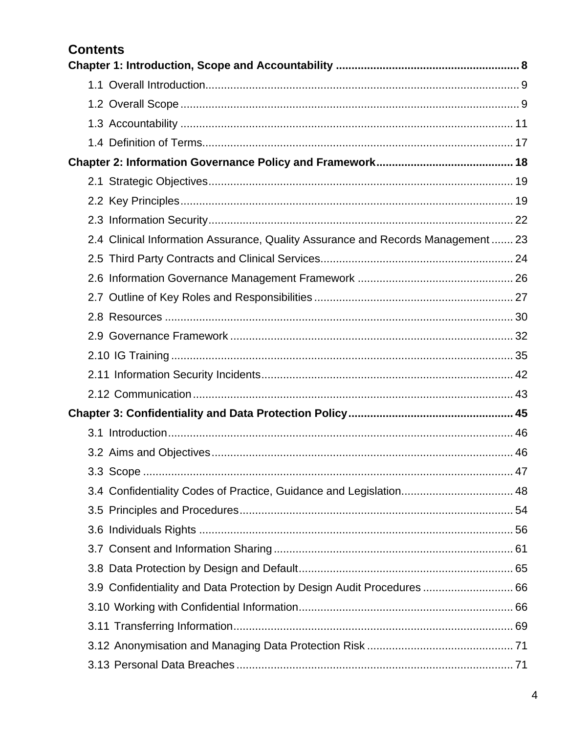# Contents

**Chapter 1: Introduction, Scope and Accountability .......... 8**

- 1.1 Overall Introduction .......... 9
- 1.2 Overall Scope .......... 9
- 1.3 Accountability .......... 11
- 1.4 Definition of Terms .......... 17

**Chapter 2: Information Governance Policy and Framework .......... 18**

- 2.1 Strategic Objectives .......... 19
- 2.2 Key Principles .......... 19
- 2.3 Information Security .......... 22
- 2.4 Clinical Information Assurance, Quality Assurance and Records Management .......... 23
- 2.5 Third Party Contracts and Clinical Services .......... 24
- 2.6 Information Governance Management Framework .......... 26
- 2.7 Outline of Key Roles and Responsibilities .......... 27
- 2.8 Resources .......... 30
- 2.9 Governance Framework .......... 32
- 2.10 IG Training .......... 35
- 2.11 Information Security Incidents .......... 42
- 2.12 Communication .......... 43

**Chapter 3: Confidentiality and Data Protection Policy .......... 45**

- 3.1 Introduction .......... 46
- 3.2 Aims and Objectives .......... 46
- 3.3 Scope .......... 47
- 3.4 Confidentiality Codes of Practice, Guidance and Legislation .......... 48
- 3.5 Principles and Procedures .......... 54
- 3.6 Individuals Rights .......... 56
- 3.7 Consent and Information Sharing .......... 61
- 3.8 Data Protection by Design and Default .......... 65
- 3.9 Confidentiality and Data Protection by Design Audit Procedures .......... 66
- 3.10 Working with Confidential Information .......... 66
- 3.11 Transferring Information .......... 69
- 3.12 Anonymisation and Managing Data Protection Risk .......... 71
- 3.13 Personal Data Breaches .......... 71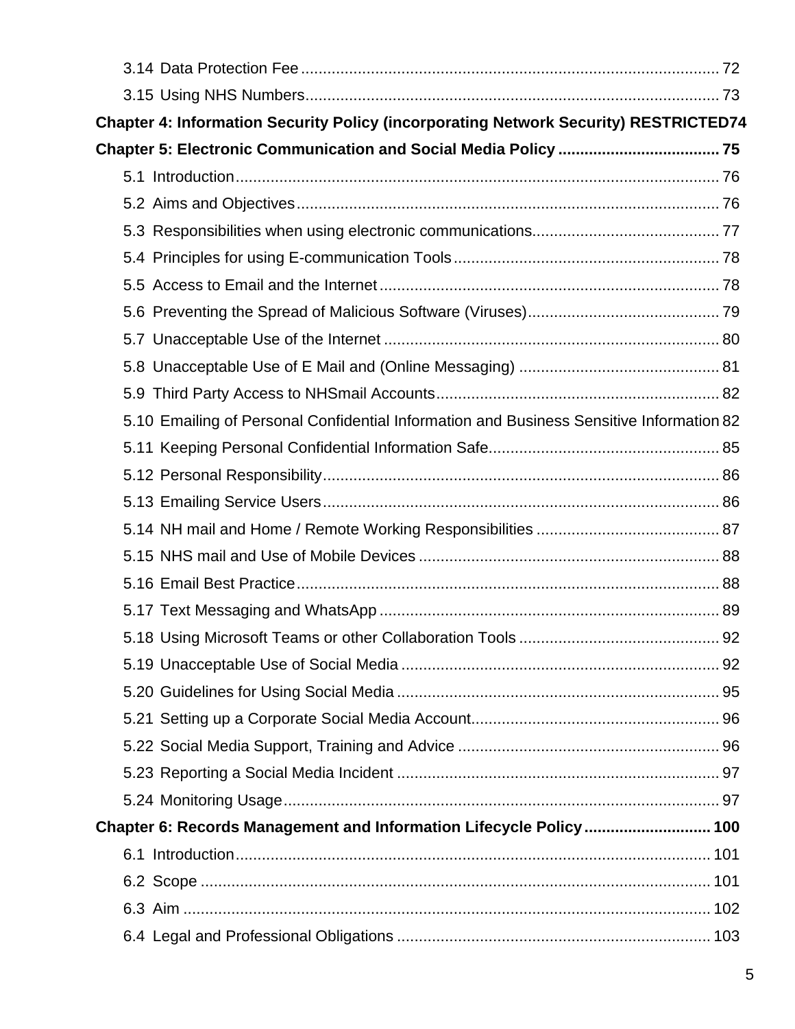3.14 Data Protection Fee ........................................................................................... 72

3.15 Using NHS Numbers.......................................................................................... 73

**Chapter 4: Information Security Policy (incorporating Network Security) RESTRICTED74**

**Chapter 5: Electronic Communication and Social Media Policy .................................... 75**

5.1 Introduction............................................................................................................ 76

5.2 Aims and Objectives............................................................................................... 76

5.3 Responsibilities when using electronic communications........................................... 77

5.4 Principles for using E-communication Tools............................................................ 78

5.5 Access to Email and the Internet............................................................................ 78

5.6 Preventing the Spread of Malicious Software (Viruses)............................................ 79

5.7 Unacceptable Use of the Internet ............................................................................ 80

5.8 Unacceptable Use of E Mail and (Online Messaging) ............................................. 81

5.9 Third Party Access to NHSmail Accounts................................................................ 82

5.10 Emailing of Personal Confidential Information and Business Sensitive Information 82

5.11 Keeping Personal Confidential Information Safe.................................................... 85

5.12 Personal Responsibility.......................................................................................... 86

5.13 Emailing Service Users.......................................................................................... 86

5.14 NH mail and Home / Remote Working Responsibilities ......................................... 87

5.15 NHS mail and Use of Mobile Devices .................................................................... 88

5.16 Email Best Practice................................................................................................ 88

5.17 Text Messaging and WhatsApp ............................................................................. 89

5.18 Using Microsoft Teams or other Collaboration Tools ............................................. 92

5.19 Unacceptable Use of Social Media ........................................................................ 92

5.20 Guidelines for Using Social Media ......................................................................... 95

5.21 Setting up a Corporate Social Media Account........................................................ 96

5.22 Social Media Support, Training and Advice ........................................................... 96

5.23 Reporting a Social Media Incident ......................................................................... 97

5.24 Monitoring Usage................................................................................................... 97

**Chapter 6: Records Management and Information Lifecycle Policy ............................ 100**

6.1 Introduction............................................................................................................ 101

6.2 Scope .................................................................................................................... 101

6.3 Aim ........................................................................................................................ 102

6.4 Legal and Professional Obligations ....................................................................... 103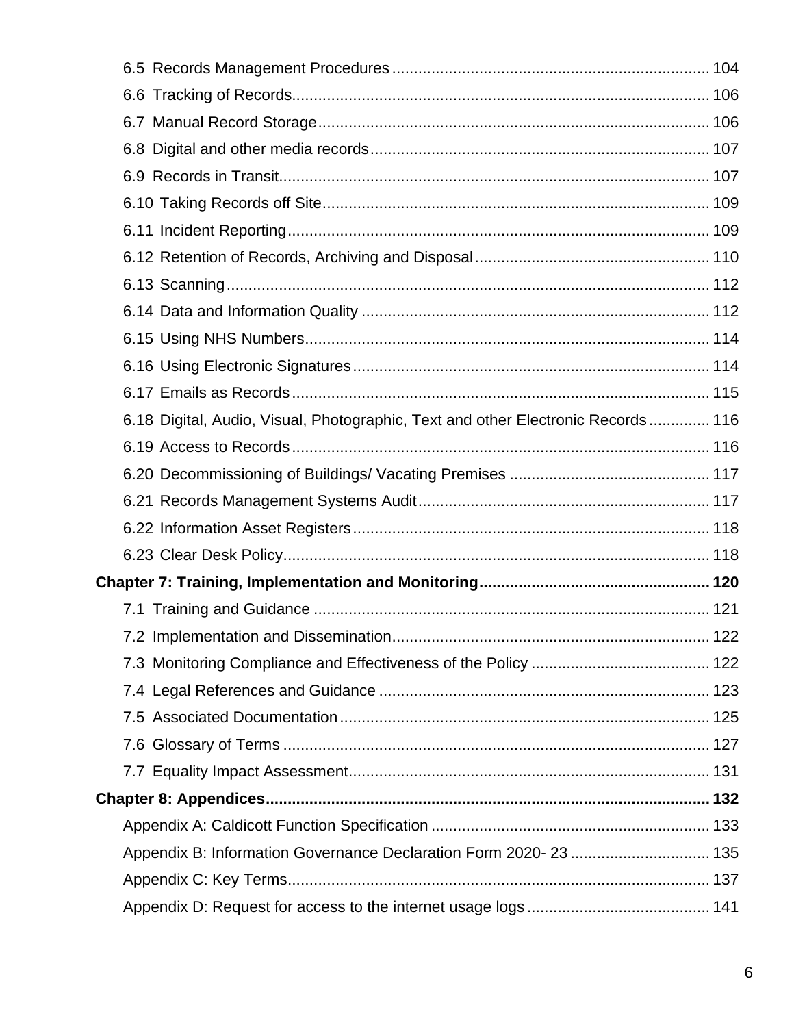6.5 Records Management Procedures ........................................................................ 104

6.6 Tracking of Records............................................................................................... 106

6.7 Manual Record Storage......................................................................................... 106

6.8 Digital and other media records............................................................................. 107

6.9 Records in Transit.................................................................................................. 107

6.10 Taking Records off Site........................................................................................ 109

6.11 Incident Reporting................................................................................................ 109

6.12 Retention of Records, Archiving and Disposal..................................................... 110

6.13 Scanning.............................................................................................................. 112

6.14 Data and Information Quality ............................................................................... 112

6.15 Using NHS Numbers............................................................................................ 114

6.16 Using Electronic Signatures................................................................................. 114

6.17 Emails as Records............................................................................................... 115

6.18 Digital, Audio, Visual, Photographic, Text and other Electronic Records.............. 116

6.19 Access to Records............................................................................................... 116

6.20 Decommissioning of Buildings/ Vacating Premises ............................................. 117

6.21 Records Management Systems Audit.................................................................. 117

6.22 Information Asset Registers................................................................................. 118

6.23 Clear Desk Policy................................................................................................. 118

**Chapter 7: Training, Implementation and Monitoring.................................................... 120**

7.1 Training and Guidance .......................................................................................... 121

7.2 Implementation and Dissemination........................................................................ 122

7.3 Monitoring Compliance and Effectiveness of the Policy ......................................... 122

7.4 Legal References and Guidance ........................................................................... 123

7.5 Associated Documentation.................................................................................... 125

7.6 Glossary of Terms ................................................................................................. 127

7.7 Equality Impact Assessment.................................................................................. 131

**Chapter 8: Appendices..................................................................................................... 132**

Appendix A: Caldicott Function Specification ............................................................... 133

Appendix B: Information Governance Declaration Form 2020- 23 ................................ 135

Appendix C: Key Terms................................................................................................. 137

Appendix D: Request for access to the internet usage logs .......................................... 141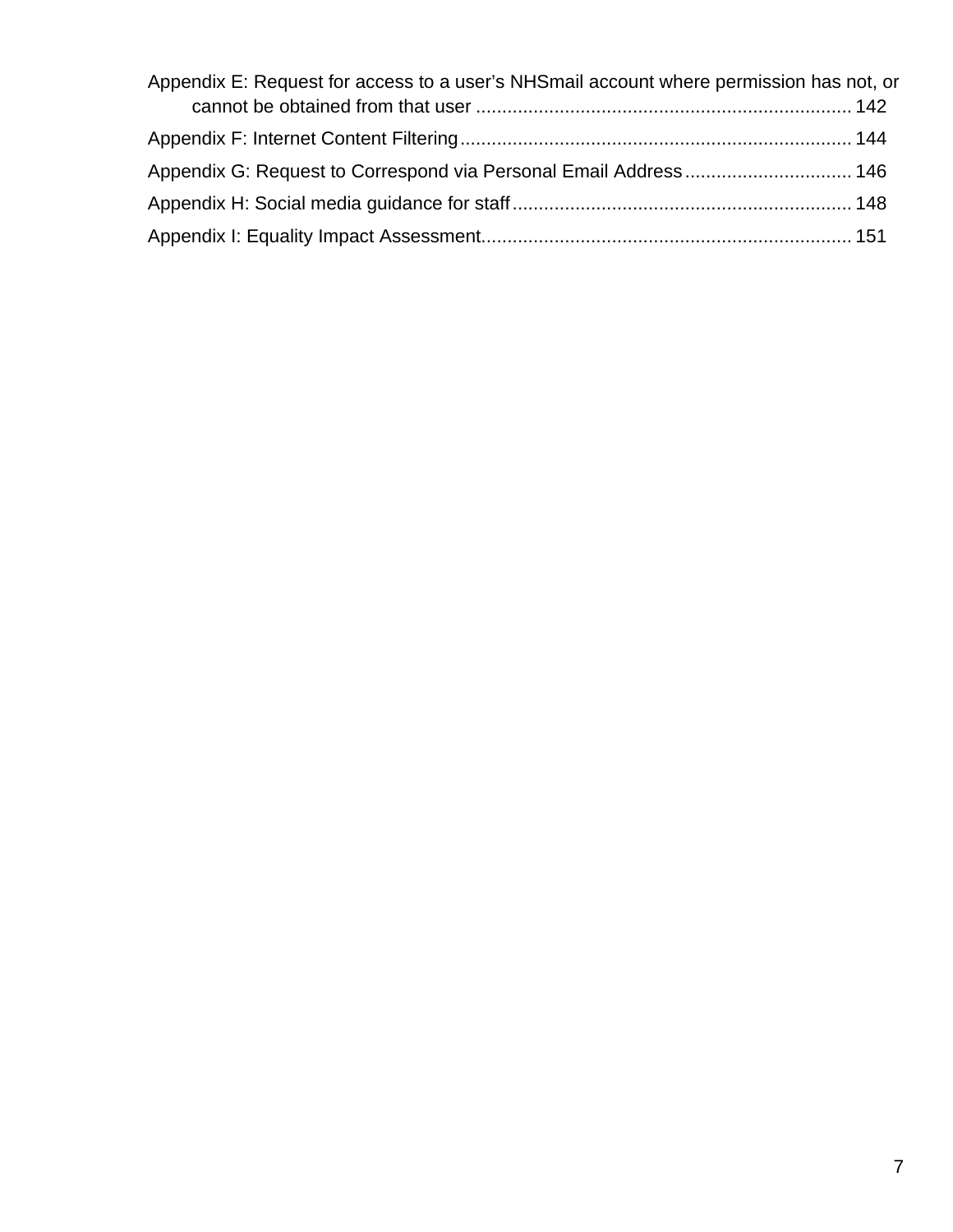Appendix E: Request for access to a user’s NHSmail account where permission has not, or cannot be obtained from that user ........................................................................ 142

Appendix F: Internet Content Filtering........................................................................... 144

Appendix G: Request to Correspond via Personal Email Address ................................ 146

Appendix H: Social media guidance for staff ................................................................ 148

Appendix I: Equality Impact Assessment...................................................................... 151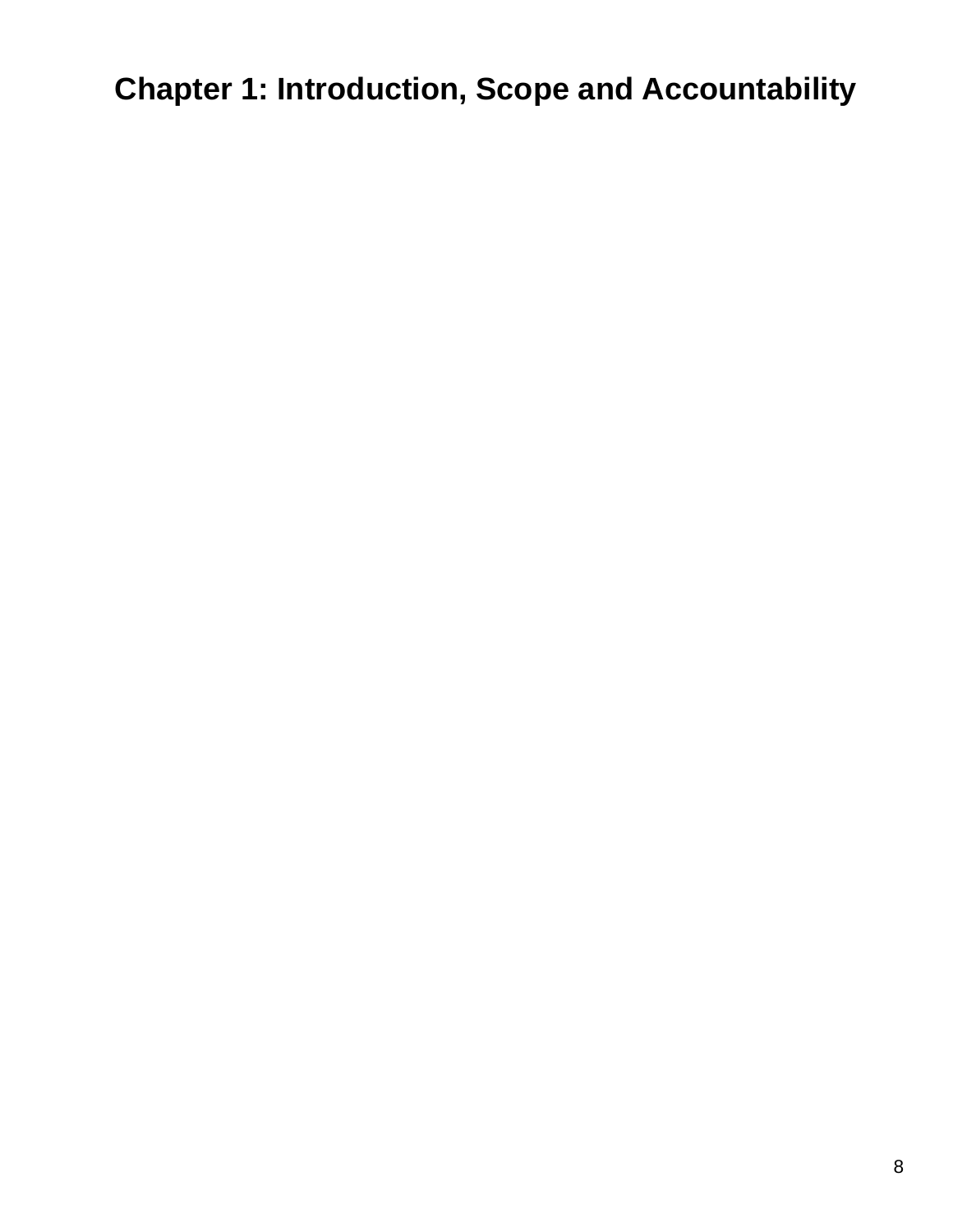# Chapter 1: Introduction, Scope and Accountability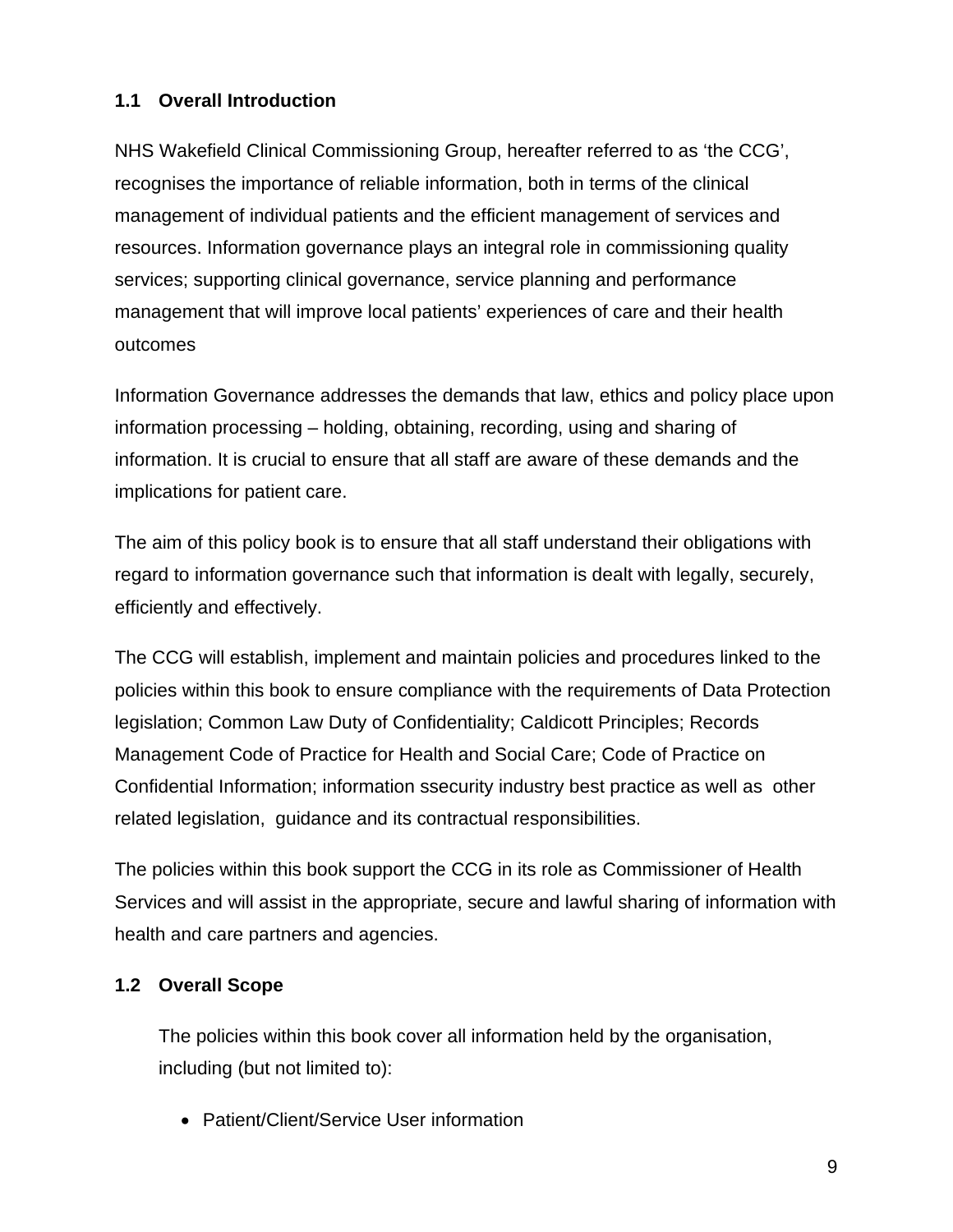### 1.1 Overall Introduction

NHS Wakefield Clinical Commissioning Group, hereafter referred to as 'the CCG', recognises the importance of reliable information, both in terms of the clinical management of individual patients and the efficient management of services and resources. Information governance plays an integral role in commissioning quality services; supporting clinical governance, service planning and performance management that will improve local patients' experiences of care and their health outcomes

Information Governance addresses the demands that law, ethics and policy place upon information processing – holding, obtaining, recording, using and sharing of information. It is crucial to ensure that all staff are aware of these demands and the implications for patient care.

The aim of this policy book is to ensure that all staff understand their obligations with regard to information governance such that information is dealt with legally, securely, efficiently and effectively.

The CCG will establish, implement and maintain policies and procedures linked to the policies within this book to ensure compliance with the requirements of Data Protection legislation; Common Law Duty of Confidentiality; Caldicott Principles; Records Management Code of Practice for Health and Social Care; Code of Practice on Confidential Information; information ssecurity industry best practice as well as other related legislation, guidance and its contractual responsibilities.

The policies within this book support the CCG in its role as Commissioner of Health Services and will assist in the appropriate, secure and lawful sharing of information with health and care partners and agencies.

### 1.2 Overall Scope

The policies within this book cover all information held by the organisation, including (but not limited to):

- Patient/Client/Service User information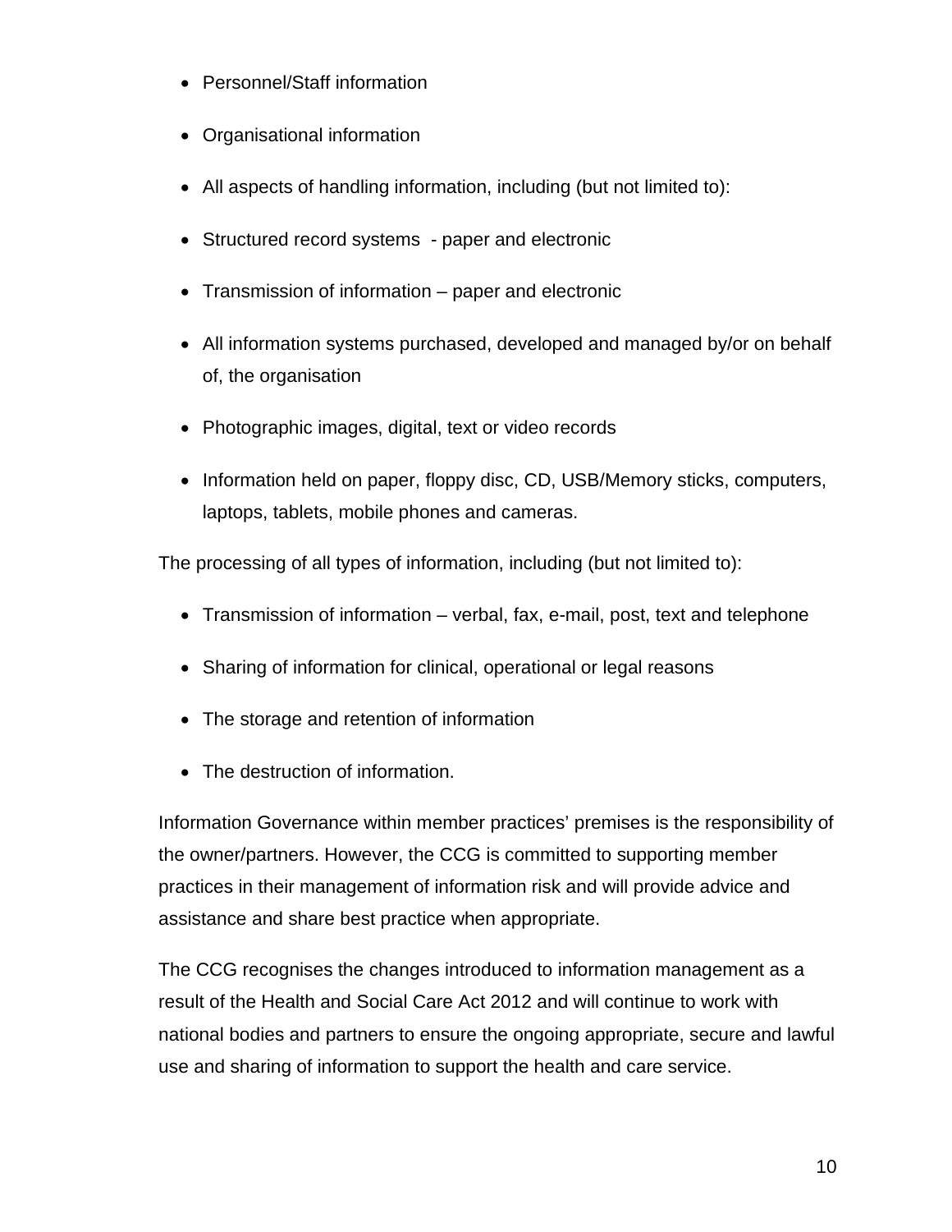- Personnel/Staff information
- Organisational information
- All aspects of handling information, including (but not limited to):
- Structured record systems - paper and electronic
- Transmission of information – paper and electronic
- All information systems purchased, developed and managed by/or on behalf of, the organisation
- Photographic images, digital, text or video records
- Information held on paper, floppy disc, CD, USB/Memory sticks, computers, laptops, tablets, mobile phones and cameras.

The processing of all types of information, including (but not limited to):

- Transmission of information – verbal, fax, e-mail, post, text and telephone
- Sharing of information for clinical, operational or legal reasons
- The storage and retention of information
- The destruction of information.

Information Governance within member practices' premises is the responsibility of the owner/partners. However, the CCG is committed to supporting member practices in their management of information risk and will provide advice and assistance and share best practice when appropriate.

The CCG recognises the changes introduced to information management as a result of the Health and Social Care Act 2012 and will continue to work with national bodies and partners to ensure the ongoing appropriate, secure and lawful use and sharing of information to support the health and care service.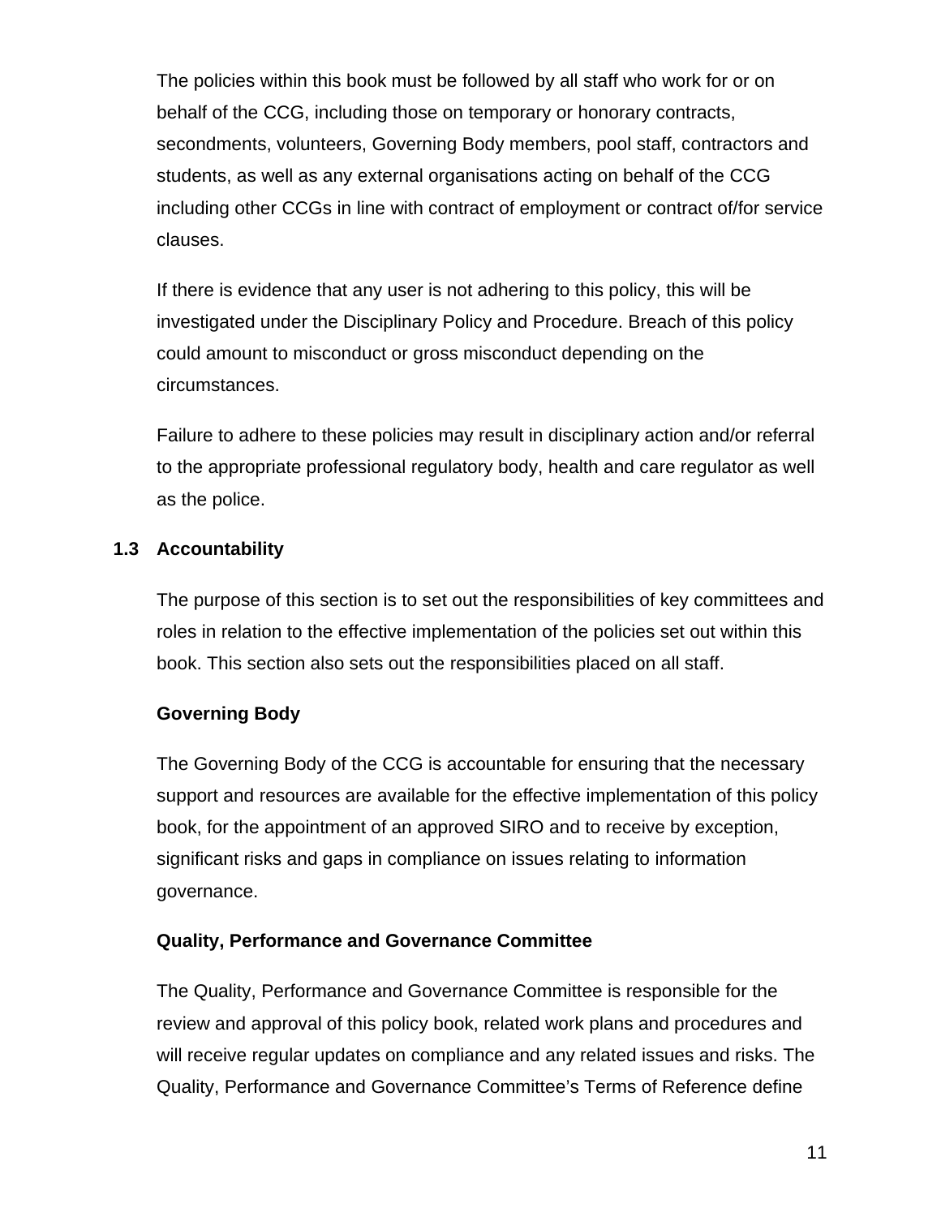The policies within this book must be followed by all staff who work for or on behalf of the CCG, including those on temporary or honorary contracts, secondments, volunteers, Governing Body members, pool staff, contractors and students, as well as any external organisations acting on behalf of the CCG including other CCGs in line with contract of employment or contract of/for service clauses.

If there is evidence that any user is not adhering to this policy, this will be investigated under the Disciplinary Policy and Procedure. Breach of this policy could amount to misconduct or gross misconduct depending on the circumstances.

Failure to adhere to these policies may result in disciplinary action and/or referral to the appropriate professional regulatory body, health and care regulator as well as the police.

### 1.3 Accountability

The purpose of this section is to set out the responsibilities of key committees and roles in relation to the effective implementation of the policies set out within this book. This section also sets out the responsibilities placed on all staff.

**Governing Body**

The Governing Body of the CCG is accountable for ensuring that the necessary support and resources are available for the effective implementation of this policy book, for the appointment of an approved SIRO and to receive by exception, significant risks and gaps in compliance on issues relating to information governance.

**Quality, Performance and Governance Committee**

The Quality, Performance and Governance Committee is responsible for the review and approval of this policy book, related work plans and procedures and will receive regular updates on compliance and any related issues and risks. The Quality, Performance and Governance Committee's Terms of Reference define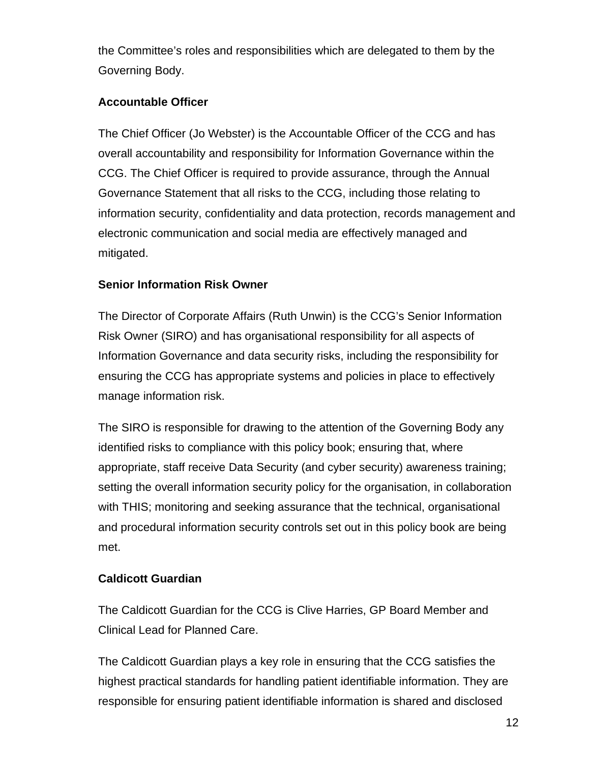the Committee's roles and responsibilities which are delegated to them by the Governing Body.

**Accountable Officer**

The Chief Officer (Jo Webster) is the Accountable Officer of the CCG and has overall accountability and responsibility for Information Governance within the CCG. The Chief Officer is required to provide assurance, through the Annual Governance Statement that all risks to the CCG, including those relating to information security, confidentiality and data protection, records management and electronic communication and social media are effectively managed and mitigated.

**Senior Information Risk Owner**

The Director of Corporate Affairs (Ruth Unwin) is the CCG's Senior Information Risk Owner (SIRO) and has organisational responsibility for all aspects of Information Governance and data security risks, including the responsibility for ensuring the CCG has appropriate systems and policies in place to effectively manage information risk.

The SIRO is responsible for drawing to the attention of the Governing Body any identified risks to compliance with this policy book; ensuring that, where appropriate, staff receive Data Security (and cyber security) awareness training; setting the overall information security policy for the organisation, in collaboration with THIS; monitoring and seeking assurance that the technical, organisational and procedural information security controls set out in this policy book are being met.

**Caldicott Guardian**

The Caldicott Guardian for the CCG is Clive Harries, GP Board Member and Clinical Lead for Planned Care.

The Caldicott Guardian plays a key role in ensuring that the CCG satisfies the highest practical standards for handling patient identifiable information. They are responsible for ensuring patient identifiable information is shared and disclosed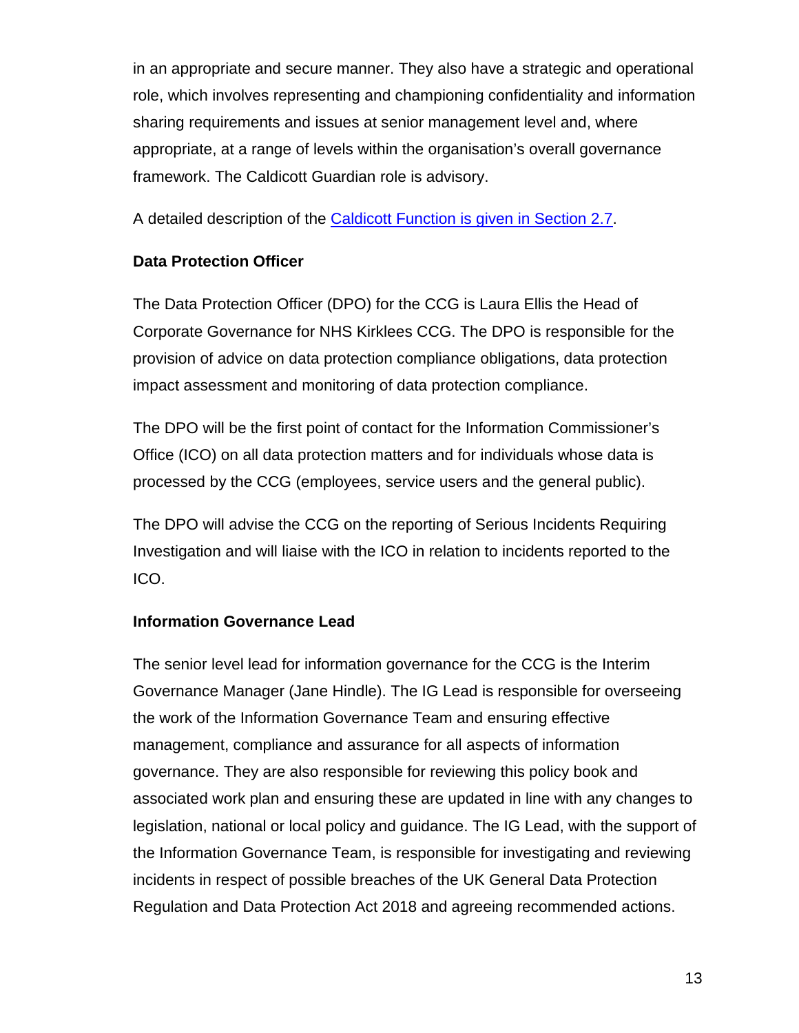in an appropriate and secure manner. They also have a strategic and operational role, which involves representing and championing confidentiality and information sharing requirements and issues at senior management level and, where appropriate, at a range of levels within the organisation's overall governance framework. The Caldicott Guardian role is advisory.

A detailed description of the Caldicott Function is given in Section 2.7.

**Data Protection Officer**

The Data Protection Officer (DPO) for the CCG is Laura Ellis the Head of Corporate Governance for NHS Kirklees CCG. The DPO is responsible for the provision of advice on data protection compliance obligations, data protection impact assessment and monitoring of data protection compliance.

The DPO will be the first point of contact for the Information Commissioner's Office (ICO) on all data protection matters and for individuals whose data is processed by the CCG (employees, service users and the general public).

The DPO will advise the CCG on the reporting of Serious Incidents Requiring Investigation and will liaise with the ICO in relation to incidents reported to the ICO.

**Information Governance Lead**

The senior level lead for information governance for the CCG is the Interim Governance Manager (Jane Hindle). The IG Lead is responsible for overseeing the work of the Information Governance Team and ensuring effective management, compliance and assurance for all aspects of information governance. They are also responsible for reviewing this policy book and associated work plan and ensuring these are updated in line with any changes to legislation, national or local policy and guidance. The IG Lead, with the support of the Information Governance Team, is responsible for investigating and reviewing incidents in respect of possible breaches of the UK General Data Protection Regulation and Data Protection Act 2018 and agreeing recommended actions.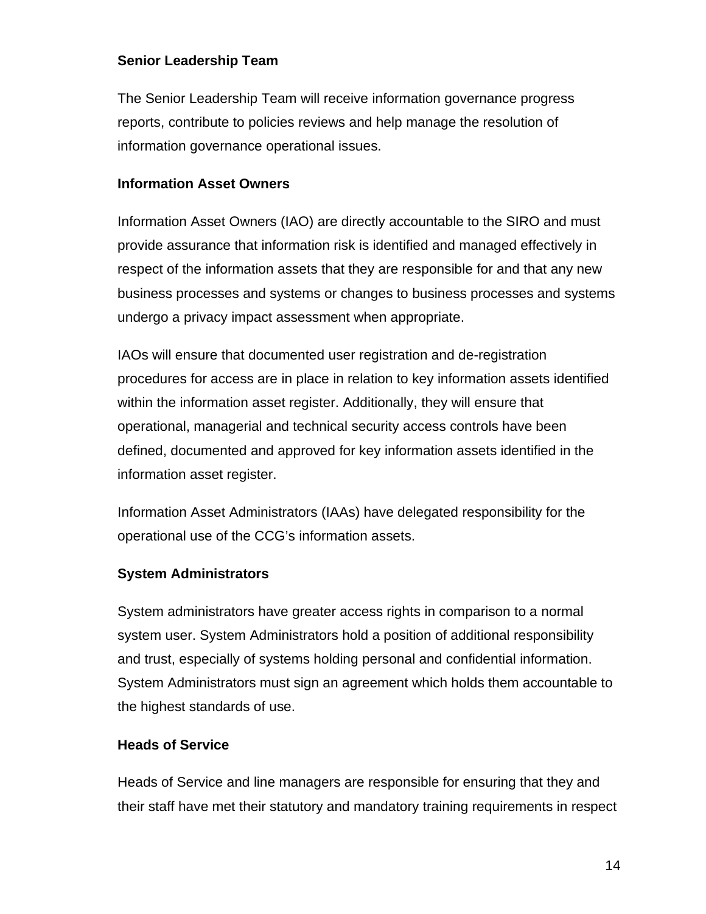**Senior Leadership Team**

The Senior Leadership Team will receive information governance progress reports, contribute to policies reviews and help manage the resolution of information governance operational issues.

**Information Asset Owners**

Information Asset Owners (IAO) are directly accountable to the SIRO and must provide assurance that information risk is identified and managed effectively in respect of the information assets that they are responsible for and that any new business processes and systems or changes to business processes and systems undergo a privacy impact assessment when appropriate.

IAOs will ensure that documented user registration and de-registration procedures for access are in place in relation to key information assets identified within the information asset register. Additionally, they will ensure that operational, managerial and technical security access controls have been defined, documented and approved for key information assets identified in the information asset register.

Information Asset Administrators (IAAs) have delegated responsibility for the operational use of the CCG's information assets.

**System Administrators**

System administrators have greater access rights in comparison to a normal system user. System Administrators hold a position of additional responsibility and trust, especially of systems holding personal and confidential information. System Administrators must sign an agreement which holds them accountable to the highest standards of use.

**Heads of Service**

Heads of Service and line managers are responsible for ensuring that they and their staff have met their statutory and mandatory training requirements in respect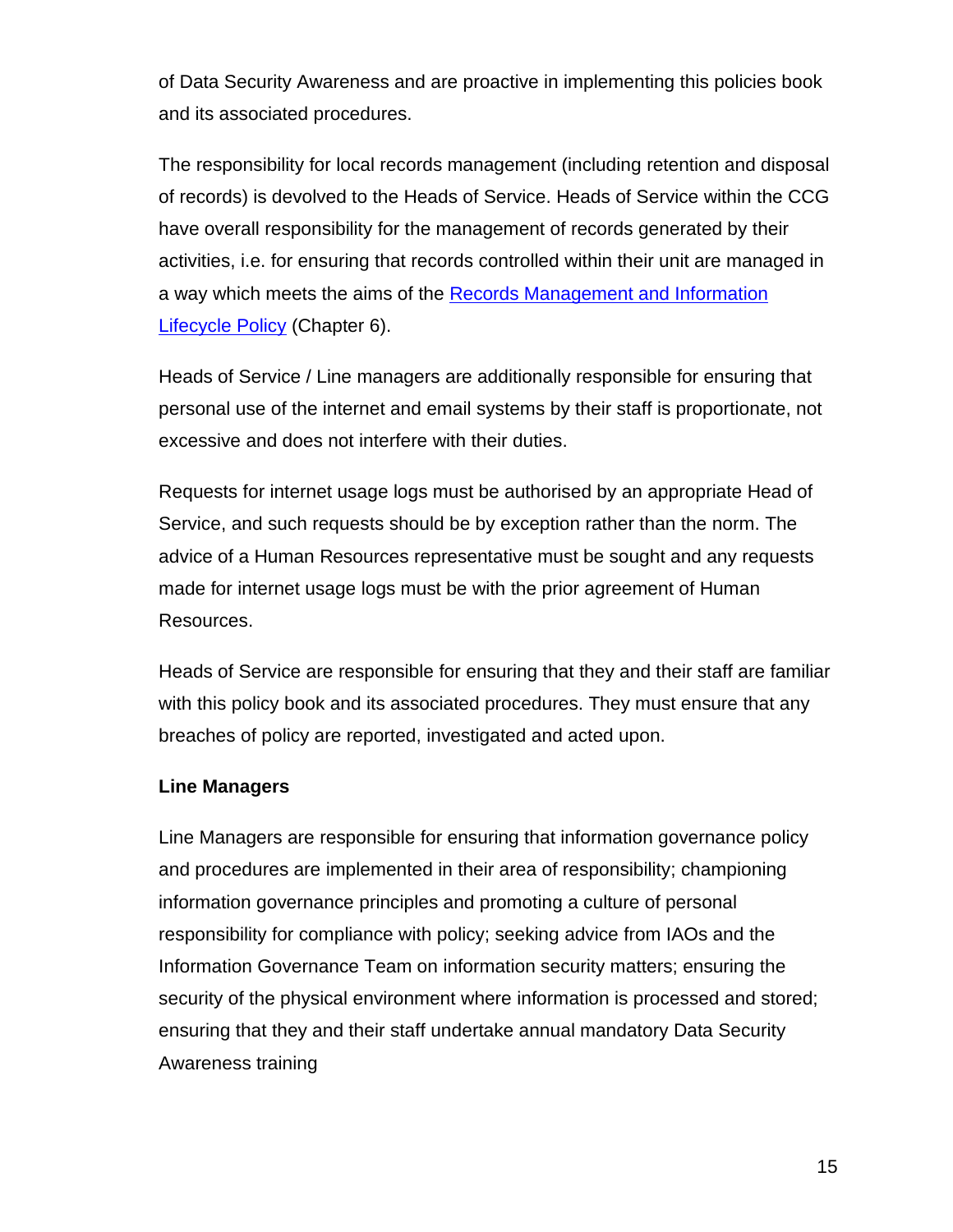of Data Security Awareness and are proactive in implementing this policies book and its associated procedures.

The responsibility for local records management (including retention and disposal of records) is devolved to the Heads of Service. Heads of Service within the CCG have overall responsibility for the management of records generated by their activities, i.e. for ensuring that records controlled within their unit are managed in a way which meets the aims of the Records Management and Information Lifecycle Policy (Chapter 6).

Heads of Service / Line managers are additionally responsible for ensuring that personal use of the internet and email systems by their staff is proportionate, not excessive and does not interfere with their duties.

Requests for internet usage logs must be authorised by an appropriate Head of Service, and such requests should be by exception rather than the norm. The advice of a Human Resources representative must be sought and any requests made for internet usage logs must be with the prior agreement of Human Resources.

Heads of Service are responsible for ensuring that they and their staff are familiar with this policy book and its associated procedures. They must ensure that any breaches of policy are reported, investigated and acted upon.

**Line Managers**

Line Managers are responsible for ensuring that information governance policy and procedures are implemented in their area of responsibility; championing information governance principles and promoting a culture of personal responsibility for compliance with policy; seeking advice from IAOs and the Information Governance Team on information security matters; ensuring the security of the physical environment where information is processed and stored; ensuring that they and their staff undertake annual mandatory Data Security Awareness training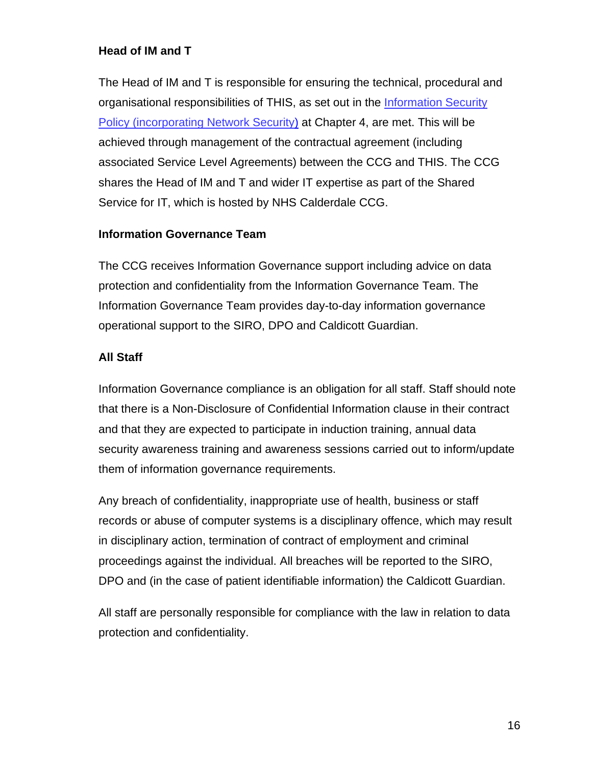**Head of IM and T**

The Head of IM and T is responsible for ensuring the technical, procedural and organisational responsibilities of THIS, as set out in the Information Security Policy (incorporating Network Security) at Chapter 4, are met. This will be achieved through management of the contractual agreement (including associated Service Level Agreements) between the CCG and THIS. The CCG shares the Head of IM and T and wider IT expertise as part of the Shared Service for IT, which is hosted by NHS Calderdale CCG.

**Information Governance Team**

The CCG receives Information Governance support including advice on data protection and confidentiality from the Information Governance Team. The Information Governance Team provides day-to-day information governance operational support to the SIRO, DPO and Caldicott Guardian.

**All Staff**

Information Governance compliance is an obligation for all staff. Staff should note that there is a Non-Disclosure of Confidential Information clause in their contract and that they are expected to participate in induction training, annual data security awareness training and awareness sessions carried out to inform/update them of information governance requirements.

Any breach of confidentiality, inappropriate use of health, business or staff records or abuse of computer systems is a disciplinary offence, which may result in disciplinary action, termination of contract of employment and criminal proceedings against the individual. All breaches will be reported to the SIRO, DPO and (in the case of patient identifiable information) the Caldicott Guardian.

All staff are personally responsible for compliance with the law in relation to data protection and confidentiality.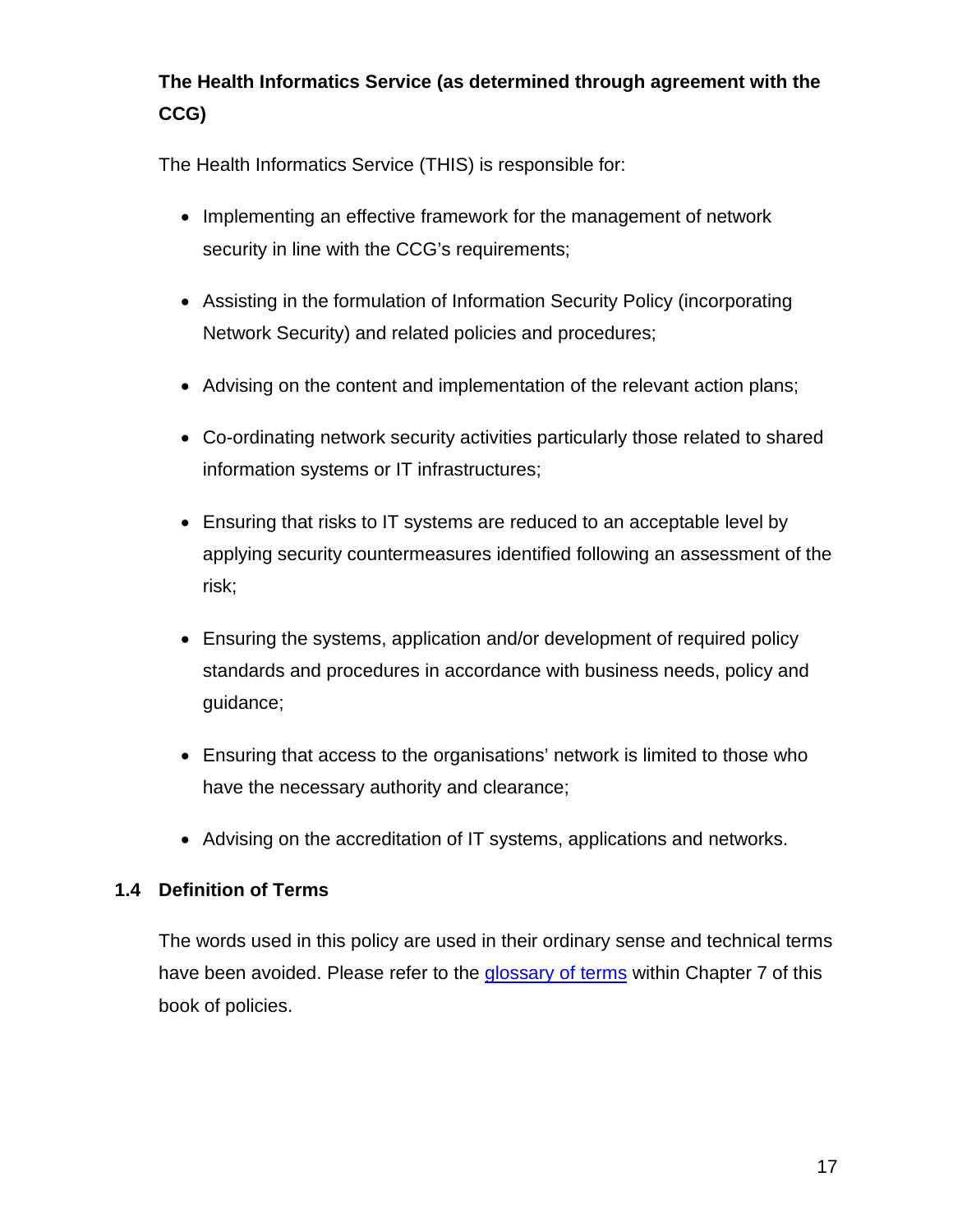**The Health Informatics Service (as determined through agreement with the CCG)**

The Health Informatics Service (THIS) is responsible for:

- Implementing an effective framework for the management of network security in line with the CCG's requirements;
- Assisting in the formulation of Information Security Policy (incorporating Network Security) and related policies and procedures;
- Advising on the content and implementation of the relevant action plans;
- Co-ordinating network security activities particularly those related to shared information systems or IT infrastructures;
- Ensuring that risks to IT systems are reduced to an acceptable level by applying security countermeasures identified following an assessment of the risk;
- Ensuring the systems, application and/or development of required policy standards and procedures in accordance with business needs, policy and guidance;
- Ensuring that access to the organisations' network is limited to those who have the necessary authority and clearance;
- Advising on the accreditation of IT systems, applications and networks.

## 1.4 Definition of Terms

The words used in this policy are used in their ordinary sense and technical terms have been avoided. Please refer to the glossary of terms within Chapter 7 of this book of policies.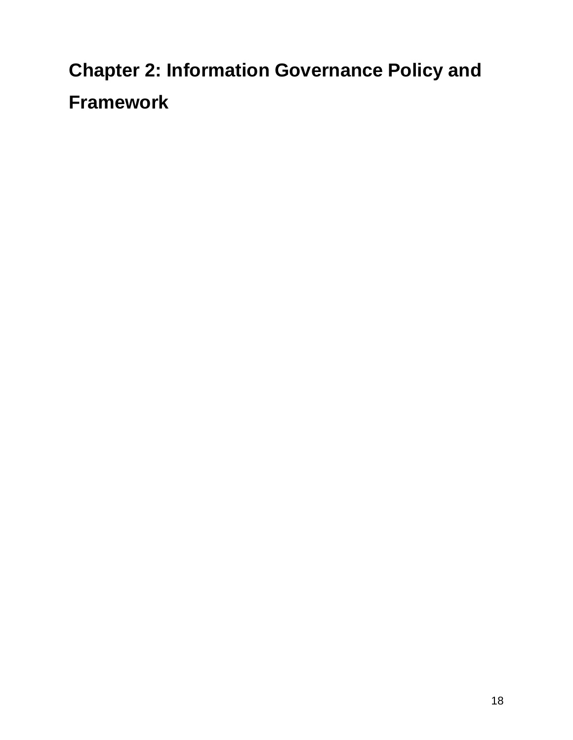# Chapter 2: Information Governance Policy and Framework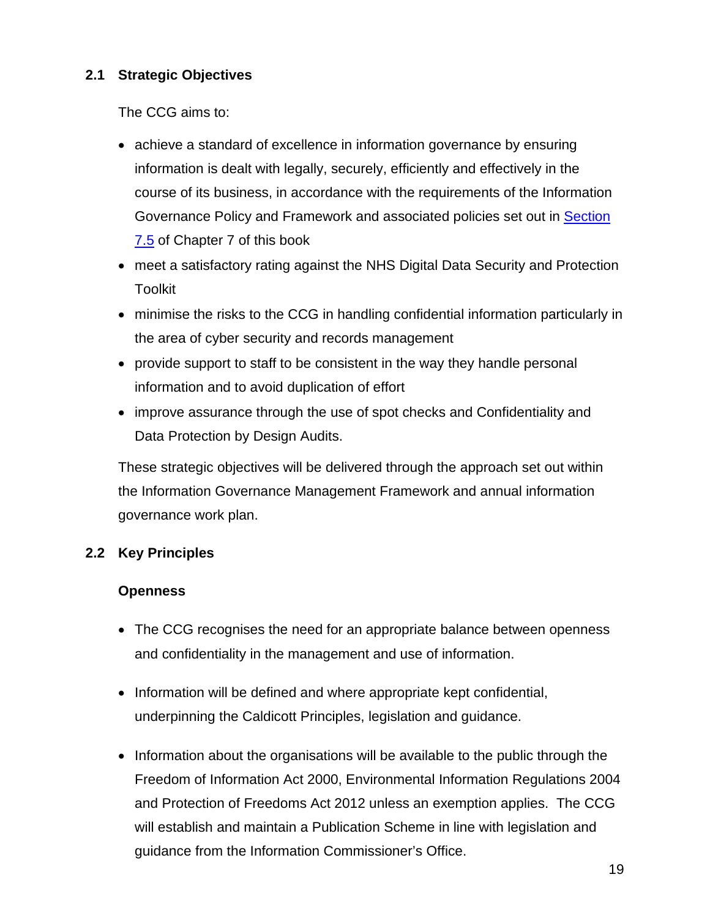## 2.1 Strategic Objectives

The CCG aims to:

- achieve a standard of excellence in information governance by ensuring information is dealt with legally, securely, efficiently and effectively in the course of its business, in accordance with the requirements of the Information Governance Policy and Framework and associated policies set out in [Section 7.5](#) of Chapter 7 of this book
- meet a satisfactory rating against the NHS Digital Data Security and Protection Toolkit
- minimise the risks to the CCG in handling confidential information particularly in the area of cyber security and records management
- provide support to staff to be consistent in the way they handle personal information and to avoid duplication of effort
- improve assurance through the use of spot checks and Confidentiality and Data Protection by Design Audits.

These strategic objectives will be delivered through the approach set out within the Information Governance Management Framework and annual information governance work plan.

## 2.2 Key Principles

**Openness**

- The CCG recognises the need for an appropriate balance between openness and confidentiality in the management and use of information.
- Information will be defined and where appropriate kept confidential, underpinning the Caldicott Principles, legislation and guidance.
- Information about the organisations will be available to the public through the Freedom of Information Act 2000, Environmental Information Regulations 2004 and Protection of Freedoms Act 2012 unless an exemption applies. The CCG will establish and maintain a Publication Scheme in line with legislation and guidance from the Information Commissioner's Office.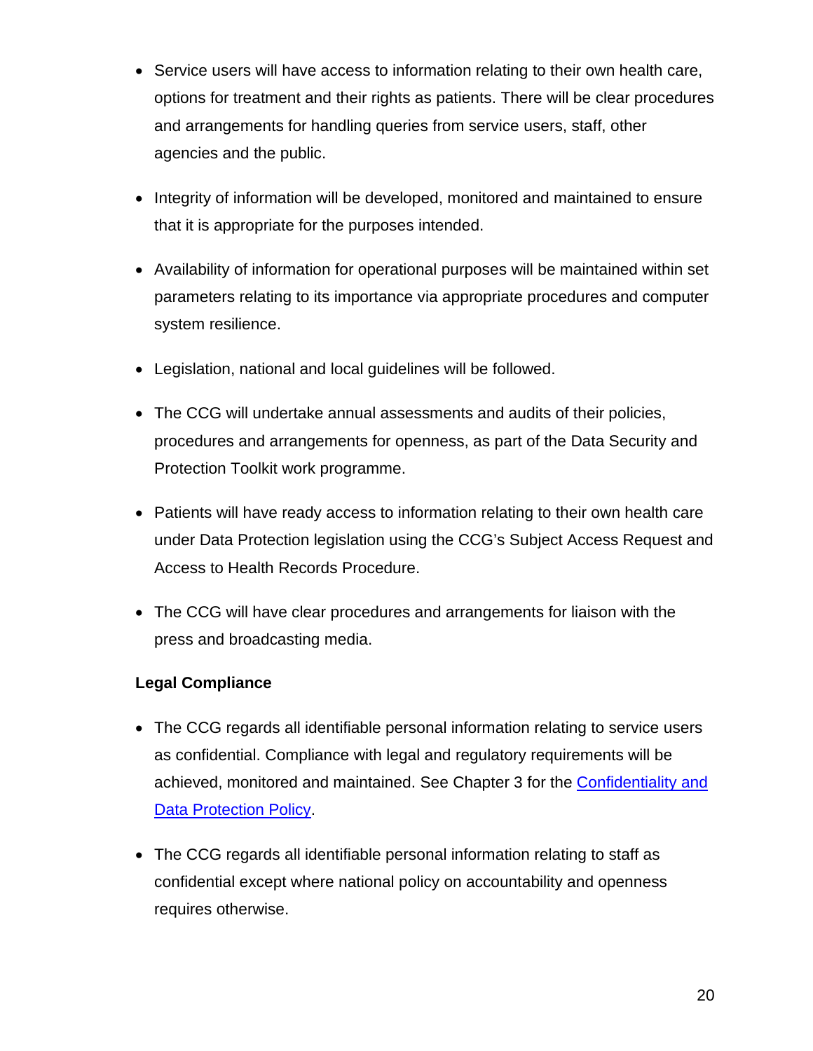- Service users will have access to information relating to their own health care, options for treatment and their rights as patients. There will be clear procedures and arrangements for handling queries from service users, staff, other agencies and the public.

- Integrity of information will be developed, monitored and maintained to ensure that it is appropriate for the purposes intended.

- Availability of information for operational purposes will be maintained within set parameters relating to its importance via appropriate procedures and computer system resilience.

- Legislation, national and local guidelines will be followed.

- The CCG will undertake annual assessments and audits of their policies, procedures and arrangements for openness, as part of the Data Security and Protection Toolkit work programme.

- Patients will have ready access to information relating to their own health care under Data Protection legislation using the CCG's Subject Access Request and Access to Health Records Procedure.

- The CCG will have clear procedures and arrangements for liaison with the press and broadcasting media.

**Legal Compliance**

- The CCG regards all identifiable personal information relating to service users as confidential. Compliance with legal and regulatory requirements will be achieved, monitored and maintained. See Chapter 3 for the Confidentiality and Data Protection Policy.

- The CCG regards all identifiable personal information relating to staff as confidential except where national policy on accountability and openness requires otherwise.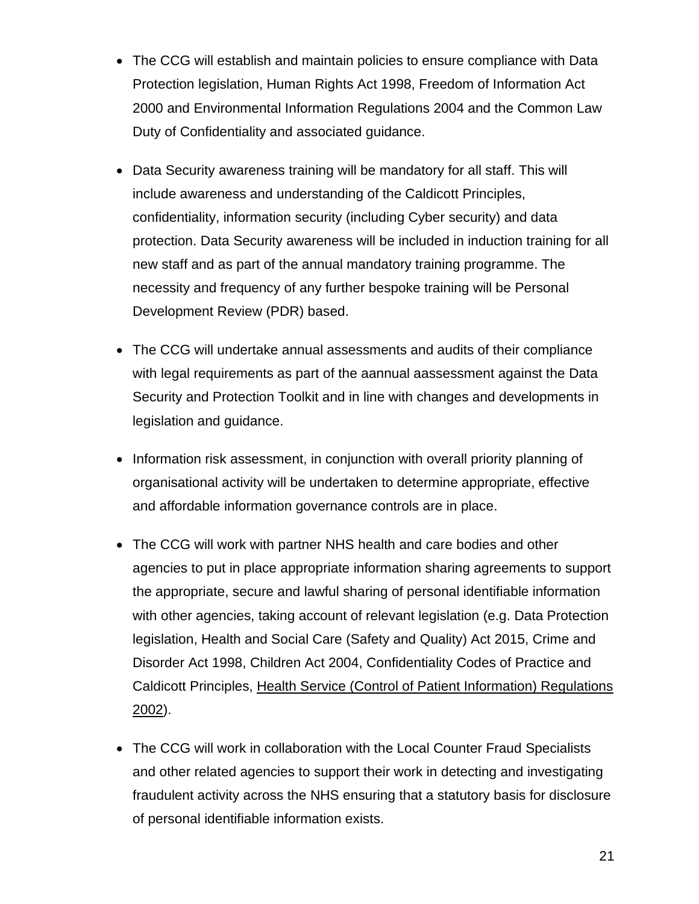- The CCG will establish and maintain policies to ensure compliance with Data Protection legislation, Human Rights Act 1998, Freedom of Information Act 2000 and Environmental Information Regulations 2004 and the Common Law Duty of Confidentiality and associated guidance.

- Data Security awareness training will be mandatory for all staff. This will include awareness and understanding of the Caldicott Principles, confidentiality, information security (including Cyber security) and data protection. Data Security awareness will be included in induction training for all new staff and as part of the annual mandatory training programme. The necessity and frequency of any further bespoke training will be Personal Development Review (PDR) based.

- The CCG will undertake annual assessments and audits of their compliance with legal requirements as part of the aannual aassessment against the Data Security and Protection Toolkit and in line with changes and developments in legislation and guidance.

- Information risk assessment, in conjunction with overall priority planning of organisational activity will be undertaken to determine appropriate, effective and affordable information governance controls are in place.

- The CCG will work with partner NHS health and care bodies and other agencies to put in place appropriate information sharing agreements to support the appropriate, secure and lawful sharing of personal identifiable information with other agencies, taking account of relevant legislation (e.g. Data Protection legislation, Health and Social Care (Safety and Quality) Act 2015, Crime and Disorder Act 1998, Children Act 2004, Confidentiality Codes of Practice and Caldicott Principles, Health Service (Control of Patient Information) Regulations 2002).

- The CCG will work in collaboration with the Local Counter Fraud Specialists and other related agencies to support their work in detecting and investigating fraudulent activity across the NHS ensuring that a statutory basis for disclosure of personal identifiable information exists.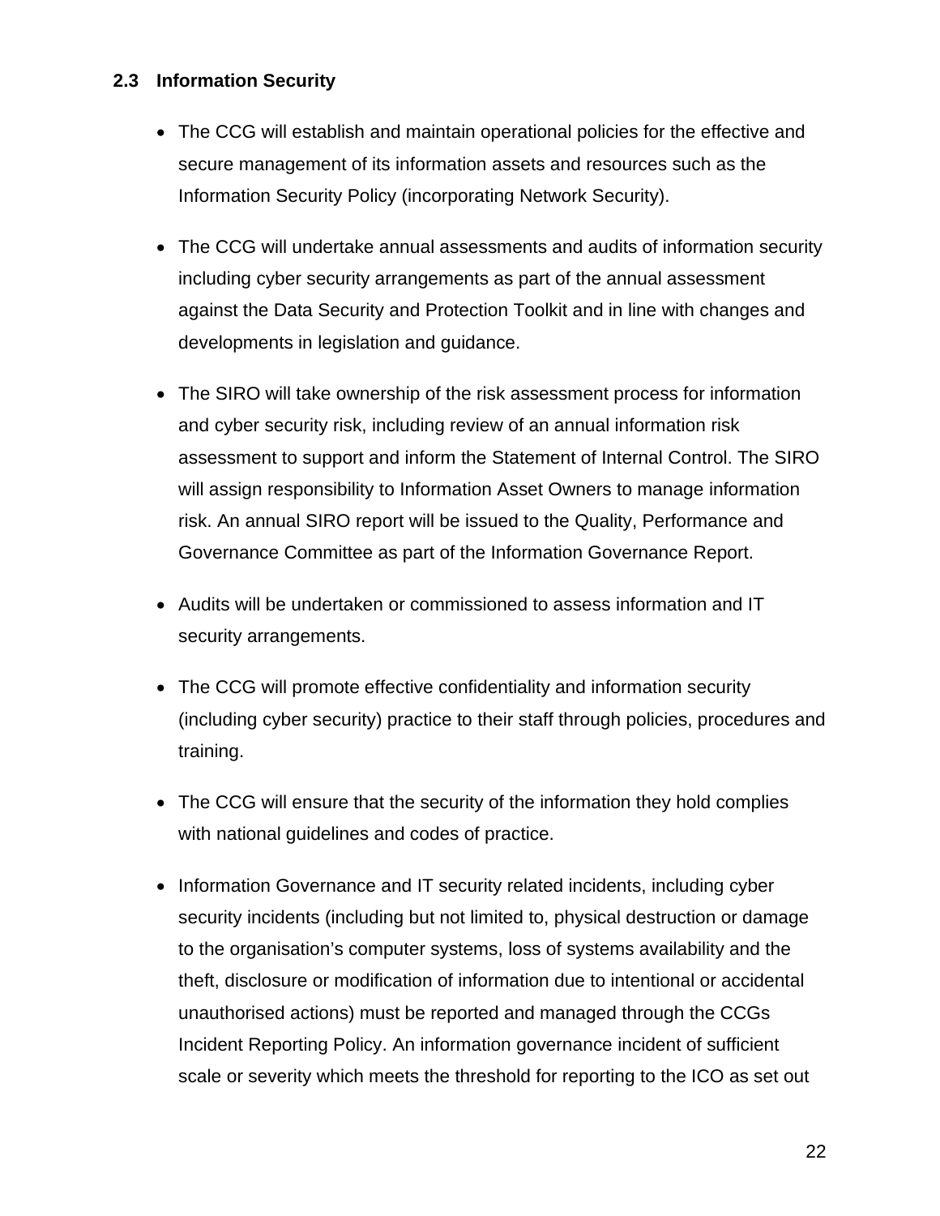### 2.3 Information Security

- The CCG will establish and maintain operational policies for the effective and secure management of its information assets and resources such as the Information Security Policy (incorporating Network Security).

- The CCG will undertake annual assessments and audits of information security including cyber security arrangements as part of the annual assessment against the Data Security and Protection Toolkit and in line with changes and developments in legislation and guidance.

- The SIRO will take ownership of the risk assessment process for information and cyber security risk, including review of an annual information risk assessment to support and inform the Statement of Internal Control. The SIRO will assign responsibility to Information Asset Owners to manage information risk. An annual SIRO report will be issued to the Quality, Performance and Governance Committee as part of the Information Governance Report.

- Audits will be undertaken or commissioned to assess information and IT security arrangements.

- The CCG will promote effective confidentiality and information security (including cyber security) practice to their staff through policies, procedures and training.

- The CCG will ensure that the security of the information they hold complies with national guidelines and codes of practice.

- Information Governance and IT security related incidents, including cyber security incidents (including but not limited to, physical destruction or damage to the organisation's computer systems, loss of systems availability and the theft, disclosure or modification of information due to intentional or accidental unauthorised actions) must be reported and managed through the CCGs Incident Reporting Policy. An information governance incident of sufficient scale or severity which meets the threshold for reporting to the ICO as set out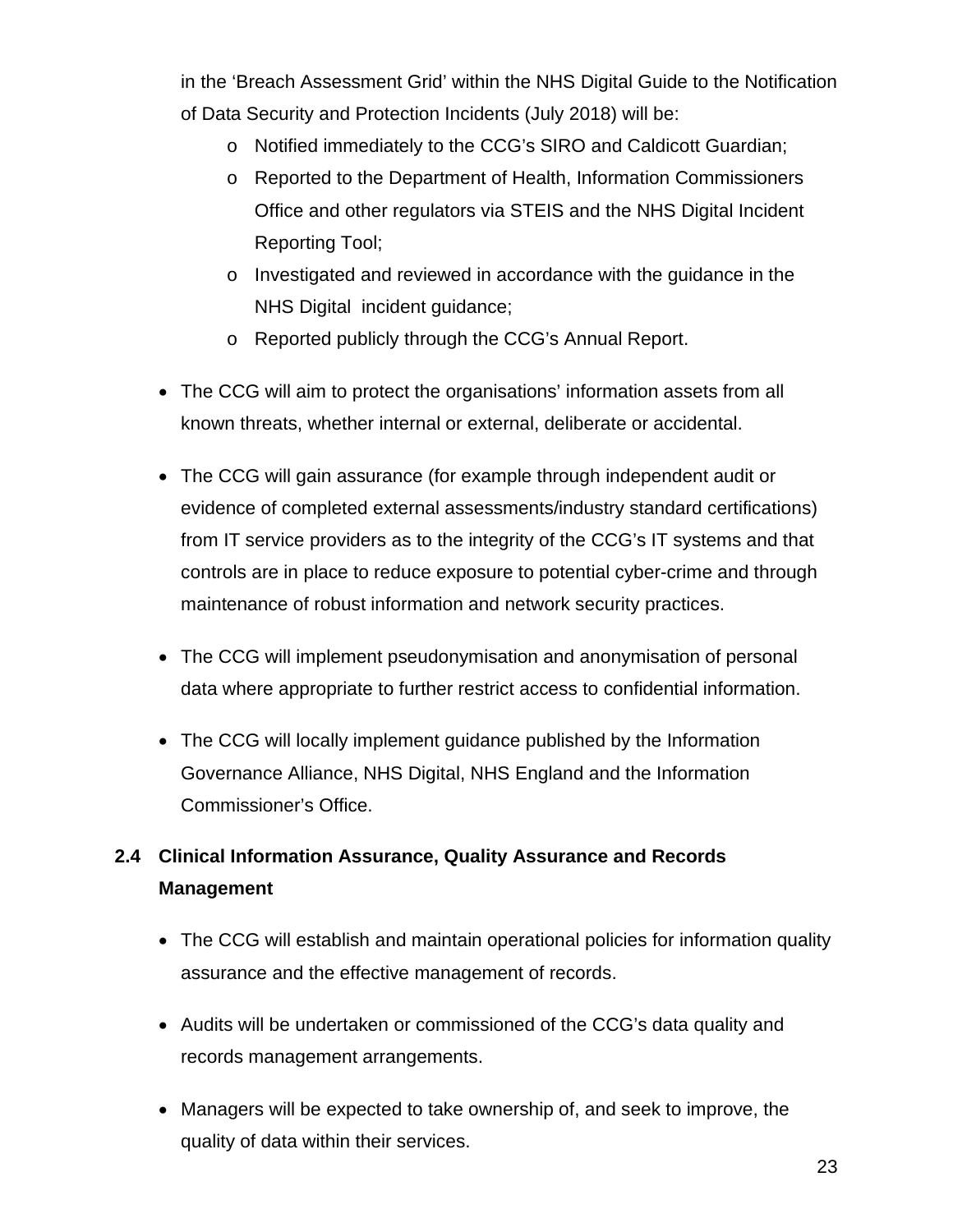in the 'Breach Assessment Grid' within the NHS Digital Guide to the Notification of Data Security and Protection Incidents (July 2018) will be:

  - Notified immediately to the CCG's SIRO and Caldicott Guardian;
  - Reported to the Department of Health, Information Commissioners Office and other regulators via STEIS and the NHS Digital Incident Reporting Tool;
  - Investigated and reviewed in accordance with the guidance in the NHS Digital incident guidance;
  - Reported publicly through the CCG's Annual Report.

- The CCG will aim to protect the organisations' information assets from all known threats, whether internal or external, deliberate or accidental.

- The CCG will gain assurance (for example through independent audit or evidence of completed external assessments/industry standard certifications) from IT service providers as to the integrity of the CCG's IT systems and that controls are in place to reduce exposure to potential cyber-crime and through maintenance of robust information and network security practices.

- The CCG will implement pseudonymisation and anonymisation of personal data where appropriate to further restrict access to confidential information.

- The CCG will locally implement guidance published by the Information Governance Alliance, NHS Digital, NHS England and the Information Commissioner's Office.

## 2.4 Clinical Information Assurance, Quality Assurance and Records Management

- The CCG will establish and maintain operational policies for information quality assurance and the effective management of records.

- Audits will be undertaken or commissioned of the CCG's data quality and records management arrangements.

- Managers will be expected to take ownership of, and seek to improve, the quality of data within their services.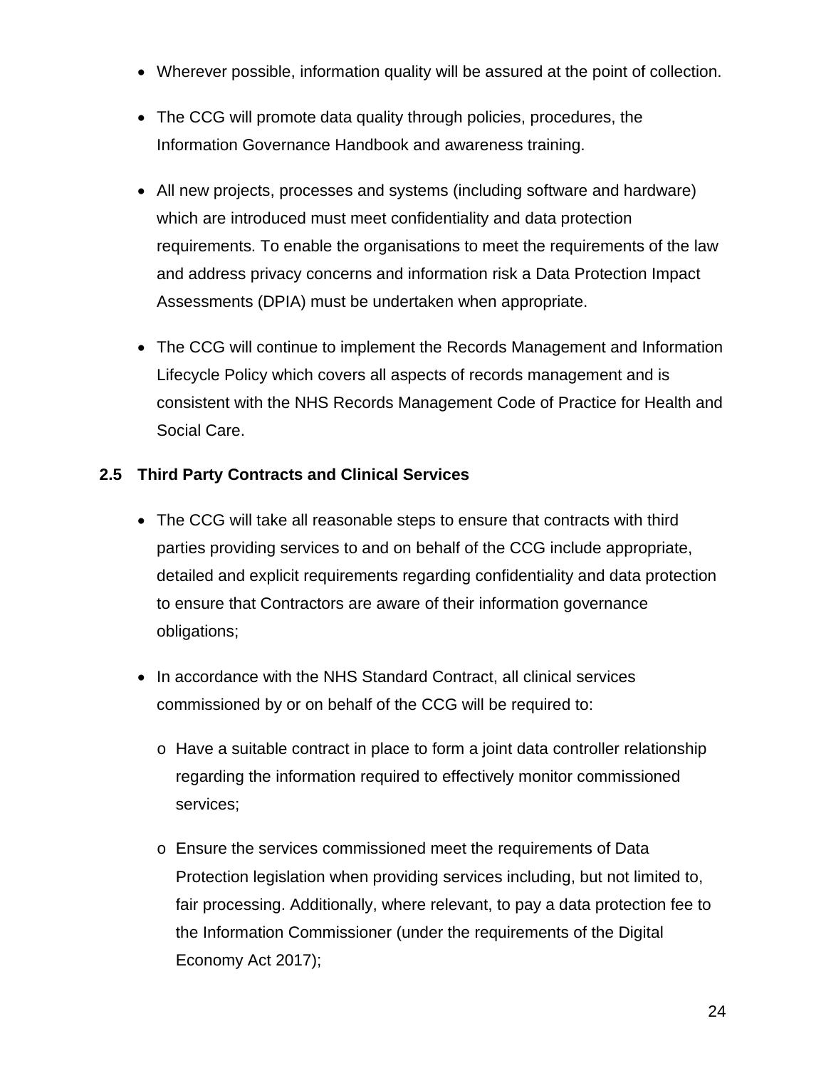- Wherever possible, information quality will be assured at the point of collection.

- The CCG will promote data quality through policies, procedures, the Information Governance Handbook and awareness training.

- All new projects, processes and systems (including software and hardware) which are introduced must meet confidentiality and data protection requirements. To enable the organisations to meet the requirements of the law and address privacy concerns and information risk a Data Protection Impact Assessments (DPIA) must be undertaken when appropriate.

- The CCG will continue to implement the Records Management and Information Lifecycle Policy which covers all aspects of records management and is consistent with the NHS Records Management Code of Practice for Health and Social Care.

### 2.5 Third Party Contracts and Clinical Services

- The CCG will take all reasonable steps to ensure that contracts with third parties providing services to and on behalf of the CCG include appropriate, detailed and explicit requirements regarding confidentiality and data protection to ensure that Contractors are aware of their information governance obligations;

- In accordance with the NHS Standard Contract, all clinical services commissioned by or on behalf of the CCG will be required to:

  - Have a suitable contract in place to form a joint data controller relationship regarding the information required to effectively monitor commissioned services;

  - Ensure the services commissioned meet the requirements of Data Protection legislation when providing services including, but not limited to, fair processing. Additionally, where relevant, to pay a data protection fee to the Information Commissioner (under the requirements of the Digital Economy Act 2017);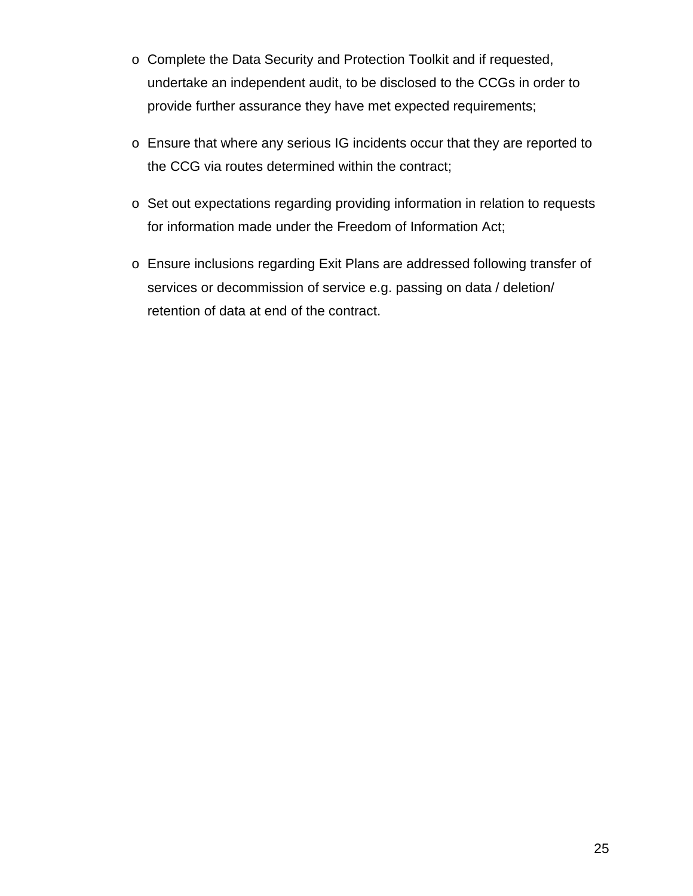- Complete the Data Security and Protection Toolkit and if requested, undertake an independent audit, to be disclosed to the CCGs in order to provide further assurance they have met expected requirements;
- Ensure that where any serious IG incidents occur that they are reported to the CCG via routes determined within the contract;
- Set out expectations regarding providing information in relation to requests for information made under the Freedom of Information Act;
- Ensure inclusions regarding Exit Plans are addressed following transfer of services or decommission of service e.g. passing on data / deletion/ retention of data at end of the contract.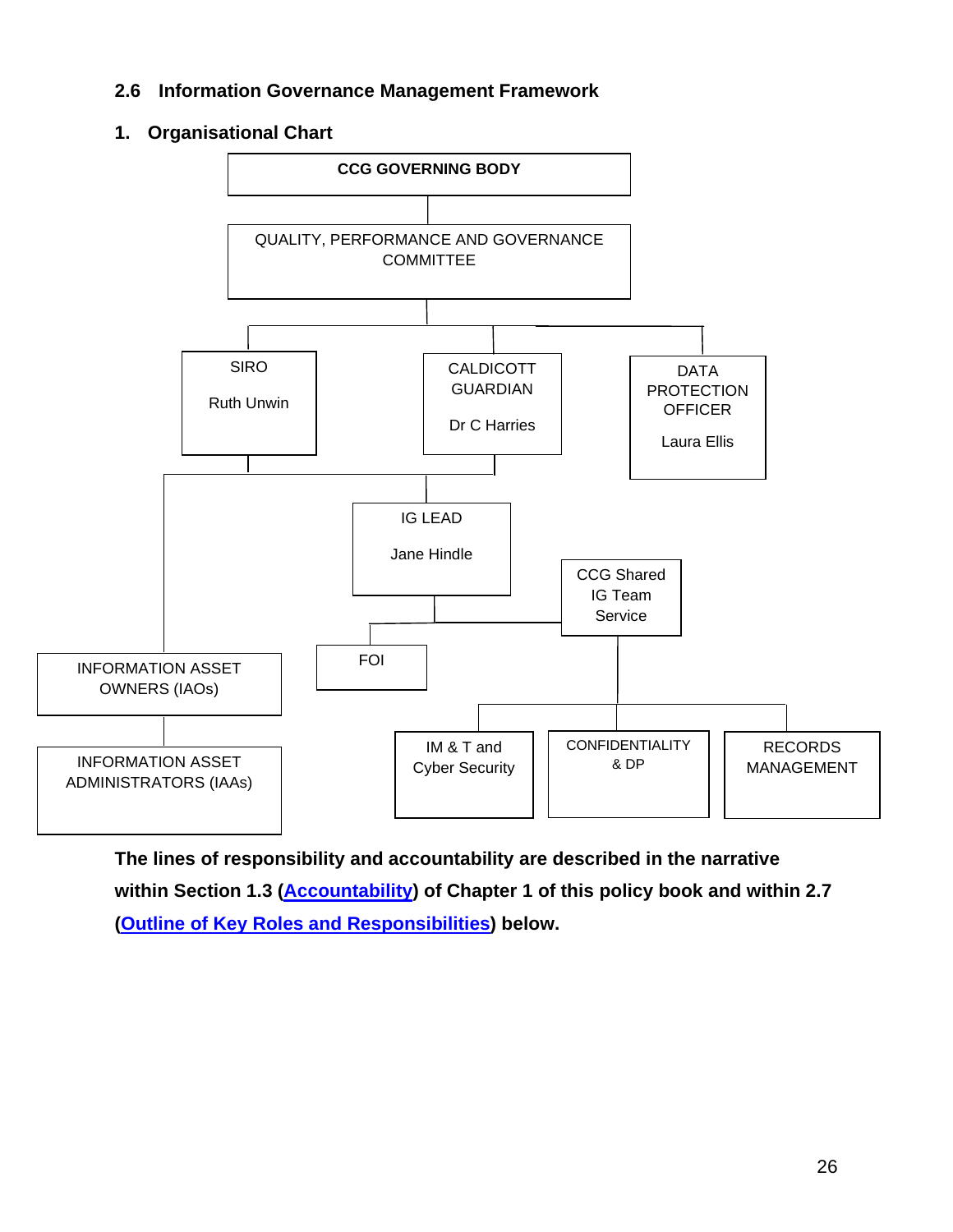## 2.6 Information Governance Management Framework

### 1. Organisational Chart

CCG GOVERNING BODY

QUALITY, PERFORMANCE AND GOVERNANCE COMMITTEE

SIRO

Ruth Unwin

CALDICOTT GUARDIAN

Dr C Harries

DATA PROTECTION OFFICER

Laura Ellis

IG LEAD

Jane Hindle

CCG Shared IG Team Service

INFORMATION ASSET OWNERS (IAOs)

FOI

INFORMATION ASSET ADMINISTRATORS (IAAs)

IM & T and Cyber Security

CONFIDENTIALITY & DP

RECORDS MANAGEMENT

**The lines of responsibility and accountability are described in the narrative within Section 1.3 (Accountability) of Chapter 1 of this policy book and within 2.7 (Outline of Key Roles and Responsibilities) below.**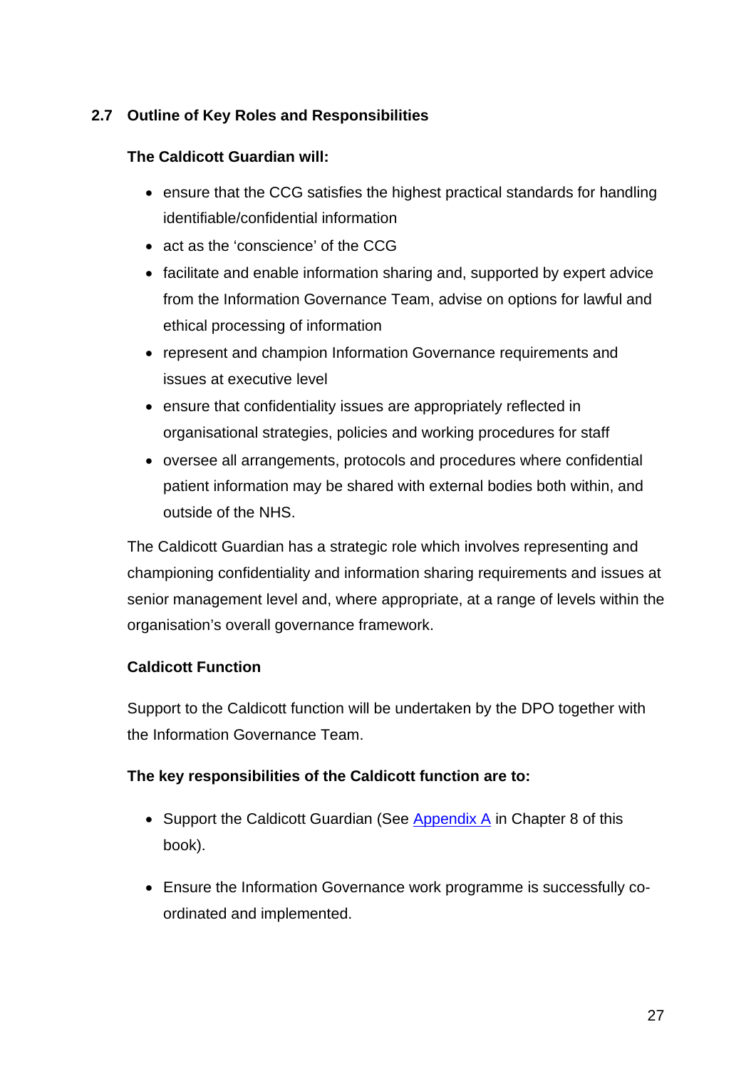## 2.7 Outline of Key Roles and Responsibilities

**The Caldicott Guardian will:**

- ensure that the CCG satisfies the highest practical standards for handling identifiable/confidential information
- act as the 'conscience' of the CCG
- facilitate and enable information sharing and, supported by expert advice from the Information Governance Team, advise on options for lawful and ethical processing of information
- represent and champion Information Governance requirements and issues at executive level
- ensure that confidentiality issues are appropriately reflected in organisational strategies, policies and working procedures for staff
- oversee all arrangements, protocols and procedures where confidential patient information may be shared with external bodies both within, and outside of the NHS.

The Caldicott Guardian has a strategic role which involves representing and championing confidentiality and information sharing requirements and issues at senior management level and, where appropriate, at a range of levels within the organisation's overall governance framework.

**Caldicott Function**

Support to the Caldicott function will be undertaken by the DPO together with the Information Governance Team.

**The key responsibilities of the Caldicott function are to:**

- Support the Caldicott Guardian (See Appendix A in Chapter 8 of this book).
- Ensure the Information Governance work programme is successfully co-ordinated and implemented.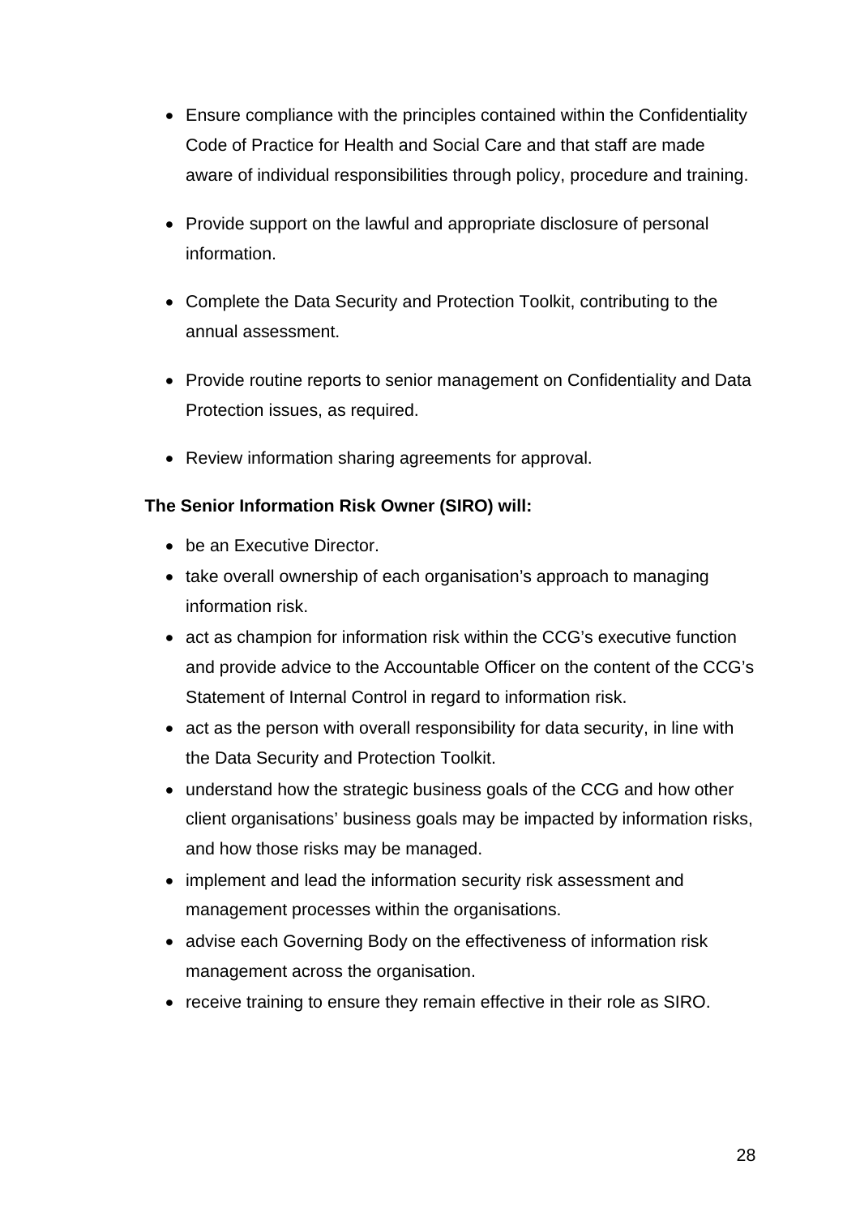- Ensure compliance with the principles contained within the Confidentiality Code of Practice for Health and Social Care and that staff are made aware of individual responsibilities through policy, procedure and training.

- Provide support on the lawful and appropriate disclosure of personal information.

- Complete the Data Security and Protection Toolkit, contributing to the annual assessment.

- Provide routine reports to senior management on Confidentiality and Data Protection issues, as required.

- Review information sharing agreements for approval.

**The Senior Information Risk Owner (SIRO) will:**

- be an Executive Director.
- take overall ownership of each organisation's approach to managing information risk.
- act as champion for information risk within the CCG's executive function and provide advice to the Accountable Officer on the content of the CCG's Statement of Internal Control in regard to information risk.
- act as the person with overall responsibility for data security, in line with the Data Security and Protection Toolkit.
- understand how the strategic business goals of the CCG and how other client organisations' business goals may be impacted by information risks, and how those risks may be managed.
- implement and lead the information security risk assessment and management processes within the organisations.
- advise each Governing Body on the effectiveness of information risk management across the organisation.
- receive training to ensure they remain effective in their role as SIRO.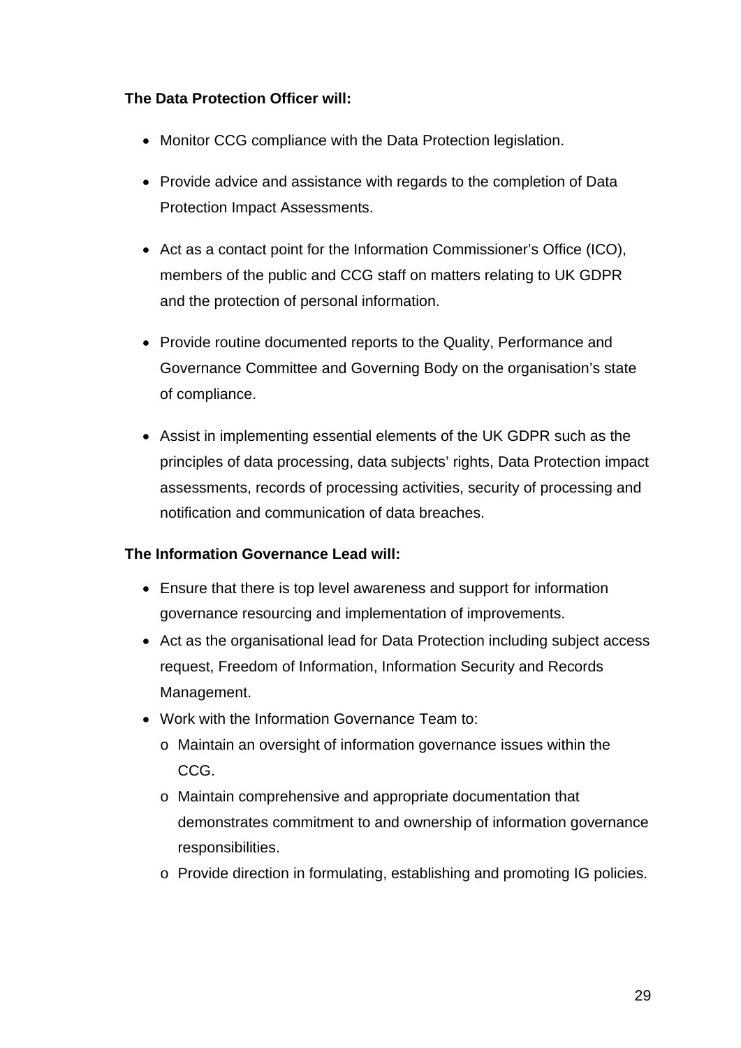**The Data Protection Officer will:**

- Monitor CCG compliance with the Data Protection legislation.
- Provide advice and assistance with regards to the completion of Data Protection Impact Assessments.
- Act as a contact point for the Information Commissioner's Office (ICO), members of the public and CCG staff on matters relating to UK GDPR and the protection of personal information.
- Provide routine documented reports to the Quality, Performance and Governance Committee and Governing Body on the organisation's state of compliance.
- Assist in implementing essential elements of the UK GDPR such as the principles of data processing, data subjects' rights, Data Protection impact assessments, records of processing activities, security of processing and notification and communication of data breaches.

**The Information Governance Lead will:**

- Ensure that there is top level awareness and support for information governance resourcing and implementation of improvements.
- Act as the organisational lead for Data Protection including subject access request, Freedom of Information, Information Security and Records Management.
- Work with the Information Governance Team to:
  - Maintain an oversight of information governance issues within the CCG.
  - Maintain comprehensive and appropriate documentation that demonstrates commitment to and ownership of information governance responsibilities.
  - Provide direction in formulating, establishing and promoting IG policies.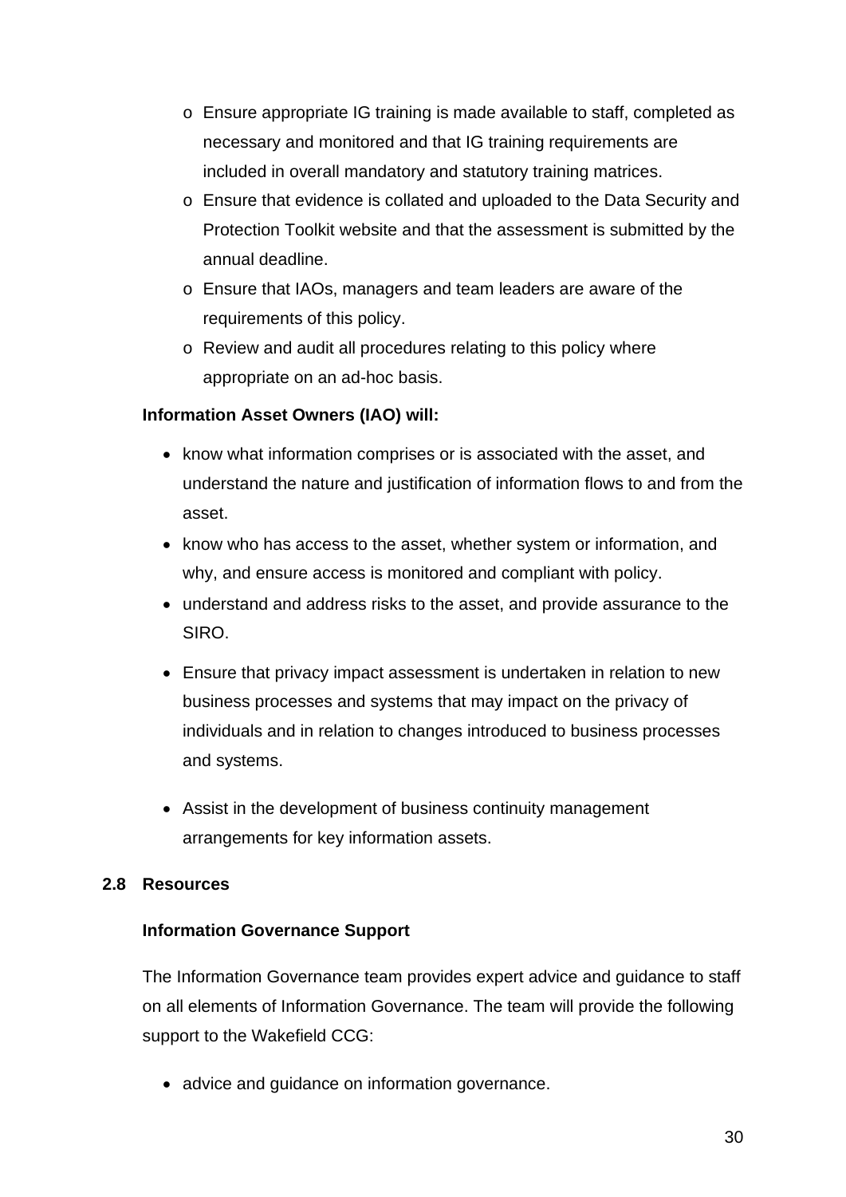- Ensure appropriate IG training is made available to staff, completed as necessary and monitored and that IG training requirements are included in overall mandatory and statutory training matrices.
- Ensure that evidence is collated and uploaded to the Data Security and Protection Toolkit website and that the assessment is submitted by the annual deadline.
- Ensure that IAOs, managers and team leaders are aware of the requirements of this policy.
- Review and audit all procedures relating to this policy where appropriate on an ad-hoc basis.

**Information Asset Owners (IAO) will:**

- know what information comprises or is associated with the asset, and understand the nature and justification of information flows to and from the asset.
- know who has access to the asset, whether system or information, and why, and ensure access is monitored and compliant with policy.
- understand and address risks to the asset, and provide assurance to the SIRO.
- Ensure that privacy impact assessment is undertaken in relation to new business processes and systems that may impact on the privacy of individuals and in relation to changes introduced to business processes and systems.
- Assist in the development of business continuity management arrangements for key information assets.

## 2.8 Resources

**Information Governance Support**

The Information Governance team provides expert advice and guidance to staff on all elements of Information Governance. The team will provide the following support to the Wakefield CCG:

- advice and guidance on information governance.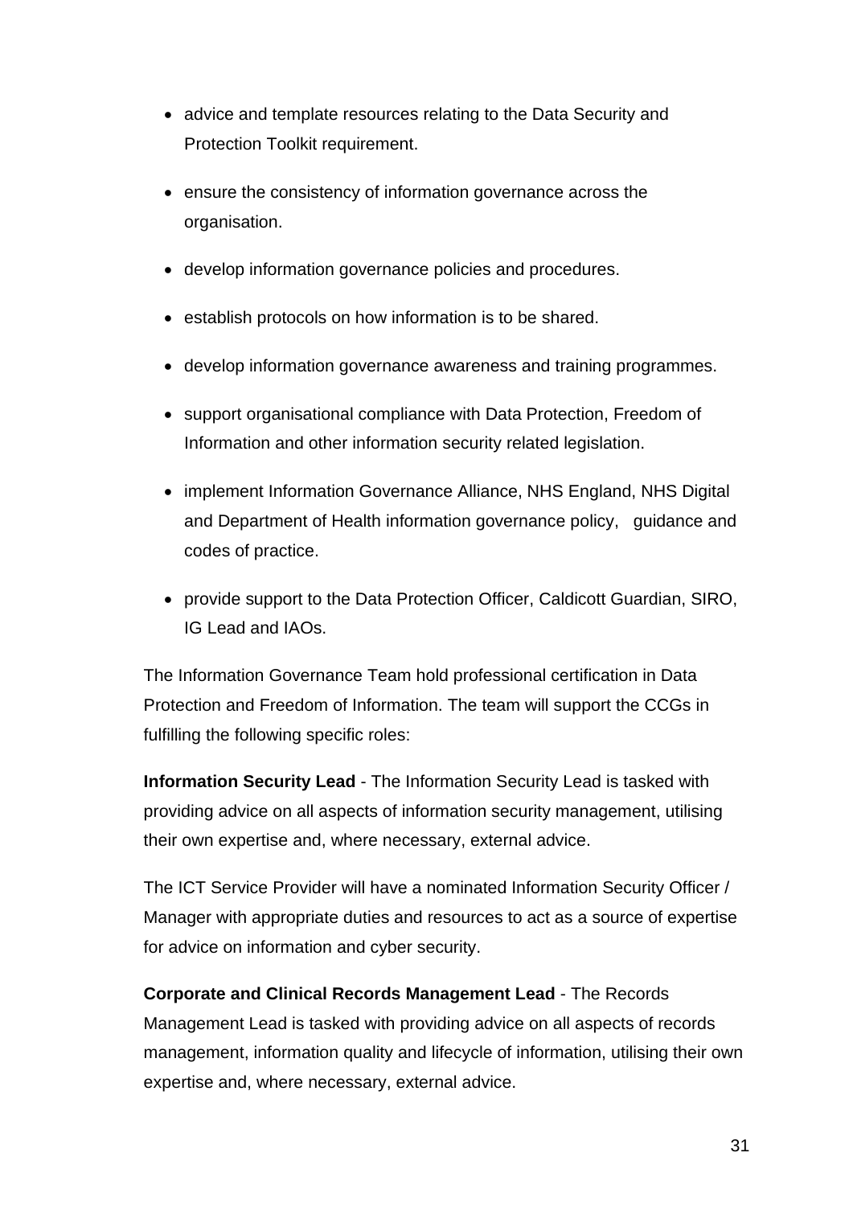- advice and template resources relating to the Data Security and Protection Toolkit requirement.
- ensure the consistency of information governance across the organisation.
- develop information governance policies and procedures.
- establish protocols on how information is to be shared.
- develop information governance awareness and training programmes.
- support organisational compliance with Data Protection, Freedom of Information and other information security related legislation.
- implement Information Governance Alliance, NHS England, NHS Digital and Department of Health information governance policy, guidance and codes of practice.
- provide support to the Data Protection Officer, Caldicott Guardian, SIRO, IG Lead and IAOs.

The Information Governance Team hold professional certification in Data Protection and Freedom of Information. The team will support the CCGs in fulfilling the following specific roles:

**Information Security Lead** - The Information Security Lead is tasked with providing advice on all aspects of information security management, utilising their own expertise and, where necessary, external advice.

The ICT Service Provider will have a nominated Information Security Officer / Manager with appropriate duties and resources to act as a source of expertise for advice on information and cyber security.

**Corporate and Clinical Records Management Lead** - The Records Management Lead is tasked with providing advice on all aspects of records management, information quality and lifecycle of information, utilising their own expertise and, where necessary, external advice.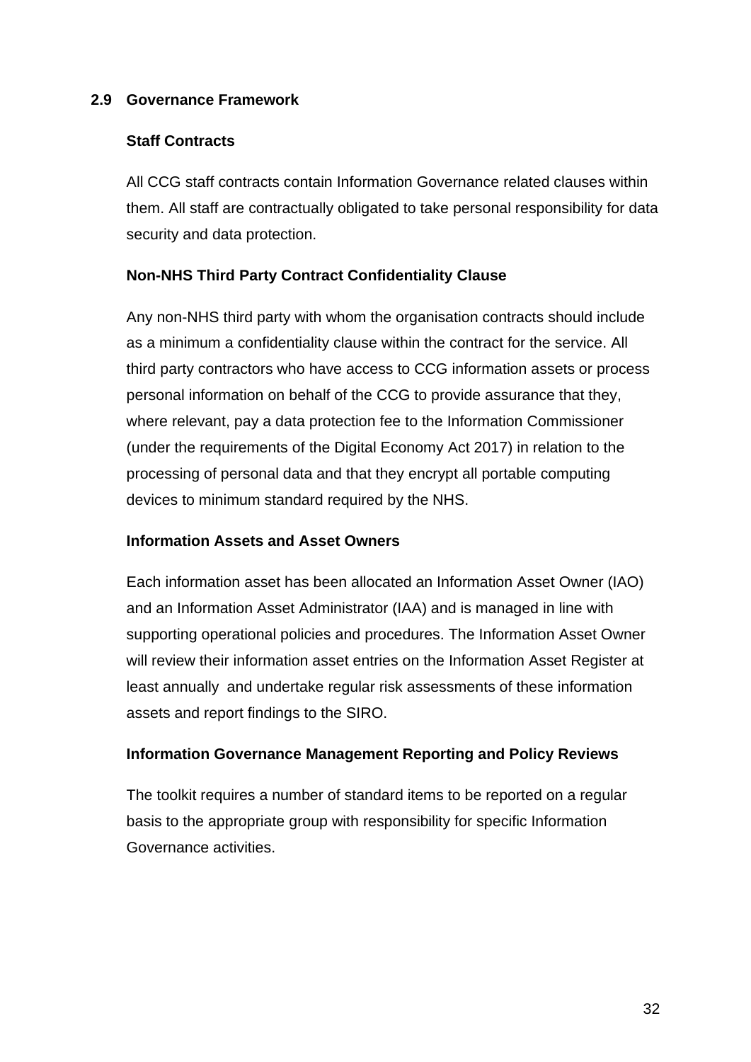## 2.9 Governance Framework

### Staff Contracts

All CCG staff contracts contain Information Governance related clauses within them. All staff are contractually obligated to take personal responsibility for data security and data protection.

### Non-NHS Third Party Contract Confidentiality Clause

Any non-NHS third party with whom the organisation contracts should include as a minimum a confidentiality clause within the contract for the service. All third party contractors who have access to CCG information assets or process personal information on behalf of the CCG to provide assurance that they, where relevant, pay a data protection fee to the Information Commissioner (under the requirements of the Digital Economy Act 2017) in relation to the processing of personal data and that they encrypt all portable computing devices to minimum standard required by the NHS.

### Information Assets and Asset Owners

Each information asset has been allocated an Information Asset Owner (IAO) and an Information Asset Administrator (IAA) and is managed in line with supporting operational policies and procedures. The Information Asset Owner will review their information asset entries on the Information Asset Register at least annually and undertake regular risk assessments of these information assets and report findings to the SIRO.

### Information Governance Management Reporting and Policy Reviews

The toolkit requires a number of standard items to be reported on a regular basis to the appropriate group with responsibility for specific Information Governance activities.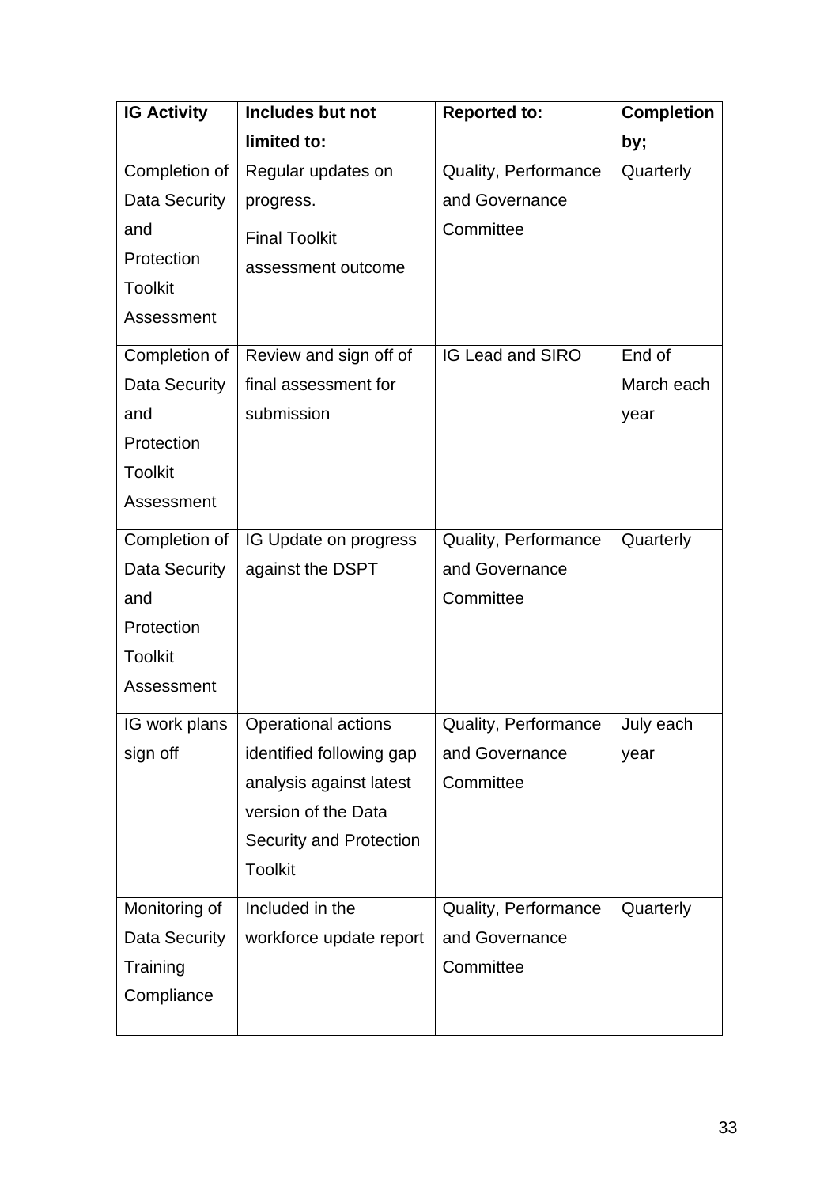| IG Activity | Includes but not limited to: | Reported to: | Completion by; |
|---|---|---|---|
| Completion of Data Security and Protection Toolkit Assessment | Regular updates on progress.<br>Final Toolkit assessment outcome | Quality, Performance and Governance Committee | Quarterly |
| Completion of Data Security and Protection Toolkit Assessment | Review and sign off of final assessment for submission | IG Lead and SIRO | End of March each year |
| Completion of Data Security and Protection Toolkit Assessment | IG Update on progress against the DSPT | Quality, Performance and Governance Committee | Quarterly |
| IG work plans sign off | Operational actions identified following gap analysis against latest version of the Data Security and Protection Toolkit | Quality, Performance and Governance Committee | July each year |
| Monitoring of Data Security Training Compliance | Included in the workforce update report | Quality, Performance and Governance Committee | Quarterly |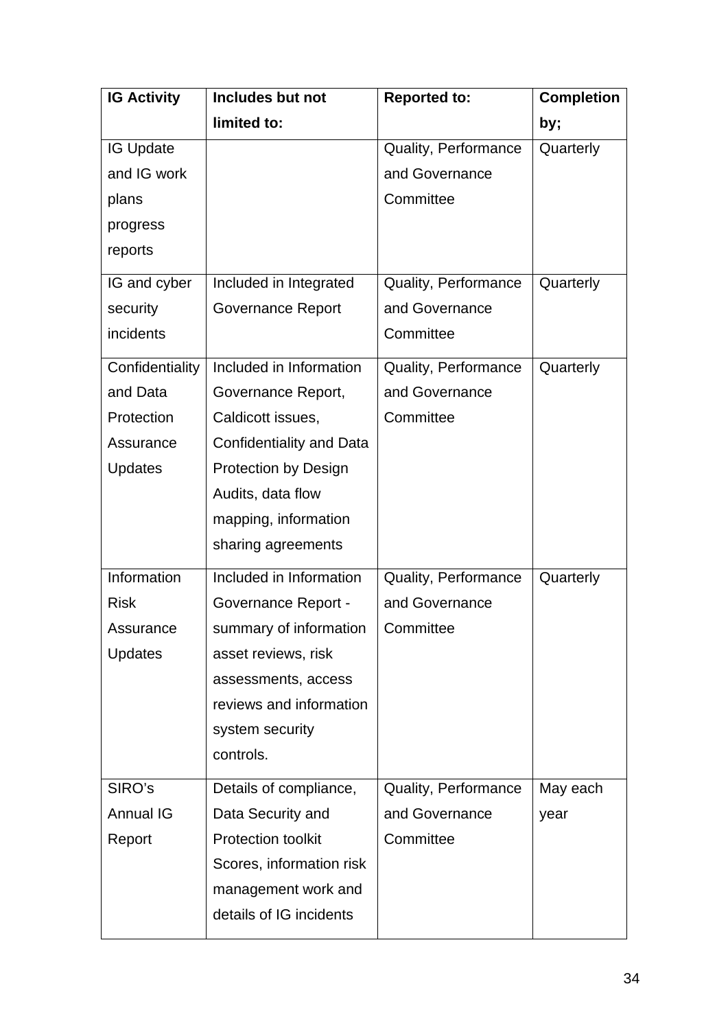| IG Activity | Includes but not limited to: | Reported to: | Completion by; |
|---|---|---|---|
| IG Update and IG work plans progress reports | | Quality, Performance and Governance Committee | Quarterly |
| IG and cyber security incidents | Included in Integrated Governance Report | Quality, Performance and Governance Committee | Quarterly |
| Confidentiality and Data Protection Assurance Updates | Included in Information Governance Report, Caldicott issues, Confidentiality and Data Protection by Design Audits, data flow mapping, information sharing agreements | Quality, Performance and Governance Committee | Quarterly |
| Information Risk Assurance Updates | Included in Information Governance Report - summary of information asset reviews, risk assessments, access reviews and information system security controls. | Quality, Performance and Governance Committee | Quarterly |
| SIRO's Annual IG Report | Details of compliance, Data Security and Protection toolkit Scores, information risk management work and details of IG incidents | Quality, Performance and Governance Committee | May each year |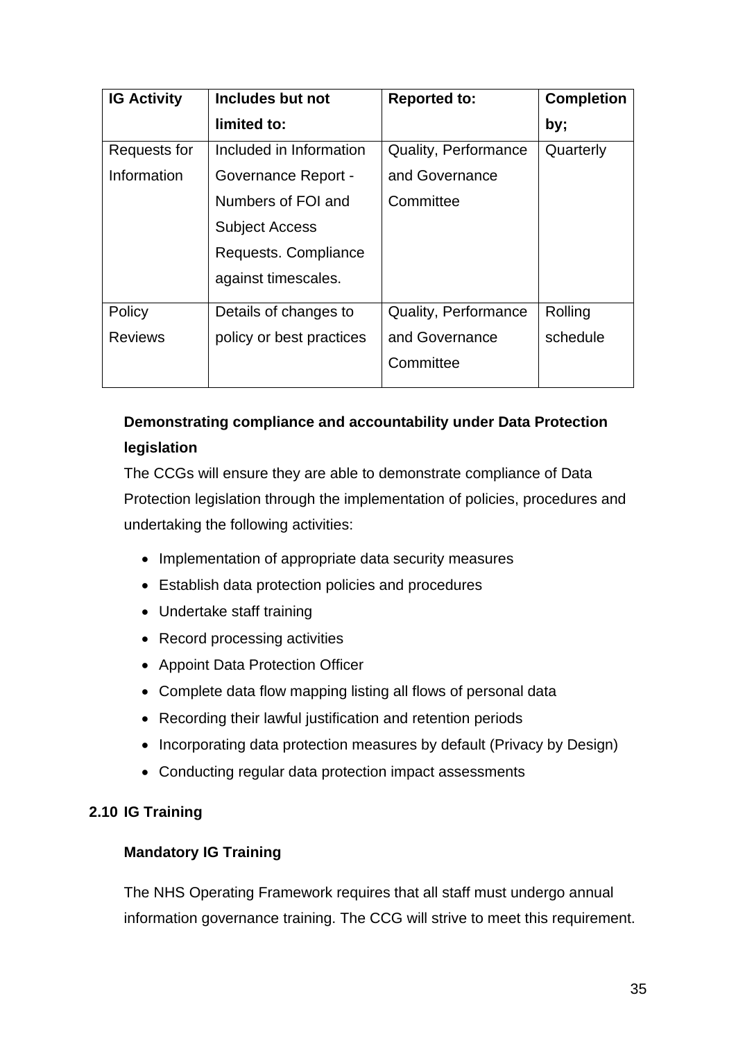| IG Activity | Includes but not limited to: | Reported to: | Completion by; |
|---|---|---|---|
| Requests for Information | Included in Information Governance Report - Numbers of FOI and Subject Access Requests. Compliance against timescales. | Quality, Performance and Governance Committee | Quarterly |
| Policy Reviews | Details of changes to policy or best practices | Quality, Performance and Governance Committee | Rolling schedule |

**Demonstrating compliance and accountability under Data Protection legislation**

The CCGs will ensure they are able to demonstrate compliance of Data Protection legislation through the implementation of policies, procedures and undertaking the following activities:

- Implementation of appropriate data security measures
- Establish data protection policies and procedures
- Undertake staff training
- Record processing activities
- Appoint Data Protection Officer
- Complete data flow mapping listing all flows of personal data
- Recording their lawful justification and retention periods
- Incorporating data protection measures by default (Privacy by Design)
- Conducting regular data protection impact assessments

## 2.10 IG Training

### Mandatory IG Training

The NHS Operating Framework requires that all staff must undergo annual information governance training. The CCG will strive to meet this requirement.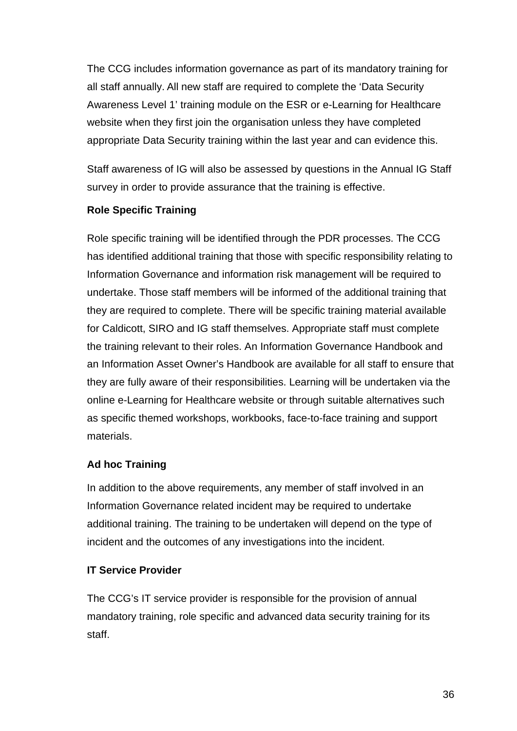The CCG includes information governance as part of its mandatory training for all staff annually. All new staff are required to complete the ‘Data Security Awareness Level 1’ training module on the ESR or e-Learning for Healthcare website when they first join the organisation unless they have completed appropriate Data Security training within the last year and can evidence this.

Staff awareness of IG will also be assessed by questions in the Annual IG Staff survey in order to provide assurance that the training is effective.

**Role Specific Training**

Role specific training will be identified through the PDR processes. The CCG has identified additional training that those with specific responsibility relating to Information Governance and information risk management will be required to undertake. Those staff members will be informed of the additional training that they are required to complete. There will be specific training material available for Caldicott, SIRO and IG staff themselves. Appropriate staff must complete the training relevant to their roles. An Information Governance Handbook and an Information Asset Owner’s Handbook are available for all staff to ensure that they are fully aware of their responsibilities. Learning will be undertaken via the online e-Learning for Healthcare website or through suitable alternatives such as specific themed workshops, workbooks, face-to-face training and support materials.

**Ad hoc Training**

In addition to the above requirements, any member of staff involved in an Information Governance related incident may be required to undertake additional training. The training to be undertaken will depend on the type of incident and the outcomes of any investigations into the incident.

**IT Service Provider**

The CCG’s IT service provider is responsible for the provision of annual mandatory training, role specific and advanced data security training for its staff.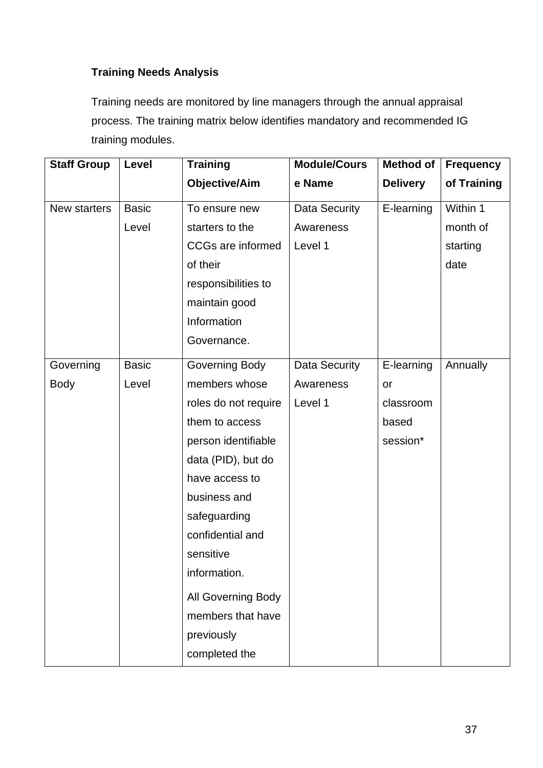**Training Needs Analysis**

Training needs are monitored by line managers through the annual appraisal process. The training matrix below identifies mandatory and recommended IG training modules.

| Staff Group | Level | Training Objective/Aim | Module/Course Name | Method of Delivery | Frequency of Training |
|---|---|---|---|---|---|
| New starters | Basic Level | To ensure new starters to the CCGs are informed of their responsibilities to maintain good Information Governance. | Data Security Awareness Level 1 | E-learning | Within 1 month of starting date |
| Governing Body | Basic Level | Governing Body members whose roles do not require them to access person identifiable data (PID), but do have access to business and safeguarding confidential and sensitive information.<br><br>All Governing Body members that have previously completed the | Data Security Awareness Level 1 | E-learning or classroom based session* | Annually |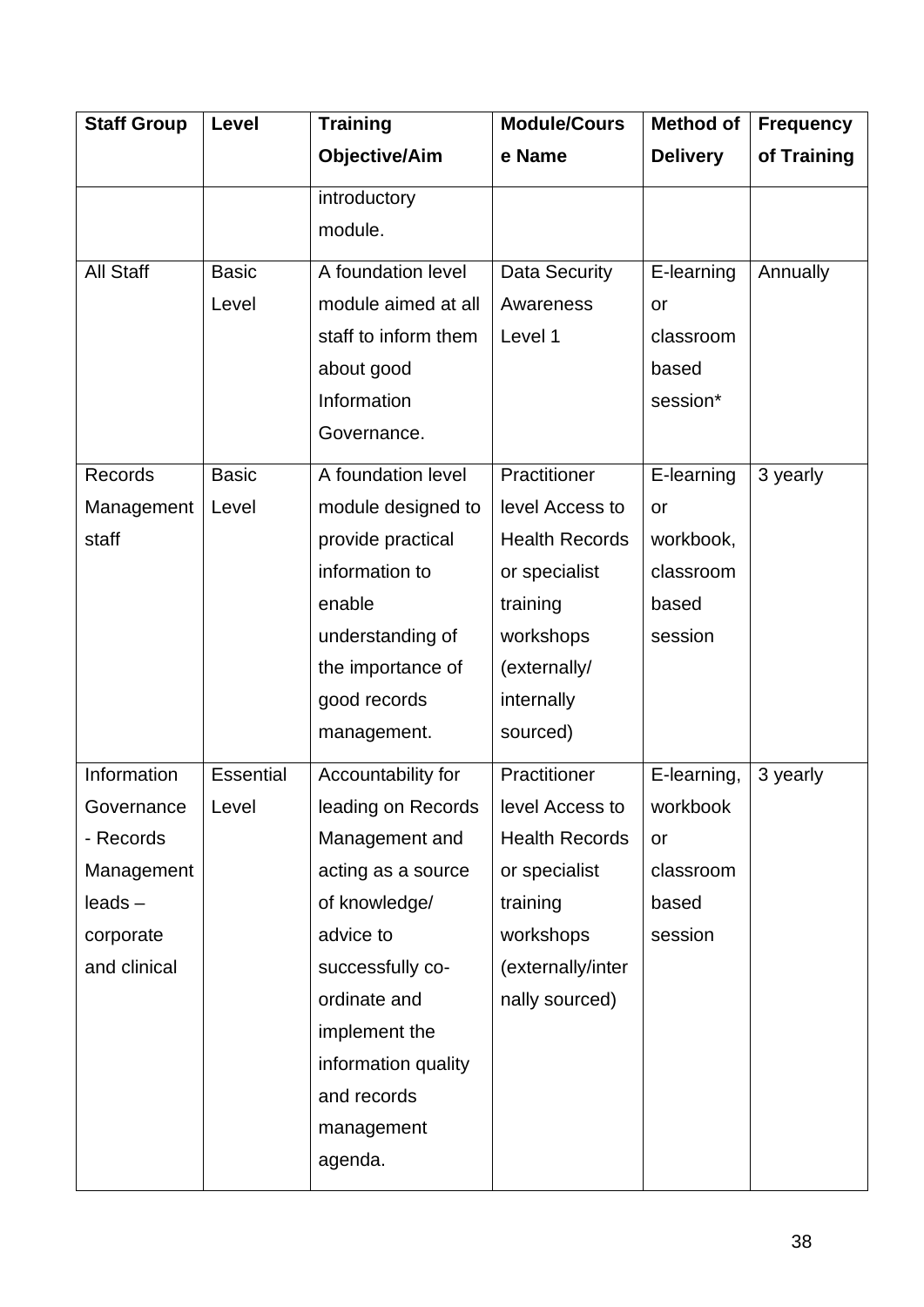| Staff Group | Level | Training Objective/Aim | Module/Course Name | Method of Delivery | Frequency of Training |
|---|---|---|---|---|---|
| | | introductory module. | | | |
| All Staff | Basic Level | A foundation level module aimed at all staff to inform them about good Information Governance. | Data Security Awareness Level 1 | E-learning or classroom based session* | Annually |
| Records Management staff | Basic Level | A foundation level module designed to provide practical information to enable understanding of the importance of good records management. | Practitioner level Access to Health Records or specialist training workshops (externally/ internally sourced) | E-learning or workbook, classroom based session | 3 yearly |
| Information Governance - Records Management leads – corporate and clinical | Essential Level | Accountability for leading on Records Management and acting as a source of knowledge/ advice to successfully co-ordinate and implement the information quality and records management agenda. | Practitioner level Access to Health Records or specialist training workshops (externally/internally sourced) | E-learning, workbook or classroom based session | 3 yearly |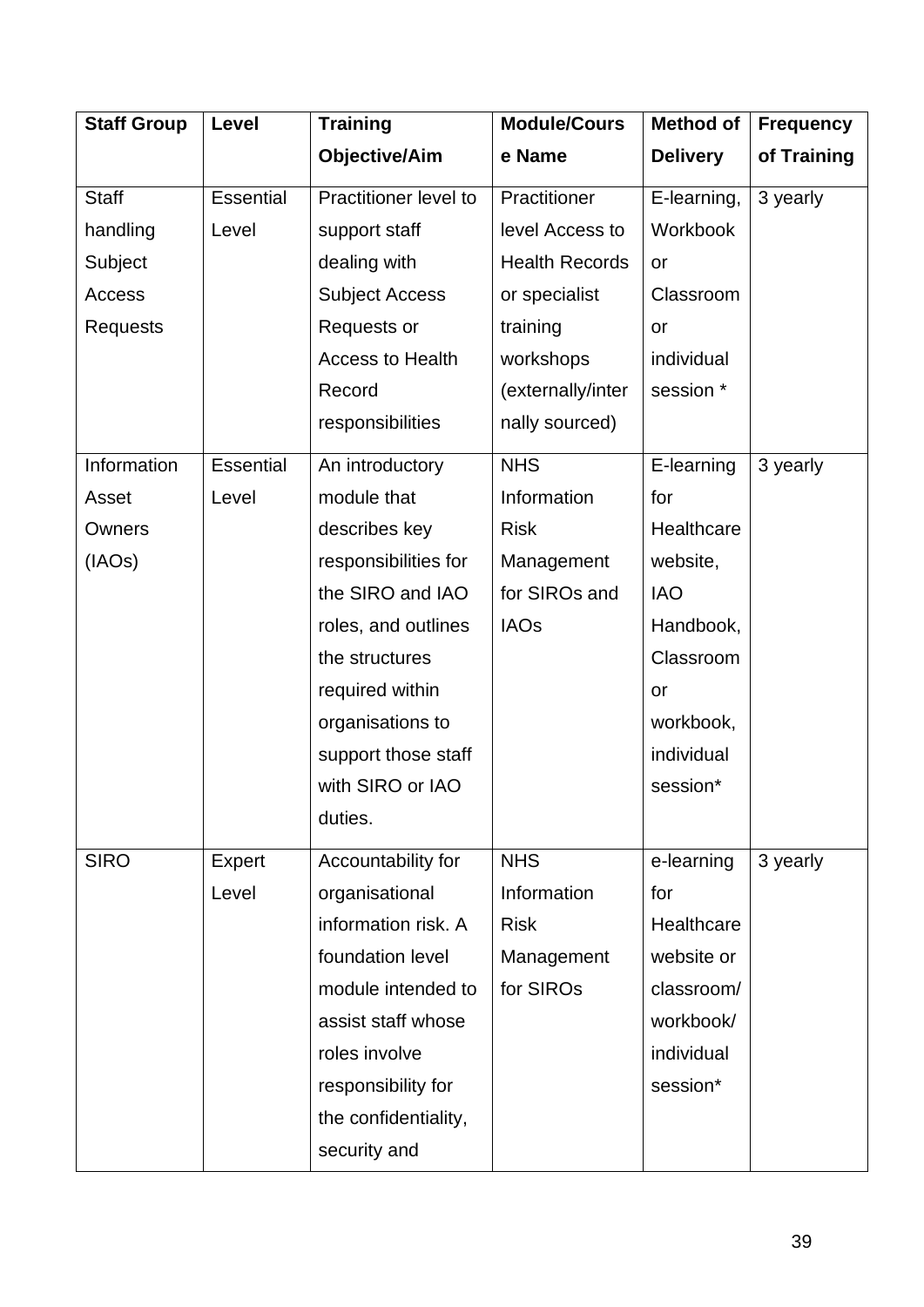| Staff Group | Level | Training Objective/Aim | Module/Course Name | Method of Delivery | Frequency of Training |
|---|---|---|---|---|---|
| Staff handling Subject Access Requests | Essential Level | Practitioner level to support staff dealing with Subject Access Requests or Access to Health Record responsibilities | Practitioner level Access to Health Records or specialist training workshops (externally/internally sourced) | E-learning, Workbook or Classroom or individual session * | 3 yearly |
| Information Asset Owners (IAOs) | Essential Level | An introductory module that describes key responsibilities for the SIRO and IAO roles, and outlines the structures required within organisations to support those staff with SIRO or IAO duties. | NHS Information Risk Management for SIROs and IAOs | E-learning for Healthcare website, IAO Handbook, Classroom or workbook, individual session* | 3 yearly |
| SIRO | Expert Level | Accountability for organisational information risk. A foundation level module intended to assist staff whose roles involve responsibility for the confidentiality, security and | NHS Information Risk Management for SIROs | e-learning for Healthcare website or classroom/ workbook/ individual session* | 3 yearly |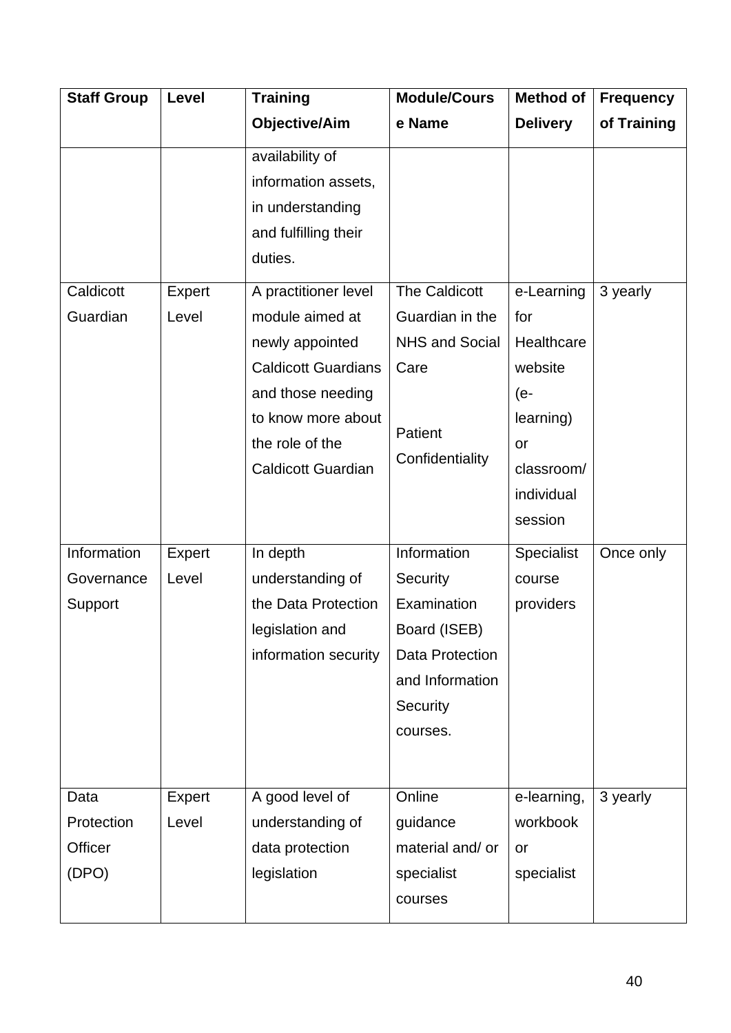| Staff Group | Level | Training Objective/Aim | Module/Course Name | Method of Delivery | Frequency of Training |
|---|---|---|---|---|---|
| | | availability of information assets, in understanding and fulfilling their duties. | | | |
| Caldicott Guardian | Expert Level | A practitioner level module aimed at newly appointed Caldicott Guardians and those needing to know more about the role of the Caldicott Guardian | The Caldicott Guardian in the NHS and Social Care<br><br>Patient Confidentiality | e-Learning for Healthcare website (e-learning) or classroom/ individual session | 3 yearly |
| Information Governance Support | Expert Level | In depth understanding of the Data Protection legislation and information security | Information Security Examination Board (ISEB) Data Protection and Information Security courses. | Specialist course providers | Once only |
| Data Protection Officer (DPO) | Expert Level | A good level of understanding of data protection legislation | Online guidance material and/ or specialist courses | e-learning, workbook or specialist | 3 yearly |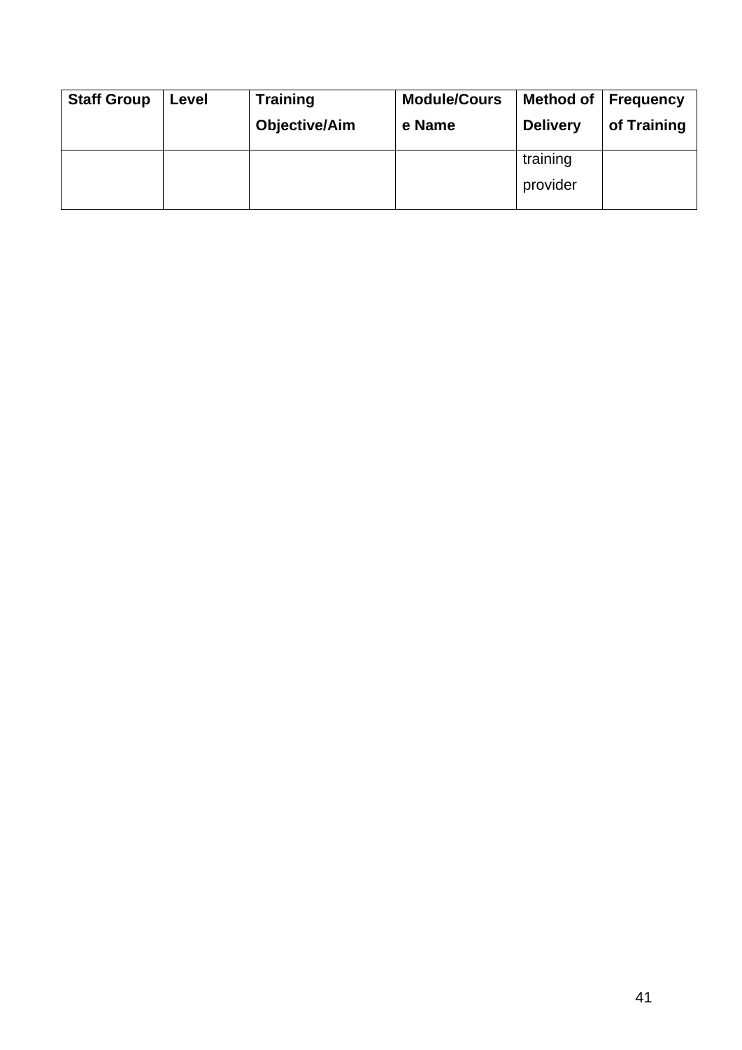| Staff Group | Level | Training Objective/Aim | Module/Course Name | Method of Delivery | Frequency of Training |
|---|---|---|---|---|---|
| | | | | training provider | |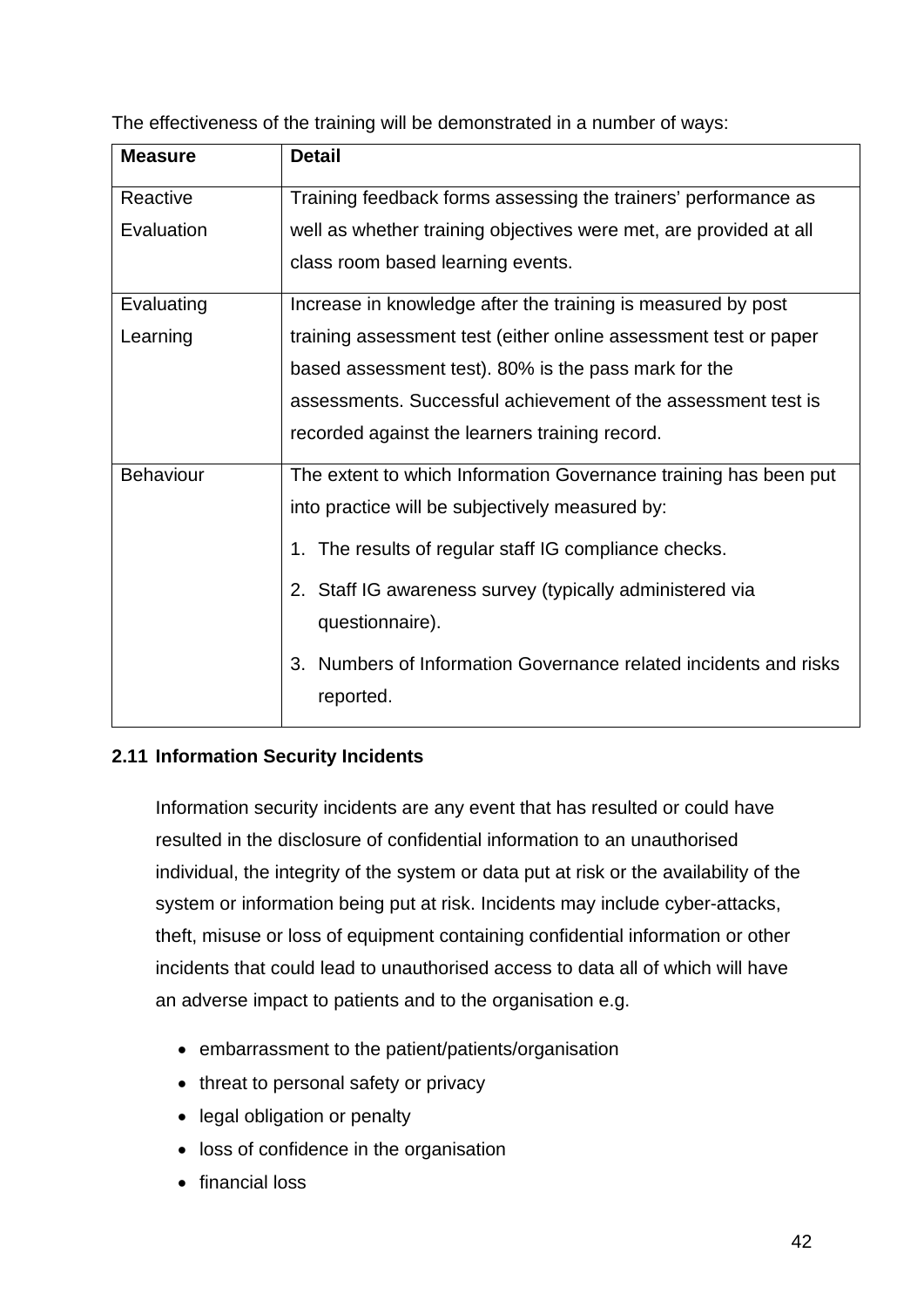The effectiveness of the training will be demonstrated in a number of ways:

| Measure | Detail |
|---|---|
| Reactive Evaluation | Training feedback forms assessing the trainers' performance as well as whether training objectives were met, are provided at all class room based learning events. |
| Evaluating Learning | Increase in knowledge after the training is measured by post training assessment test (either online assessment test or paper based assessment test). 80% is the pass mark for the assessments. Successful achievement of the assessment test is recorded against the learners training record. |
| Behaviour | The extent to which Information Governance training has been put into practice will be subjectively measured by: 1. The results of regular staff IG compliance checks. 2. Staff IG awareness survey (typically administered via questionnaire). 3. Numbers of Information Governance related incidents and risks reported. |

### 2.11 Information Security Incidents

Information security incidents are any event that has resulted or could have resulted in the disclosure of confidential information to an unauthorised individual, the integrity of the system or data put at risk or the availability of the system or information being put at risk. Incidents may include cyber-attacks, theft, misuse or loss of equipment containing confidential information or other incidents that could lead to unauthorised access to data all of which will have an adverse impact to patients and to the organisation e.g.

- embarrassment to the patient/patients/organisation
- threat to personal safety or privacy
- legal obligation or penalty
- loss of confidence in the organisation
- financial loss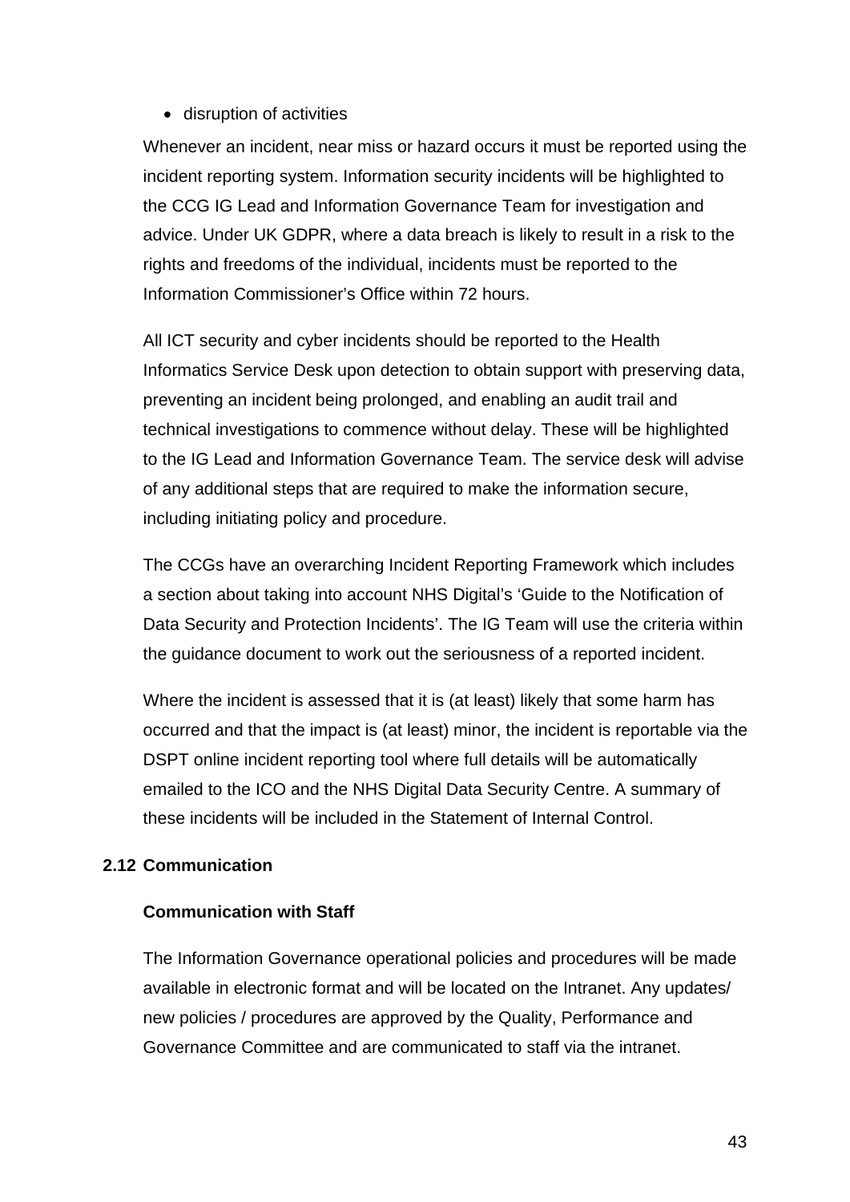- disruption of activities

Whenever an incident, near miss or hazard occurs it must be reported using the incident reporting system. Information security incidents will be highlighted to the CCG IG Lead and Information Governance Team for investigation and advice. Under UK GDPR, where a data breach is likely to result in a risk to the rights and freedoms of the individual, incidents must be reported to the Information Commissioner's Office within 72 hours.

All ICT security and cyber incidents should be reported to the Health Informatics Service Desk upon detection to obtain support with preserving data, preventing an incident being prolonged, and enabling an audit trail and technical investigations to commence without delay. These will be highlighted to the IG Lead and Information Governance Team. The service desk will advise of any additional steps that are required to make the information secure, including initiating policy and procedure.

The CCGs have an overarching Incident Reporting Framework which includes a section about taking into account NHS Digital's 'Guide to the Notification of Data Security and Protection Incidents'. The IG Team will use the criteria within the guidance document to work out the seriousness of a reported incident.

Where the incident is assessed that it is (at least) likely that some harm has occurred and that the impact is (at least) minor, the incident is reportable via the DSPT online incident reporting tool where full details will be automatically emailed to the ICO and the NHS Digital Data Security Centre. A summary of these incidents will be included in the Statement of Internal Control.

## 2.12 Communication

### Communication with Staff

The Information Governance operational policies and procedures will be made available in electronic format and will be located on the Intranet. Any updates/ new policies / procedures are approved by the Quality, Performance and Governance Committee and are communicated to staff via the intranet.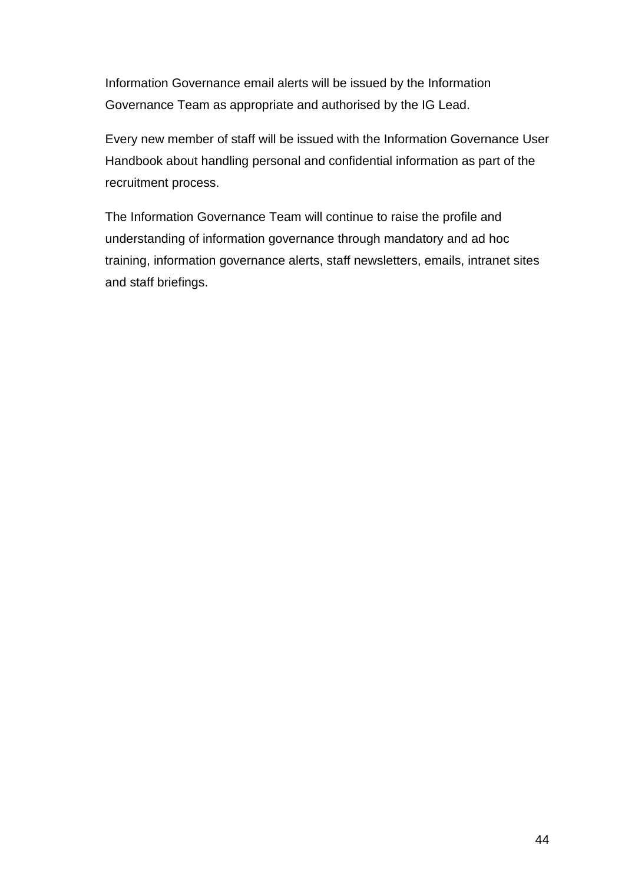Information Governance email alerts will be issued by the Information Governance Team as appropriate and authorised by the IG Lead.

Every new member of staff will be issued with the Information Governance User Handbook about handling personal and confidential information as part of the recruitment process.

The Information Governance Team will continue to raise the profile and understanding of information governance through mandatory and ad hoc training, information governance alerts, staff newsletters, emails, intranet sites and staff briefings.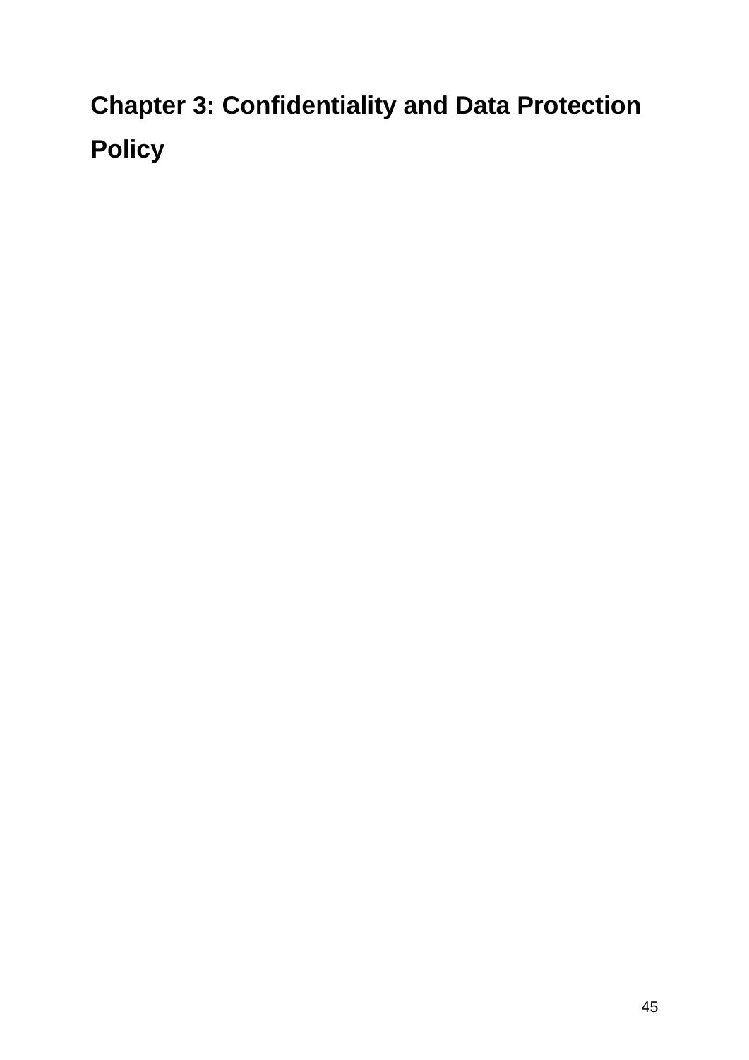# Chapter 3: Confidentiality and Data Protection Policy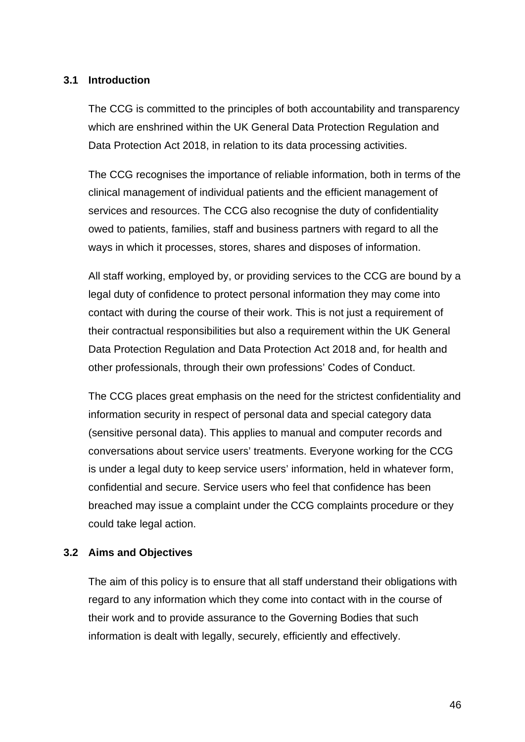### 3.1 Introduction

The CCG is committed to the principles of both accountability and transparency which are enshrined within the UK General Data Protection Regulation and Data Protection Act 2018, in relation to its data processing activities.

The CCG recognises the importance of reliable information, both in terms of the clinical management of individual patients and the efficient management of services and resources. The CCG also recognise the duty of confidentiality owed to patients, families, staff and business partners with regard to all the ways in which it processes, stores, shares and disposes of information.

All staff working, employed by, or providing services to the CCG are bound by a legal duty of confidence to protect personal information they may come into contact with during the course of their work. This is not just a requirement of their contractual responsibilities but also a requirement within the UK General Data Protection Regulation and Data Protection Act 2018 and, for health and other professionals, through their own professions' Codes of Conduct.

The CCG places great emphasis on the need for the strictest confidentiality and information security in respect of personal data and special category data (sensitive personal data). This applies to manual and computer records and conversations about service users' treatments. Everyone working for the CCG is under a legal duty to keep service users' information, held in whatever form, confidential and secure. Service users who feel that confidence has been breached may issue a complaint under the CCG complaints procedure or they could take legal action.

### 3.2 Aims and Objectives

The aim of this policy is to ensure that all staff understand their obligations with regard to any information which they come into contact with in the course of their work and to provide assurance to the Governing Bodies that such information is dealt with legally, securely, efficiently and effectively.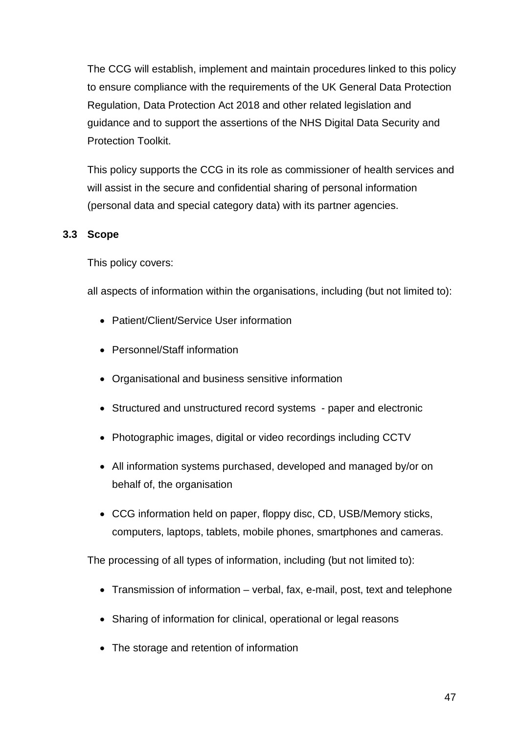The CCG will establish, implement and maintain procedures linked to this policy to ensure compliance with the requirements of the UK General Data Protection Regulation, Data Protection Act 2018 and other related legislation and guidance and to support the assertions of the NHS Digital Data Security and Protection Toolkit.

This policy supports the CCG in its role as commissioner of health services and will assist in the secure and confidential sharing of personal information (personal data and special category data) with its partner agencies.

### 3.3 Scope

This policy covers:

all aspects of information within the organisations, including (but not limited to):

- Patient/Client/Service User information
- Personnel/Staff information
- Organisational and business sensitive information
- Structured and unstructured record systems - paper and electronic
- Photographic images, digital or video recordings including CCTV
- All information systems purchased, developed and managed by/or on behalf of, the organisation
- CCG information held on paper, floppy disc, CD, USB/Memory sticks, computers, laptops, tablets, mobile phones, smartphones and cameras.

The processing of all types of information, including (but not limited to):

- Transmission of information – verbal, fax, e-mail, post, text and telephone
- Sharing of information for clinical, operational or legal reasons
- The storage and retention of information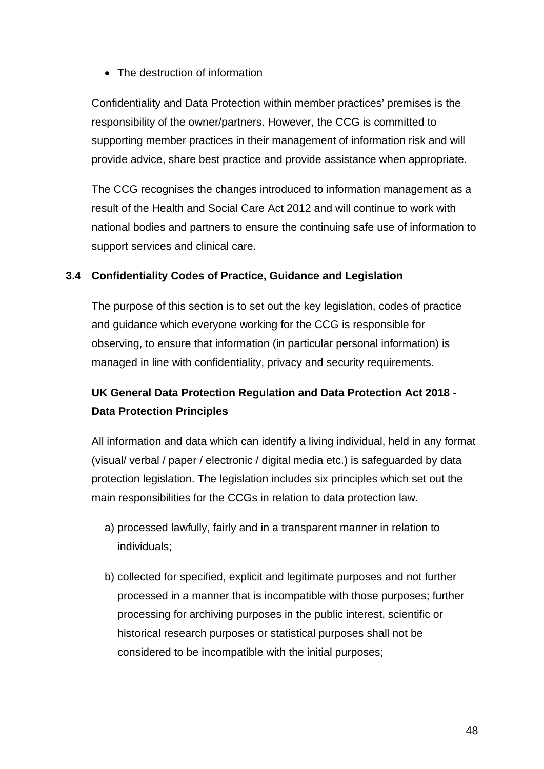- The destruction of information

Confidentiality and Data Protection within member practices' premises is the responsibility of the owner/partners. However, the CCG is committed to supporting member practices in their management of information risk and will provide advice, share best practice and provide assistance when appropriate.

The CCG recognises the changes introduced to information management as a result of the Health and Social Care Act 2012 and will continue to work with national bodies and partners to ensure the continuing safe use of information to support services and clinical care.

### 3.4 Confidentiality Codes of Practice, Guidance and Legislation

The purpose of this section is to set out the key legislation, codes of practice and guidance which everyone working for the CCG is responsible for observing, to ensure that information (in particular personal information) is managed in line with confidentiality, privacy and security requirements.

**UK General Data Protection Regulation and Data Protection Act 2018 - Data Protection Principles**

All information and data which can identify a living individual, held in any format (visual/ verbal / paper / electronic / digital media etc.) is safeguarded by data protection legislation. The legislation includes six principles which set out the main responsibilities for the CCGs in relation to data protection law.

a) processed lawfully, fairly and in a transparent manner in relation to individuals;

b) collected for specified, explicit and legitimate purposes and not further processed in a manner that is incompatible with those purposes; further processing for archiving purposes in the public interest, scientific or historical research purposes or statistical purposes shall not be considered to be incompatible with the initial purposes;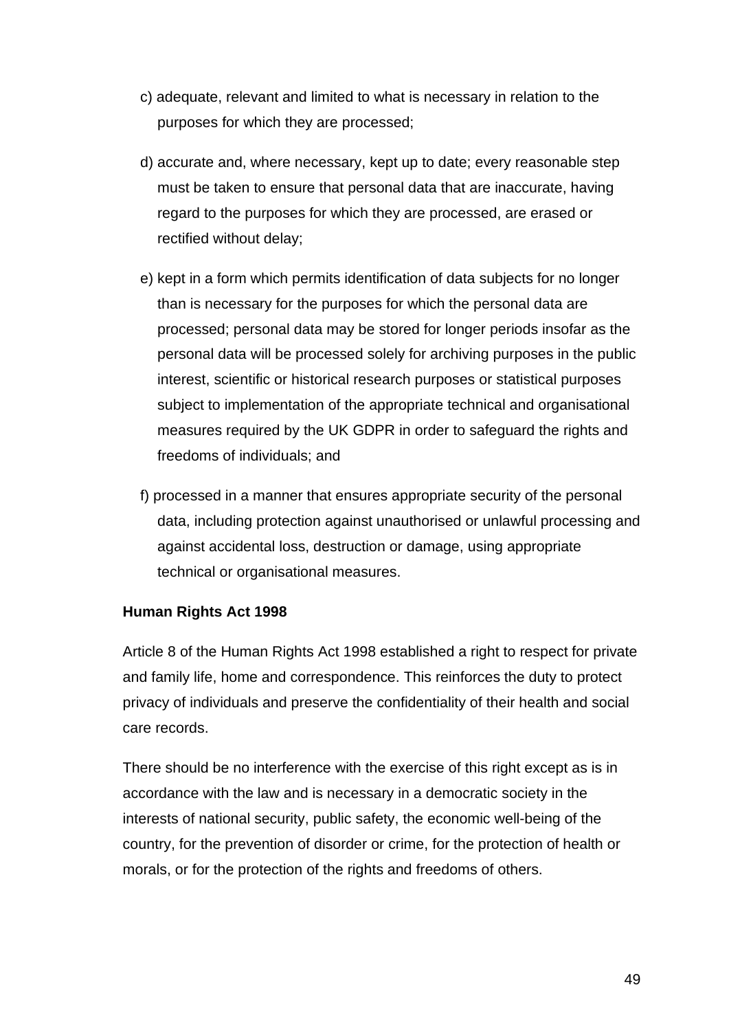c) adequate, relevant and limited to what is necessary in relation to the purposes for which they are processed;

d) accurate and, where necessary, kept up to date; every reasonable step must be taken to ensure that personal data that are inaccurate, having regard to the purposes for which they are processed, are erased or rectified without delay;

e) kept in a form which permits identification of data subjects for no longer than is necessary for the purposes for which the personal data are processed; personal data may be stored for longer periods insofar as the personal data will be processed solely for archiving purposes in the public interest, scientific or historical research purposes or statistical purposes subject to implementation of the appropriate technical and organisational measures required by the UK GDPR in order to safeguard the rights and freedoms of individuals; and

f) processed in a manner that ensures appropriate security of the personal data, including protection against unauthorised or unlawful processing and against accidental loss, destruction or damage, using appropriate technical or organisational measures.

**Human Rights Act 1998**

Article 8 of the Human Rights Act 1998 established a right to respect for private and family life, home and correspondence. This reinforces the duty to protect privacy of individuals and preserve the confidentiality of their health and social care records.

There should be no interference with the exercise of this right except as is in accordance with the law and is necessary in a democratic society in the interests of national security, public safety, the economic well-being of the country, for the prevention of disorder or crime, for the protection of health or morals, or for the protection of the rights and freedoms of others.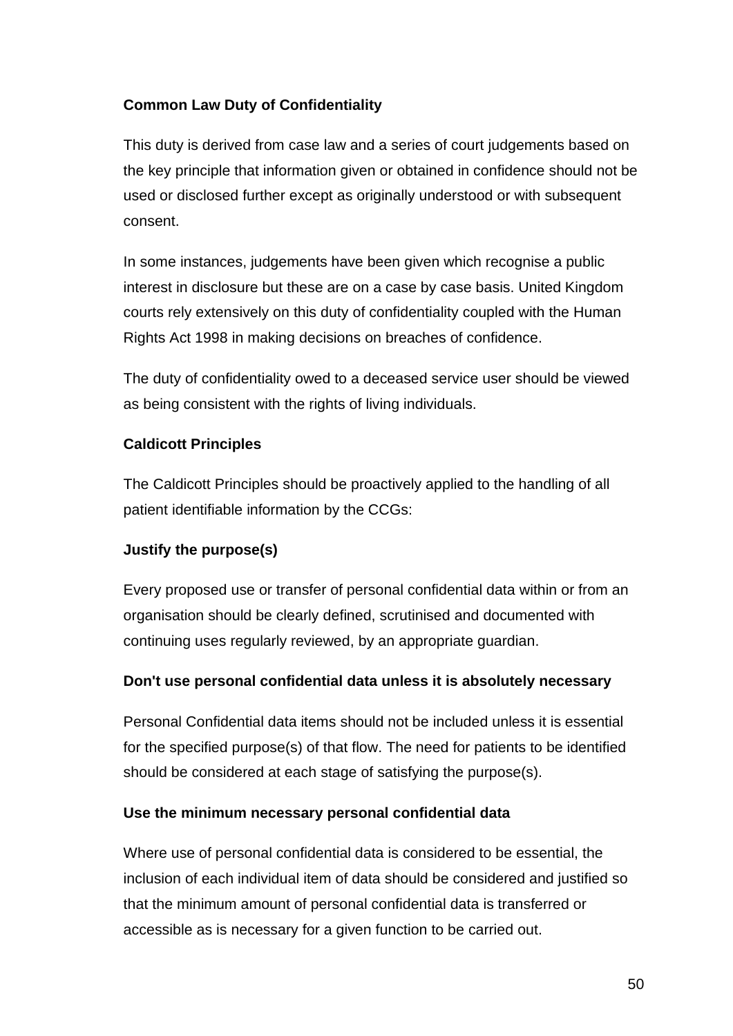**Common Law Duty of Confidentiality**

This duty is derived from case law and a series of court judgements based on the key principle that information given or obtained in confidence should not be used or disclosed further except as originally understood or with subsequent consent.

In some instances, judgements have been given which recognise a public interest in disclosure but these are on a case by case basis. United Kingdom courts rely extensively on this duty of confidentiality coupled with the Human Rights Act 1998 in making decisions on breaches of confidence.

The duty of confidentiality owed to a deceased service user should be viewed as being consistent with the rights of living individuals.

**Caldicott Principles**

The Caldicott Principles should be proactively applied to the handling of all patient identifiable information by the CCGs:

**Justify the purpose(s)**

Every proposed use or transfer of personal confidential data within or from an organisation should be clearly defined, scrutinised and documented with continuing uses regularly reviewed, by an appropriate guardian.

**Don't use personal confidential data unless it is absolutely necessary**

Personal Confidential data items should not be included unless it is essential for the specified purpose(s) of that flow. The need for patients to be identified should be considered at each stage of satisfying the purpose(s).

**Use the minimum necessary personal confidential data**

Where use of personal confidential data is considered to be essential, the inclusion of each individual item of data should be considered and justified so that the minimum amount of personal confidential data is transferred or accessible as is necessary for a given function to be carried out.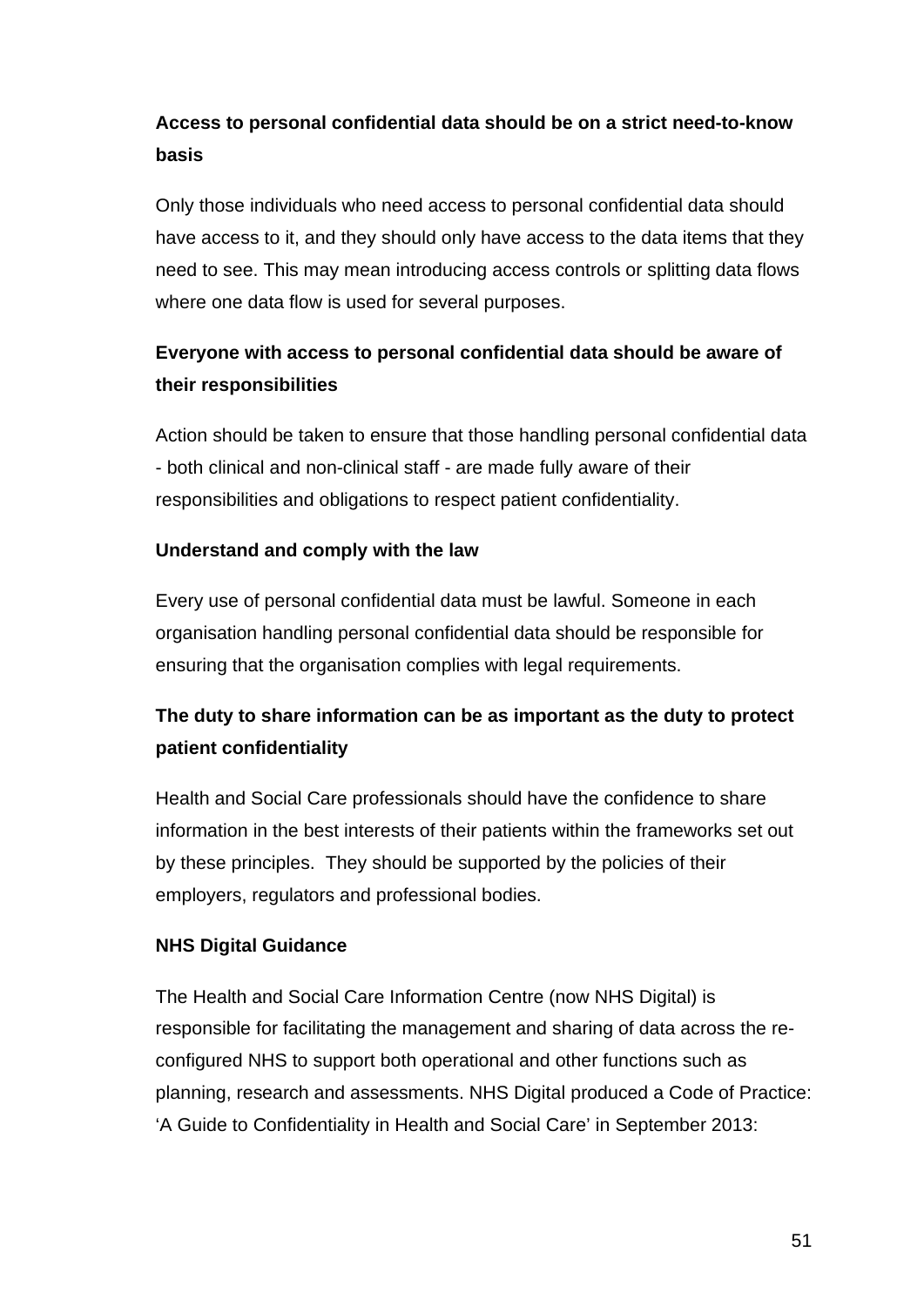**Access to personal confidential data should be on a strict need-to-know basis**

Only those individuals who need access to personal confidential data should have access to it, and they should only have access to the data items that they need to see. This may mean introducing access controls or splitting data flows where one data flow is used for several purposes.

**Everyone with access to personal confidential data should be aware of their responsibilities**

Action should be taken to ensure that those handling personal confidential data - both clinical and non-clinical staff - are made fully aware of their responsibilities and obligations to respect patient confidentiality.

**Understand and comply with the law**

Every use of personal confidential data must be lawful. Someone in each organisation handling personal confidential data should be responsible for ensuring that the organisation complies with legal requirements.

**The duty to share information can be as important as the duty to protect patient confidentiality**

Health and Social Care professionals should have the confidence to share information in the best interests of their patients within the frameworks set out by these principles. They should be supported by the policies of their employers, regulators and professional bodies.

**NHS Digital Guidance**

The Health and Social Care Information Centre (now NHS Digital) is responsible for facilitating the management and sharing of data across the re-configured NHS to support both operational and other functions such as planning, research and assessments. NHS Digital produced a Code of Practice: 'A Guide to Confidentiality in Health and Social Care' in September 2013: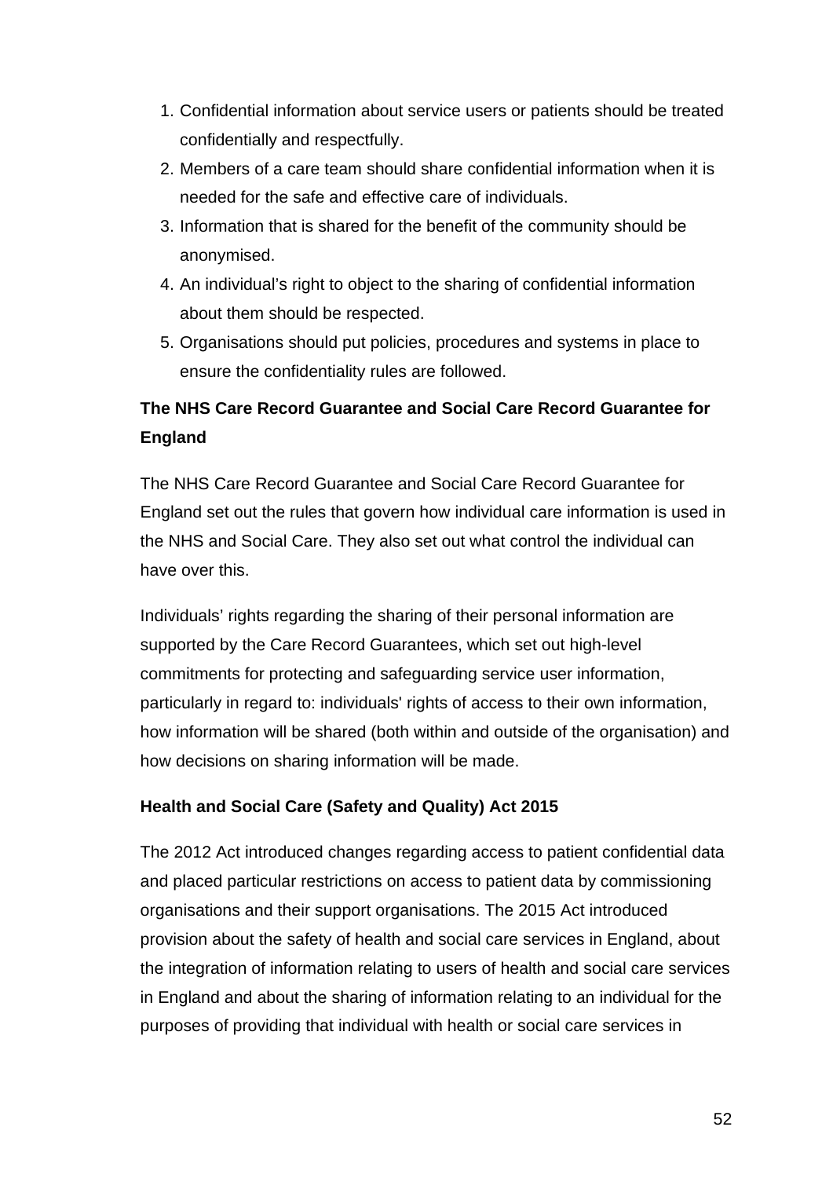1. Confidential information about service users or patients should be treated confidentially and respectfully.
2. Members of a care team should share confidential information when it is needed for the safe and effective care of individuals.
3. Information that is shared for the benefit of the community should be anonymised.
4. An individual's right to object to the sharing of confidential information about them should be respected.
5. Organisations should put policies, procedures and systems in place to ensure the confidentiality rules are followed.

**The NHS Care Record Guarantee and Social Care Record Guarantee for England**

The NHS Care Record Guarantee and Social Care Record Guarantee for England set out the rules that govern how individual care information is used in the NHS and Social Care. They also set out what control the individual can have over this.

Individuals' rights regarding the sharing of their personal information are supported by the Care Record Guarantees, which set out high-level commitments for protecting and safeguarding service user information, particularly in regard to: individuals' rights of access to their own information, how information will be shared (both within and outside of the organisation) and how decisions on sharing information will be made.

**Health and Social Care (Safety and Quality) Act 2015**

The 2012 Act introduced changes regarding access to patient confidential data and placed particular restrictions on access to patient data by commissioning organisations and their support organisations. The 2015 Act introduced provision about the safety of health and social care services in England, about the integration of information relating to users of health and social care services in England and about the sharing of information relating to an individual for the purposes of providing that individual with health or social care services in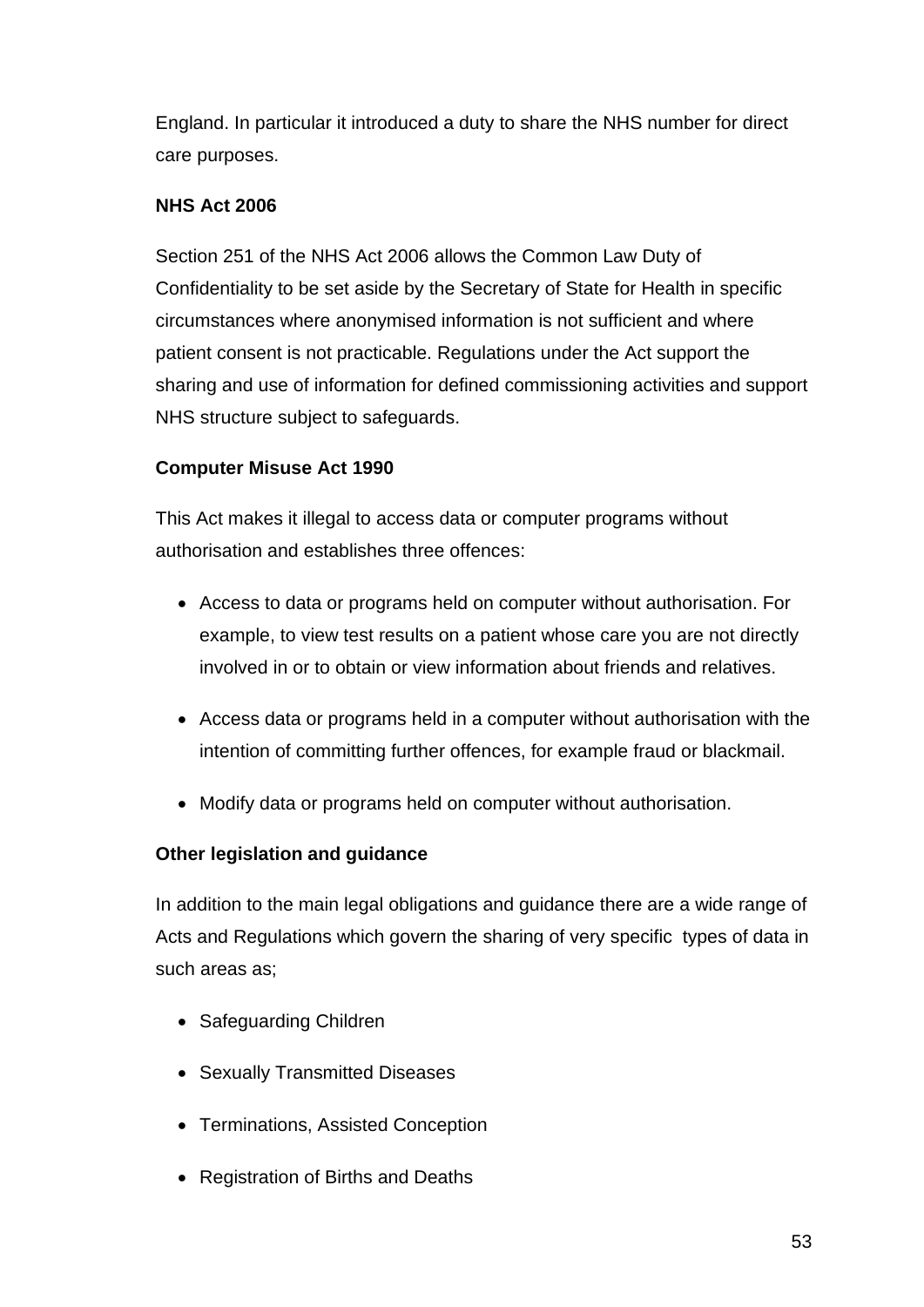England. In particular it introduced a duty to share the NHS number for direct care purposes.

**NHS Act 2006**

Section 251 of the NHS Act 2006 allows the Common Law Duty of Confidentiality to be set aside by the Secretary of State for Health in specific circumstances where anonymised information is not sufficient and where patient consent is not practicable. Regulations under the Act support the sharing and use of information for defined commissioning activities and support NHS structure subject to safeguards.

**Computer Misuse Act 1990**

This Act makes it illegal to access data or computer programs without authorisation and establishes three offences:

- Access to data or programs held on computer without authorisation. For example, to view test results on a patient whose care you are not directly involved in or to obtain or view information about friends and relatives.
- Access data or programs held in a computer without authorisation with the intention of committing further offences, for example fraud or blackmail.
- Modify data or programs held on computer without authorisation.

**Other legislation and guidance**

In addition to the main legal obligations and guidance there are a wide range of Acts and Regulations which govern the sharing of very specific types of data in such areas as;

- Safeguarding Children
- Sexually Transmitted Diseases
- Terminations, Assisted Conception
- Registration of Births and Deaths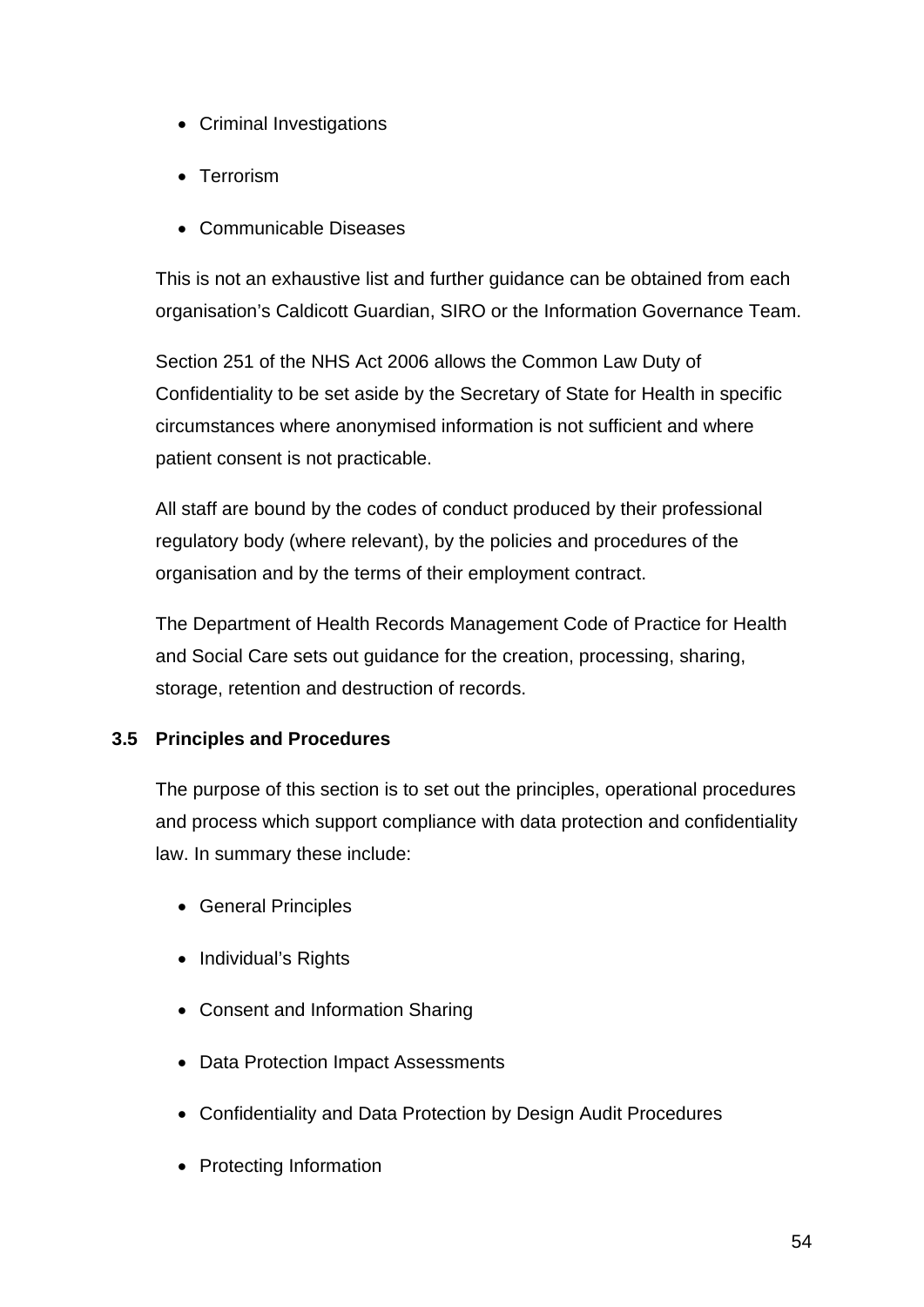- Criminal Investigations
- Terrorism
- Communicable Diseases

This is not an exhaustive list and further guidance can be obtained from each organisation's Caldicott Guardian, SIRO or the Information Governance Team.

Section 251 of the NHS Act 2006 allows the Common Law Duty of Confidentiality to be set aside by the Secretary of State for Health in specific circumstances where anonymised information is not sufficient and where patient consent is not practicable.

All staff are bound by the codes of conduct produced by their professional regulatory body (where relevant), by the policies and procedures of the organisation and by the terms of their employment contract.

The Department of Health Records Management Code of Practice for Health and Social Care sets out guidance for the creation, processing, sharing, storage, retention and destruction of records.

### 3.5 Principles and Procedures

The purpose of this section is to set out the principles, operational procedures and process which support compliance with data protection and confidentiality law. In summary these include:

- General Principles
- Individual's Rights
- Consent and Information Sharing
- Data Protection Impact Assessments
- Confidentiality and Data Protection by Design Audit Procedures
- Protecting Information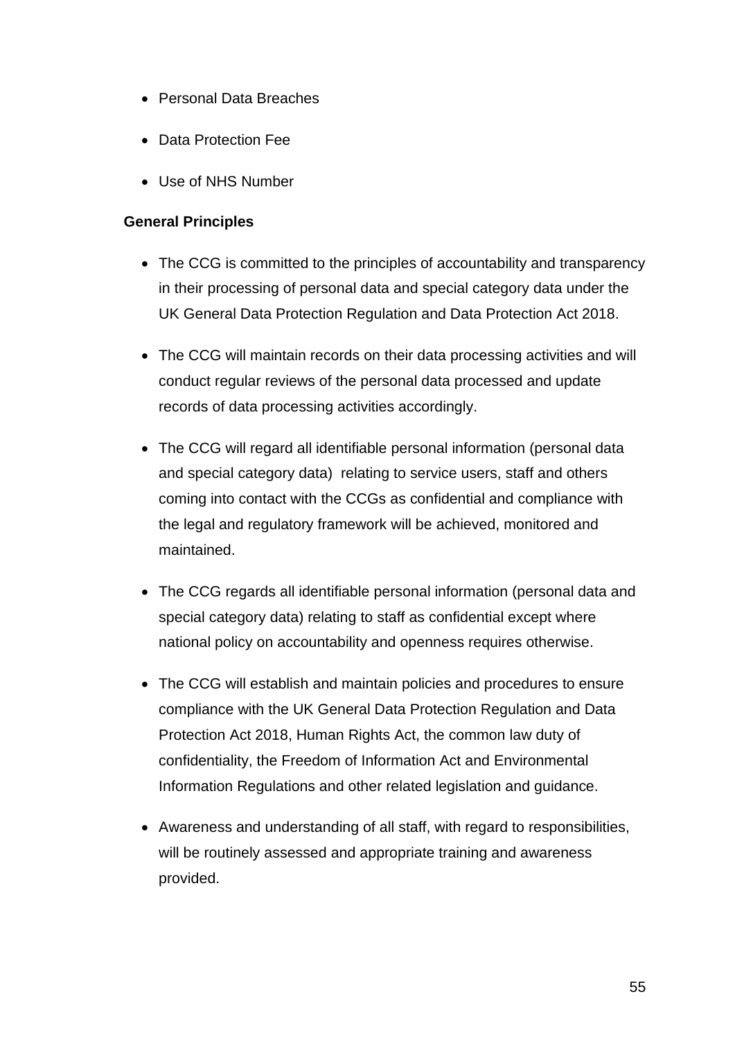- Personal Data Breaches
- Data Protection Fee
- Use of NHS Number

**General Principles**

- The CCG is committed to the principles of accountability and transparency in their processing of personal data and special category data under the UK General Data Protection Regulation and Data Protection Act 2018.
- The CCG will maintain records on their data processing activities and will conduct regular reviews of the personal data processed and update records of data processing activities accordingly.
- The CCG will regard all identifiable personal information (personal data and special category data) relating to service users, staff and others coming into contact with the CCGs as confidential and compliance with the legal and regulatory framework will be achieved, monitored and maintained.
- The CCG regards all identifiable personal information (personal data and special category data) relating to staff as confidential except where national policy on accountability and openness requires otherwise.
- The CCG will establish and maintain policies and procedures to ensure compliance with the UK General Data Protection Regulation and Data Protection Act 2018, Human Rights Act, the common law duty of confidentiality, the Freedom of Information Act and Environmental Information Regulations and other related legislation and guidance.
- Awareness and understanding of all staff, with regard to responsibilities, will be routinely assessed and appropriate training and awareness provided.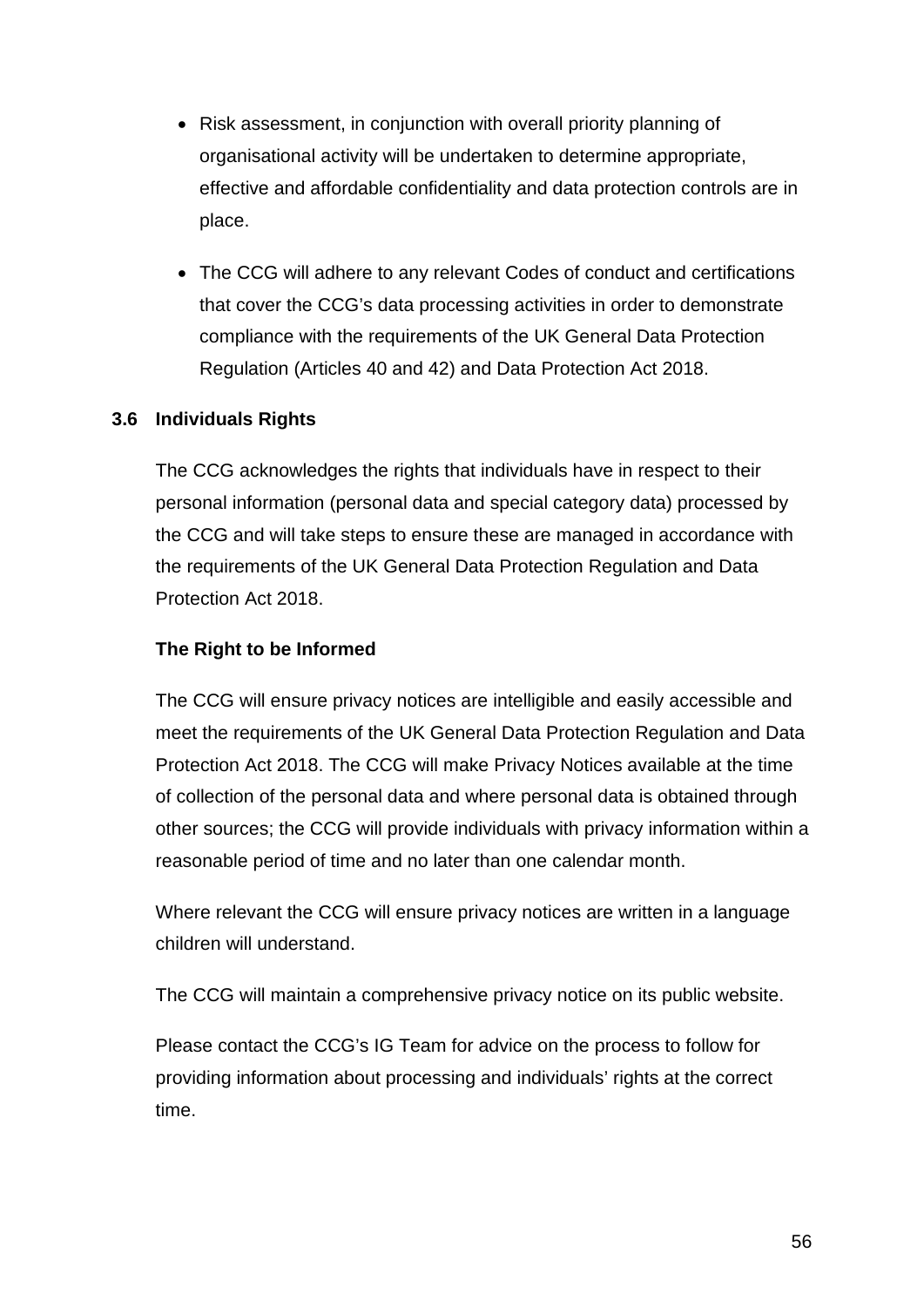- Risk assessment, in conjunction with overall priority planning of organisational activity will be undertaken to determine appropriate, effective and affordable confidentiality and data protection controls are in place.

- The CCG will adhere to any relevant Codes of conduct and certifications that cover the CCG's data processing activities in order to demonstrate compliance with the requirements of the UK General Data Protection Regulation (Articles 40 and 42) and Data Protection Act 2018.

### 3.6 Individuals Rights

The CCG acknowledges the rights that individuals have in respect to their personal information (personal data and special category data) processed by the CCG and will take steps to ensure these are managed in accordance with the requirements of the UK General Data Protection Regulation and Data Protection Act 2018.

**The Right to be Informed**

The CCG will ensure privacy notices are intelligible and easily accessible and meet the requirements of the UK General Data Protection Regulation and Data Protection Act 2018. The CCG will make Privacy Notices available at the time of collection of the personal data and where personal data is obtained through other sources; the CCG will provide individuals with privacy information within a reasonable period of time and no later than one calendar month.

Where relevant the CCG will ensure privacy notices are written in a language children will understand.

The CCG will maintain a comprehensive privacy notice on its public website.

Please contact the CCG's IG Team for advice on the process to follow for providing information about processing and individuals' rights at the correct time.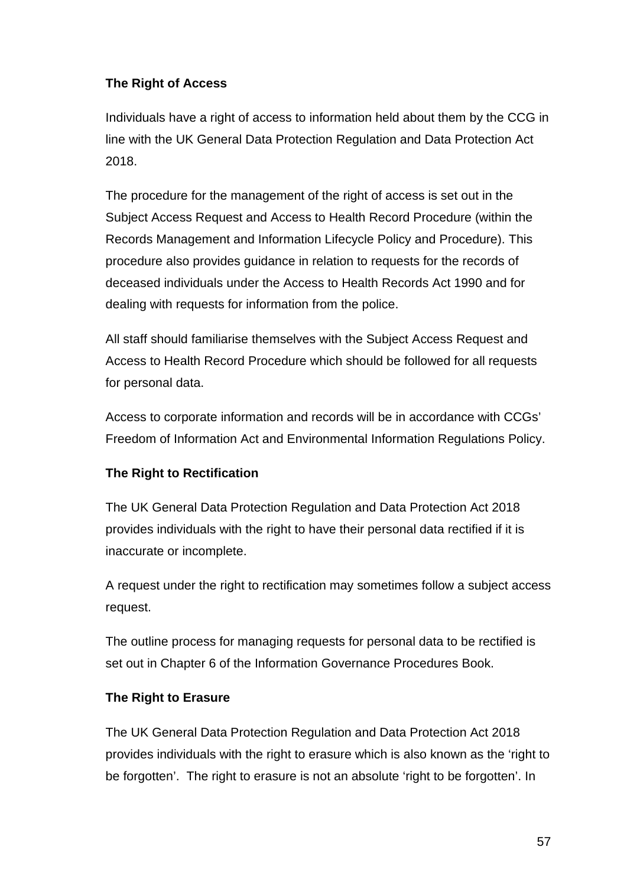**The Right of Access**

Individuals have a right of access to information held about them by the CCG in line with the UK General Data Protection Regulation and Data Protection Act 2018.

The procedure for the management of the right of access is set out in the Subject Access Request and Access to Health Record Procedure (within the Records Management and Information Lifecycle Policy and Procedure). This procedure also provides guidance in relation to requests for the records of deceased individuals under the Access to Health Records Act 1990 and for dealing with requests for information from the police.

All staff should familiarise themselves with the Subject Access Request and Access to Health Record Procedure which should be followed for all requests for personal data.

Access to corporate information and records will be in accordance with CCGs' Freedom of Information Act and Environmental Information Regulations Policy.

**The Right to Rectification**

The UK General Data Protection Regulation and Data Protection Act 2018 provides individuals with the right to have their personal data rectified if it is inaccurate or incomplete.

A request under the right to rectification may sometimes follow a subject access request.

The outline process for managing requests for personal data to be rectified is set out in Chapter 6 of the Information Governance Procedures Book.

**The Right to Erasure**

The UK General Data Protection Regulation and Data Protection Act 2018 provides individuals with the right to erasure which is also known as the 'right to be forgotten'. The right to erasure is not an absolute 'right to be forgotten'. In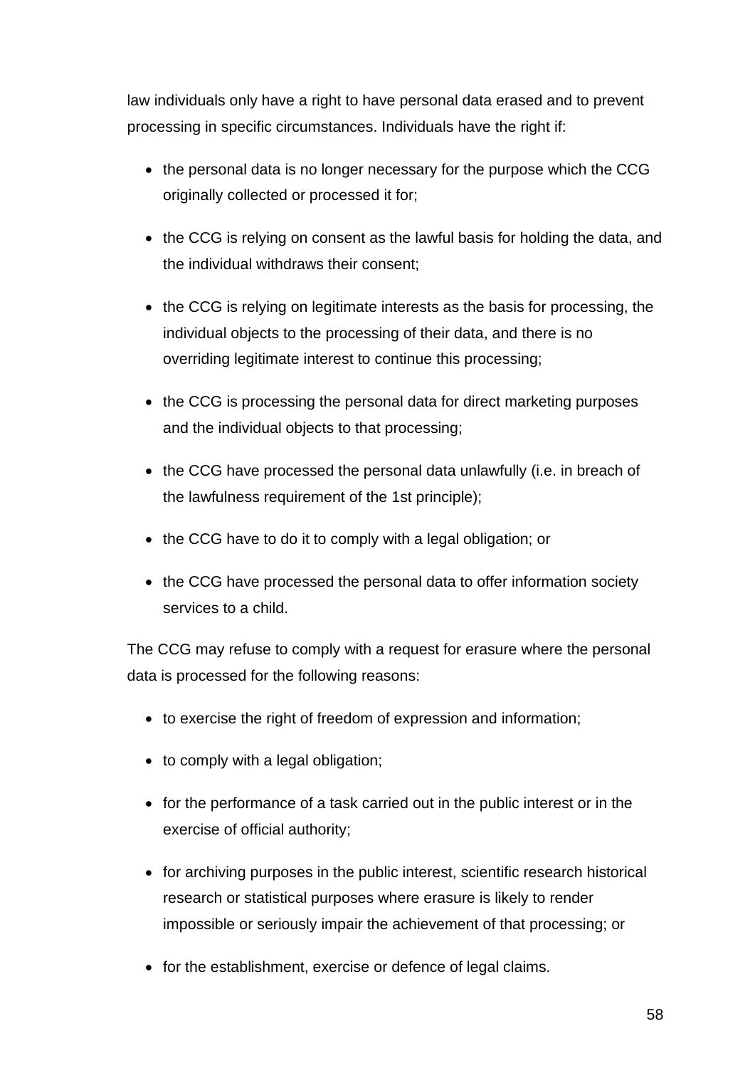law individuals only have a right to have personal data erased and to prevent processing in specific circumstances. Individuals have the right if:

- the personal data is no longer necessary for the purpose which the CCG originally collected or processed it for;
- the CCG is relying on consent as the lawful basis for holding the data, and the individual withdraws their consent;
- the CCG is relying on legitimate interests as the basis for processing, the individual objects to the processing of their data, and there is no overriding legitimate interest to continue this processing;
- the CCG is processing the personal data for direct marketing purposes and the individual objects to that processing;
- the CCG have processed the personal data unlawfully (i.e. in breach of the lawfulness requirement of the 1st principle);
- the CCG have to do it to comply with a legal obligation; or
- the CCG have processed the personal data to offer information society services to a child.

The CCG may refuse to comply with a request for erasure where the personal data is processed for the following reasons:

- to exercise the right of freedom of expression and information;
- to comply with a legal obligation;
- for the performance of a task carried out in the public interest or in the exercise of official authority;
- for archiving purposes in the public interest, scientific research historical research or statistical purposes where erasure is likely to render impossible or seriously impair the achievement of that processing; or
- for the establishment, exercise or defence of legal claims.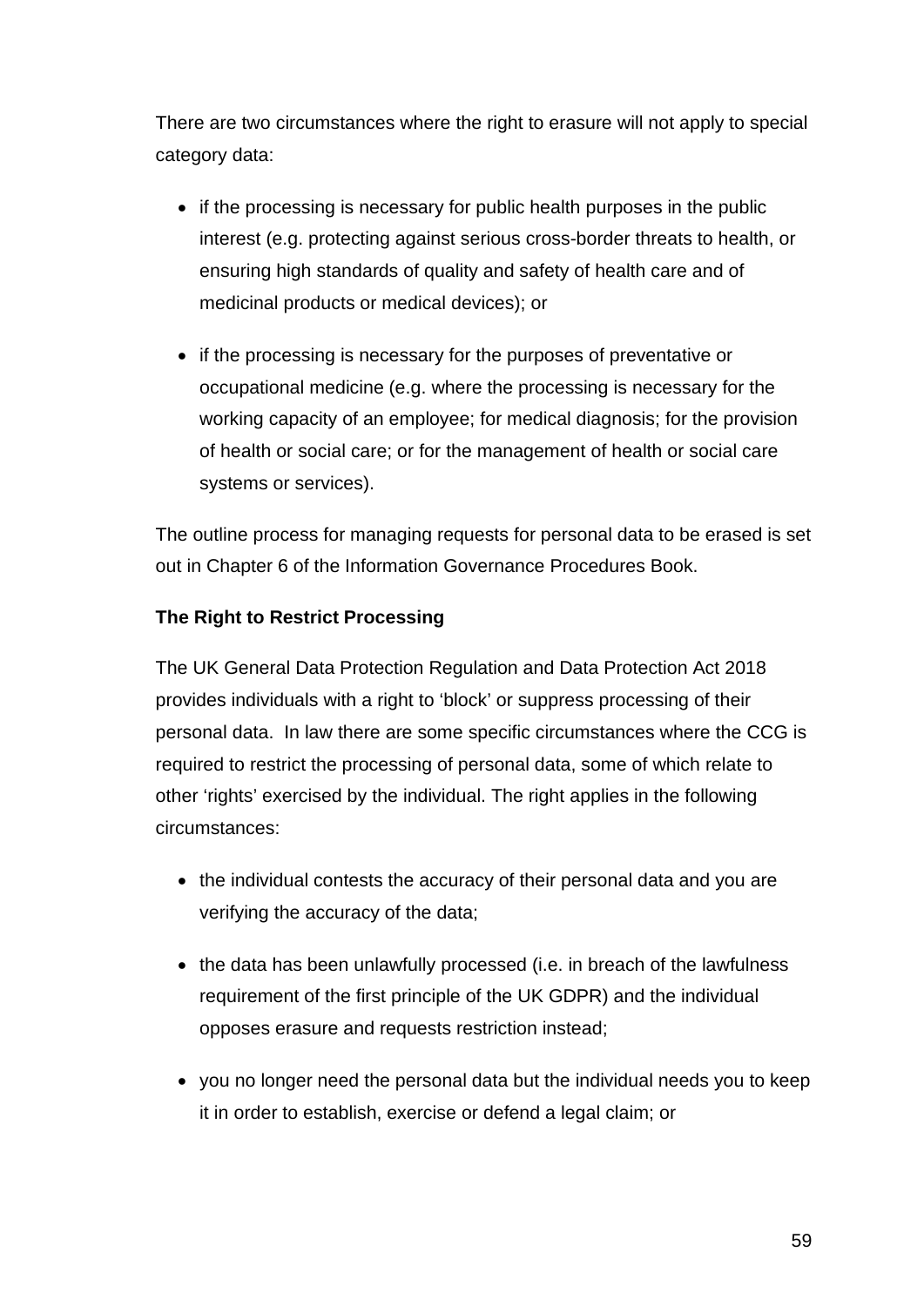There are two circumstances where the right to erasure will not apply to special category data:

- if the processing is necessary for public health purposes in the public interest (e.g. protecting against serious cross-border threats to health, or ensuring high standards of quality and safety of health care and of medicinal products or medical devices); or
- if the processing is necessary for the purposes of preventative or occupational medicine (e.g. where the processing is necessary for the working capacity of an employee; for medical diagnosis; for the provision of health or social care; or for the management of health or social care systems or services).

The outline process for managing requests for personal data to be erased is set out in Chapter 6 of the Information Governance Procedures Book.

**The Right to Restrict Processing**

The UK General Data Protection Regulation and Data Protection Act 2018 provides individuals with a right to 'block' or suppress processing of their personal data. In law there are some specific circumstances where the CCG is required to restrict the processing of personal data, some of which relate to other 'rights' exercised by the individual. The right applies in the following circumstances:

- the individual contests the accuracy of their personal data and you are verifying the accuracy of the data;
- the data has been unlawfully processed (i.e. in breach of the lawfulness requirement of the first principle of the UK GDPR) and the individual opposes erasure and requests restriction instead;
- you no longer need the personal data but the individual needs you to keep it in order to establish, exercise or defend a legal claim; or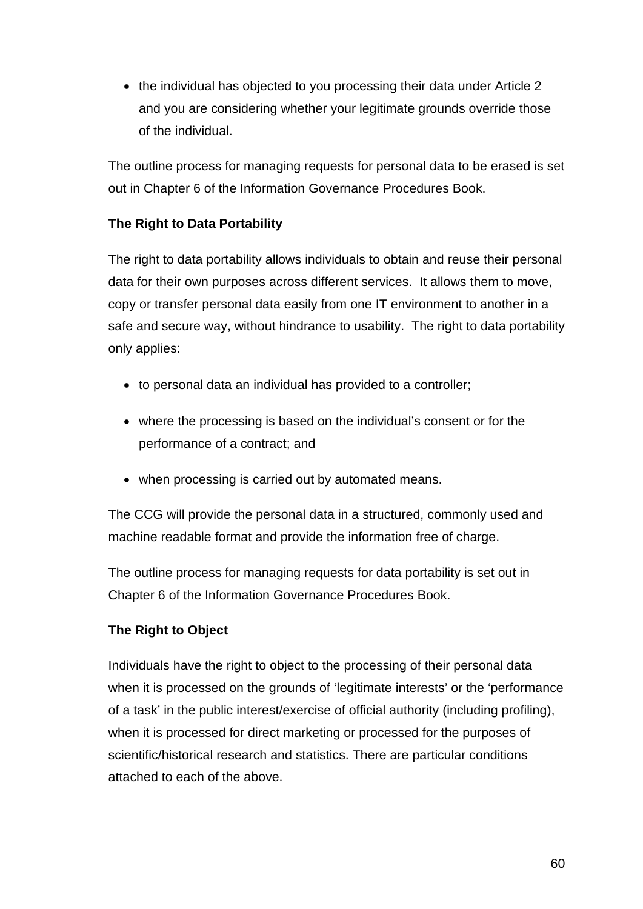- the individual has objected to you processing their data under Article 2 and you are considering whether your legitimate grounds override those of the individual.

The outline process for managing requests for personal data to be erased is set out in Chapter 6 of the Information Governance Procedures Book.

**The Right to Data Portability**

The right to data portability allows individuals to obtain and reuse their personal data for their own purposes across different services. It allows them to move, copy or transfer personal data easily from one IT environment to another in a safe and secure way, without hindrance to usability. The right to data portability only applies:

- to personal data an individual has provided to a controller;
- where the processing is based on the individual's consent or for the performance of a contract; and
- when processing is carried out by automated means.

The CCG will provide the personal data in a structured, commonly used and machine readable format and provide the information free of charge.

The outline process for managing requests for data portability is set out in Chapter 6 of the Information Governance Procedures Book.

**The Right to Object**

Individuals have the right to object to the processing of their personal data when it is processed on the grounds of 'legitimate interests' or the 'performance of a task' in the public interest/exercise of official authority (including profiling), when it is processed for direct marketing or processed for the purposes of scientific/historical research and statistics. There are particular conditions attached to each of the above.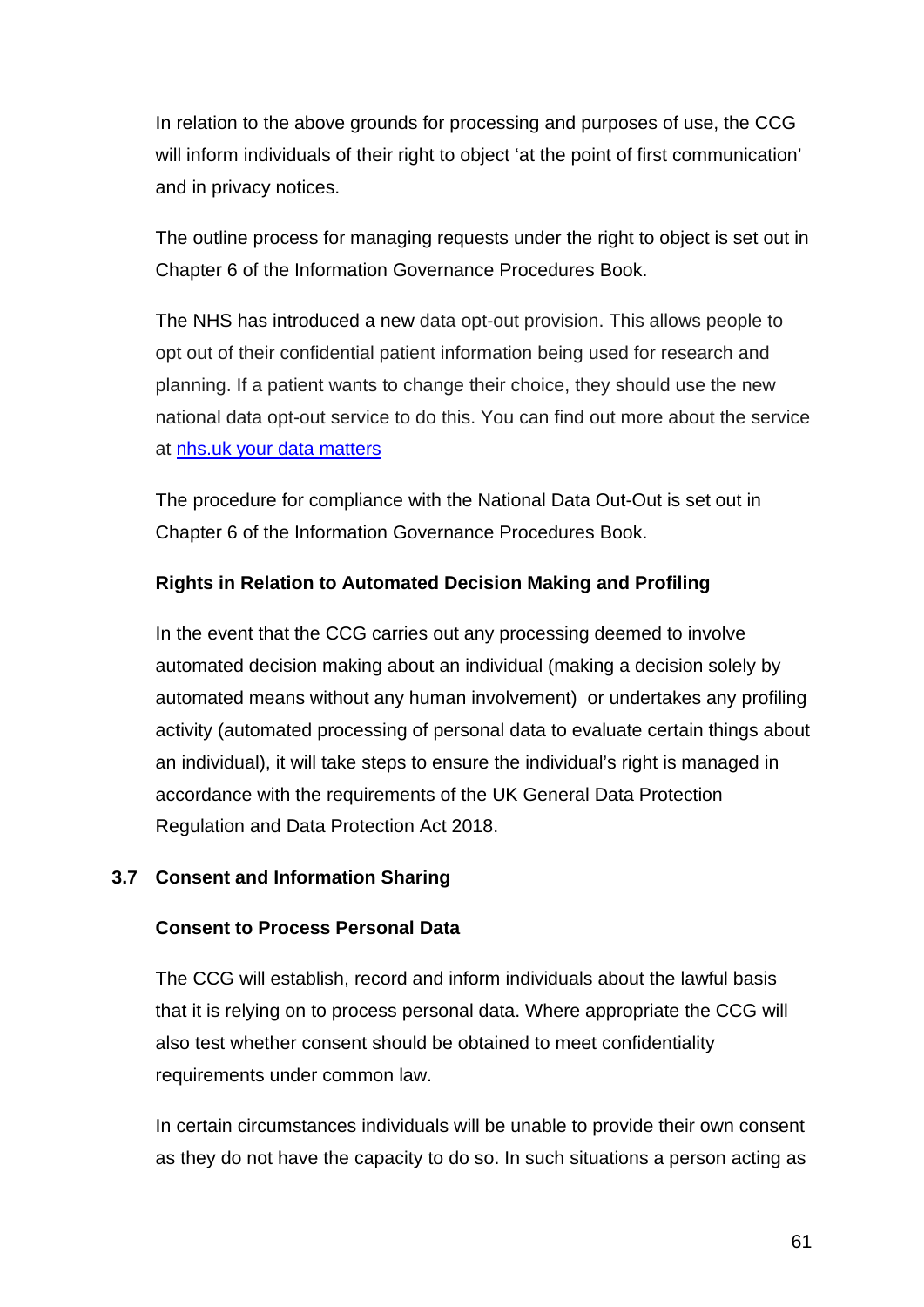In relation to the above grounds for processing and purposes of use, the CCG will inform individuals of their right to object 'at the point of first communication' and in privacy notices.

The outline process for managing requests under the right to object is set out in Chapter 6 of the Information Governance Procedures Book.

The NHS has introduced a new data opt-out provision. This allows people to opt out of their confidential patient information being used for research and planning. If a patient wants to change their choice, they should use the new national data opt-out service to do this. You can find out more about the service at [nhs.uk your data matters]()

The procedure for compliance with the National Data Out-Out is set out in Chapter 6 of the Information Governance Procedures Book.

**Rights in Relation to Automated Decision Making and Profiling**

In the event that the CCG carries out any processing deemed to involve automated decision making about an individual (making a decision solely by automated means without any human involvement) or undertakes any profiling activity (automated processing of personal data to evaluate certain things about an individual), it will take steps to ensure the individual's right is managed in accordance with the requirements of the UK General Data Protection Regulation and Data Protection Act 2018.

## 3.7 Consent and Information Sharing

**Consent to Process Personal Data**

The CCG will establish, record and inform individuals about the lawful basis that it is relying on to process personal data. Where appropriate the CCG will also test whether consent should be obtained to meet confidentiality requirements under common law.

In certain circumstances individuals will be unable to provide their own consent as they do not have the capacity to do so. In such situations a person acting as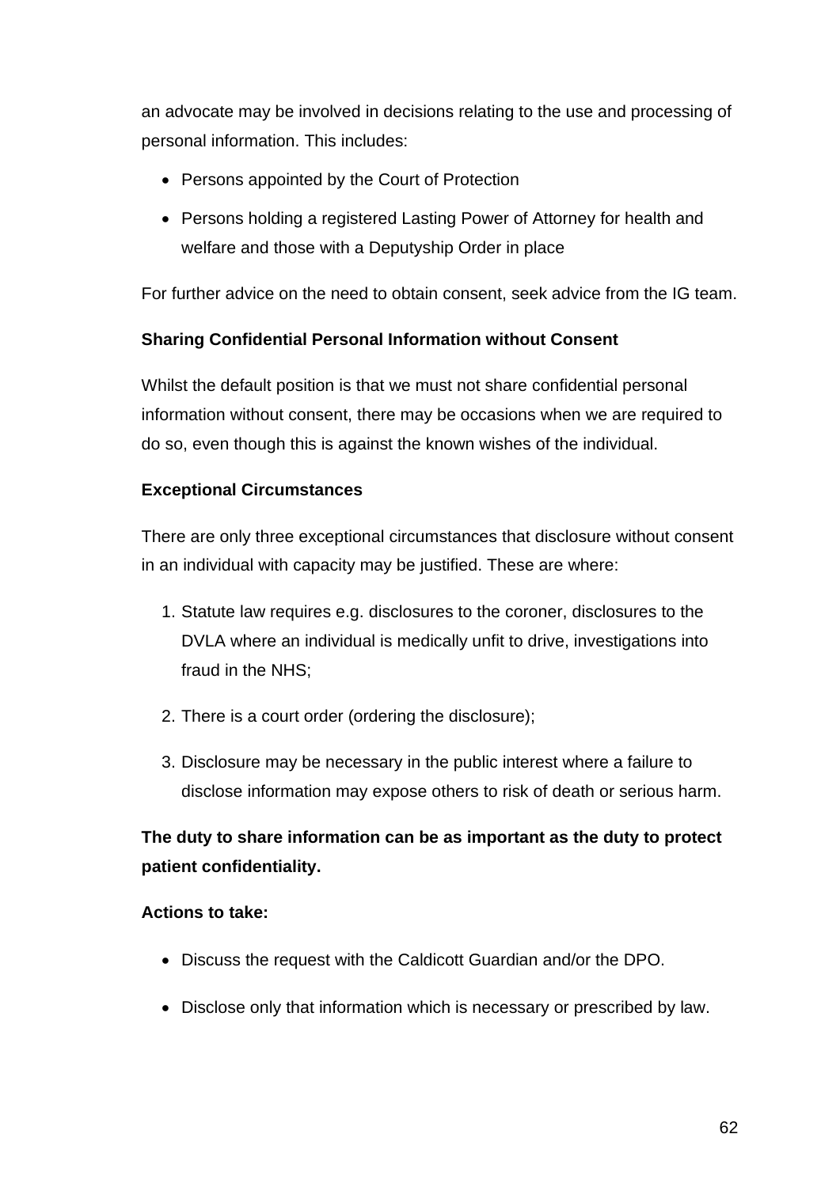an advocate may be involved in decisions relating to the use and processing of personal information. This includes:

- Persons appointed by the Court of Protection
- Persons holding a registered Lasting Power of Attorney for health and welfare and those with a Deputyship Order in place

For further advice on the need to obtain consent, seek advice from the IG team.

**Sharing Confidential Personal Information without Consent**

Whilst the default position is that we must not share confidential personal information without consent, there may be occasions when we are required to do so, even though this is against the known wishes of the individual.

**Exceptional Circumstances**

There are only three exceptional circumstances that disclosure without consent in an individual with capacity may be justified. These are where:

1. Statute law requires e.g. disclosures to the coroner, disclosures to the DVLA where an individual is medically unfit to drive, investigations into fraud in the NHS;
2. There is a court order (ordering the disclosure);
3. Disclosure may be necessary in the public interest where a failure to disclose information may expose others to risk of death or serious harm.

**The duty to share information can be as important as the duty to protect patient confidentiality.**

**Actions to take:**

- Discuss the request with the Caldicott Guardian and/or the DPO.
- Disclose only that information which is necessary or prescribed by law.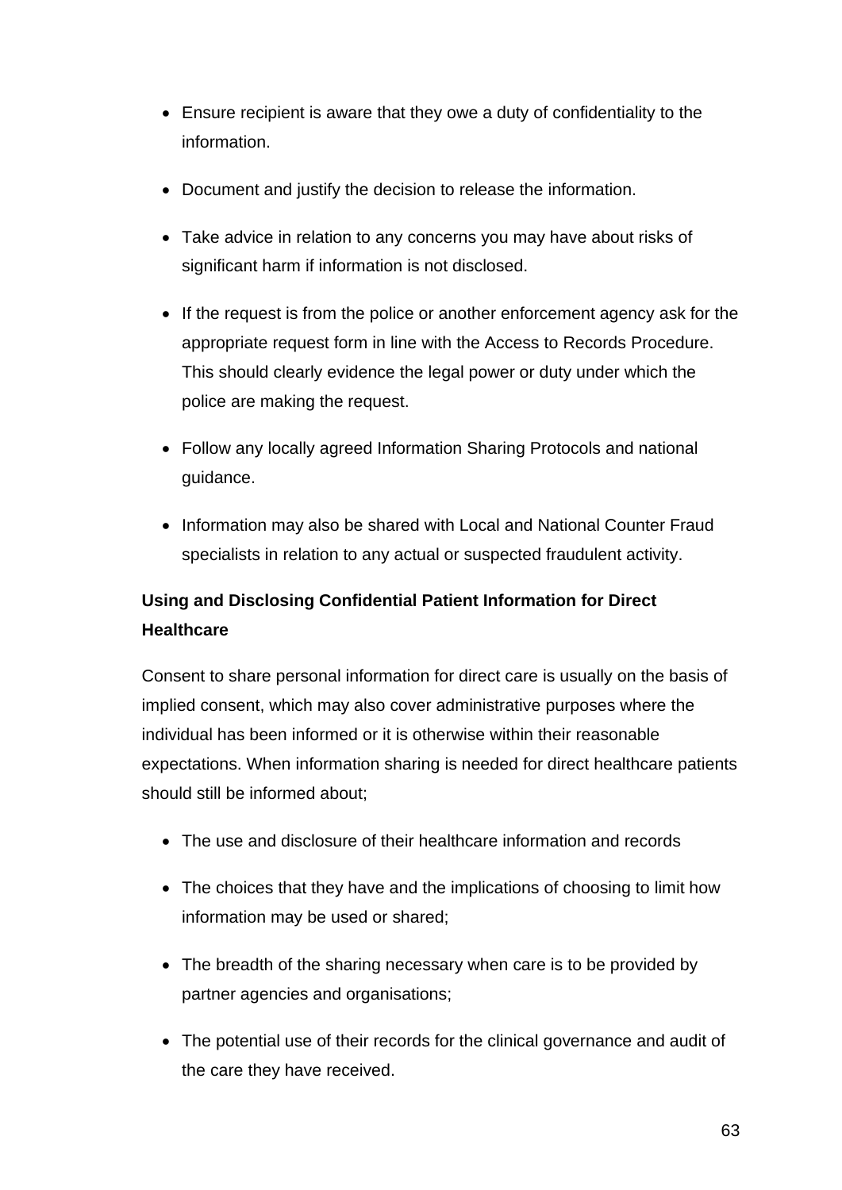- Ensure recipient is aware that they owe a duty of confidentiality to the information.
- Document and justify the decision to release the information.
- Take advice in relation to any concerns you may have about risks of significant harm if information is not disclosed.
- If the request is from the police or another enforcement agency ask for the appropriate request form in line with the Access to Records Procedure. This should clearly evidence the legal power or duty under which the police are making the request.
- Follow any locally agreed Information Sharing Protocols and national guidance.
- Information may also be shared with Local and National Counter Fraud specialists in relation to any actual or suspected fraudulent activity.

**Using and Disclosing Confidential Patient Information for Direct Healthcare**

Consent to share personal information for direct care is usually on the basis of implied consent, which may also cover administrative purposes where the individual has been informed or it is otherwise within their reasonable expectations. When information sharing is needed for direct healthcare patients should still be informed about;

- The use and disclosure of their healthcare information and records
- The choices that they have and the implications of choosing to limit how information may be used or shared;
- The breadth of the sharing necessary when care is to be provided by partner agencies and organisations;
- The potential use of their records for the clinical governance and audit of the care they have received.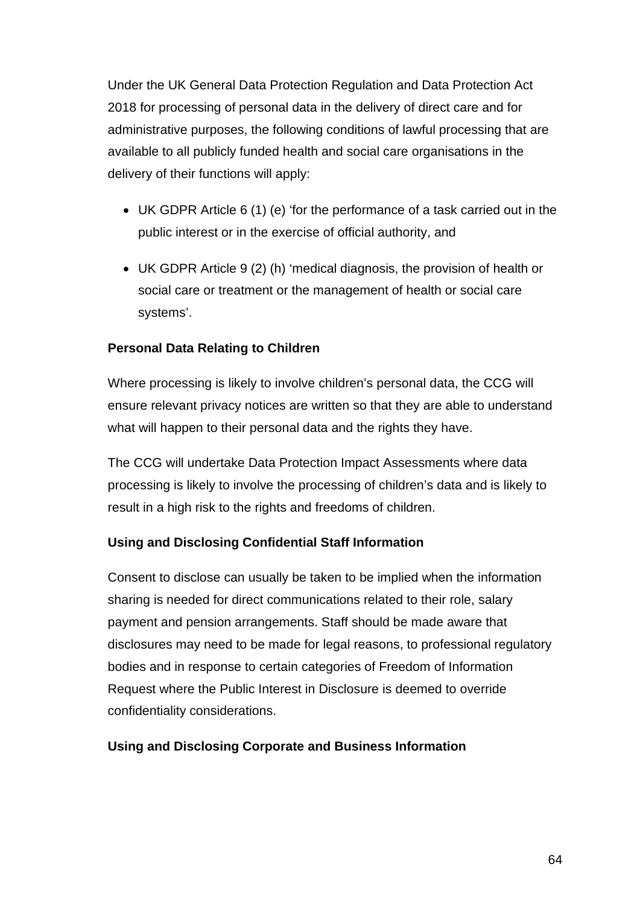Under the UK General Data Protection Regulation and Data Protection Act 2018 for processing of personal data in the delivery of direct care and for administrative purposes, the following conditions of lawful processing that are available to all publicly funded health and social care organisations in the delivery of their functions will apply:

- UK GDPR Article 6 (1) (e) 'for the performance of a task carried out in the public interest or in the exercise of official authority, and
- UK GDPR Article 9 (2) (h) 'medical diagnosis, the provision of health or social care or treatment or the management of health or social care systems'.

**Personal Data Relating to Children**

Where processing is likely to involve children's personal data, the CCG will ensure relevant privacy notices are written so that they are able to understand what will happen to their personal data and the rights they have.

The CCG will undertake Data Protection Impact Assessments where data processing is likely to involve the processing of children's data and is likely to result in a high risk to the rights and freedoms of children.

**Using and Disclosing Confidential Staff Information**

Consent to disclose can usually be taken to be implied when the information sharing is needed for direct communications related to their role, salary payment and pension arrangements. Staff should be made aware that disclosures may need to be made for legal reasons, to professional regulatory bodies and in response to certain categories of Freedom of Information Request where the Public Interest in Disclosure is deemed to override confidentiality considerations.

**Using and Disclosing Corporate and Business Information**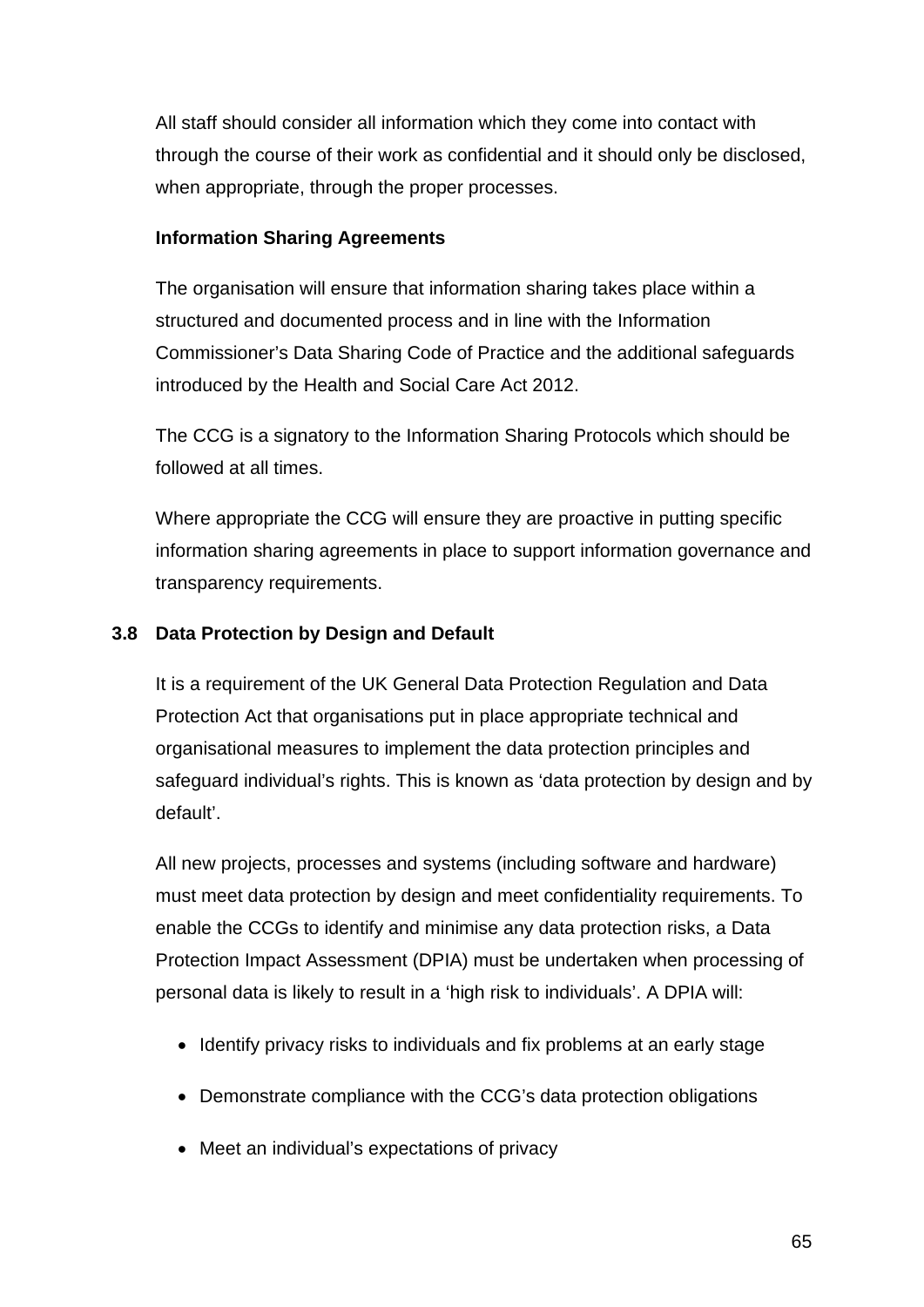All staff should consider all information which they come into contact with through the course of their work as confidential and it should only be disclosed, when appropriate, through the proper processes.

**Information Sharing Agreements**

The organisation will ensure that information sharing takes place within a structured and documented process and in line with the Information Commissioner's Data Sharing Code of Practice and the additional safeguards introduced by the Health and Social Care Act 2012.

The CCG is a signatory to the Information Sharing Protocols which should be followed at all times.

Where appropriate the CCG will ensure they are proactive in putting specific information sharing agreements in place to support information governance and transparency requirements.

### 3.8 Data Protection by Design and Default

It is a requirement of the UK General Data Protection Regulation and Data Protection Act that organisations put in place appropriate technical and organisational measures to implement the data protection principles and safeguard individual's rights. This is known as 'data protection by design and by default'.

All new projects, processes and systems (including software and hardware) must meet data protection by design and meet confidentiality requirements. To enable the CCGs to identify and minimise any data protection risks, a Data Protection Impact Assessment (DPIA) must be undertaken when processing of personal data is likely to result in a 'high risk to individuals'. A DPIA will:

- Identify privacy risks to individuals and fix problems at an early stage
- Demonstrate compliance with the CCG's data protection obligations
- Meet an individual's expectations of privacy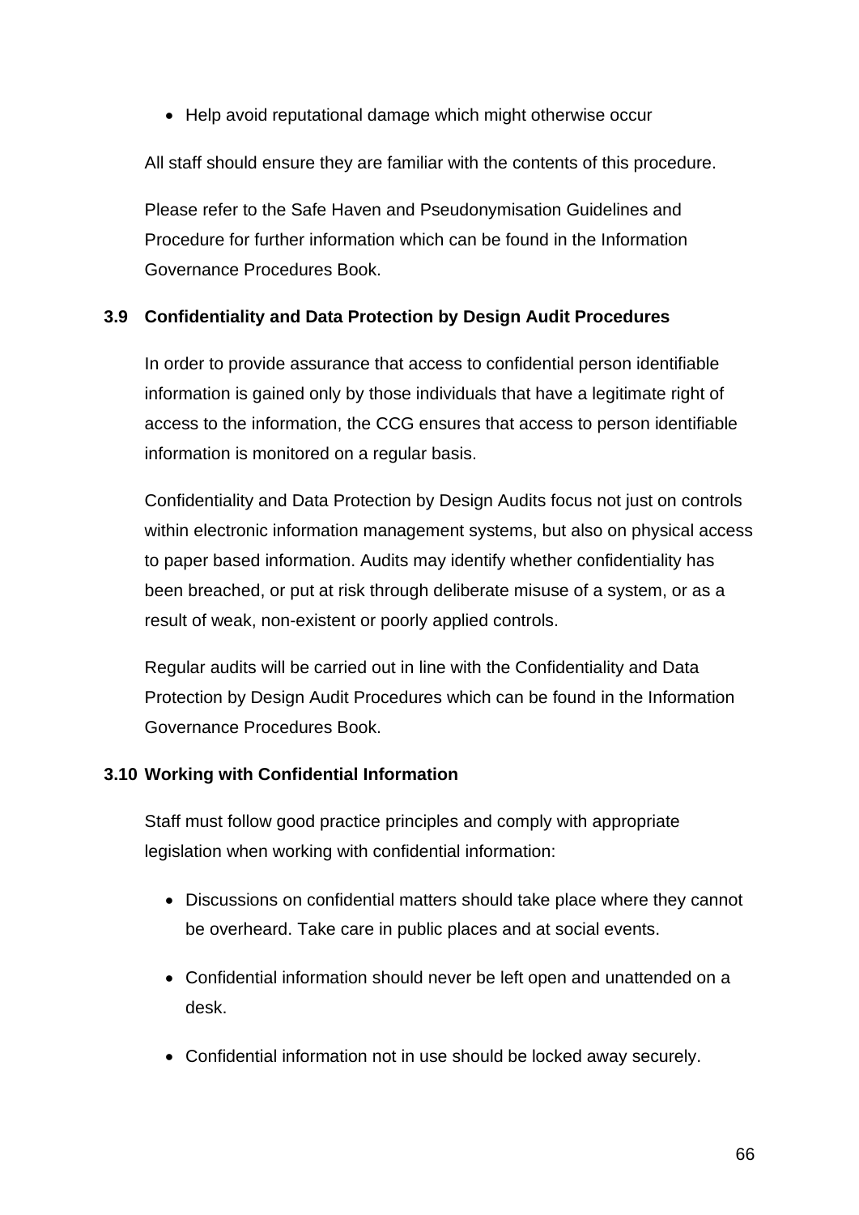- Help avoid reputational damage which might otherwise occur

All staff should ensure they are familiar with the contents of this procedure.

Please refer to the Safe Haven and Pseudonymisation Guidelines and Procedure for further information which can be found in the Information Governance Procedures Book.

### 3.9 Confidentiality and Data Protection by Design Audit Procedures

In order to provide assurance that access to confidential person identifiable information is gained only by those individuals that have a legitimate right of access to the information, the CCG ensures that access to person identifiable information is monitored on a regular basis.

Confidentiality and Data Protection by Design Audits focus not just on controls within electronic information management systems, but also on physical access to paper based information. Audits may identify whether confidentiality has been breached, or put at risk through deliberate misuse of a system, or as a result of weak, non-existent or poorly applied controls.

Regular audits will be carried out in line with the Confidentiality and Data Protection by Design Audit Procedures which can be found in the Information Governance Procedures Book.

### 3.10 Working with Confidential Information

Staff must follow good practice principles and comply with appropriate legislation when working with confidential information:

- Discussions on confidential matters should take place where they cannot be overheard. Take care in public places and at social events.
- Confidential information should never be left open and unattended on a desk.
- Confidential information not in use should be locked away securely.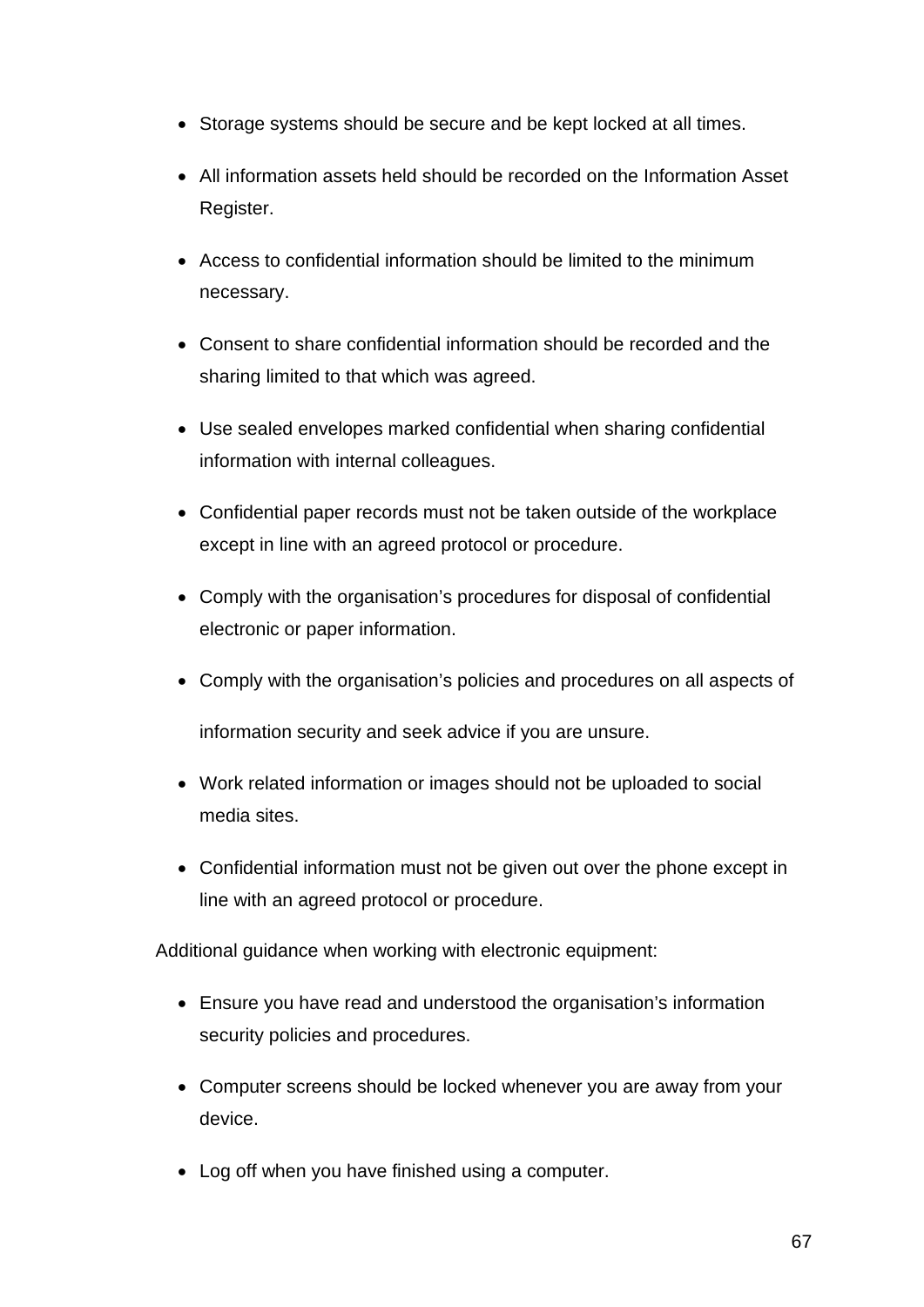- Storage systems should be secure and be kept locked at all times.
- All information assets held should be recorded on the Information Asset Register.
- Access to confidential information should be limited to the minimum necessary.
- Consent to share confidential information should be recorded and the sharing limited to that which was agreed.
- Use sealed envelopes marked confidential when sharing confidential information with internal colleagues.
- Confidential paper records must not be taken outside of the workplace except in line with an agreed protocol or procedure.
- Comply with the organisation's procedures for disposal of confidential electronic or paper information.
- Comply with the organisation's policies and procedures on all aspects of information security and seek advice if you are unsure.
- Work related information or images should not be uploaded to social media sites.
- Confidential information must not be given out over the phone except in line with an agreed protocol or procedure.

Additional guidance when working with electronic equipment:

- Ensure you have read and understood the organisation's information security policies and procedures.
- Computer screens should be locked whenever you are away from your device.
- Log off when you have finished using a computer.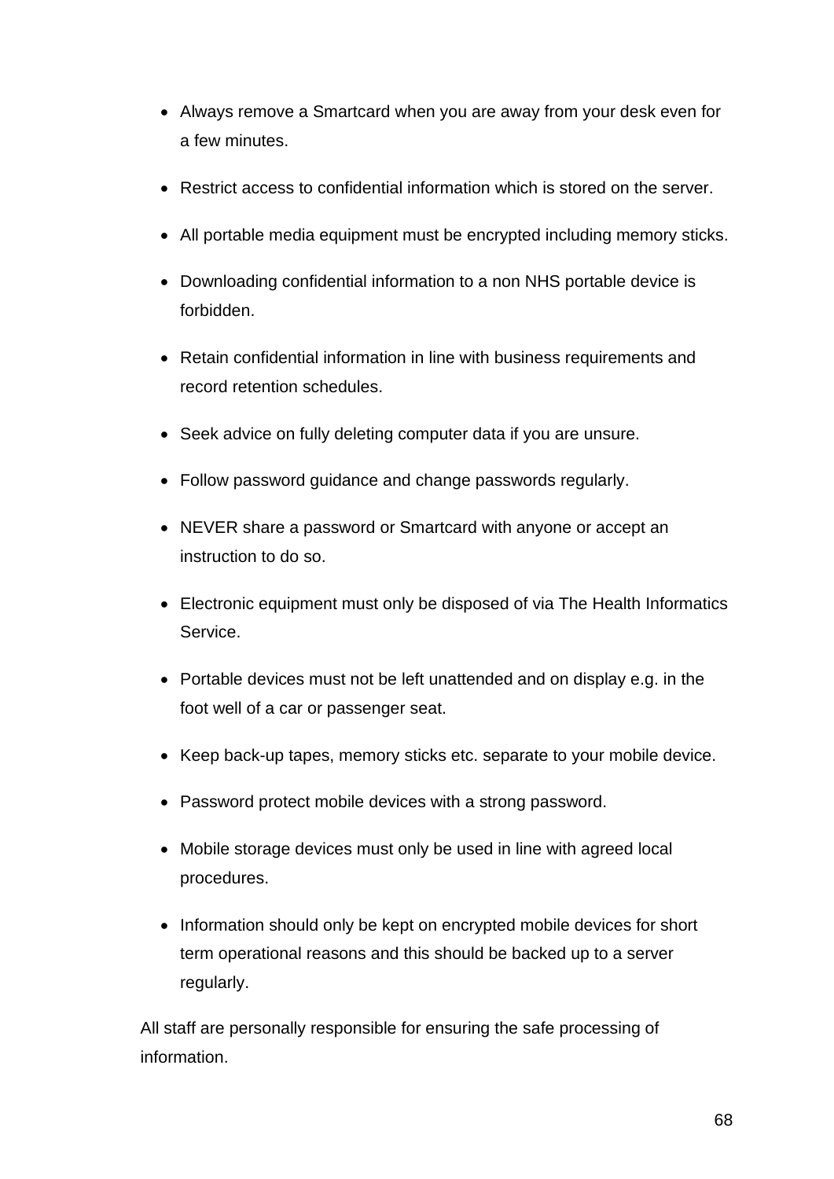- Always remove a Smartcard when you are away from your desk even for a few minutes.
- Restrict access to confidential information which is stored on the server.
- All portable media equipment must be encrypted including memory sticks.
- Downloading confidential information to a non NHS portable device is forbidden.
- Retain confidential information in line with business requirements and record retention schedules.
- Seek advice on fully deleting computer data if you are unsure.
- Follow password guidance and change passwords regularly.
- NEVER share a password or Smartcard with anyone or accept an instruction to do so.
- Electronic equipment must only be disposed of via The Health Informatics Service.
- Portable devices must not be left unattended and on display e.g. in the foot well of a car or passenger seat.
- Keep back-up tapes, memory sticks etc. separate to your mobile device.
- Password protect mobile devices with a strong password.
- Mobile storage devices must only be used in line with agreed local procedures.
- Information should only be kept on encrypted mobile devices for short term operational reasons and this should be backed up to a server regularly.

All staff are personally responsible for ensuring the safe processing of information.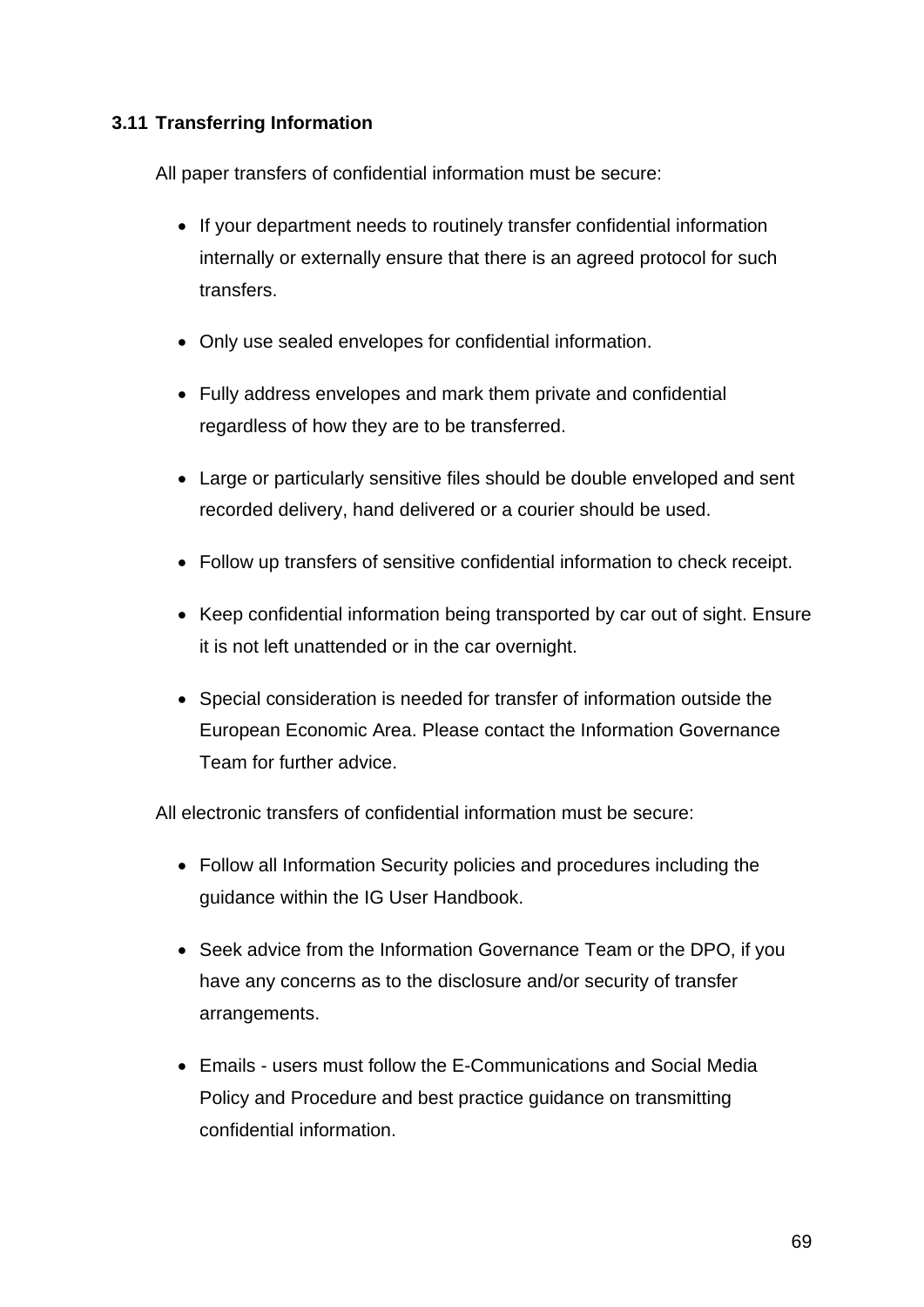### 3.11 Transferring Information

All paper transfers of confidential information must be secure:

- If your department needs to routinely transfer confidential information internally or externally ensure that there is an agreed protocol for such transfers.
- Only use sealed envelopes for confidential information.
- Fully address envelopes and mark them private and confidential regardless of how they are to be transferred.
- Large or particularly sensitive files should be double enveloped and sent recorded delivery, hand delivered or a courier should be used.
- Follow up transfers of sensitive confidential information to check receipt.
- Keep confidential information being transported by car out of sight. Ensure it is not left unattended or in the car overnight.
- Special consideration is needed for transfer of information outside the European Economic Area. Please contact the Information Governance Team for further advice.

All electronic transfers of confidential information must be secure:

- Follow all Information Security policies and procedures including the guidance within the IG User Handbook.
- Seek advice from the Information Governance Team or the DPO, if you have any concerns as to the disclosure and/or security of transfer arrangements.
- Emails - users must follow the E-Communications and Social Media Policy and Procedure and best practice guidance on transmitting confidential information.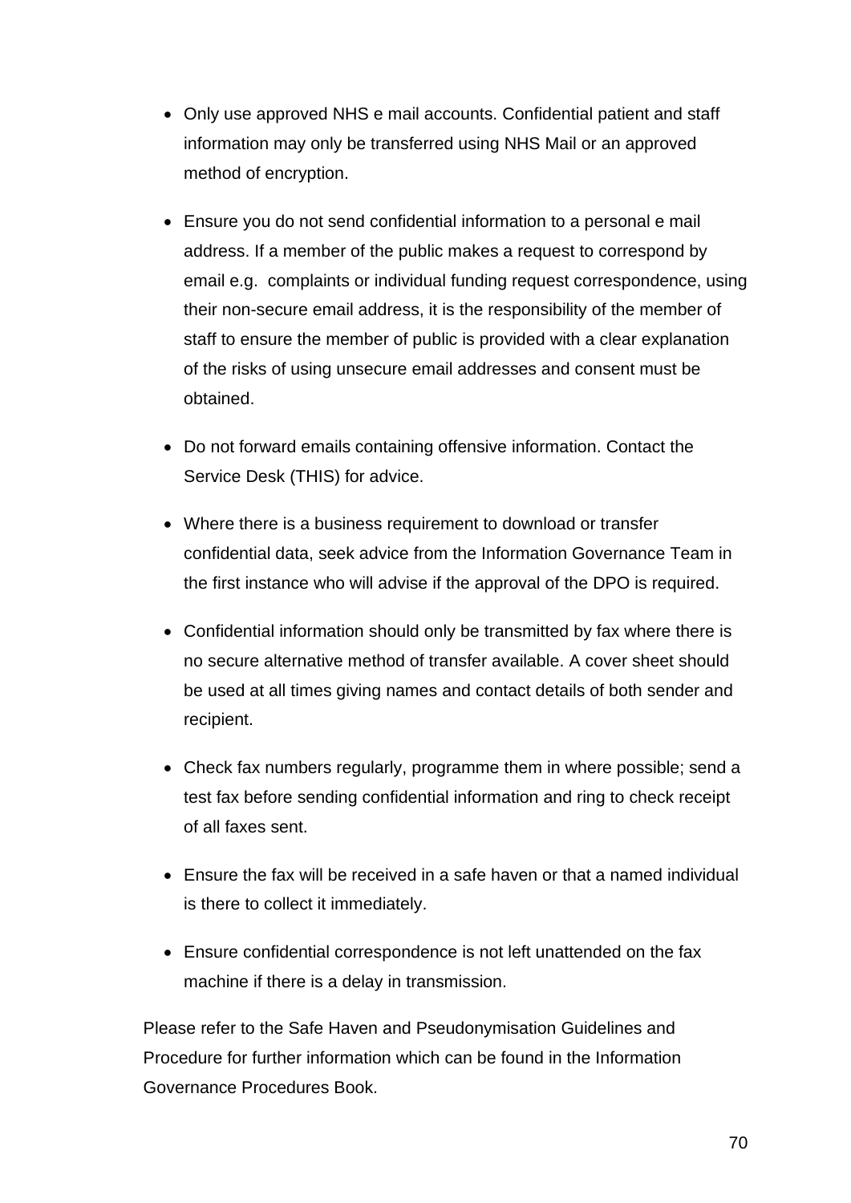- Only use approved NHS e mail accounts. Confidential patient and staff information may only be transferred using NHS Mail or an approved method of encryption.
- Ensure you do not send confidential information to a personal e mail address. If a member of the public makes a request to correspond by email e.g. complaints or individual funding request correspondence, using their non-secure email address, it is the responsibility of the member of staff to ensure the member of public is provided with a clear explanation of the risks of using unsecure email addresses and consent must be obtained.
- Do not forward emails containing offensive information. Contact the Service Desk (THIS) for advice.
- Where there is a business requirement to download or transfer confidential data, seek advice from the Information Governance Team in the first instance who will advise if the approval of the DPO is required.
- Confidential information should only be transmitted by fax where there is no secure alternative method of transfer available. A cover sheet should be used at all times giving names and contact details of both sender and recipient.
- Check fax numbers regularly, programme them in where possible; send a test fax before sending confidential information and ring to check receipt of all faxes sent.
- Ensure the fax will be received in a safe haven or that a named individual is there to collect it immediately.
- Ensure confidential correspondence is not left unattended on the fax machine if there is a delay in transmission.

Please refer to the Safe Haven and Pseudonymisation Guidelines and Procedure for further information which can be found in the Information Governance Procedures Book.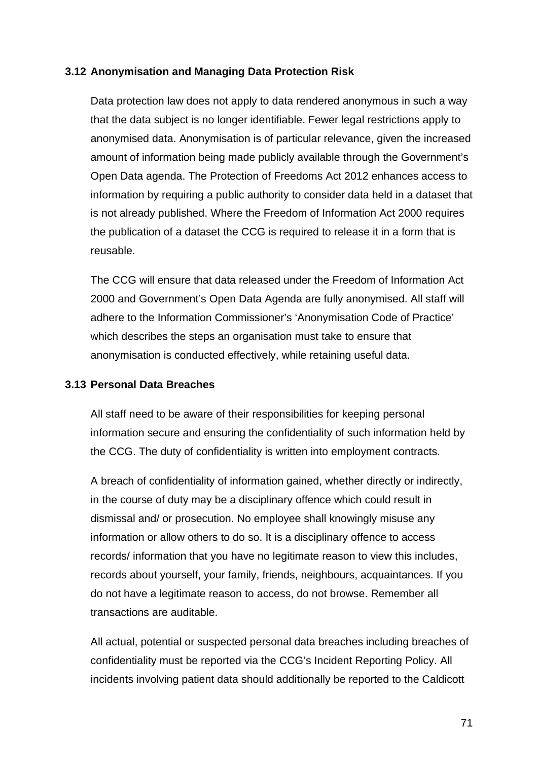### 3.12 Anonymisation and Managing Data Protection Risk

Data protection law does not apply to data rendered anonymous in such a way that the data subject is no longer identifiable. Fewer legal restrictions apply to anonymised data. Anonymisation is of particular relevance, given the increased amount of information being made publicly available through the Government's Open Data agenda. The Protection of Freedoms Act 2012 enhances access to information by requiring a public authority to consider data held in a dataset that is not already published. Where the Freedom of Information Act 2000 requires the publication of a dataset the CCG is required to release it in a form that is reusable.

The CCG will ensure that data released under the Freedom of Information Act 2000 and Government's Open Data Agenda are fully anonymised. All staff will adhere to the Information Commissioner's 'Anonymisation Code of Practice' which describes the steps an organisation must take to ensure that anonymisation is conducted effectively, while retaining useful data.

### 3.13 Personal Data Breaches

All staff need to be aware of their responsibilities for keeping personal information secure and ensuring the confidentiality of such information held by the CCG. The duty of confidentiality is written into employment contracts.

A breach of confidentiality of information gained, whether directly or indirectly, in the course of duty may be a disciplinary offence which could result in dismissal and/ or prosecution. No employee shall knowingly misuse any information or allow others to do so. It is a disciplinary offence to access records/ information that you have no legitimate reason to view this includes, records about yourself, your family, friends, neighbours, acquaintances. If you do not have a legitimate reason to access, do not browse. Remember all transactions are auditable.

All actual, potential or suspected personal data breaches including breaches of confidentiality must be reported via the CCG's Incident Reporting Policy. All incidents involving patient data should additionally be reported to the Caldicott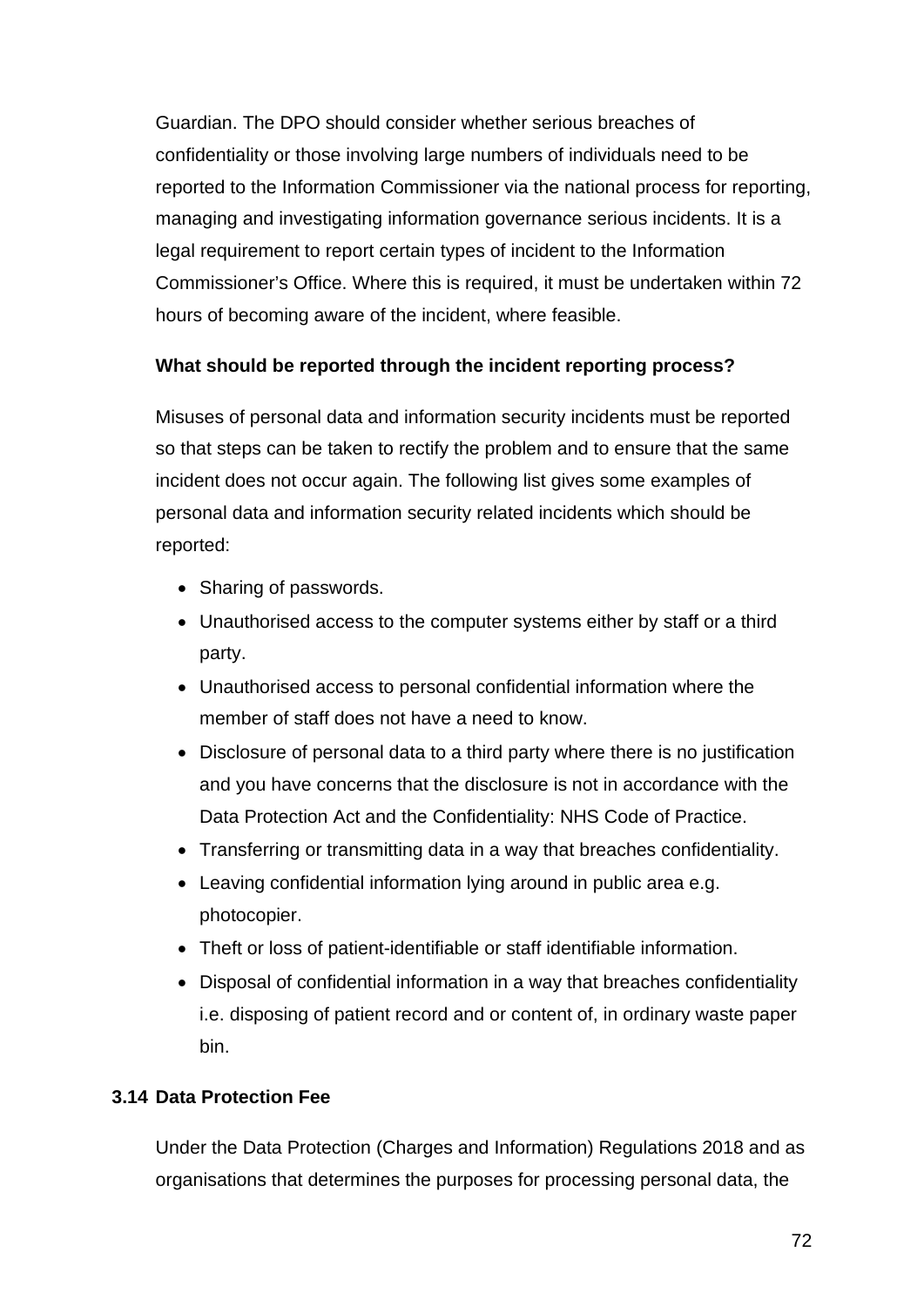Guardian. The DPO should consider whether serious breaches of confidentiality or those involving large numbers of individuals need to be reported to the Information Commissioner via the national process for reporting, managing and investigating information governance serious incidents. It is a legal requirement to report certain types of incident to the Information Commissioner's Office. Where this is required, it must be undertaken within 72 hours of becoming aware of the incident, where feasible.

**What should be reported through the incident reporting process?**

Misuses of personal data and information security incidents must be reported so that steps can be taken to rectify the problem and to ensure that the same incident does not occur again. The following list gives some examples of personal data and information security related incidents which should be reported:

- Sharing of passwords.
- Unauthorised access to the computer systems either by staff or a third party.
- Unauthorised access to personal confidential information where the member of staff does not have a need to know.
- Disclosure of personal data to a third party where there is no justification and you have concerns that the disclosure is not in accordance with the Data Protection Act and the Confidentiality: NHS Code of Practice.
- Transferring or transmitting data in a way that breaches confidentiality.
- Leaving confidential information lying around in public area e.g. photocopier.
- Theft or loss of patient-identifiable or staff identifiable information.
- Disposal of confidential information in a way that breaches confidentiality i.e. disposing of patient record and or content of, in ordinary waste paper bin.

### 3.14 Data Protection Fee

Under the Data Protection (Charges and Information) Regulations 2018 and as organisations that determines the purposes for processing personal data, the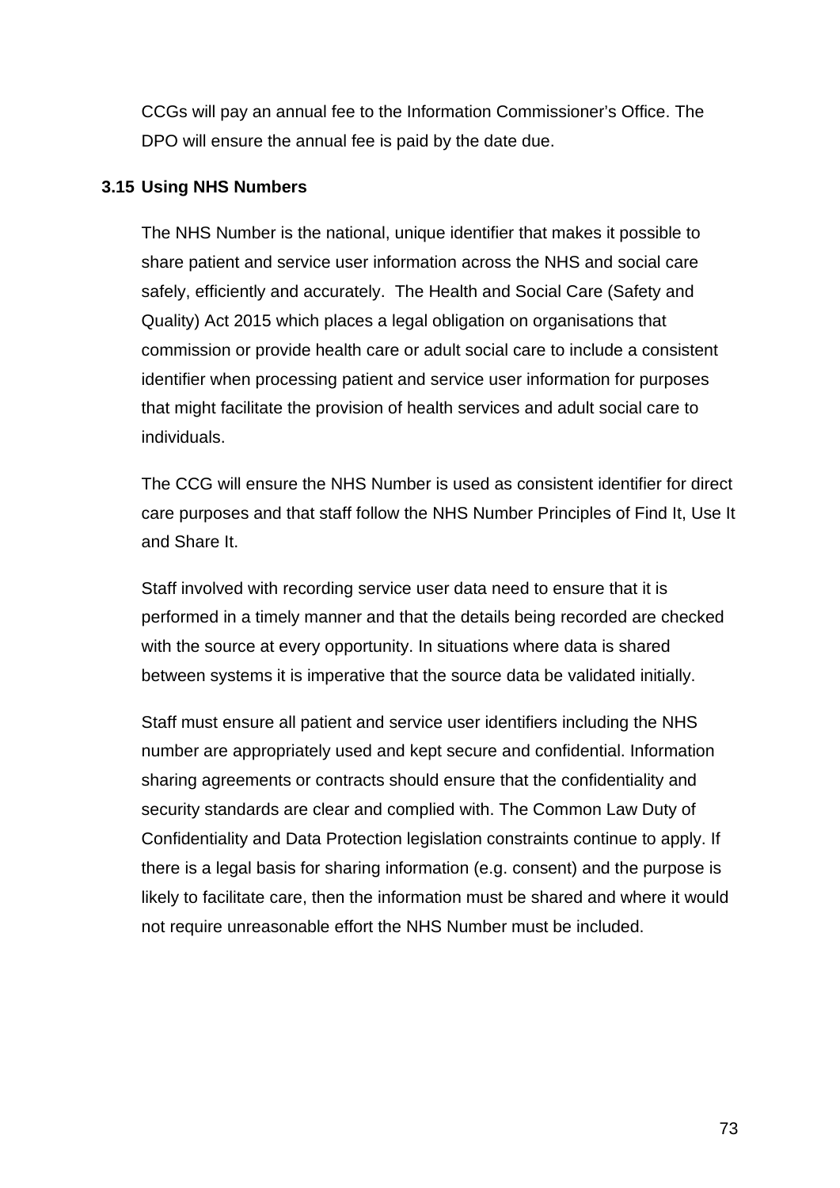CCGs will pay an annual fee to the Information Commissioner's Office. The DPO will ensure the annual fee is paid by the date due.

### 3.15 Using NHS Numbers

The NHS Number is the national, unique identifier that makes it possible to share patient and service user information across the NHS and social care safely, efficiently and accurately. The Health and Social Care (Safety and Quality) Act 2015 which places a legal obligation on organisations that commission or provide health care or adult social care to include a consistent identifier when processing patient and service user information for purposes that might facilitate the provision of health services and adult social care to individuals.

The CCG will ensure the NHS Number is used as consistent identifier for direct care purposes and that staff follow the NHS Number Principles of Find It, Use It and Share It.

Staff involved with recording service user data need to ensure that it is performed in a timely manner and that the details being recorded are checked with the source at every opportunity. In situations where data is shared between systems it is imperative that the source data be validated initially.

Staff must ensure all patient and service user identifiers including the NHS number are appropriately used and kept secure and confidential. Information sharing agreements or contracts should ensure that the confidentiality and security standards are clear and complied with. The Common Law Duty of Confidentiality and Data Protection legislation constraints continue to apply. If there is a legal basis for sharing information (e.g. consent) and the purpose is likely to facilitate care, then the information must be shared and where it would not require unreasonable effort the NHS Number must be included.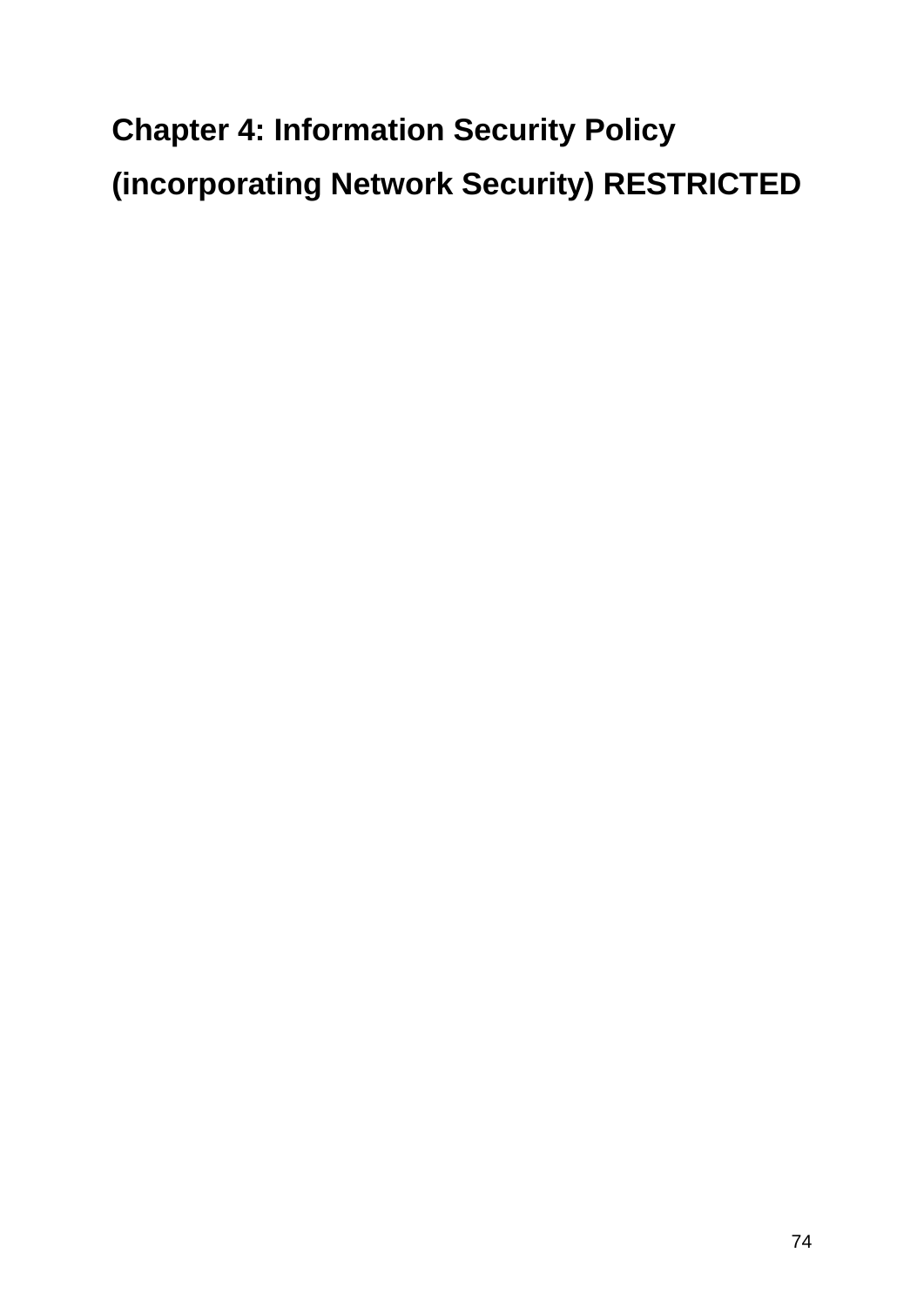# Chapter 4: Information Security Policy (incorporating Network Security) RESTRICTED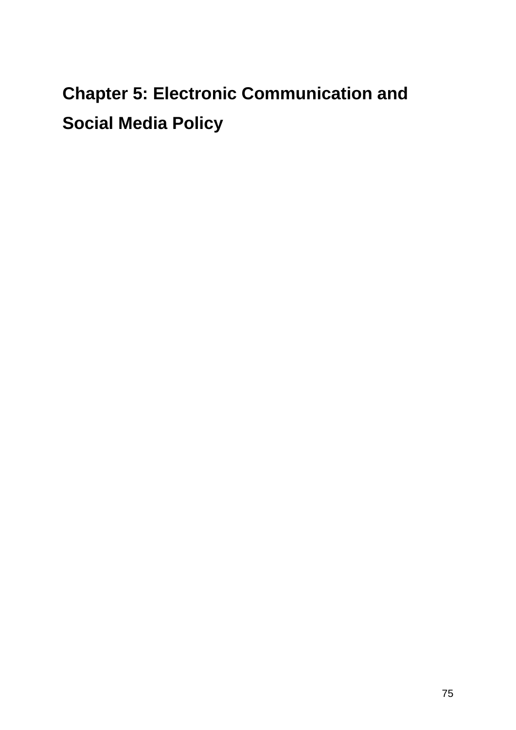# Chapter 5: Electronic Communication and Social Media Policy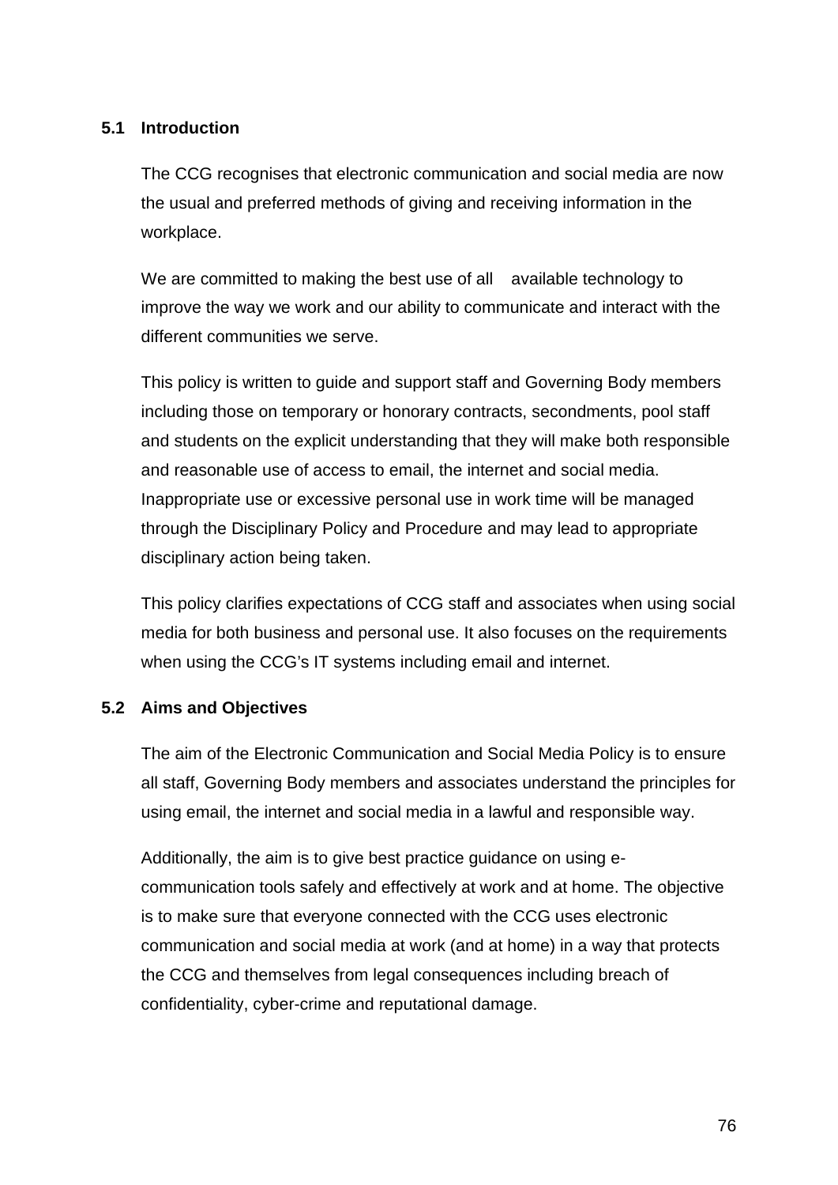### 5.1 Introduction

The CCG recognises that electronic communication and social media are now the usual and preferred methods of giving and receiving information in the workplace.

We are committed to making the best use of all available technology to improve the way we work and our ability to communicate and interact with the different communities we serve.

This policy is written to guide and support staff and Governing Body members including those on temporary or honorary contracts, secondments, pool staff and students on the explicit understanding that they will make both responsible and reasonable use of access to email, the internet and social media. Inappropriate use or excessive personal use in work time will be managed through the Disciplinary Policy and Procedure and may lead to appropriate disciplinary action being taken.

This policy clarifies expectations of CCG staff and associates when using social media for both business and personal use. It also focuses on the requirements when using the CCG's IT systems including email and internet.

### 5.2 Aims and Objectives

The aim of the Electronic Communication and Social Media Policy is to ensure all staff, Governing Body members and associates understand the principles for using email, the internet and social media in a lawful and responsible way.

Additionally, the aim is to give best practice guidance on using e-communication tools safely and effectively at work and at home. The objective is to make sure that everyone connected with the CCG uses electronic communication and social media at work (and at home) in a way that protects the CCG and themselves from legal consequences including breach of confidentiality, cyber-crime and reputational damage.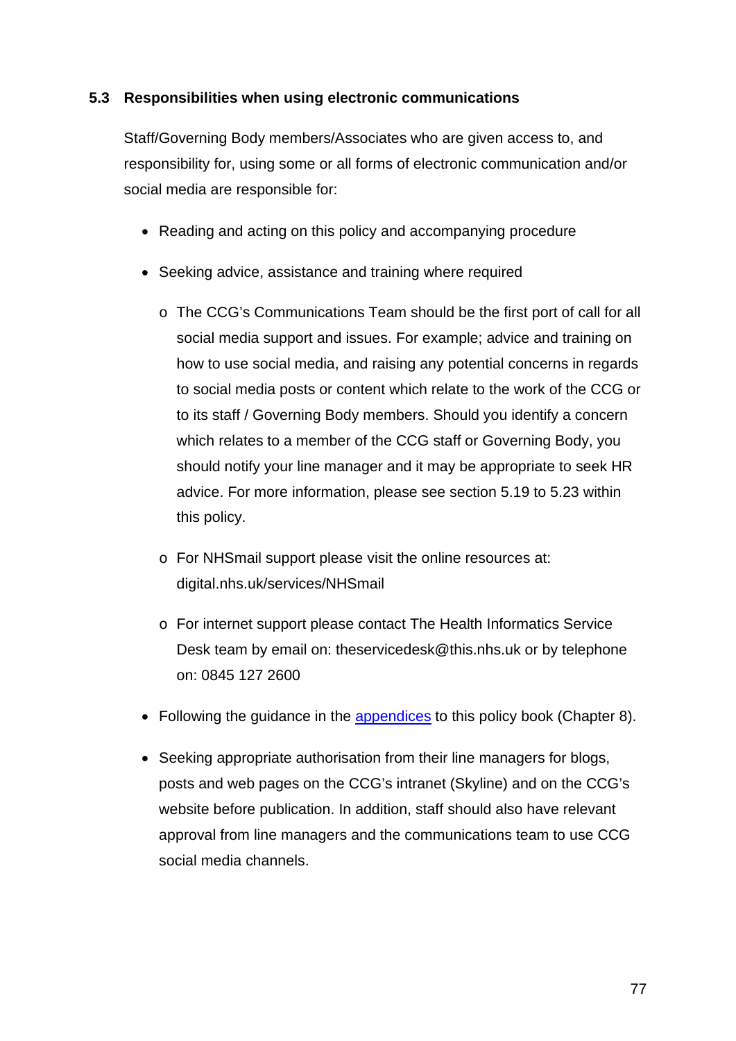### 5.3 Responsibilities when using electronic communications

Staff/Governing Body members/Associates who are given access to, and responsibility for, using some or all forms of electronic communication and/or social media are responsible for:

- Reading and acting on this policy and accompanying procedure
- Seeking advice, assistance and training where required
    - The CCG's Communications Team should be the first port of call for all social media support and issues. For example; advice and training on how to use social media, and raising any potential concerns in regards to social media posts or content which relate to the work of the CCG or to its staff / Governing Body members. Should you identify a concern which relates to a member of the CCG staff or Governing Body, you should notify your line manager and it may be appropriate to seek HR advice. For more information, please see section 5.19 to 5.23 within this policy.
    - For NHSmail support please visit the online resources at: digital.nhs.uk/services/NHSmail
    - For internet support please contact The Health Informatics Service Desk team by email on: theservicedesk@this.nhs.uk or by telephone on: 0845 127 2600
- Following the guidance in the appendices to this policy book (Chapter 8).
- Seeking appropriate authorisation from their line managers for blogs, posts and web pages on the CCG's intranet (Skyline) and on the CCG's website before publication. In addition, staff should also have relevant approval from line managers and the communications team to use CCG social media channels.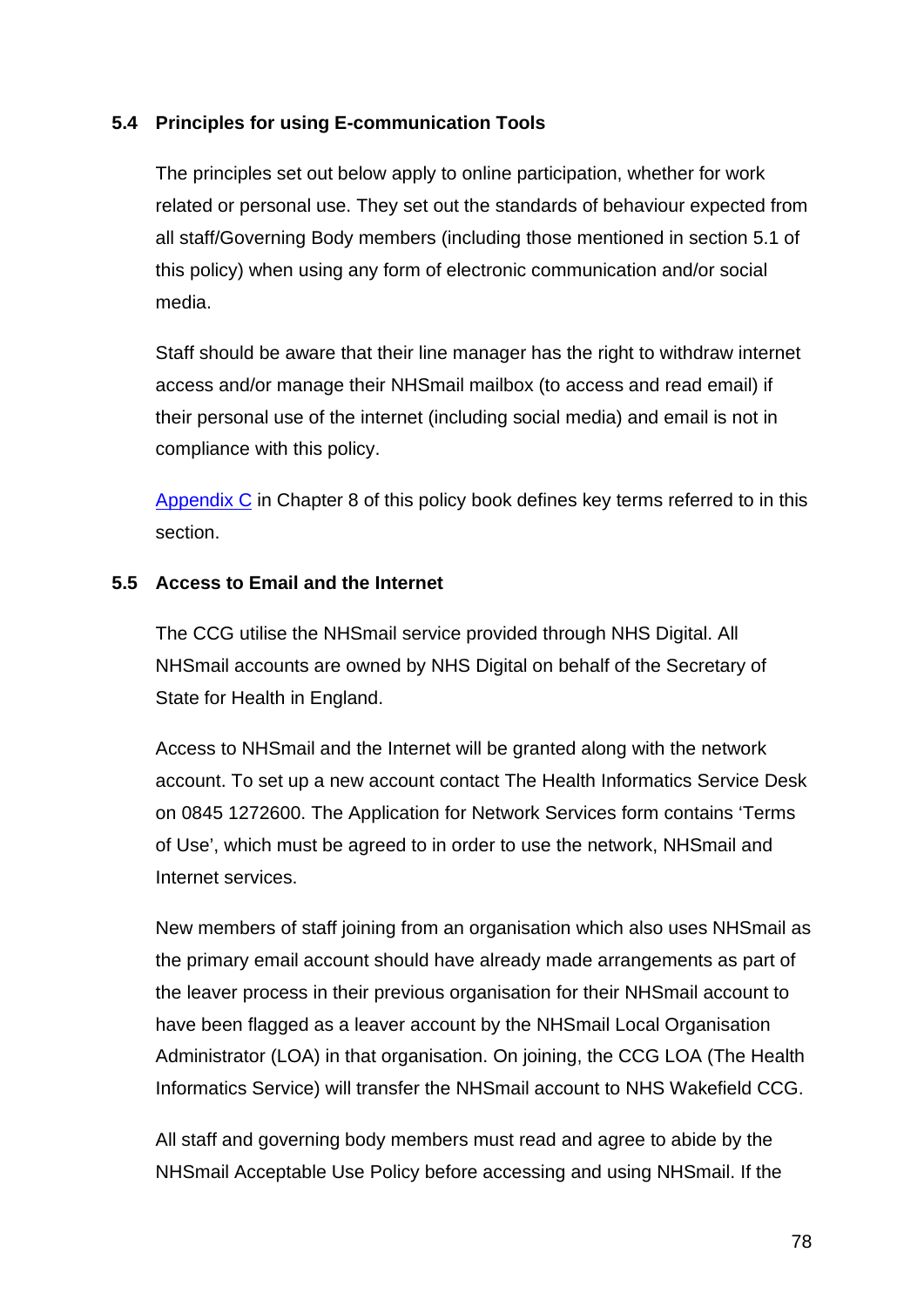### 5.4 Principles for using E-communication Tools

The principles set out below apply to online participation, whether for work related or personal use. They set out the standards of behaviour expected from all staff/Governing Body members (including those mentioned in section 5.1 of this policy) when using any form of electronic communication and/or social media.

Staff should be aware that their line manager has the right to withdraw internet access and/or manage their NHSmail mailbox (to access and read email) if their personal use of the internet (including social media) and email is not in compliance with this policy.

Appendix C in Chapter 8 of this policy book defines key terms referred to in this section.

### 5.5 Access to Email and the Internet

The CCG utilise the NHSmail service provided through NHS Digital. All NHSmail accounts are owned by NHS Digital on behalf of the Secretary of State for Health in England.

Access to NHSmail and the Internet will be granted along with the network account. To set up a new account contact The Health Informatics Service Desk on 0845 1272600. The Application for Network Services form contains 'Terms of Use', which must be agreed to in order to use the network, NHSmail and Internet services.

New members of staff joining from an organisation which also uses NHSmail as the primary email account should have already made arrangements as part of the leaver process in their previous organisation for their NHSmail account to have been flagged as a leaver account by the NHSmail Local Organisation Administrator (LOA) in that organisation. On joining, the CCG LOA (The Health Informatics Service) will transfer the NHSmail account to NHS Wakefield CCG.

All staff and governing body members must read and agree to abide by the NHSmail Acceptable Use Policy before accessing and using NHSmail. If the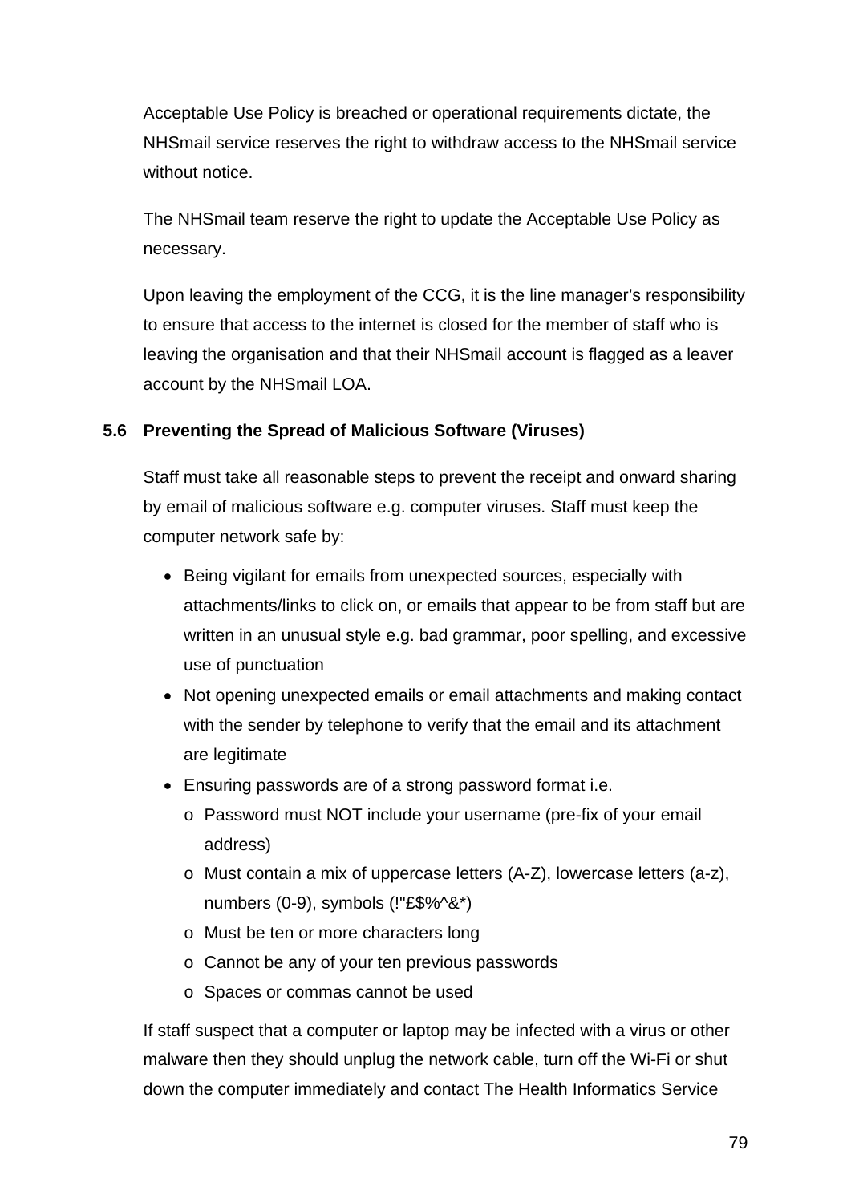Acceptable Use Policy is breached or operational requirements dictate, the NHSmail service reserves the right to withdraw access to the NHSmail service without notice.

The NHSmail team reserve the right to update the Acceptable Use Policy as necessary.

Upon leaving the employment of the CCG, it is the line manager's responsibility to ensure that access to the internet is closed for the member of staff who is leaving the organisation and that their NHSmail account is flagged as a leaver account by the NHSmail LOA.

### 5.6 Preventing the Spread of Malicious Software (Viruses)

Staff must take all reasonable steps to prevent the receipt and onward sharing by email of malicious software e.g. computer viruses. Staff must keep the computer network safe by:

- Being vigilant for emails from unexpected sources, especially with attachments/links to click on, or emails that appear to be from staff but are written in an unusual style e.g. bad grammar, poor spelling, and excessive use of punctuation
- Not opening unexpected emails or email attachments and making contact with the sender by telephone to verify that the email and its attachment are legitimate
- Ensuring passwords are of a strong password format i.e.
  - Password must NOT include your username (pre-fix of your email address)
  - Must contain a mix of uppercase letters (A-Z), lowercase letters (a-z), numbers (0-9), symbols (!"£$%^&*)
  - Must be ten or more characters long
  - Cannot be any of your ten previous passwords
  - Spaces or commas cannot be used

If staff suspect that a computer or laptop may be infected with a virus or other malware then they should unplug the network cable, turn off the Wi-Fi or shut down the computer immediately and contact The Health Informatics Service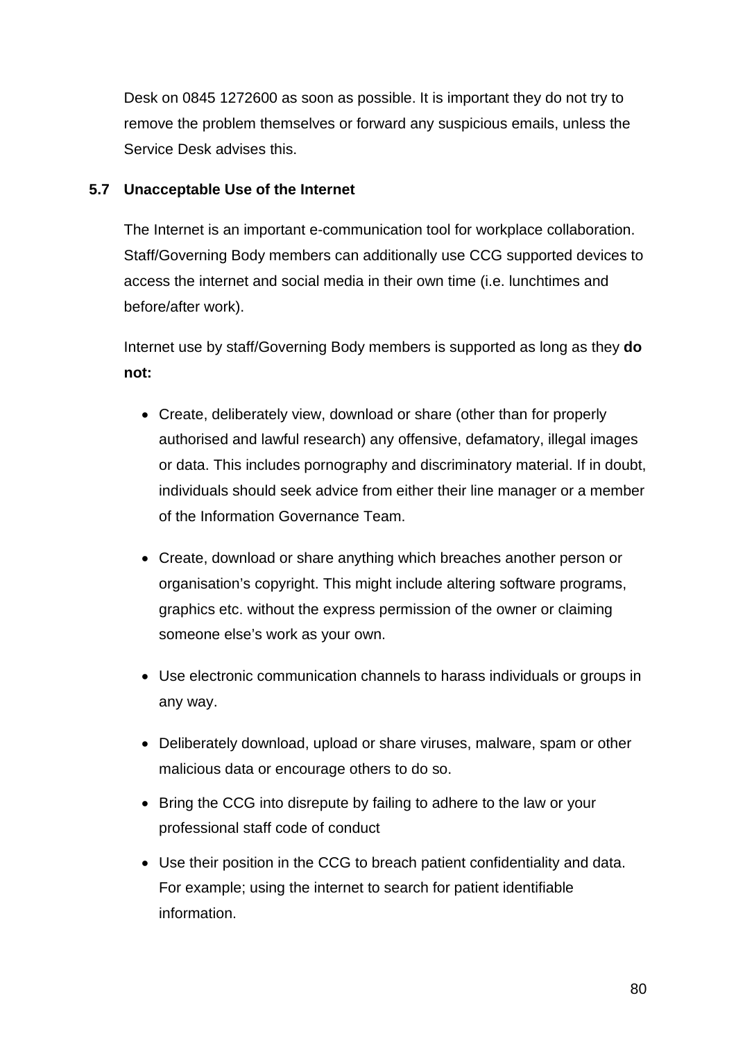Desk on 0845 1272600 as soon as possible. It is important they do not try to remove the problem themselves or forward any suspicious emails, unless the Service Desk advises this.

### 5.7 Unacceptable Use of the Internet

The Internet is an important e-communication tool for workplace collaboration. Staff/Governing Body members can additionally use CCG supported devices to access the internet and social media in their own time (i.e. lunchtimes and before/after work).

Internet use by staff/Governing Body members is supported as long as they **do not:**

- Create, deliberately view, download or share (other than for properly authorised and lawful research) any offensive, defamatory, illegal images or data. This includes pornography and discriminatory material. If in doubt, individuals should seek advice from either their line manager or a member of the Information Governance Team.
- Create, download or share anything which breaches another person or organisation's copyright. This might include altering software programs, graphics etc. without the express permission of the owner or claiming someone else's work as your own.
- Use electronic communication channels to harass individuals or groups in any way.
- Deliberately download, upload or share viruses, malware, spam or other malicious data or encourage others to do so.
- Bring the CCG into disrepute by failing to adhere to the law or your professional staff code of conduct
- Use their position in the CCG to breach patient confidentiality and data. For example; using the internet to search for patient identifiable information.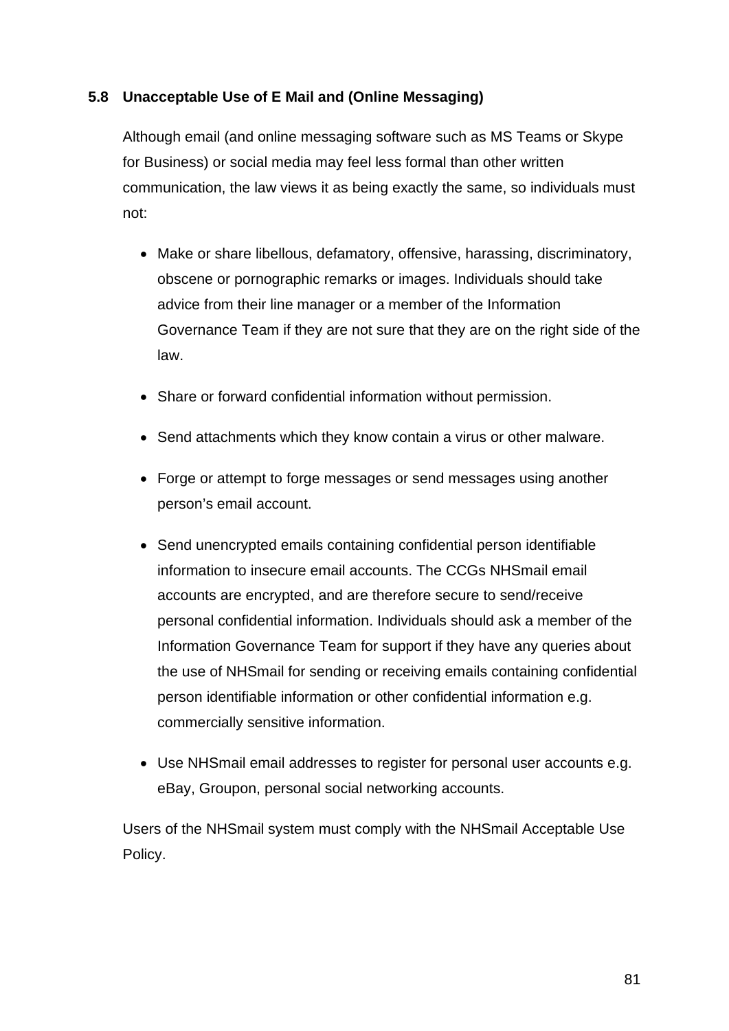### 5.8 Unacceptable Use of E Mail and (Online Messaging)

Although email (and online messaging software such as MS Teams or Skype for Business) or social media may feel less formal than other written communication, the law views it as being exactly the same, so individuals must not:

- Make or share libellous, defamatory, offensive, harassing, discriminatory, obscene or pornographic remarks or images. Individuals should take advice from their line manager or a member of the Information Governance Team if they are not sure that they are on the right side of the law.
- Share or forward confidential information without permission.
- Send attachments which they know contain a virus or other malware.
- Forge or attempt to forge messages or send messages using another person's email account.
- Send unencrypted emails containing confidential person identifiable information to insecure email accounts. The CCGs NHSmail email accounts are encrypted, and are therefore secure to send/receive personal confidential information. Individuals should ask a member of the Information Governance Team for support if they have any queries about the use of NHSmail for sending or receiving emails containing confidential person identifiable information or other confidential information e.g. commercially sensitive information.
- Use NHSmail email addresses to register for personal user accounts e.g. eBay, Groupon, personal social networking accounts.

Users of the NHSmail system must comply with the NHSmail Acceptable Use Policy.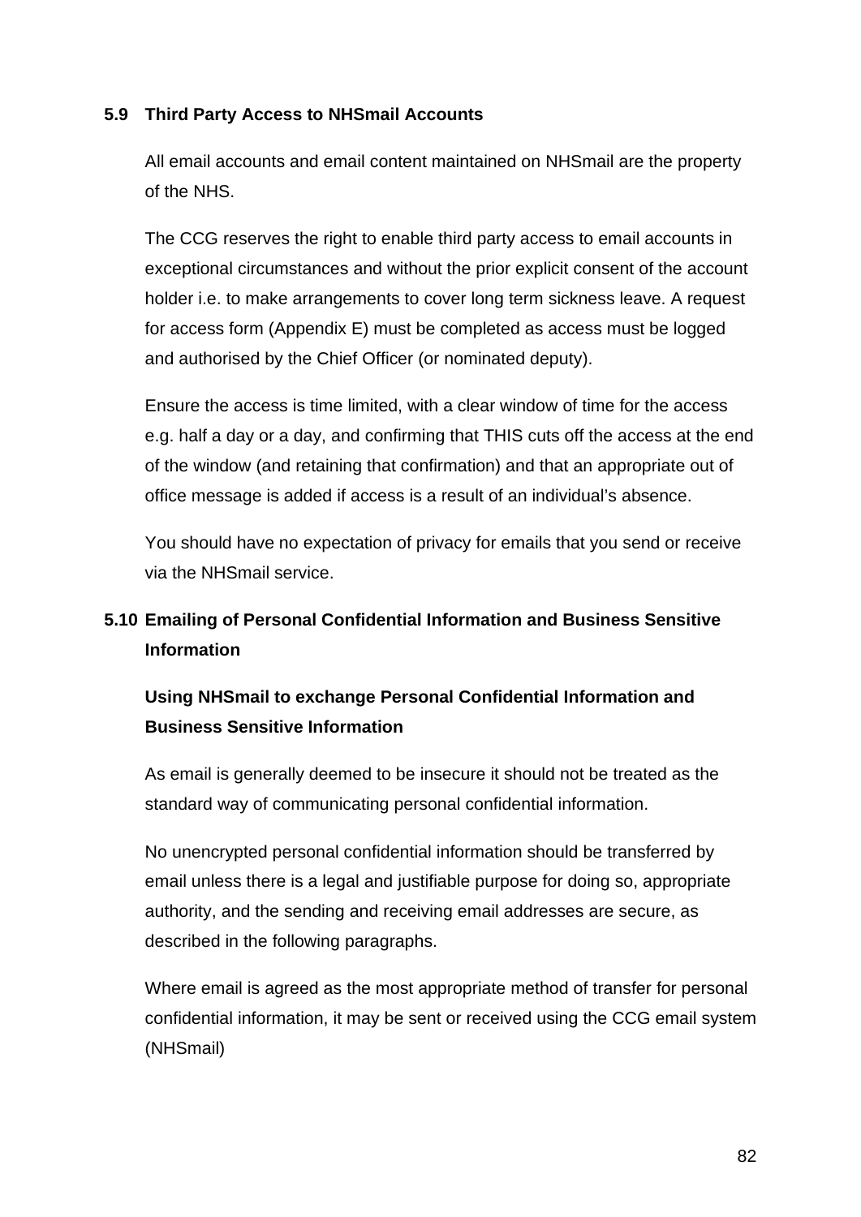### 5.9 Third Party Access to NHSmail Accounts

All email accounts and email content maintained on NHSmail are the property of the NHS.

The CCG reserves the right to enable third party access to email accounts in exceptional circumstances and without the prior explicit consent of the account holder i.e. to make arrangements to cover long term sickness leave. A request for access form (Appendix E) must be completed as access must be logged and authorised by the Chief Officer (or nominated deputy).

Ensure the access is time limited, with a clear window of time for the access e.g. half a day or a day, and confirming that THIS cuts off the access at the end of the window (and retaining that confirmation) and that an appropriate out of office message is added if access is a result of an individual's absence.

You should have no expectation of privacy for emails that you send or receive via the NHSmail service.

### 5.10 Emailing of Personal Confidential Information and Business Sensitive Information

**Using NHSmail to exchange Personal Confidential Information and Business Sensitive Information**

As email is generally deemed to be insecure it should not be treated as the standard way of communicating personal confidential information.

No unencrypted personal confidential information should be transferred by email unless there is a legal and justifiable purpose for doing so, appropriate authority, and the sending and receiving email addresses are secure, as described in the following paragraphs.

Where email is agreed as the most appropriate method of transfer for personal confidential information, it may be sent or received using the CCG email system (NHSmail)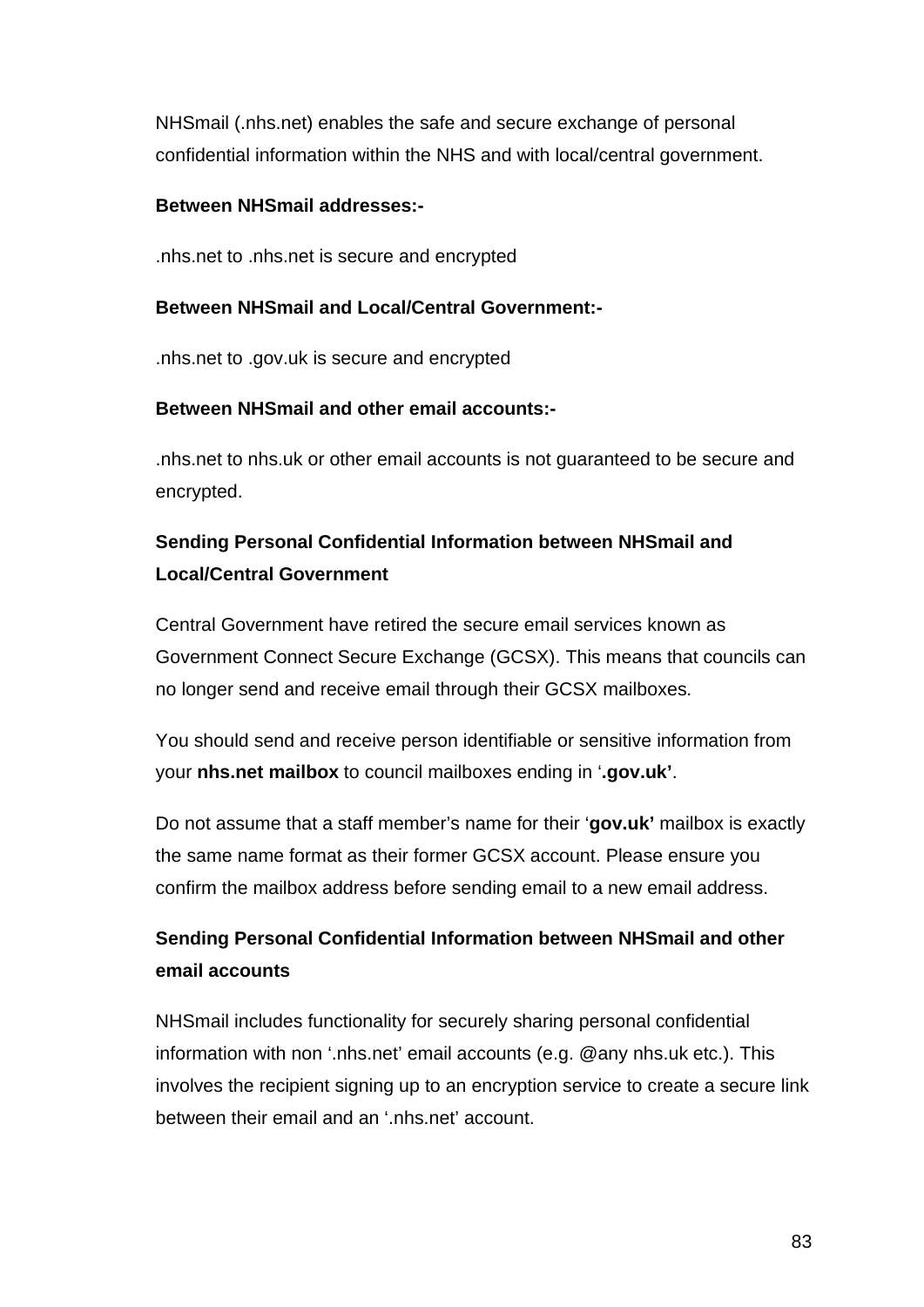NHSmail (.nhs.net) enables the safe and secure exchange of personal confidential information within the NHS and with local/central government.

**Between NHSmail addresses:-**

.nhs.net to .nhs.net is secure and encrypted

**Between NHSmail and Local/Central Government:-**

.nhs.net to .gov.uk is secure and encrypted

**Between NHSmail and other email accounts:-**

.nhs.net to nhs.uk or other email accounts is not guaranteed to be secure and encrypted.

**Sending Personal Confidential Information between NHSmail and Local/Central Government**

Central Government have retired the secure email services known as Government Connect Secure Exchange (GCSX). This means that councils can no longer send and receive email through their GCSX mailboxes.

You should send and receive person identifiable or sensitive information from your **nhs.net mailbox** to council mailboxes ending in '**.gov.uk'**.

Do not assume that a staff member's name for their '**gov.uk'** mailbox is exactly the same name format as their former GCSX account. Please ensure you confirm the mailbox address before sending email to a new email address.

**Sending Personal Confidential Information between NHSmail and other email accounts**

NHSmail includes functionality for securely sharing personal confidential information with non '.nhs.net' email accounts (e.g. @any nhs.uk etc.). This involves the recipient signing up to an encryption service to create a secure link between their email and an '.nhs.net' account.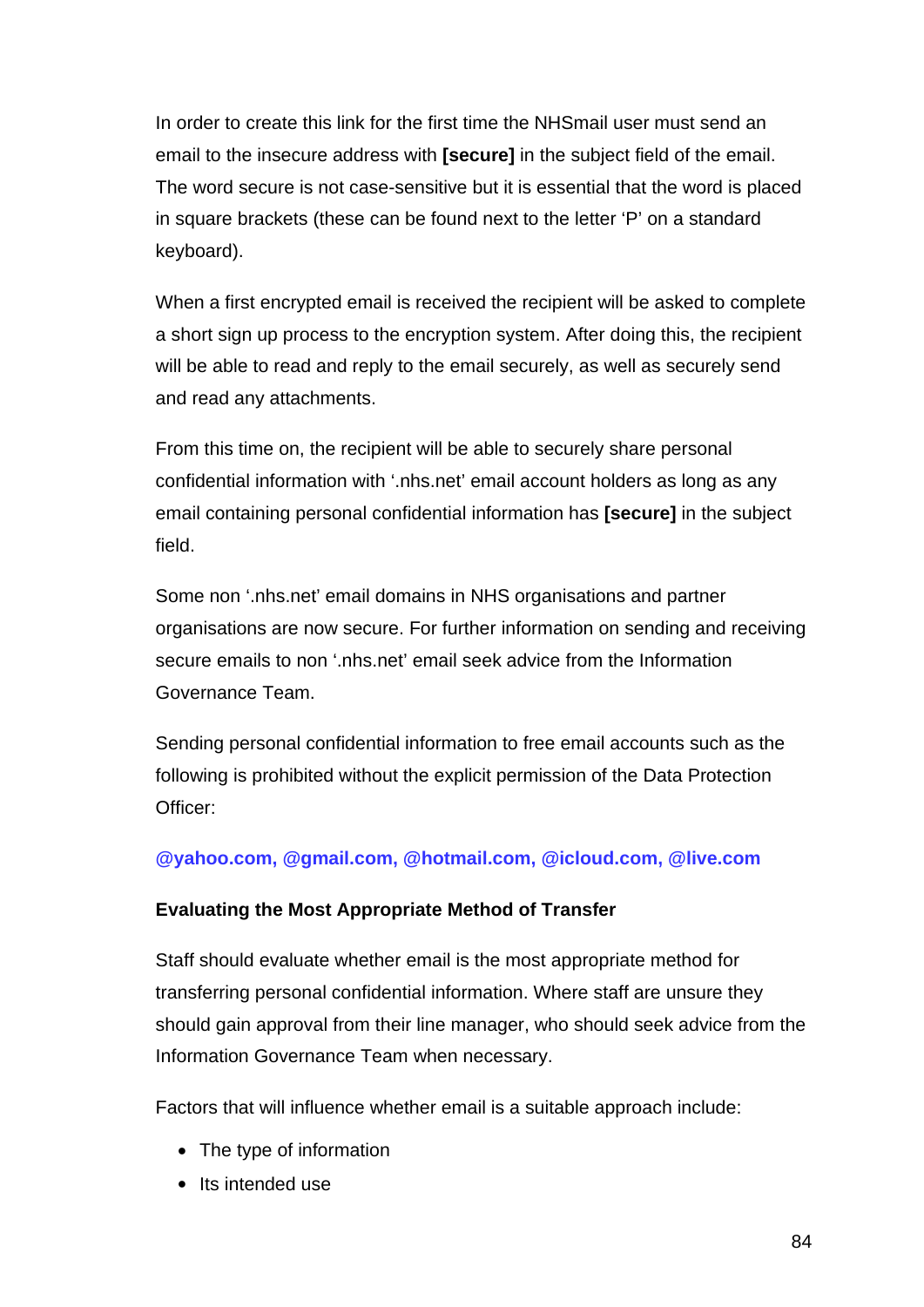In order to create this link for the first time the NHSmail user must send an email to the insecure address with **[secure]** in the subject field of the email. The word secure is not case-sensitive but it is essential that the word is placed in square brackets (these can be found next to the letter 'P' on a standard keyboard).

When a first encrypted email is received the recipient will be asked to complete a short sign up process to the encryption system. After doing this, the recipient will be able to read and reply to the email securely, as well as securely send and read any attachments.

From this time on, the recipient will be able to securely share personal confidential information with '.nhs.net' email account holders as long as any email containing personal confidential information has **[secure]** in the subject field.

Some non '.nhs.net' email domains in NHS organisations and partner organisations are now secure. For further information on sending and receiving secure emails to non '.nhs.net' email seek advice from the Information Governance Team.

Sending personal confidential information to free email accounts such as the following is prohibited without the explicit permission of the Data Protection Officer:

**@yahoo.com, @gmail.com, @hotmail.com, @icloud.com, @live.com**

**Evaluating the Most Appropriate Method of Transfer**

Staff should evaluate whether email is the most appropriate method for transferring personal confidential information. Where staff are unsure they should gain approval from their line manager, who should seek advice from the Information Governance Team when necessary.

Factors that will influence whether email is a suitable approach include:

- The type of information
- Its intended use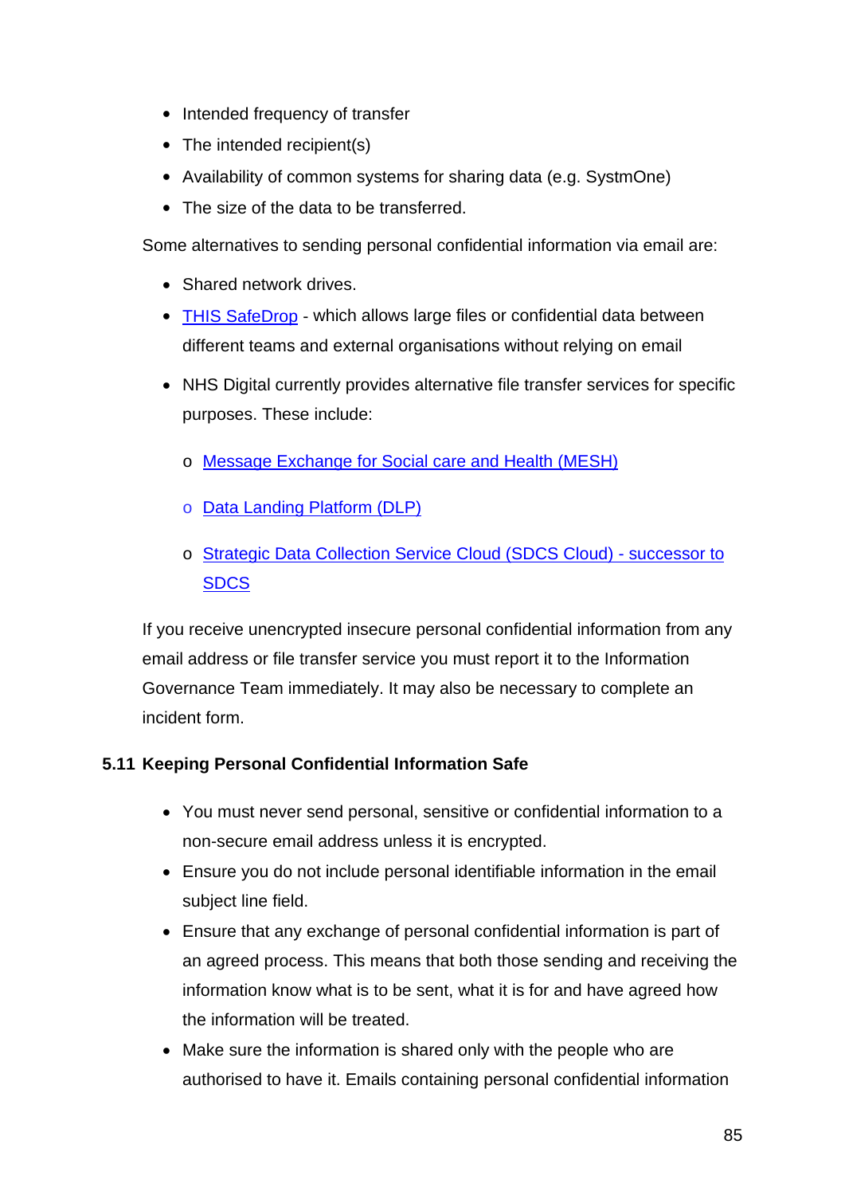- Intended frequency of transfer
- The intended recipient(s)
- Availability of common systems for sharing data (e.g. SystmOne)
- The size of the data to be transferred.

Some alternatives to sending personal confidential information via email are:

- Shared network drives.
- THIS SafeDrop - which allows large files or confidential data between different teams and external organisations without relying on email
- NHS Digital currently provides alternative file transfer services for specific purposes. These include:
  - Message Exchange for Social care and Health (MESH)
  - Data Landing Platform (DLP)
  - Strategic Data Collection Service Cloud (SDCS Cloud) - successor to SDCS

If you receive unencrypted insecure personal confidential information from any email address or file transfer service you must report it to the Information Governance Team immediately. It may also be necessary to complete an incident form.

### 5.11 Keeping Personal Confidential Information Safe

- You must never send personal, sensitive or confidential information to a non-secure email address unless it is encrypted.
- Ensure you do not include personal identifiable information in the email subject line field.
- Ensure that any exchange of personal confidential information is part of an agreed process. This means that both those sending and receiving the information know what is to be sent, what it is for and have agreed how the information will be treated.
- Make sure the information is shared only with the people who are authorised to have it. Emails containing personal confidential information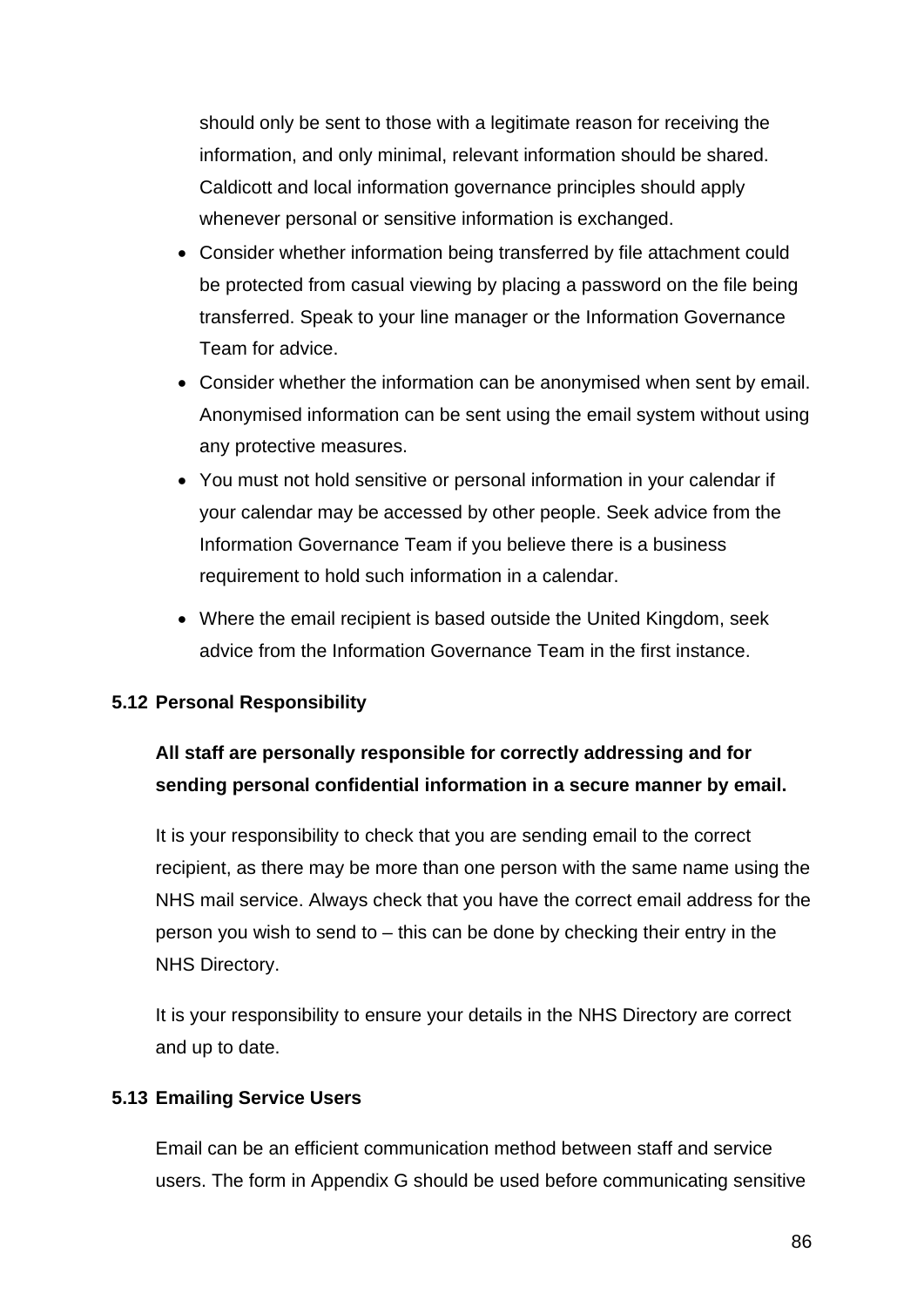should only be sent to those with a legitimate reason for receiving the information, and only minimal, relevant information should be shared. Caldicott and local information governance principles should apply whenever personal or sensitive information is exchanged.

- Consider whether information being transferred by file attachment could be protected from casual viewing by placing a password on the file being transferred. Speak to your line manager or the Information Governance Team for advice.
- Consider whether the information can be anonymised when sent by email. Anonymised information can be sent using the email system without using any protective measures.
- You must not hold sensitive or personal information in your calendar if your calendar may be accessed by other people. Seek advice from the Information Governance Team if you believe there is a business requirement to hold such information in a calendar.
- Where the email recipient is based outside the United Kingdom, seek advice from the Information Governance Team in the first instance.

### 5.12 Personal Responsibility

**All staff are personally responsible for correctly addressing and for sending personal confidential information in a secure manner by email.**

It is your responsibility to check that you are sending email to the correct recipient, as there may be more than one person with the same name using the NHS mail service. Always check that you have the correct email address for the person you wish to send to – this can be done by checking their entry in the NHS Directory.

It is your responsibility to ensure your details in the NHS Directory are correct and up to date.

### 5.13 Emailing Service Users

Email can be an efficient communication method between staff and service users. The form in Appendix G should be used before communicating sensitive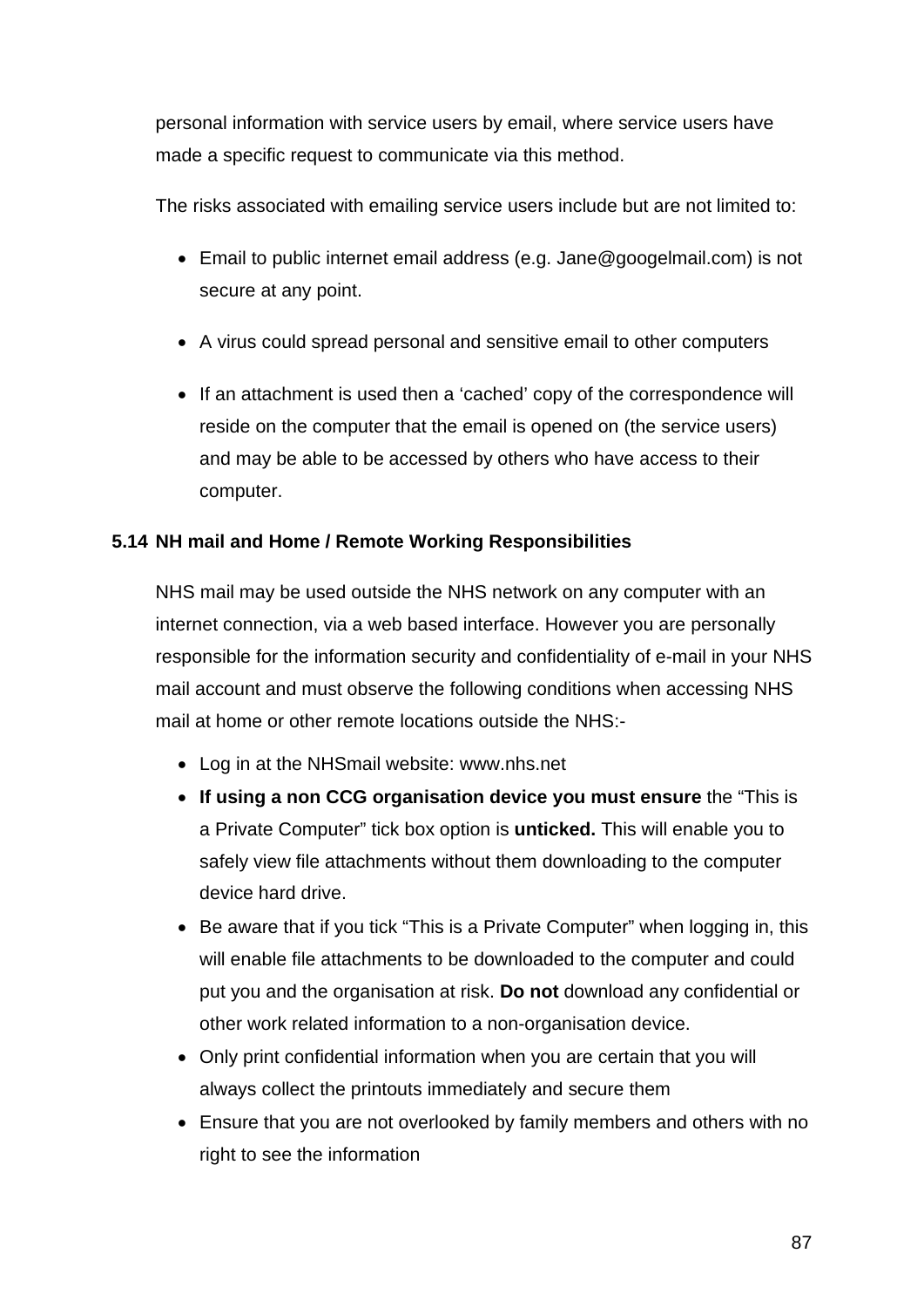personal information with service users by email, where service users have made a specific request to communicate via this method.

The risks associated with emailing service users include but are not limited to:

- Email to public internet email address (e.g. Jane@googelmail.com) is not secure at any point.
- A virus could spread personal and sensitive email to other computers
- If an attachment is used then a 'cached' copy of the correspondence will reside on the computer that the email is opened on (the service users) and may be able to be accessed by others who have access to their computer.

### 5.14 NH mail and Home / Remote Working Responsibilities

NHS mail may be used outside the NHS network on any computer with an internet connection, via a web based interface. However you are personally responsible for the information security and confidentiality of e-mail in your NHS mail account and must observe the following conditions when accessing NHS mail at home or other remote locations outside the NHS:-

- Log in at the NHSmail website: www.nhs.net
- **If using a non CCG organisation device you must ensure** the "This is a Private Computer" tick box option is **unticked.** This will enable you to safely view file attachments without them downloading to the computer device hard drive.
- Be aware that if you tick "This is a Private Computer" when logging in, this will enable file attachments to be downloaded to the computer and could put you and the organisation at risk. **Do not** download any confidential or other work related information to a non-organisation device.
- Only print confidential information when you are certain that you will always collect the printouts immediately and secure them
- Ensure that you are not overlooked by family members and others with no right to see the information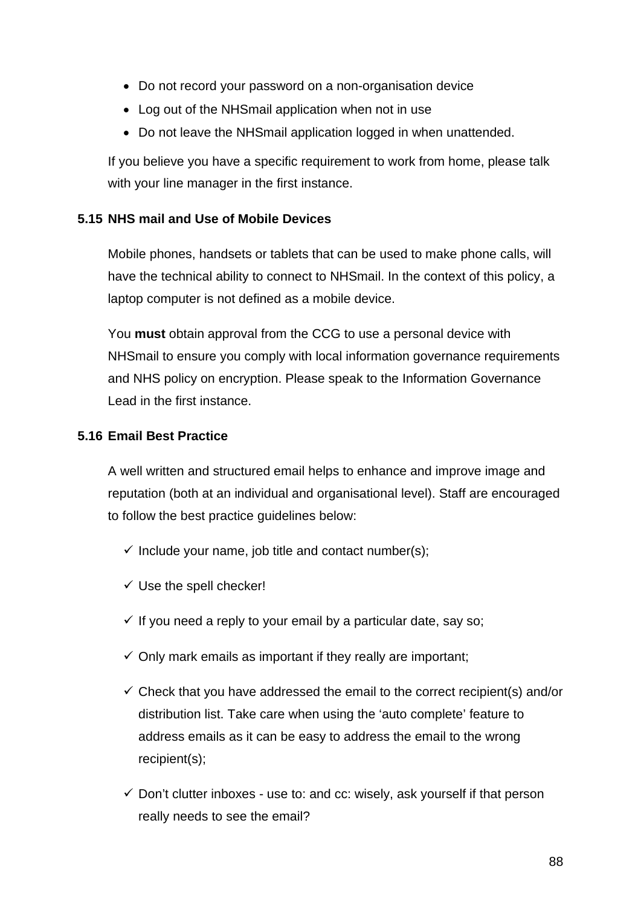- Do not record your password on a non-organisation device
- Log out of the NHSmail application when not in use
- Do not leave the NHSmail application logged in when unattended.

If you believe you have a specific requirement to work from home, please talk with your line manager in the first instance.

### 5.15 NHS mail and Use of Mobile Devices

Mobile phones, handsets or tablets that can be used to make phone calls, will have the technical ability to connect to NHSmail. In the context of this policy, a laptop computer is not defined as a mobile device.

You **must** obtain approval from the CCG to use a personal device with NHSmail to ensure you comply with local information governance requirements and NHS policy on encryption. Please speak to the Information Governance Lead in the first instance.

### 5.16 Email Best Practice

A well written and structured email helps to enhance and improve image and reputation (both at an individual and organisational level). Staff are encouraged to follow the best practice guidelines below:

- ✓ Include your name, job title and contact number(s);
- ✓ Use the spell checker!
- ✓ If you need a reply to your email by a particular date, say so;
- ✓ Only mark emails as important if they really are important;
- ✓ Check that you have addressed the email to the correct recipient(s) and/or distribution list. Take care when using the 'auto complete' feature to address emails as it can be easy to address the email to the wrong recipient(s);
- ✓ Don't clutter inboxes - use to: and cc: wisely, ask yourself if that person really needs to see the email?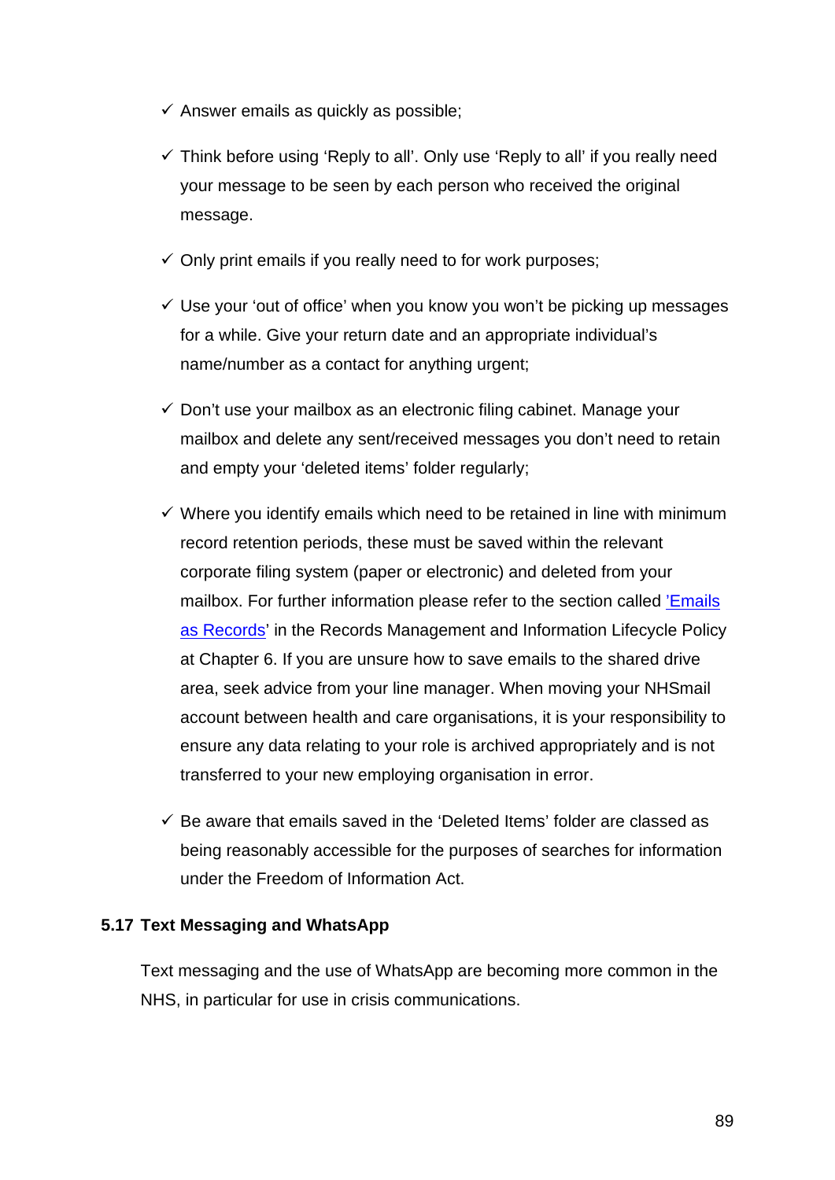- ✓ Answer emails as quickly as possible;

- ✓ Think before using ‘Reply to all’. Only use ‘Reply to all’ if you really need your message to be seen by each person who received the original message.

- ✓ Only print emails if you really need to for work purposes;

- ✓ Use your ‘out of office’ when you know you won’t be picking up messages for a while. Give your return date and an appropriate individual’s name/number as a contact for anything urgent;

- ✓ Don’t use your mailbox as an electronic filing cabinet. Manage your mailbox and delete any sent/received messages you don’t need to retain and empty your ‘deleted items’ folder regularly;

- ✓ Where you identify emails which need to be retained in line with minimum record retention periods, these must be saved within the relevant corporate filing system (paper or electronic) and deleted from your mailbox. For further information please refer to the section called ’Emails as Records’ in the Records Management and Information Lifecycle Policy at Chapter 6. If you are unsure how to save emails to the shared drive area, seek advice from your line manager. When moving your NHSmail account between health and care organisations, it is your responsibility to ensure any data relating to your role is archived appropriately and is not transferred to your new employing organisation in error.

- ✓ Be aware that emails saved in the ‘Deleted Items’ folder are classed as being reasonably accessible for the purposes of searches for information under the Freedom of Information Act.

### 5.17 Text Messaging and WhatsApp

Text messaging and the use of WhatsApp are becoming more common in the NHS, in particular for use in crisis communications.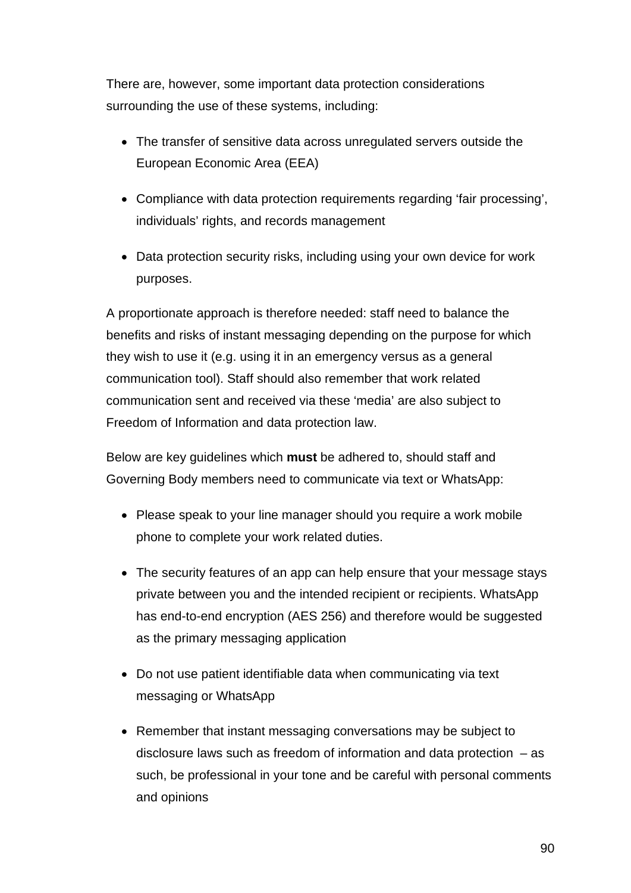There are, however, some important data protection considerations surrounding the use of these systems, including:

- The transfer of sensitive data across unregulated servers outside the European Economic Area (EEA)
- Compliance with data protection requirements regarding 'fair processing', individuals' rights, and records management
- Data protection security risks, including using your own device for work purposes.

A proportionate approach is therefore needed: staff need to balance the benefits and risks of instant messaging depending on the purpose for which they wish to use it (e.g. using it in an emergency versus as a general communication tool). Staff should also remember that work related communication sent and received via these 'media' are also subject to Freedom of Information and data protection law.

Below are key guidelines which **must** be adhered to, should staff and Governing Body members need to communicate via text or WhatsApp:

- Please speak to your line manager should you require a work mobile phone to complete your work related duties.
- The security features of an app can help ensure that your message stays private between you and the intended recipient or recipients. WhatsApp has end-to-end encryption (AES 256) and therefore would be suggested as the primary messaging application
- Do not use patient identifiable data when communicating via text messaging or WhatsApp
- Remember that instant messaging conversations may be subject to disclosure laws such as freedom of information and data protection – as such, be professional in your tone and be careful with personal comments and opinions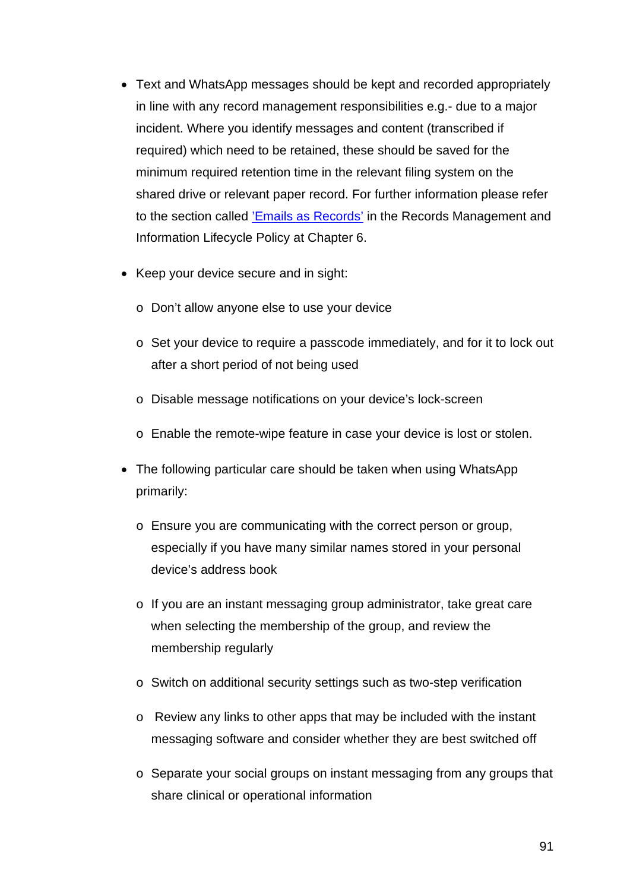- Text and WhatsApp messages should be kept and recorded appropriately in line with any record management responsibilities e.g.- due to a major incident. Where you identify messages and content (transcribed if required) which need to be retained, these should be saved for the minimum required retention time in the relevant filing system on the shared drive or relevant paper record. For further information please refer to the section called 'Emails as Records' in the Records Management and Information Lifecycle Policy at Chapter 6.

- Keep your device secure and in sight:
  - Don't allow anyone else to use your device
  - Set your device to require a passcode immediately, and for it to lock out after a short period of not being used
  - Disable message notifications on your device's lock-screen
  - Enable the remote-wipe feature in case your device is lost or stolen.

- The following particular care should be taken when using WhatsApp primarily:
  - Ensure you are communicating with the correct person or group, especially if you have many similar names stored in your personal device's address book
  - If you are an instant messaging group administrator, take great care when selecting the membership of the group, and review the membership regularly
  - Switch on additional security settings such as two-step verification
  - Review any links to other apps that may be included with the instant messaging software and consider whether they are best switched off
  - Separate your social groups on instant messaging from any groups that share clinical or operational information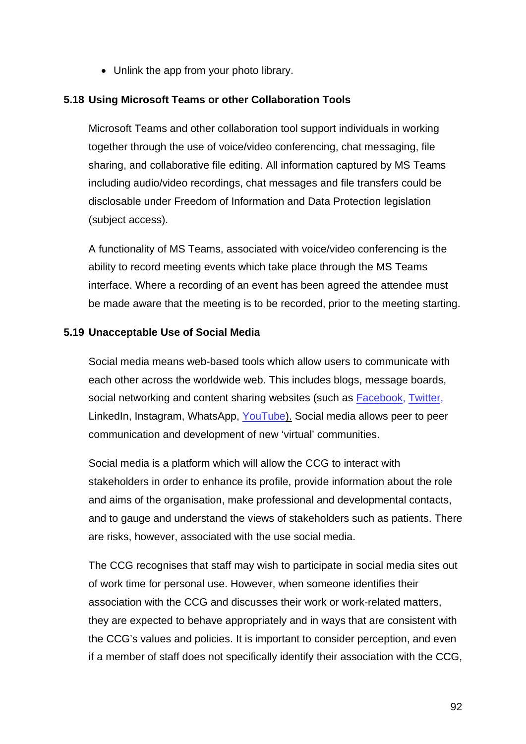- Unlink the app from your photo library.

### 5.18 Using Microsoft Teams or other Collaboration Tools

Microsoft Teams and other collaboration tool support individuals in working together through the use of voice/video conferencing, chat messaging, file sharing, and collaborative file editing. All information captured by MS Teams including audio/video recordings, chat messages and file transfers could be disclosable under Freedom of Information and Data Protection legislation (subject access).

A functionality of MS Teams, associated with voice/video conferencing is the ability to record meeting events which take place through the MS Teams interface. Where a recording of an event has been agreed the attendee must be made aware that the meeting is to be recorded, prior to the meeting starting.

### 5.19 Unacceptable Use of Social Media

Social media means web-based tools which allow users to communicate with each other across the worldwide web. This includes blogs, message boards, social networking and content sharing websites (such as Facebook, Twitter, LinkedIn, Instagram, WhatsApp, YouTube). Social media allows peer to peer communication and development of new 'virtual' communities.

Social media is a platform which will allow the CCG to interact with stakeholders in order to enhance its profile, provide information about the role and aims of the organisation, make professional and developmental contacts, and to gauge and understand the views of stakeholders such as patients. There are risks, however, associated with the use social media.

The CCG recognises that staff may wish to participate in social media sites out of work time for personal use. However, when someone identifies their association with the CCG and discusses their work or work-related matters, they are expected to behave appropriately and in ways that are consistent with the CCG's values and policies. It is important to consider perception, and even if a member of staff does not specifically identify their association with the CCG,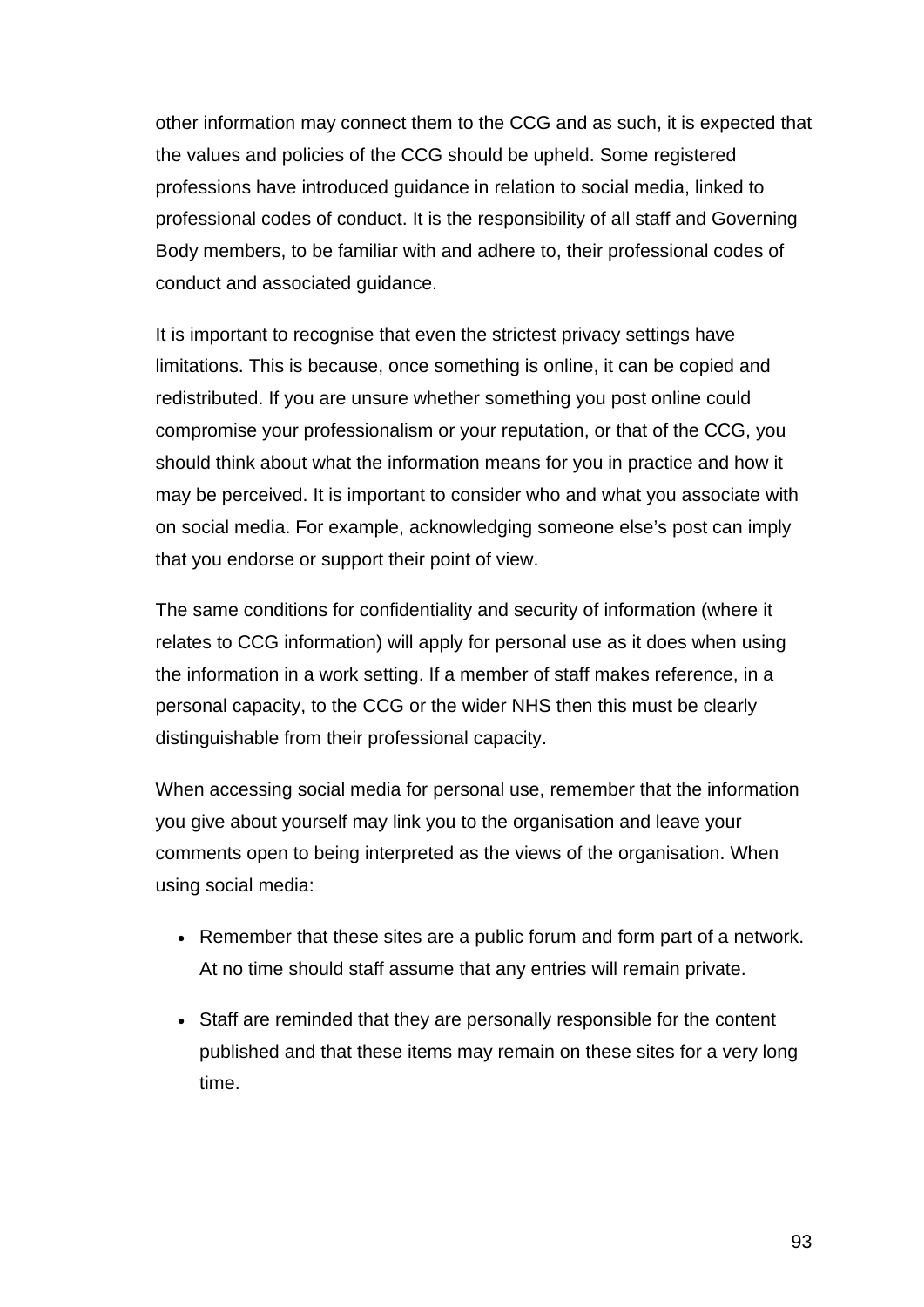other information may connect them to the CCG and as such, it is expected that the values and policies of the CCG should be upheld. Some registered professions have introduced guidance in relation to social media, linked to professional codes of conduct. It is the responsibility of all staff and Governing Body members, to be familiar with and adhere to, their professional codes of conduct and associated guidance.

It is important to recognise that even the strictest privacy settings have limitations. This is because, once something is online, it can be copied and redistributed. If you are unsure whether something you post online could compromise your professionalism or your reputation, or that of the CCG, you should think about what the information means for you in practice and how it may be perceived. It is important to consider who and what you associate with on social media. For example, acknowledging someone else's post can imply that you endorse or support their point of view.

The same conditions for confidentiality and security of information (where it relates to CCG information) will apply for personal use as it does when using the information in a work setting. If a member of staff makes reference, in a personal capacity, to the CCG or the wider NHS then this must be clearly distinguishable from their professional capacity.

When accessing social media for personal use, remember that the information you give about yourself may link you to the organisation and leave your comments open to being interpreted as the views of the organisation. When using social media:

- Remember that these sites are a public forum and form part of a network. At no time should staff assume that any entries will remain private.
- Staff are reminded that they are personally responsible for the content published and that these items may remain on these sites for a very long time.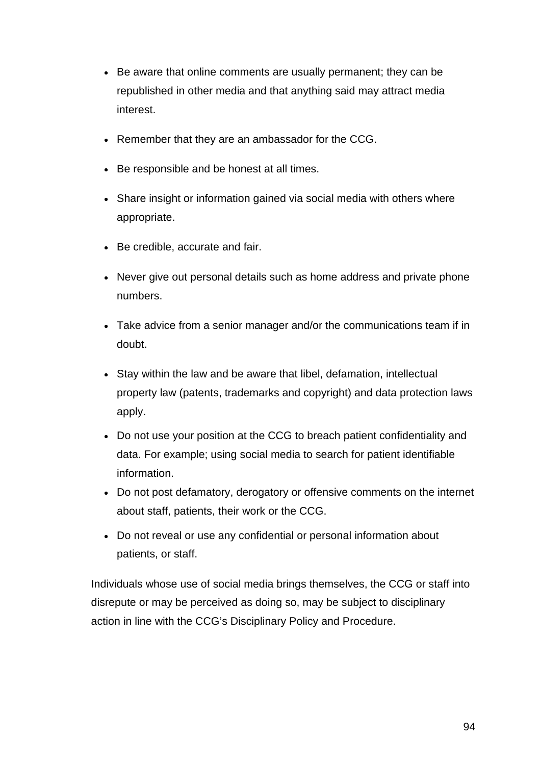- Be aware that online comments are usually permanent; they can be republished in other media and that anything said may attract media interest.
- Remember that they are an ambassador for the CCG.
- Be responsible and be honest at all times.
- Share insight or information gained via social media with others where appropriate.
- Be credible, accurate and fair.
- Never give out personal details such as home address and private phone numbers.
- Take advice from a senior manager and/or the communications team if in doubt.
- Stay within the law and be aware that libel, defamation, intellectual property law (patents, trademarks and copyright) and data protection laws apply.
- Do not use your position at the CCG to breach patient confidentiality and data. For example; using social media to search for patient identifiable information.
- Do not post defamatory, derogatory or offensive comments on the internet about staff, patients, their work or the CCG.
- Do not reveal or use any confidential or personal information about patients, or staff.

Individuals whose use of social media brings themselves, the CCG or staff into disrepute or may be perceived as doing so, may be subject to disciplinary action in line with the CCG's Disciplinary Policy and Procedure.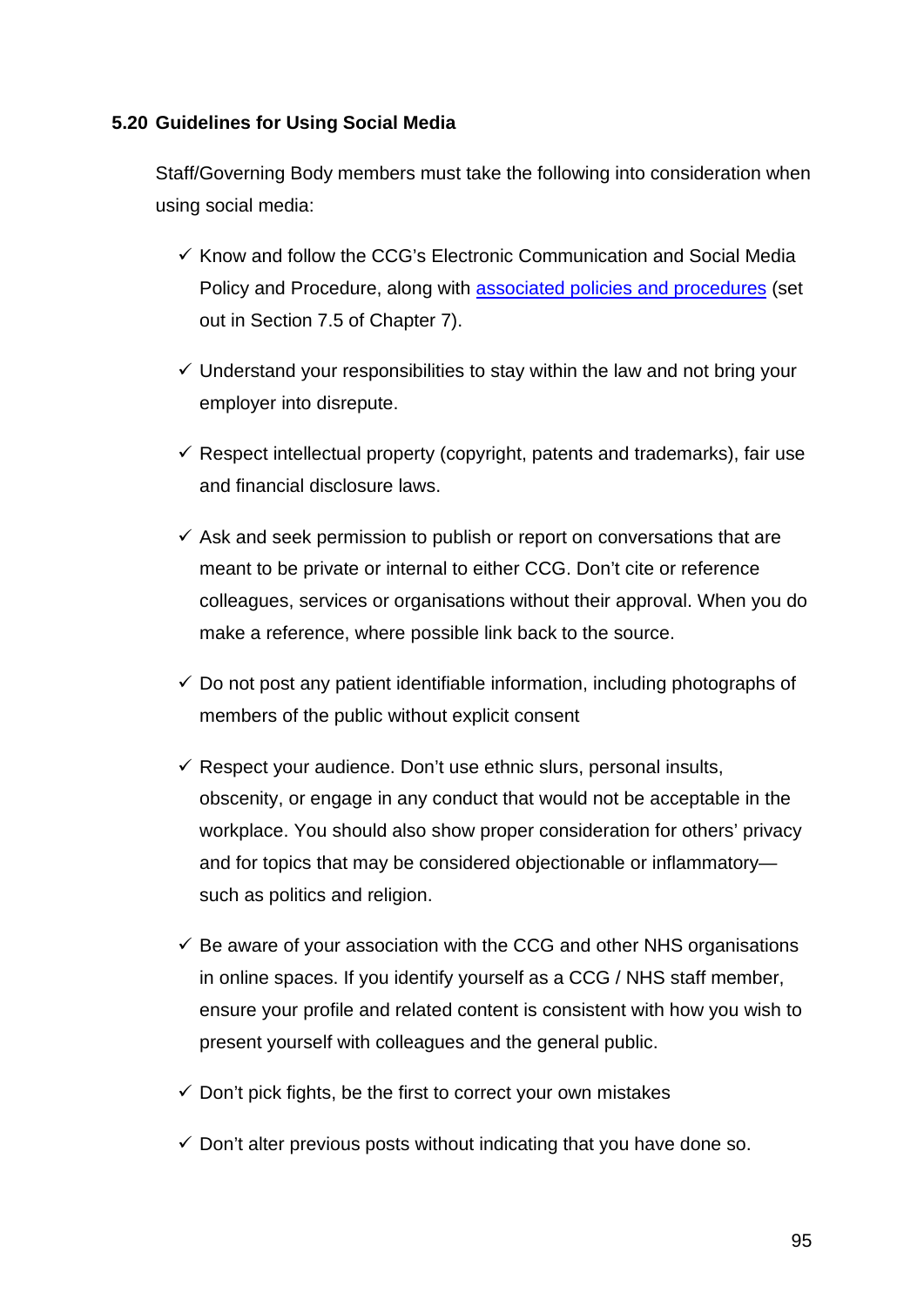## 5.20 Guidelines for Using Social Media

Staff/Governing Body members must take the following into consideration when using social media:

- ✓ Know and follow the CCG's Electronic Communication and Social Media Policy and Procedure, along with associated policies and procedures (set out in Section 7.5 of Chapter 7).
- ✓ Understand your responsibilities to stay within the law and not bring your employer into disrepute.
- ✓ Respect intellectual property (copyright, patents and trademarks), fair use and financial disclosure laws.
- ✓ Ask and seek permission to publish or report on conversations that are meant to be private or internal to either CCG. Don't cite or reference colleagues, services or organisations without their approval. When you do make a reference, where possible link back to the source.
- ✓ Do not post any patient identifiable information, including photographs of members of the public without explicit consent
- ✓ Respect your audience. Don't use ethnic slurs, personal insults, obscenity, or engage in any conduct that would not be acceptable in the workplace. You should also show proper consideration for others' privacy and for topics that may be considered objectionable or inflammatory—such as politics and religion.
- ✓ Be aware of your association with the CCG and other NHS organisations in online spaces. If you identify yourself as a CCG / NHS staff member, ensure your profile and related content is consistent with how you wish to present yourself with colleagues and the general public.
- ✓ Don't pick fights, be the first to correct your own mistakes
- ✓ Don't alter previous posts without indicating that you have done so.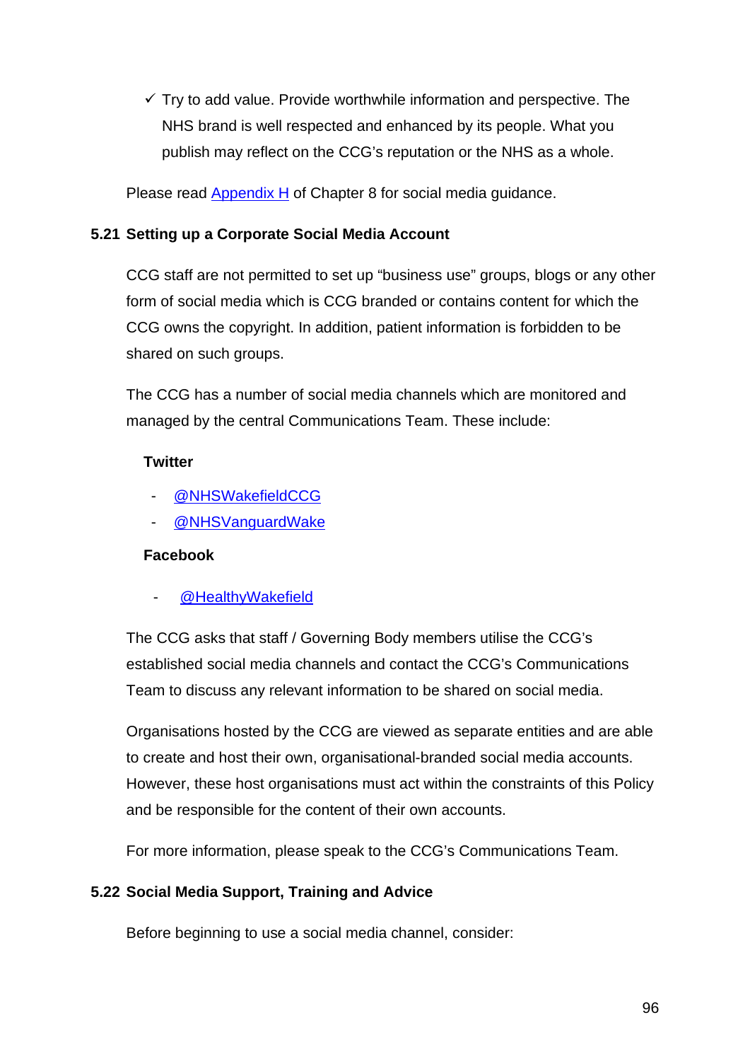- ✓ Try to add value. Provide worthwhile information and perspective. The NHS brand is well respected and enhanced by its people. What you publish may reflect on the CCG's reputation or the NHS as a whole.

Please read Appendix H of Chapter 8 for social media guidance.

### 5.21 Setting up a Corporate Social Media Account

CCG staff are not permitted to set up "business use" groups, blogs or any other form of social media which is CCG branded or contains content for which the CCG owns the copyright. In addition, patient information is forbidden to be shared on such groups.

The CCG has a number of social media channels which are monitored and managed by the central Communications Team. These include:

**Twitter**

- @NHSWakefieldCCG
- @NHSVanguardWake

**Facebook**

- @HealthyWakefield

The CCG asks that staff / Governing Body members utilise the CCG's established social media channels and contact the CCG's Communications Team to discuss any relevant information to be shared on social media.

Organisations hosted by the CCG are viewed as separate entities and are able to create and host their own, organisational-branded social media accounts. However, these host organisations must act within the constraints of this Policy and be responsible for the content of their own accounts.

For more information, please speak to the CCG's Communications Team.

### 5.22 Social Media Support, Training and Advice

Before beginning to use a social media channel, consider: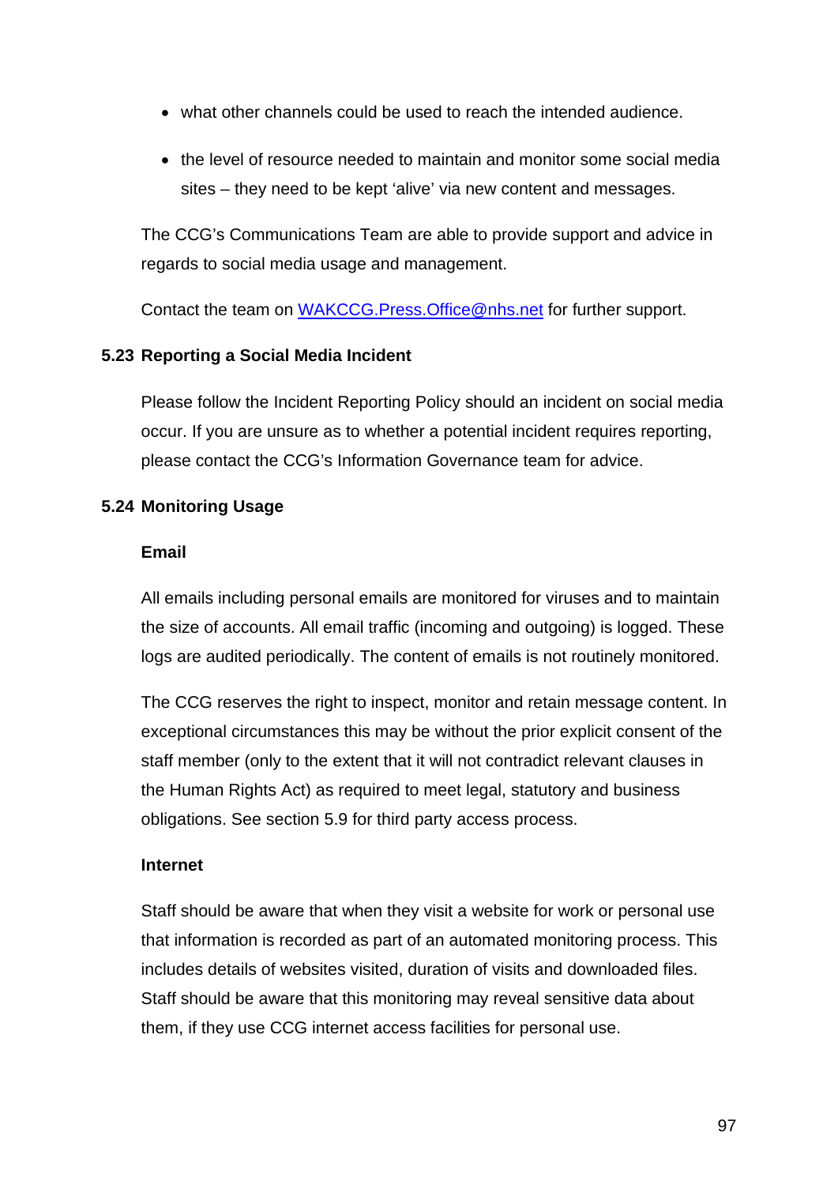- what other channels could be used to reach the intended audience.
- the level of resource needed to maintain and monitor some social media sites – they need to be kept 'alive' via new content and messages.

The CCG's Communications Team are able to provide support and advice in regards to social media usage and management.

Contact the team on [WAKCCG.Press.Office@nhs.net](mailto:WAKCCG.Press.Office@nhs.net) for further support.

### 5.23 Reporting a Social Media Incident

Please follow the Incident Reporting Policy should an incident on social media occur. If you are unsure as to whether a potential incident requires reporting, please contact the CCG's Information Governance team for advice.

### 5.24 Monitoring Usage

**Email**

All emails including personal emails are monitored for viruses and to maintain the size of accounts. All email traffic (incoming and outgoing) is logged. These logs are audited periodically. The content of emails is not routinely monitored.

The CCG reserves the right to inspect, monitor and retain message content. In exceptional circumstances this may be without the prior explicit consent of the staff member (only to the extent that it will not contradict relevant clauses in the Human Rights Act) as required to meet legal, statutory and business obligations. See section 5.9 for third party access process.

**Internet**

Staff should be aware that when they visit a website for work or personal use that information is recorded as part of an automated monitoring process. This includes details of websites visited, duration of visits and downloaded files. Staff should be aware that this monitoring may reveal sensitive data about them, if they use CCG internet access facilities for personal use.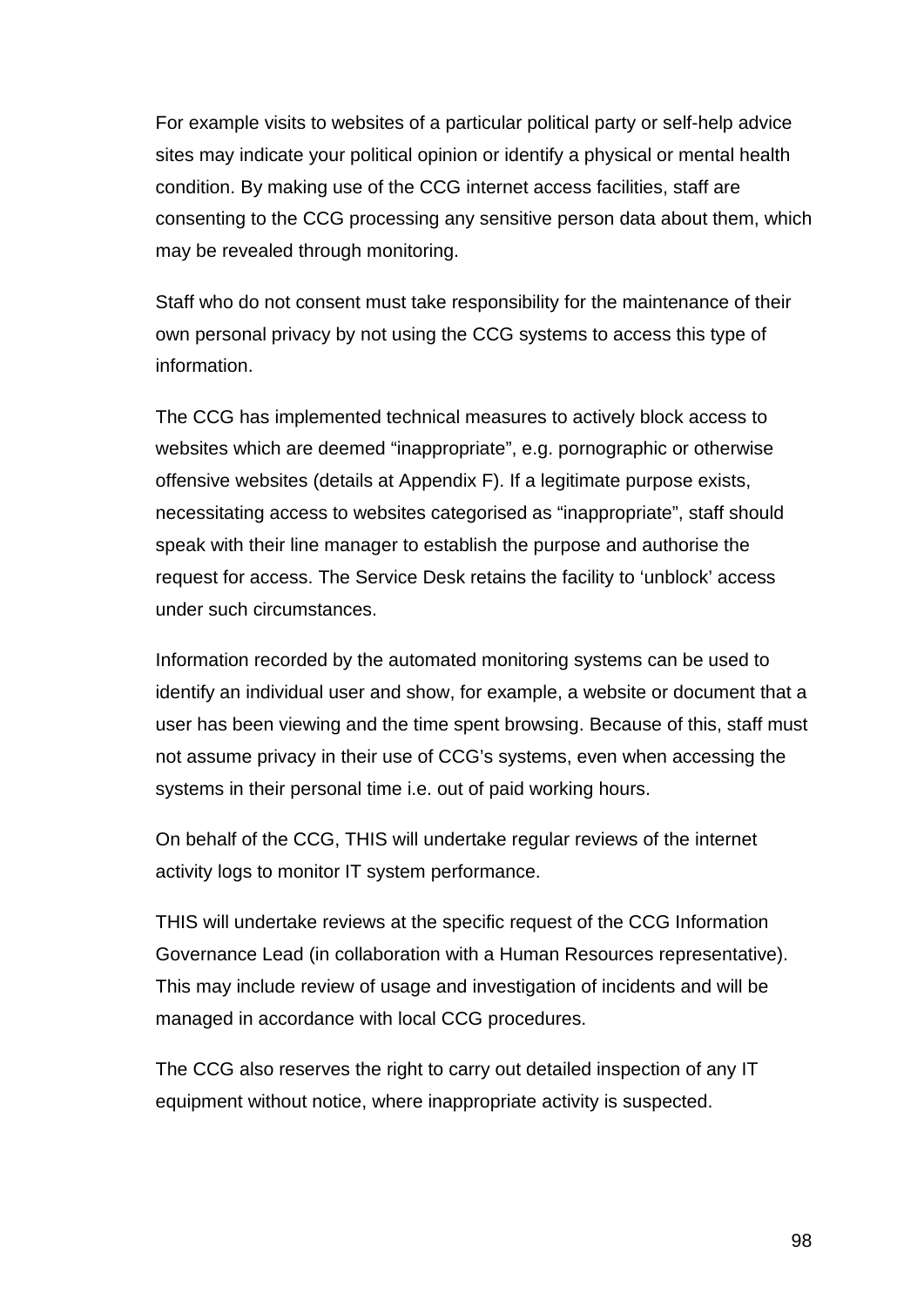For example visits to websites of a particular political party or self-help advice sites may indicate your political opinion or identify a physical or mental health condition. By making use of the CCG internet access facilities, staff are consenting to the CCG processing any sensitive person data about them, which may be revealed through monitoring.

Staff who do not consent must take responsibility for the maintenance of their own personal privacy by not using the CCG systems to access this type of information.

The CCG has implemented technical measures to actively block access to websites which are deemed "inappropriate", e.g. pornographic or otherwise offensive websites (details at Appendix F). If a legitimate purpose exists, necessitating access to websites categorised as "inappropriate", staff should speak with their line manager to establish the purpose and authorise the request for access. The Service Desk retains the facility to 'unblock' access under such circumstances.

Information recorded by the automated monitoring systems can be used to identify an individual user and show, for example, a website or document that a user has been viewing and the time spent browsing. Because of this, staff must not assume privacy in their use of CCG's systems, even when accessing the systems in their personal time i.e. out of paid working hours.

On behalf of the CCG, THIS will undertake regular reviews of the internet activity logs to monitor IT system performance.

THIS will undertake reviews at the specific request of the CCG Information Governance Lead (in collaboration with a Human Resources representative). This may include review of usage and investigation of incidents and will be managed in accordance with local CCG procedures.

The CCG also reserves the right to carry out detailed inspection of any IT equipment without notice, where inappropriate activity is suspected.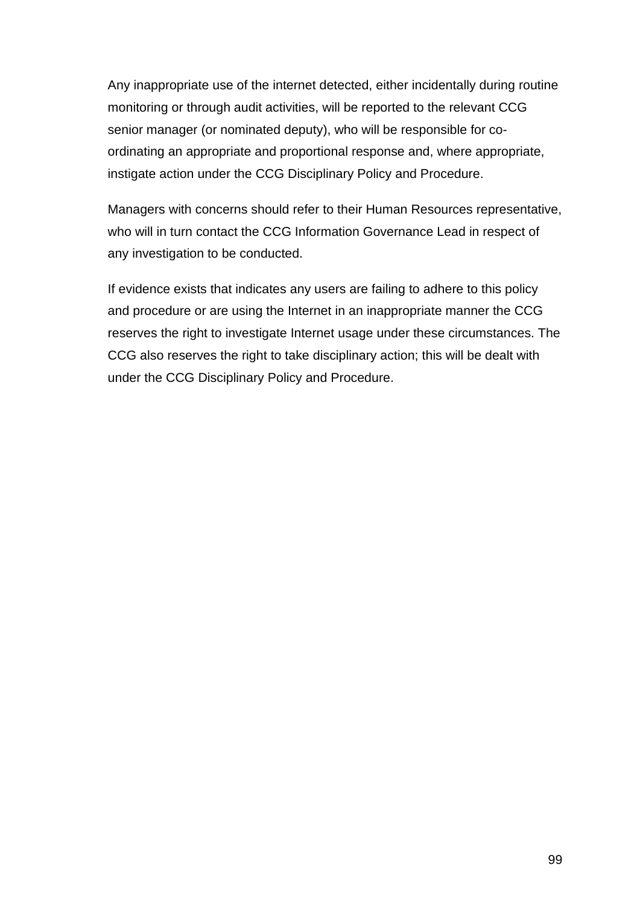Any inappropriate use of the internet detected, either incidentally during routine monitoring or through audit activities, will be reported to the relevant CCG senior manager (or nominated deputy), who will be responsible for co-ordinating an appropriate and proportional response and, where appropriate, instigate action under the CCG Disciplinary Policy and Procedure.

Managers with concerns should refer to their Human Resources representative, who will in turn contact the CCG Information Governance Lead in respect of any investigation to be conducted.

If evidence exists that indicates any users are failing to adhere to this policy and procedure or are using the Internet in an inappropriate manner the CCG reserves the right to investigate Internet usage under these circumstances. The CCG also reserves the right to take disciplinary action; this will be dealt with under the CCG Disciplinary Policy and Procedure.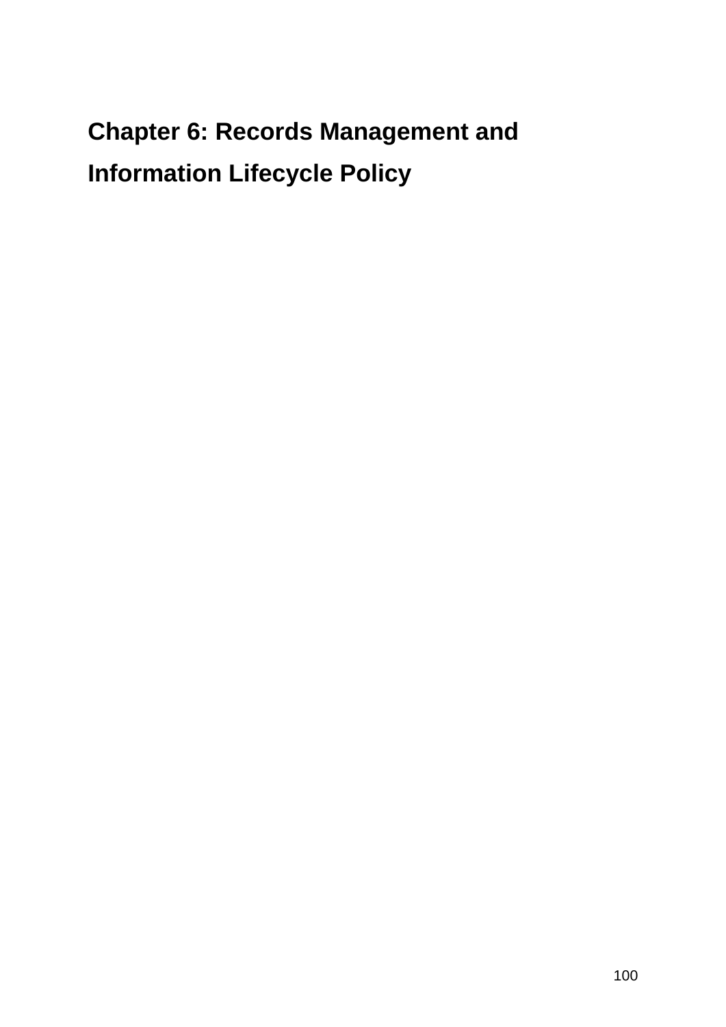# Chapter 6: Records Management and Information Lifecycle Policy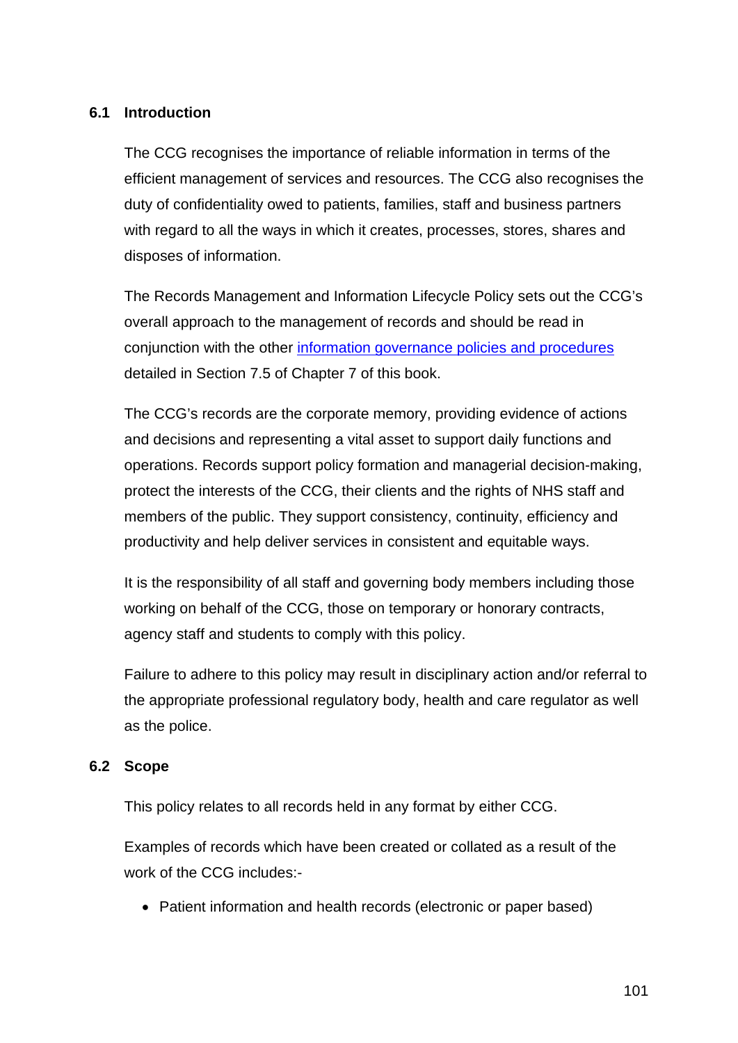### 6.1 Introduction

The CCG recognises the importance of reliable information in terms of the efficient management of services and resources. The CCG also recognises the duty of confidentiality owed to patients, families, staff and business partners with regard to all the ways in which it creates, processes, stores, shares and disposes of information.

The Records Management and Information Lifecycle Policy sets out the CCG's overall approach to the management of records and should be read in conjunction with the other information governance policies and procedures detailed in Section 7.5 of Chapter 7 of this book.

The CCG's records are the corporate memory, providing evidence of actions and decisions and representing a vital asset to support daily functions and operations. Records support policy formation and managerial decision-making, protect the interests of the CCG, their clients and the rights of NHS staff and members of the public. They support consistency, continuity, efficiency and productivity and help deliver services in consistent and equitable ways.

It is the responsibility of all staff and governing body members including those working on behalf of the CCG, those on temporary or honorary contracts, agency staff and students to comply with this policy.

Failure to adhere to this policy may result in disciplinary action and/or referral to the appropriate professional regulatory body, health and care regulator as well as the police.

### 6.2 Scope

This policy relates to all records held in any format by either CCG.

Examples of records which have been created or collated as a result of the work of the CCG includes:-

- Patient information and health records (electronic or paper based)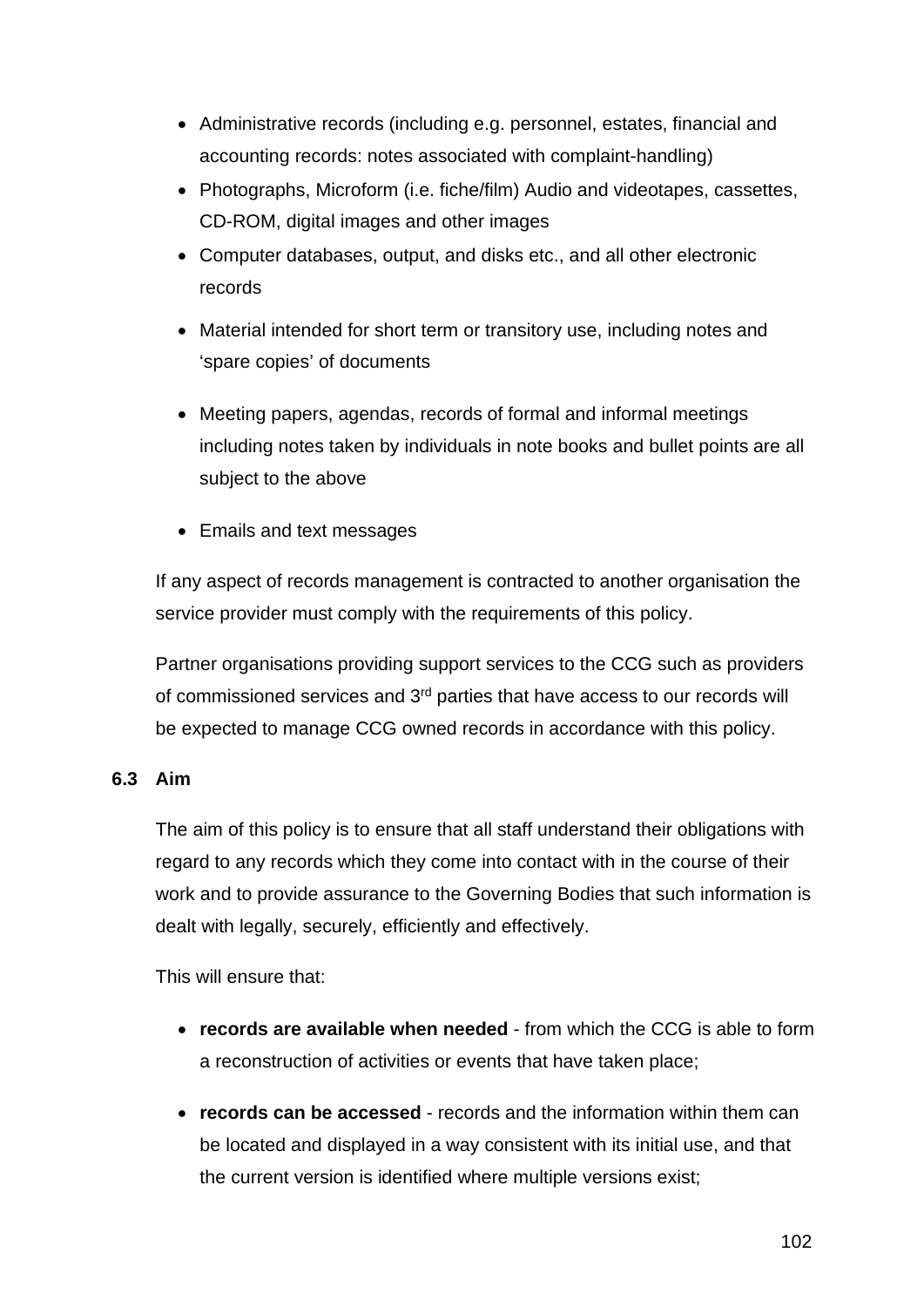- Administrative records (including e.g. personnel, estates, financial and accounting records: notes associated with complaint-handling)
- Photographs, Microform (i.e. fiche/film) Audio and videotapes, cassettes, CD-ROM, digital images and other images
- Computer databases, output, and disks etc., and all other electronic records
- Material intended for short term or transitory use, including notes and 'spare copies' of documents
- Meeting papers, agendas, records of formal and informal meetings including notes taken by individuals in note books and bullet points are all subject to the above
- Emails and text messages

If any aspect of records management is contracted to another organisation the service provider must comply with the requirements of this policy.

Partner organisations providing support services to the CCG such as providers of commissioned services and 3rd parties that have access to our records will be expected to manage CCG owned records in accordance with this policy.

### 6.3 Aim

The aim of this policy is to ensure that all staff understand their obligations with regard to any records which they come into contact with in the course of their work and to provide assurance to the Governing Bodies that such information is dealt with legally, securely, efficiently and effectively.

This will ensure that:

- **records are available when needed** - from which the CCG is able to form a reconstruction of activities or events that have taken place;
- **records can be accessed** - records and the information within them can be located and displayed in a way consistent with its initial use, and that the current version is identified where multiple versions exist;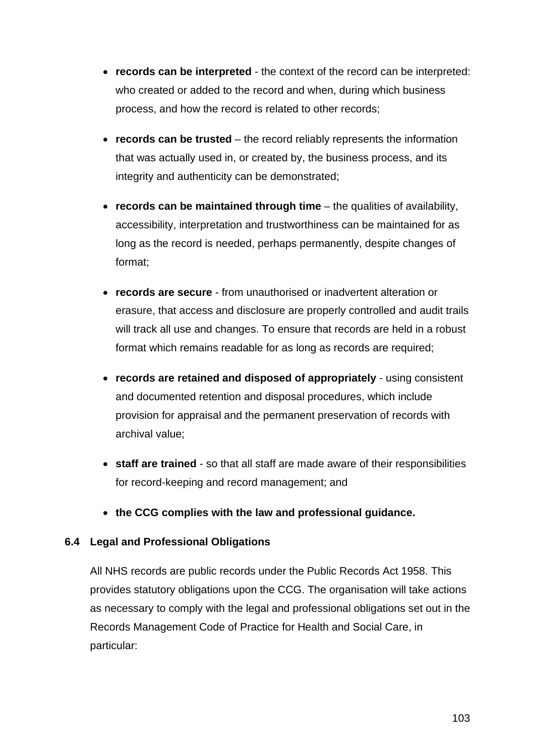- **records can be interpreted** - the context of the record can be interpreted: who created or added to the record and when, during which business process, and how the record is related to other records;

- **records can be trusted** – the record reliably represents the information that was actually used in, or created by, the business process, and its integrity and authenticity can be demonstrated;

- **records can be maintained through time** – the qualities of availability, accessibility, interpretation and trustworthiness can be maintained for as long as the record is needed, perhaps permanently, despite changes of format;

- **records are secure** - from unauthorised or inadvertent alteration or erasure, that access and disclosure are properly controlled and audit trails will track all use and changes. To ensure that records are held in a robust format which remains readable for as long as records are required;

- **records are retained and disposed of appropriately** - using consistent and documented retention and disposal procedures, which include provision for appraisal and the permanent preservation of records with archival value;

- **staff are trained** - so that all staff are made aware of their responsibilities for record-keeping and record management; and

- **the CCG complies with the law and professional guidance.**

### 6.4 Legal and Professional Obligations

All NHS records are public records under the Public Records Act 1958. This provides statutory obligations upon the CCG. The organisation will take actions as necessary to comply with the legal and professional obligations set out in the Records Management Code of Practice for Health and Social Care, in particular: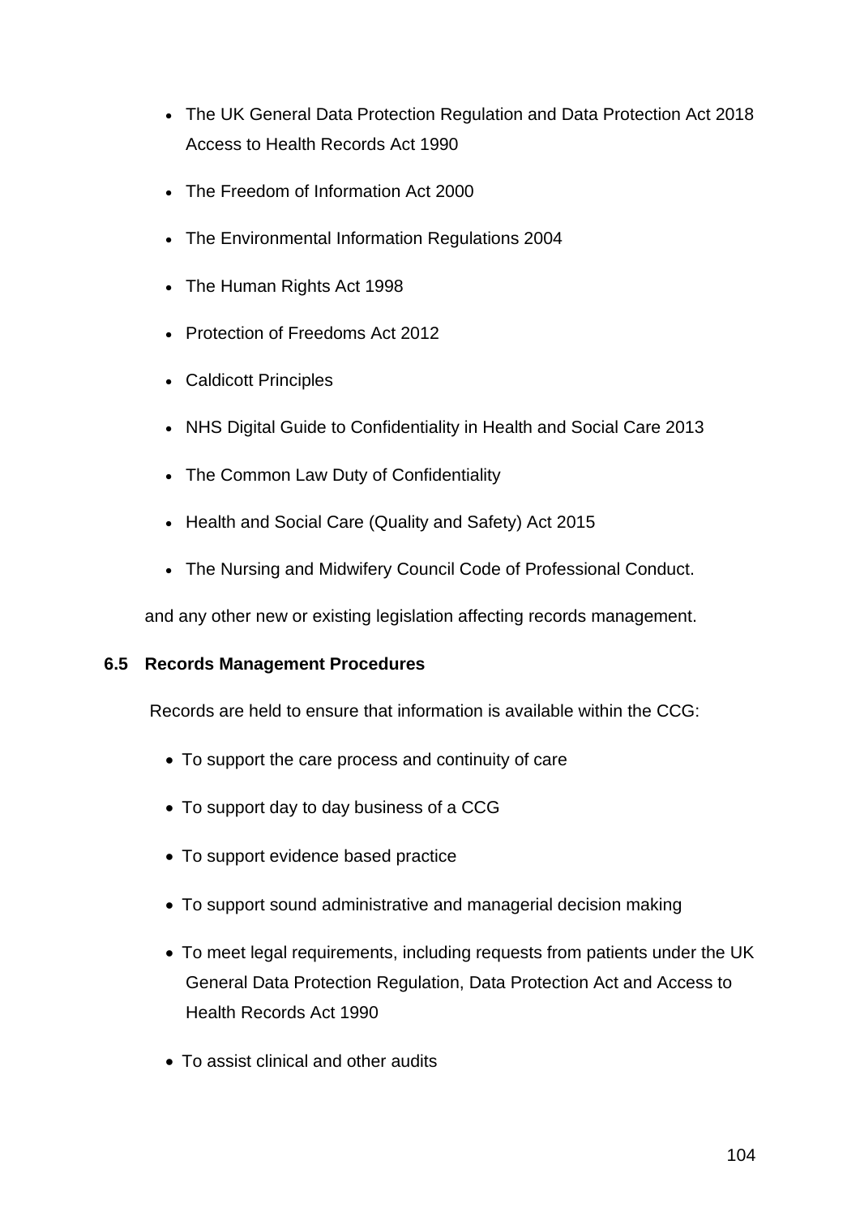- The UK General Data Protection Regulation and Data Protection Act 2018 Access to Health Records Act 1990
- The Freedom of Information Act 2000
- The Environmental Information Regulations 2004
- The Human Rights Act 1998
- Protection of Freedoms Act 2012
- Caldicott Principles
- NHS Digital Guide to Confidentiality in Health and Social Care 2013
- The Common Law Duty of Confidentiality
- Health and Social Care (Quality and Safety) Act 2015
- The Nursing and Midwifery Council Code of Professional Conduct.

and any other new or existing legislation affecting records management.

**6.5 Records Management Procedures**

Records are held to ensure that information is available within the CCG:

- To support the care process and continuity of care
- To support day to day business of a CCG
- To support evidence based practice
- To support sound administrative and managerial decision making
- To meet legal requirements, including requests from patients under the UK General Data Protection Regulation, Data Protection Act and Access to Health Records Act 1990
- To assist clinical and other audits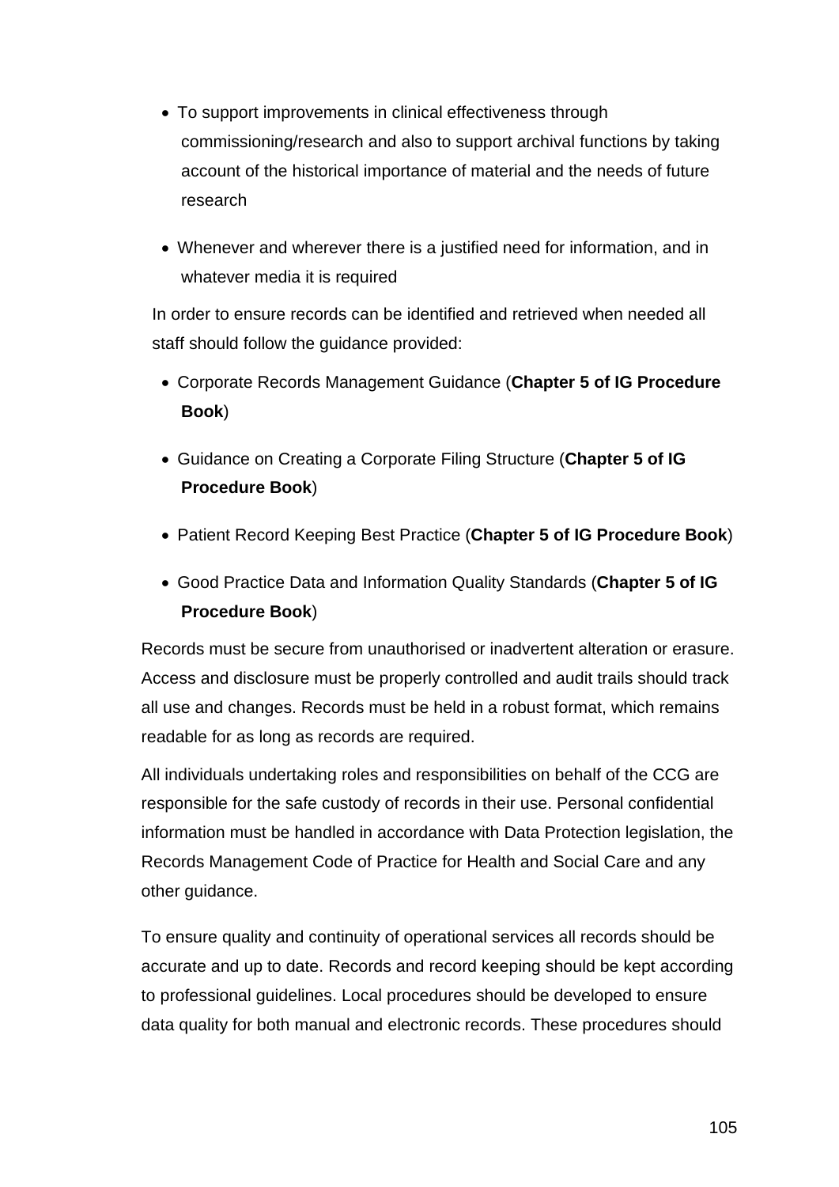- To support improvements in clinical effectiveness through commissioning/research and also to support archival functions by taking account of the historical importance of material and the needs of future research

- Whenever and wherever there is a justified need for information, and in whatever media it is required

In order to ensure records can be identified and retrieved when needed all staff should follow the guidance provided:

- Corporate Records Management Guidance (**Chapter 5 of IG Procedure Book**)

- Guidance on Creating a Corporate Filing Structure (**Chapter 5 of IG Procedure Book**)

- Patient Record Keeping Best Practice (**Chapter 5 of IG Procedure Book**)

- Good Practice Data and Information Quality Standards (**Chapter 5 of IG Procedure Book**)

Records must be secure from unauthorised or inadvertent alteration or erasure. Access and disclosure must be properly controlled and audit trails should track all use and changes. Records must be held in a robust format, which remains readable for as long as records are required.

All individuals undertaking roles and responsibilities on behalf of the CCG are responsible for the safe custody of records in their use. Personal confidential information must be handled in accordance with Data Protection legislation, the Records Management Code of Practice for Health and Social Care and any other guidance.

To ensure quality and continuity of operational services all records should be accurate and up to date. Records and record keeping should be kept according to professional guidelines. Local procedures should be developed to ensure data quality for both manual and electronic records. These procedures should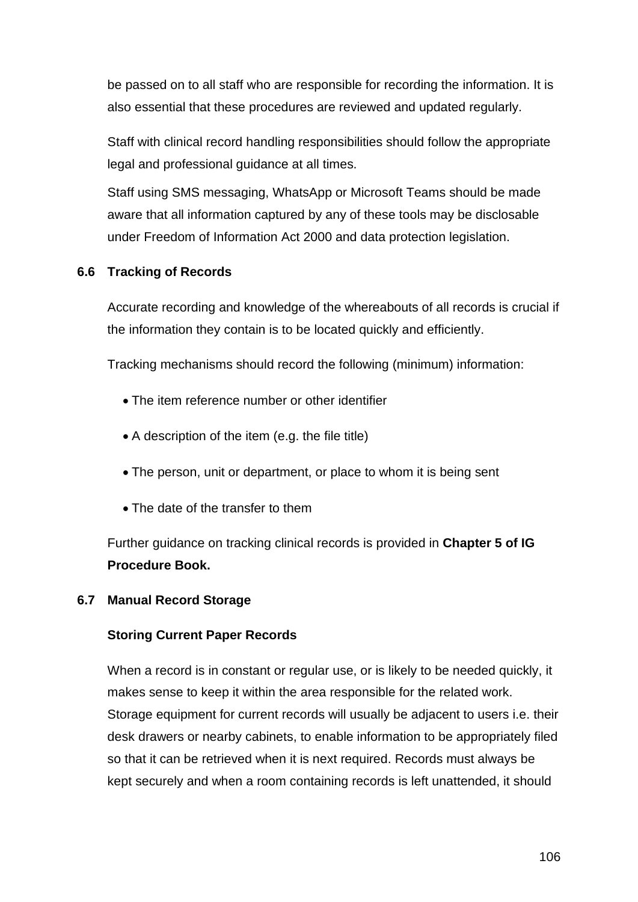be passed on to all staff who are responsible for recording the information. It is also essential that these procedures are reviewed and updated regularly.

Staff with clinical record handling responsibilities should follow the appropriate legal and professional guidance at all times.

Staff using SMS messaging, WhatsApp or Microsoft Teams should be made aware that all information captured by any of these tools may be disclosable under Freedom of Information Act 2000 and data protection legislation.

### 6.6 Tracking of Records

Accurate recording and knowledge of the whereabouts of all records is crucial if the information they contain is to be located quickly and efficiently.

Tracking mechanisms should record the following (minimum) information:

- The item reference number or other identifier
- A description of the item (e.g. the file title)
- The person, unit or department, or place to whom it is being sent
- The date of the transfer to them

Further guidance on tracking clinical records is provided in **Chapter 5 of IG Procedure Book.**

### 6.7 Manual Record Storage

**Storing Current Paper Records**

When a record is in constant or regular use, or is likely to be needed quickly, it makes sense to keep it within the area responsible for the related work. Storage equipment for current records will usually be adjacent to users i.e. their desk drawers or nearby cabinets, to enable information to be appropriately filed so that it can be retrieved when it is next required. Records must always be kept securely and when a room containing records is left unattended, it should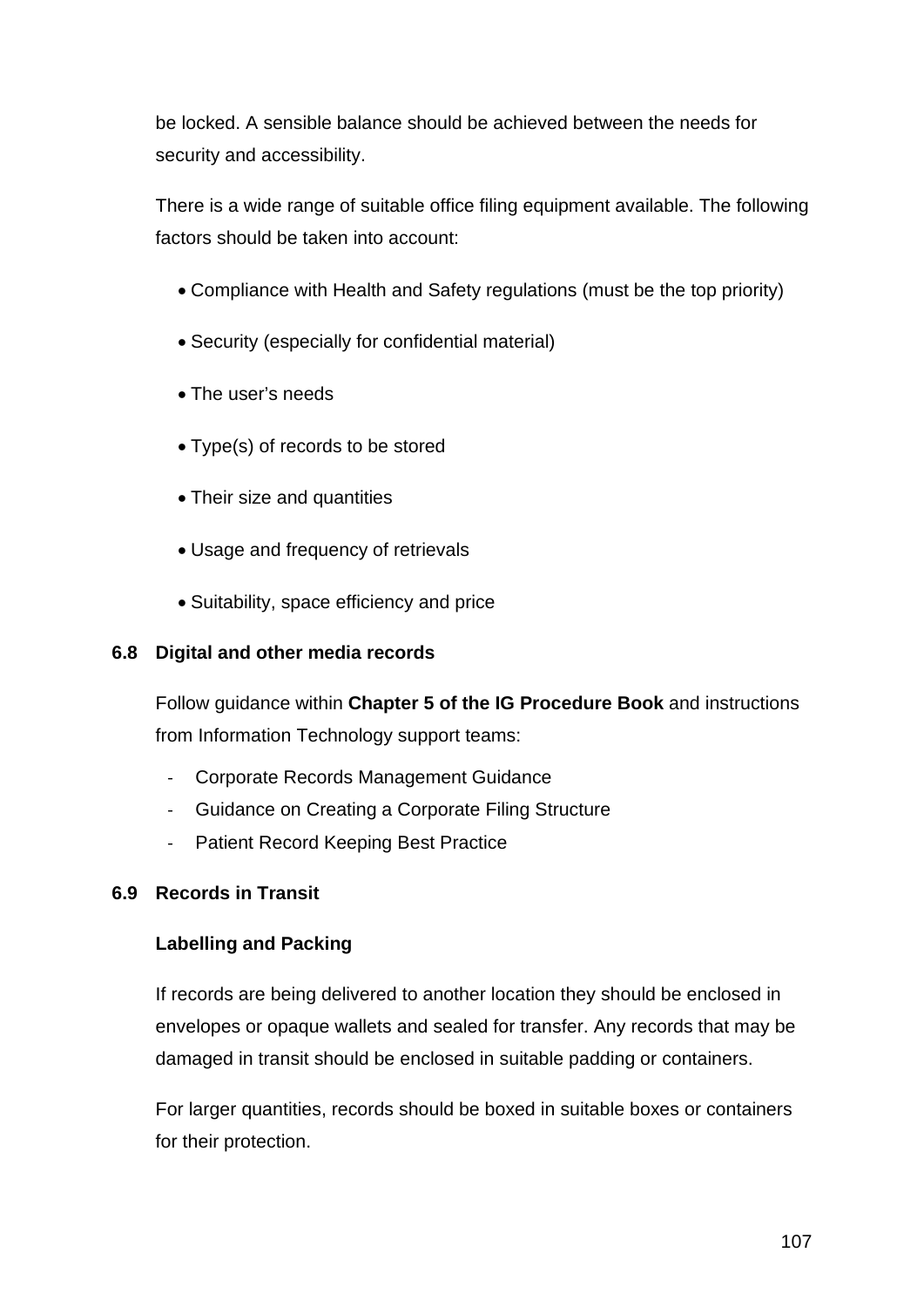be locked. A sensible balance should be achieved between the needs for security and accessibility.

There is a wide range of suitable office filing equipment available. The following factors should be taken into account:

- Compliance with Health and Safety regulations (must be the top priority)
- Security (especially for confidential material)
- The user's needs
- Type(s) of records to be stored
- Their size and quantities
- Usage and frequency of retrievals
- Suitability, space efficiency and price

### 6.8 Digital and other media records

Follow guidance within **Chapter 5 of the IG Procedure Book** and instructions from Information Technology support teams:

- Corporate Records Management Guidance
- Guidance on Creating a Corporate Filing Structure
- Patient Record Keeping Best Practice

### 6.9 Records in Transit

**Labelling and Packing**

If records are being delivered to another location they should be enclosed in envelopes or opaque wallets and sealed for transfer. Any records that may be damaged in transit should be enclosed in suitable padding or containers.

For larger quantities, records should be boxed in suitable boxes or containers for their protection.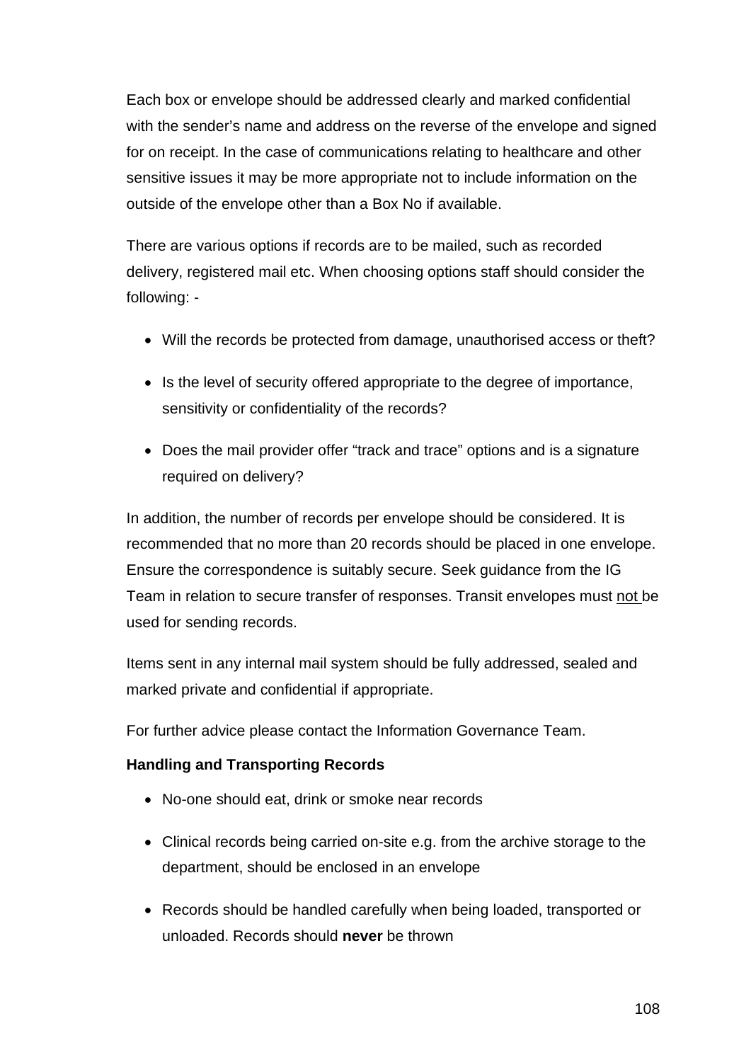Each box or envelope should be addressed clearly and marked confidential with the sender's name and address on the reverse of the envelope and signed for on receipt. In the case of communications relating to healthcare and other sensitive issues it may be more appropriate not to include information on the outside of the envelope other than a Box No if available.

There are various options if records are to be mailed, such as recorded delivery, registered mail etc. When choosing options staff should consider the following: -

- Will the records be protected from damage, unauthorised access or theft?
- Is the level of security offered appropriate to the degree of importance, sensitivity or confidentiality of the records?
- Does the mail provider offer "track and trace" options and is a signature required on delivery?

In addition, the number of records per envelope should be considered. It is recommended that no more than 20 records should be placed in one envelope. Ensure the correspondence is suitably secure. Seek guidance from the IG Team in relation to secure transfer of responses. Transit envelopes must <u>not</u> be used for sending records.

Items sent in any internal mail system should be fully addressed, sealed and marked private and confidential if appropriate.

For further advice please contact the Information Governance Team.

**Handling and Transporting Records**

- No-one should eat, drink or smoke near records
- Clinical records being carried on-site e.g. from the archive storage to the department, should be enclosed in an envelope
- Records should be handled carefully when being loaded, transported or unloaded. Records should **never** be thrown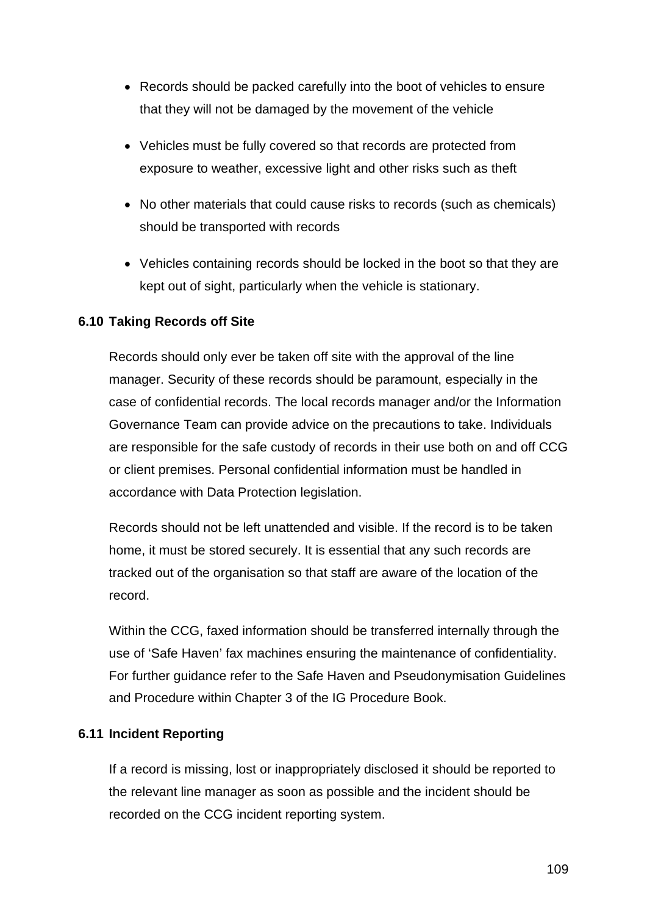- Records should be packed carefully into the boot of vehicles to ensure that they will not be damaged by the movement of the vehicle
- Vehicles must be fully covered so that records are protected from exposure to weather, excessive light and other risks such as theft
- No other materials that could cause risks to records (such as chemicals) should be transported with records
- Vehicles containing records should be locked in the boot so that they are kept out of sight, particularly when the vehicle is stationary.

### 6.10 Taking Records off Site

Records should only ever be taken off site with the approval of the line manager. Security of these records should be paramount, especially in the case of confidential records. The local records manager and/or the Information Governance Team can provide advice on the precautions to take. Individuals are responsible for the safe custody of records in their use both on and off CCG or client premises. Personal confidential information must be handled in accordance with Data Protection legislation.

Records should not be left unattended and visible. If the record is to be taken home, it must be stored securely. It is essential that any such records are tracked out of the organisation so that staff are aware of the location of the record.

Within the CCG, faxed information should be transferred internally through the use of 'Safe Haven' fax machines ensuring the maintenance of confidentiality. For further guidance refer to the Safe Haven and Pseudonymisation Guidelines and Procedure within Chapter 3 of the IG Procedure Book.

### 6.11 Incident Reporting

If a record is missing, lost or inappropriately disclosed it should be reported to the relevant line manager as soon as possible and the incident should be recorded on the CCG incident reporting system.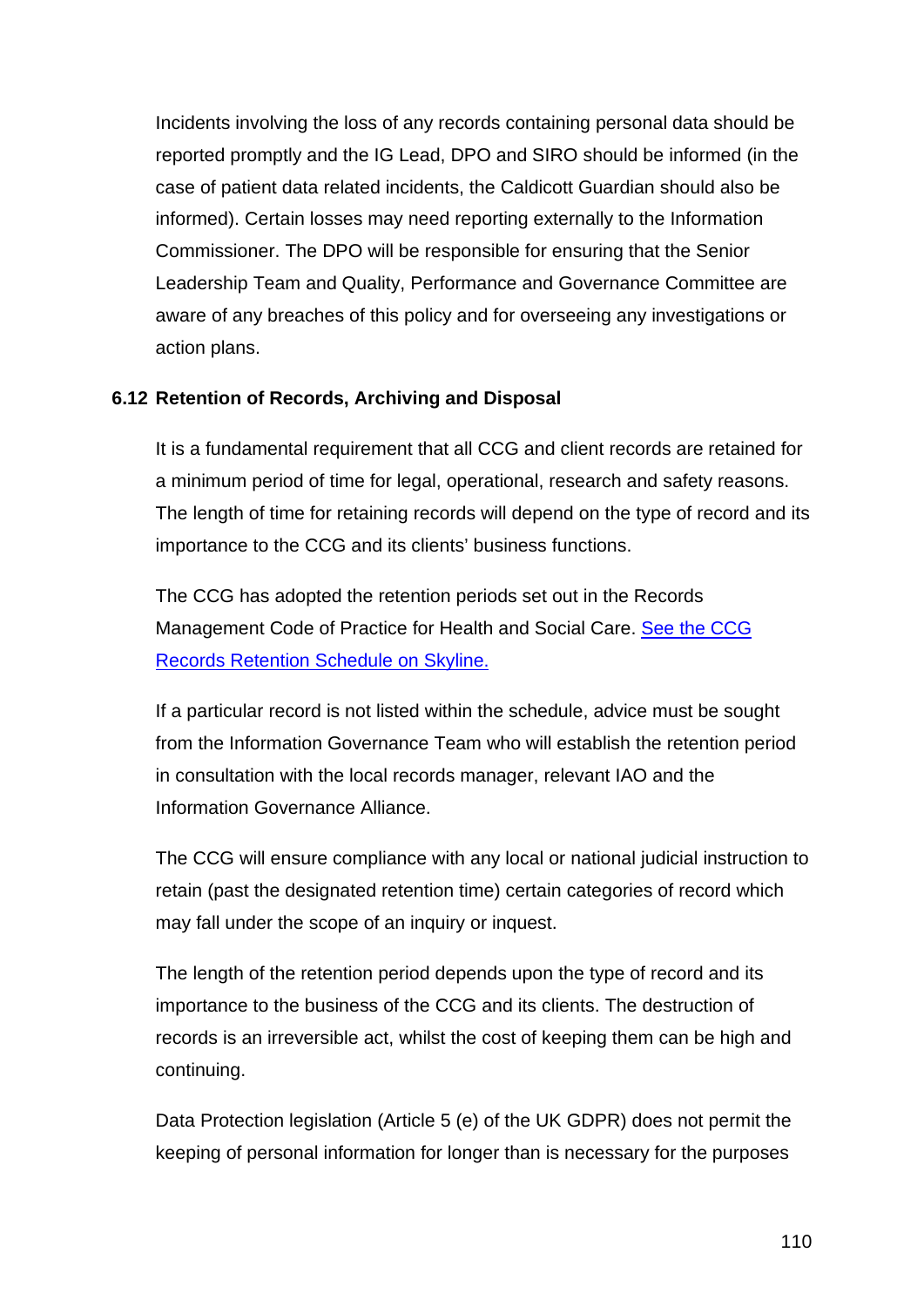Incidents involving the loss of any records containing personal data should be reported promptly and the IG Lead, DPO and SIRO should be informed (in the case of patient data related incidents, the Caldicott Guardian should also be informed). Certain losses may need reporting externally to the Information Commissioner. The DPO will be responsible for ensuring that the Senior Leadership Team and Quality, Performance and Governance Committee are aware of any breaches of this policy and for overseeing any investigations or action plans.

### 6.12 Retention of Records, Archiving and Disposal

It is a fundamental requirement that all CCG and client records are retained for a minimum period of time for legal, operational, research and safety reasons. The length of time for retaining records will depend on the type of record and its importance to the CCG and its clients' business functions.

The CCG has adopted the retention periods set out in the Records Management Code of Practice for Health and Social Care. See the CCG Records Retention Schedule on Skyline.

If a particular record is not listed within the schedule, advice must be sought from the Information Governance Team who will establish the retention period in consultation with the local records manager, relevant IAO and the Information Governance Alliance.

The CCG will ensure compliance with any local or national judicial instruction to retain (past the designated retention time) certain categories of record which may fall under the scope of an inquiry or inquest.

The length of the retention period depends upon the type of record and its importance to the business of the CCG and its clients. The destruction of records is an irreversible act, whilst the cost of keeping them can be high and continuing.

Data Protection legislation (Article 5 (e) of the UK GDPR) does not permit the keeping of personal information for longer than is necessary for the purposes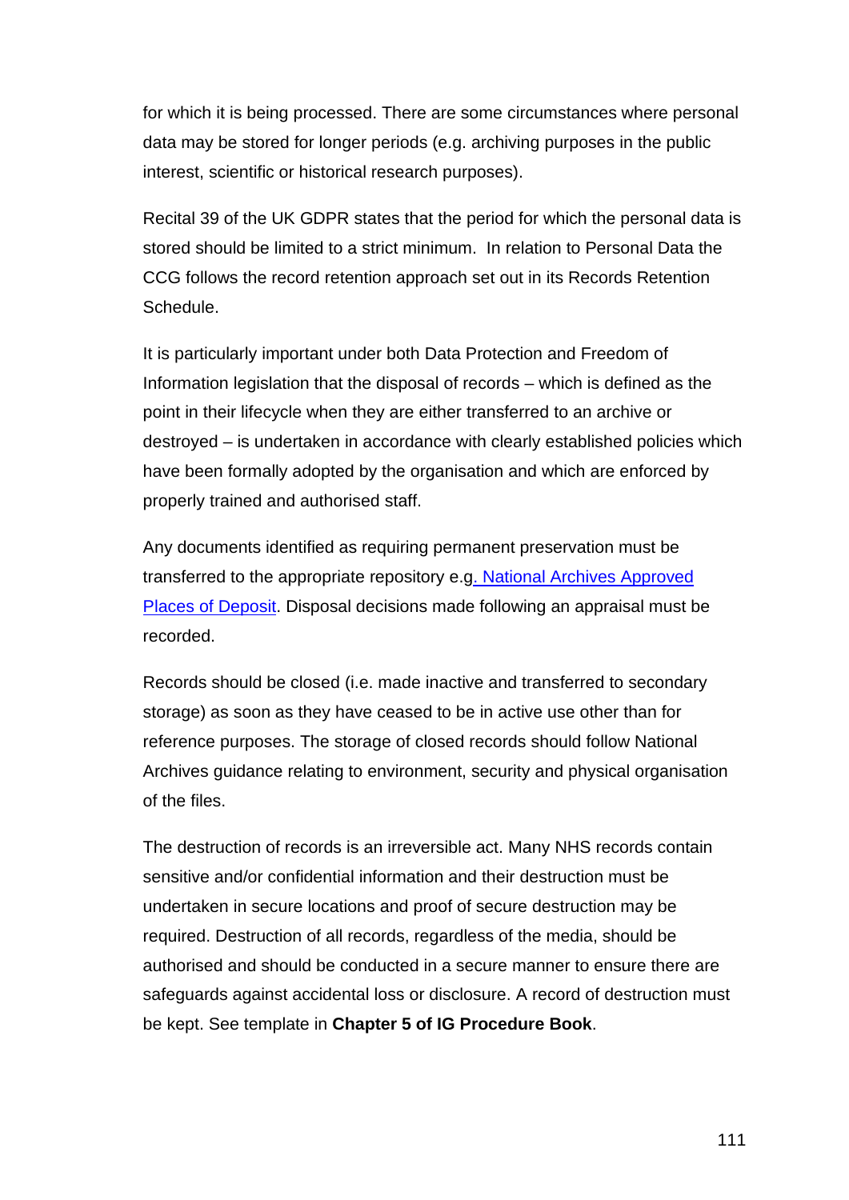for which it is being processed. There are some circumstances where personal data may be stored for longer periods (e.g. archiving purposes in the public interest, scientific or historical research purposes).

Recital 39 of the UK GDPR states that the period for which the personal data is stored should be limited to a strict minimum. In relation to Personal Data the CCG follows the record retention approach set out in its Records Retention Schedule.

It is particularly important under both Data Protection and Freedom of Information legislation that the disposal of records – which is defined as the point in their lifecycle when they are either transferred to an archive or destroyed – is undertaken in accordance with clearly established policies which have been formally adopted by the organisation and which are enforced by properly trained and authorised staff.

Any documents identified as requiring permanent preservation must be transferred to the appropriate repository e.g. National Archives Approved Places of Deposit. Disposal decisions made following an appraisal must be recorded.

Records should be closed (i.e. made inactive and transferred to secondary storage) as soon as they have ceased to be in active use other than for reference purposes. The storage of closed records should follow National Archives guidance relating to environment, security and physical organisation of the files.

The destruction of records is an irreversible act. Many NHS records contain sensitive and/or confidential information and their destruction must be undertaken in secure locations and proof of secure destruction may be required. Destruction of all records, regardless of the media, should be authorised and should be conducted in a secure manner to ensure there are safeguards against accidental loss or disclosure. A record of destruction must be kept. See template in **Chapter 5 of IG Procedure Book**.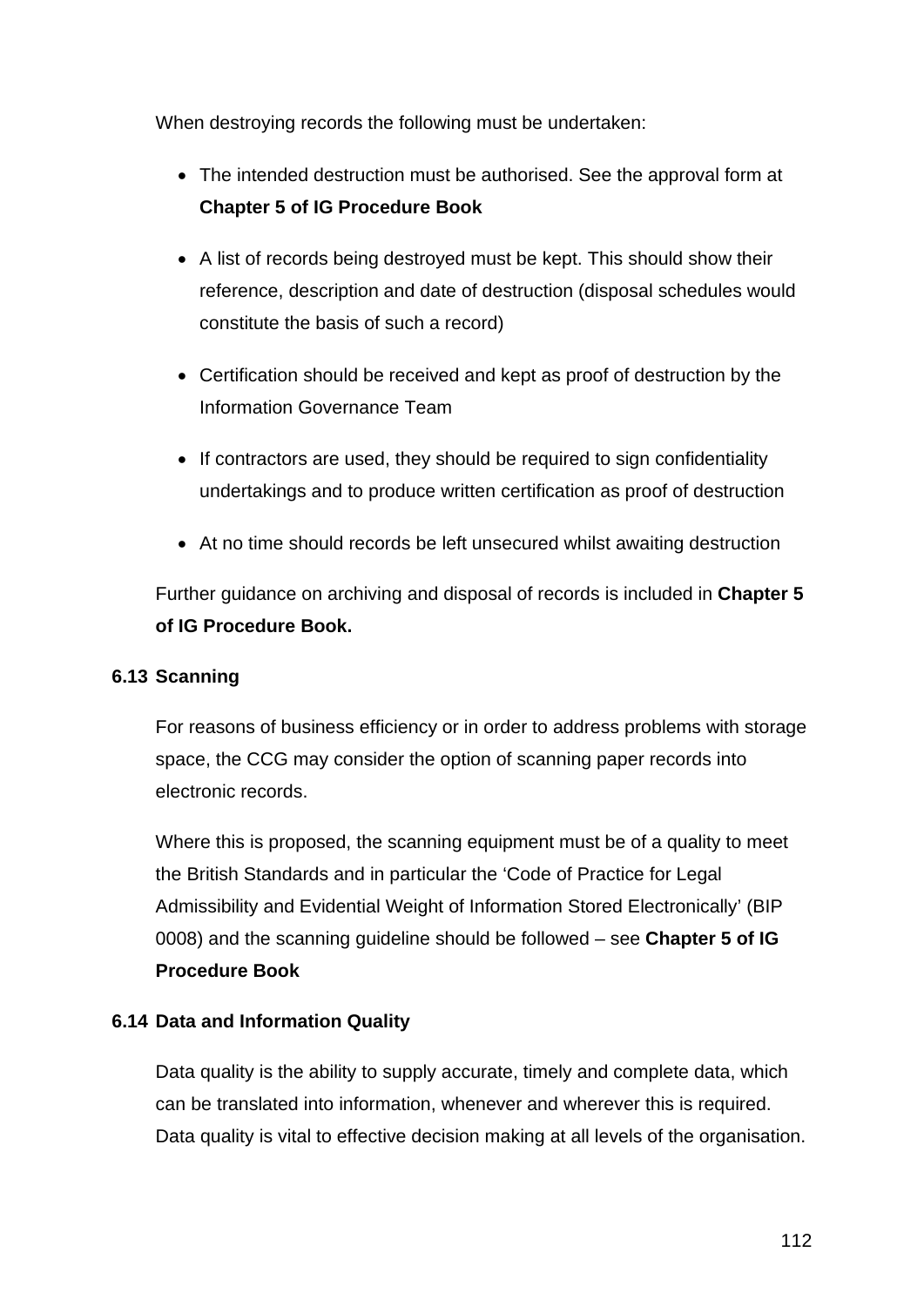When destroying records the following must be undertaken:

- The intended destruction must be authorised. See the approval form at **Chapter 5 of IG Procedure Book**
- A list of records being destroyed must be kept. This should show their reference, description and date of destruction (disposal schedules would constitute the basis of such a record)
- Certification should be received and kept as proof of destruction by the Information Governance Team
- If contractors are used, they should be required to sign confidentiality undertakings and to produce written certification as proof of destruction
- At no time should records be left unsecured whilst awaiting destruction

Further guidance on archiving and disposal of records is included in **Chapter 5 of IG Procedure Book.**

### 6.13 Scanning

For reasons of business efficiency or in order to address problems with storage space, the CCG may consider the option of scanning paper records into electronic records.

Where this is proposed, the scanning equipment must be of a quality to meet the British Standards and in particular the 'Code of Practice for Legal Admissibility and Evidential Weight of Information Stored Electronically' (BIP 0008) and the scanning guideline should be followed – see **Chapter 5 of IG Procedure Book**

### 6.14 Data and Information Quality

Data quality is the ability to supply accurate, timely and complete data, which can be translated into information, whenever and wherever this is required. Data quality is vital to effective decision making at all levels of the organisation.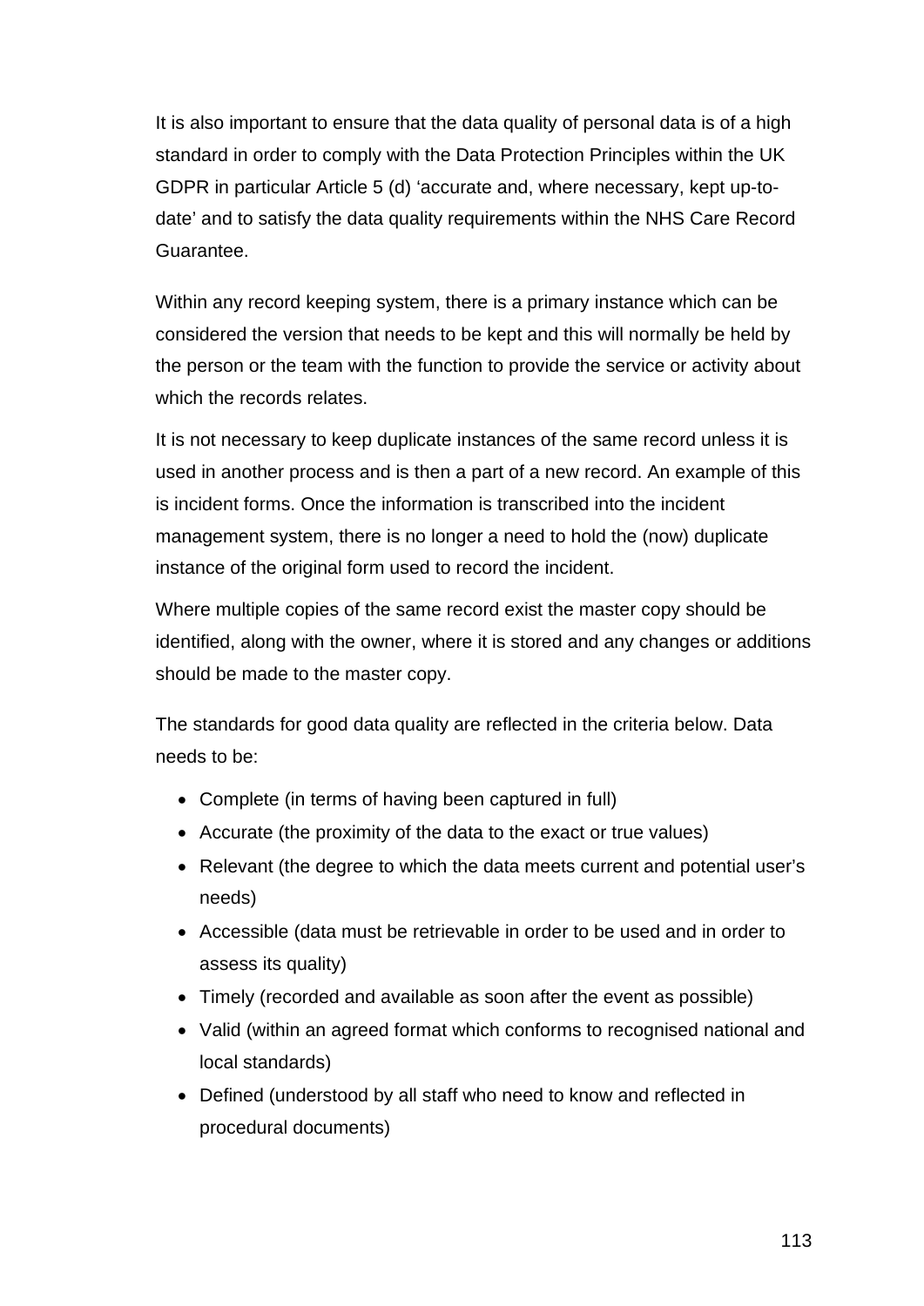It is also important to ensure that the data quality of personal data is of a high standard in order to comply with the Data Protection Principles within the UK GDPR in particular Article 5 (d) 'accurate and, where necessary, kept up-to-date' and to satisfy the data quality requirements within the NHS Care Record Guarantee.

Within any record keeping system, there is a primary instance which can be considered the version that needs to be kept and this will normally be held by the person or the team with the function to provide the service or activity about which the records relates.

It is not necessary to keep duplicate instances of the same record unless it is used in another process and is then a part of a new record. An example of this is incident forms. Once the information is transcribed into the incident management system, there is no longer a need to hold the (now) duplicate instance of the original form used to record the incident.

Where multiple copies of the same record exist the master copy should be identified, along with the owner, where it is stored and any changes or additions should be made to the master copy.

The standards for good data quality are reflected in the criteria below. Data needs to be:

- Complete (in terms of having been captured in full)
- Accurate (the proximity of the data to the exact or true values)
- Relevant (the degree to which the data meets current and potential user's needs)
- Accessible (data must be retrievable in order to be used and in order to assess its quality)
- Timely (recorded and available as soon after the event as possible)
- Valid (within an agreed format which conforms to recognised national and local standards)
- Defined (understood by all staff who need to know and reflected in procedural documents)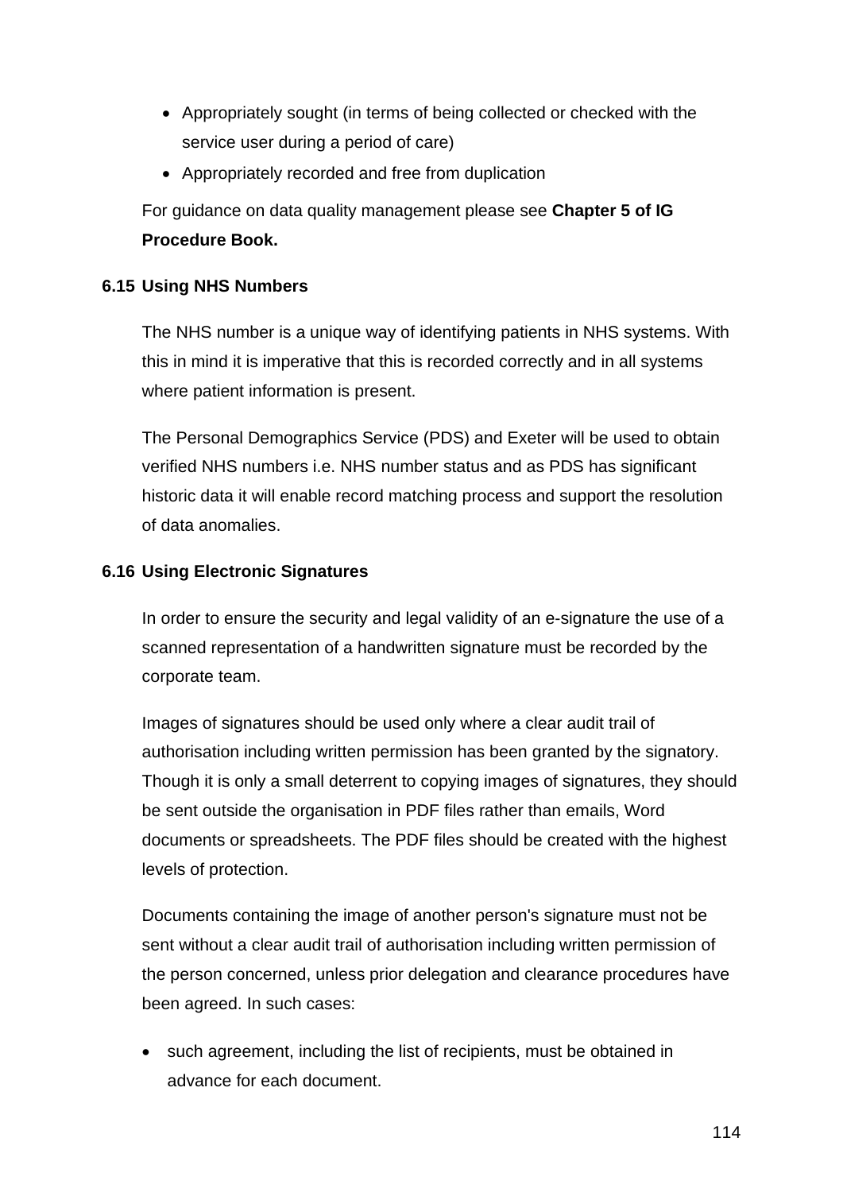- Appropriately sought (in terms of being collected or checked with the service user during a period of care)
- Appropriately recorded and free from duplication

For guidance on data quality management please see **Chapter 5 of IG Procedure Book.**

### 6.15 Using NHS Numbers

The NHS number is a unique way of identifying patients in NHS systems. With this in mind it is imperative that this is recorded correctly and in all systems where patient information is present.

The Personal Demographics Service (PDS) and Exeter will be used to obtain verified NHS numbers i.e. NHS number status and as PDS has significant historic data it will enable record matching process and support the resolution of data anomalies.

### 6.16 Using Electronic Signatures

In order to ensure the security and legal validity of an e-signature the use of a scanned representation of a handwritten signature must be recorded by the corporate team.

Images of signatures should be used only where a clear audit trail of authorisation including written permission has been granted by the signatory. Though it is only a small deterrent to copying images of signatures, they should be sent outside the organisation in PDF files rather than emails, Word documents or spreadsheets. The PDF files should be created with the highest levels of protection.

Documents containing the image of another person's signature must not be sent without a clear audit trail of authorisation including written permission of the person concerned, unless prior delegation and clearance procedures have been agreed. In such cases:

- such agreement, including the list of recipients, must be obtained in advance for each document.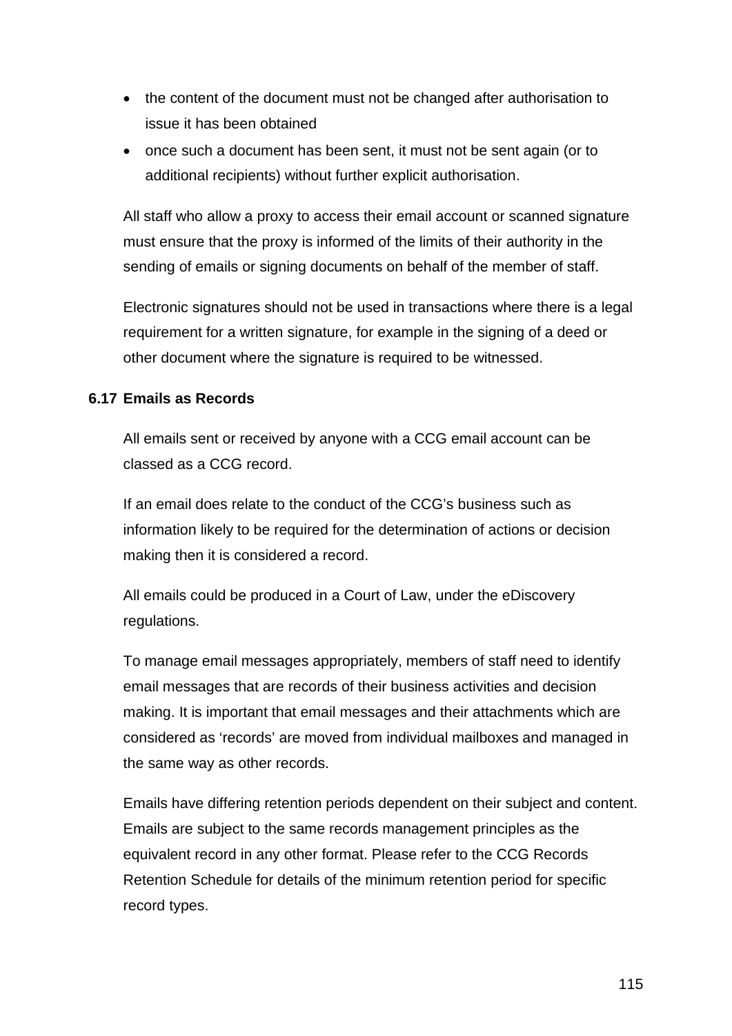- the content of the document must not be changed after authorisation to issue it has been obtained
- once such a document has been sent, it must not be sent again (or to additional recipients) without further explicit authorisation.

All staff who allow a proxy to access their email account or scanned signature must ensure that the proxy is informed of the limits of their authority in the sending of emails or signing documents on behalf of the member of staff.

Electronic signatures should not be used in transactions where there is a legal requirement for a written signature, for example in the signing of a deed or other document where the signature is required to be witnessed.

### 6.17 Emails as Records

All emails sent or received by anyone with a CCG email account can be classed as a CCG record.

If an email does relate to the conduct of the CCG's business such as information likely to be required for the determination of actions or decision making then it is considered a record.

All emails could be produced in a Court of Law, under the eDiscovery regulations.

To manage email messages appropriately, members of staff need to identify email messages that are records of their business activities and decision making. It is important that email messages and their attachments which are considered as 'records' are moved from individual mailboxes and managed in the same way as other records.

Emails have differing retention periods dependent on their subject and content. Emails are subject to the same records management principles as the equivalent record in any other format. Please refer to the CCG Records Retention Schedule for details of the minimum retention period for specific record types.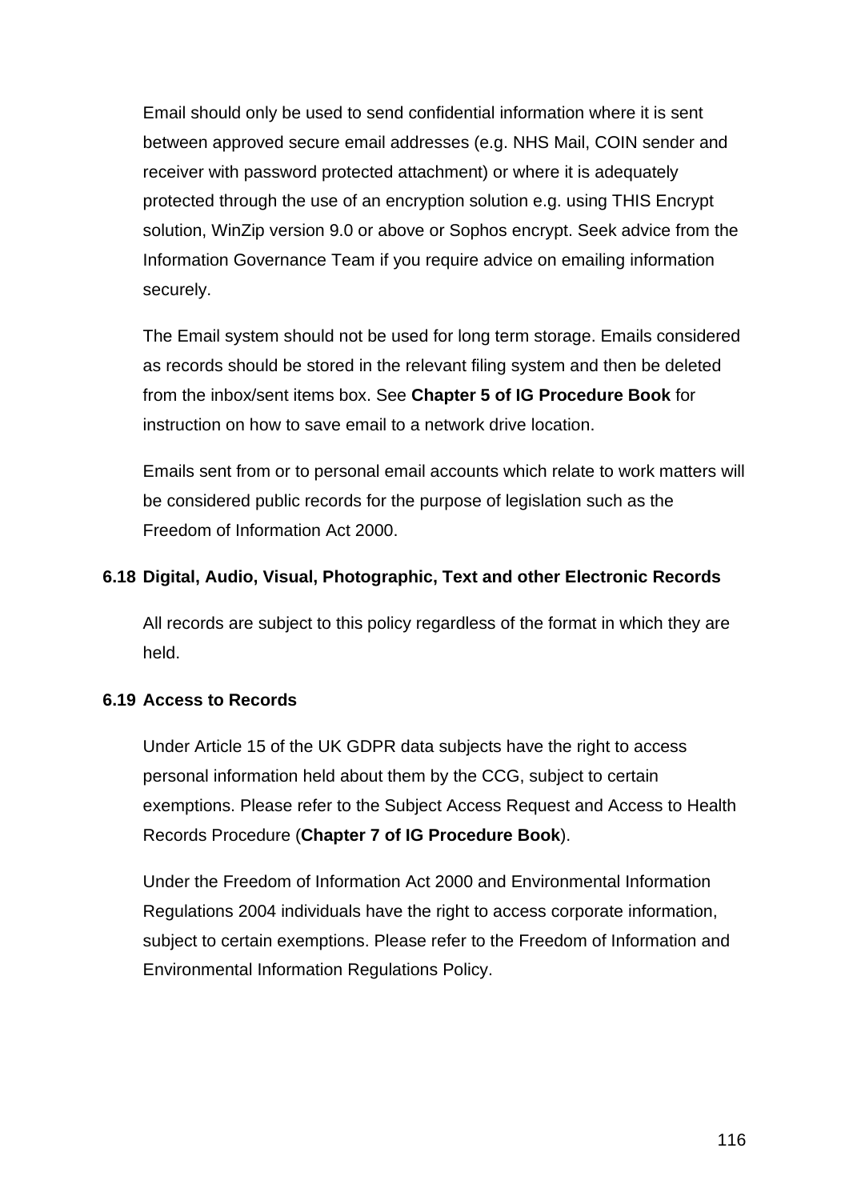Email should only be used to send confidential information where it is sent between approved secure email addresses (e.g. NHS Mail, COIN sender and receiver with password protected attachment) or where it is adequately protected through the use of an encryption solution e.g. using THIS Encrypt solution, WinZip version 9.0 or above or Sophos encrypt. Seek advice from the Information Governance Team if you require advice on emailing information securely.

The Email system should not be used for long term storage. Emails considered as records should be stored in the relevant filing system and then be deleted from the inbox/sent items box. See **Chapter 5 of IG Procedure Book** for instruction on how to save email to a network drive location.

Emails sent from or to personal email accounts which relate to work matters will be considered public records for the purpose of legislation such as the Freedom of Information Act 2000.

### 6.18 Digital, Audio, Visual, Photographic, Text and other Electronic Records

All records are subject to this policy regardless of the format in which they are held.

### 6.19 Access to Records

Under Article 15 of the UK GDPR data subjects have the right to access personal information held about them by the CCG, subject to certain exemptions. Please refer to the Subject Access Request and Access to Health Records Procedure (**Chapter 7 of IG Procedure Book**).

Under the Freedom of Information Act 2000 and Environmental Information Regulations 2004 individuals have the right to access corporate information, subject to certain exemptions. Please refer to the Freedom of Information and Environmental Information Regulations Policy.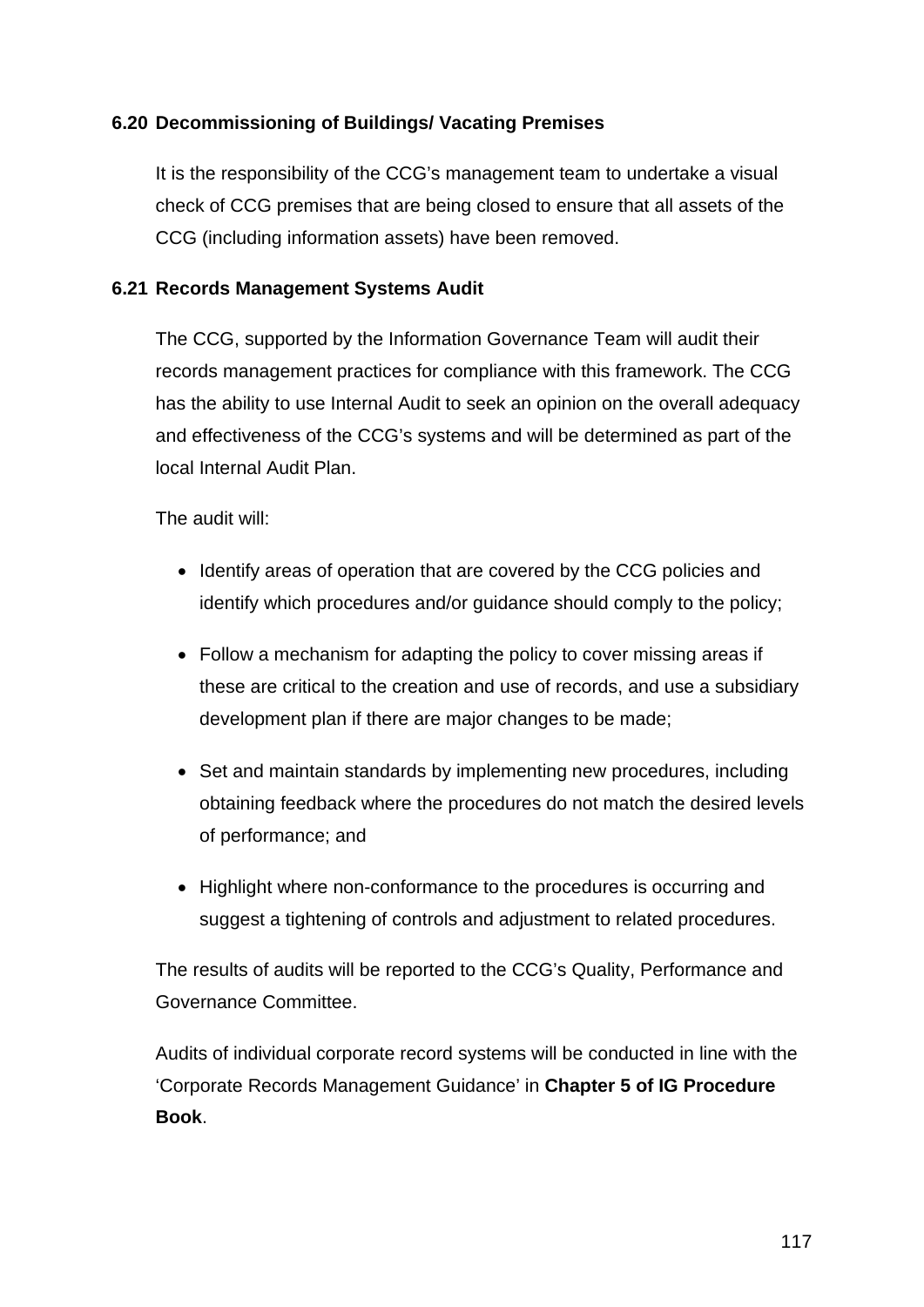### 6.20 Decommissioning of Buildings/ Vacating Premises

It is the responsibility of the CCG's management team to undertake a visual check of CCG premises that are being closed to ensure that all assets of the CCG (including information assets) have been removed.

### 6.21 Records Management Systems Audit

The CCG, supported by the Information Governance Team will audit their records management practices for compliance with this framework. The CCG has the ability to use Internal Audit to seek an opinion on the overall adequacy and effectiveness of the CCG's systems and will be determined as part of the local Internal Audit Plan.

The audit will:

- Identify areas of operation that are covered by the CCG policies and identify which procedures and/or guidance should comply to the policy;
- Follow a mechanism for adapting the policy to cover missing areas if these are critical to the creation and use of records, and use a subsidiary development plan if there are major changes to be made;
- Set and maintain standards by implementing new procedures, including obtaining feedback where the procedures do not match the desired levels of performance; and
- Highlight where non-conformance to the procedures is occurring and suggest a tightening of controls and adjustment to related procedures.

The results of audits will be reported to the CCG's Quality, Performance and Governance Committee.

Audits of individual corporate record systems will be conducted in line with the 'Corporate Records Management Guidance' in **Chapter 5 of IG Procedure Book**.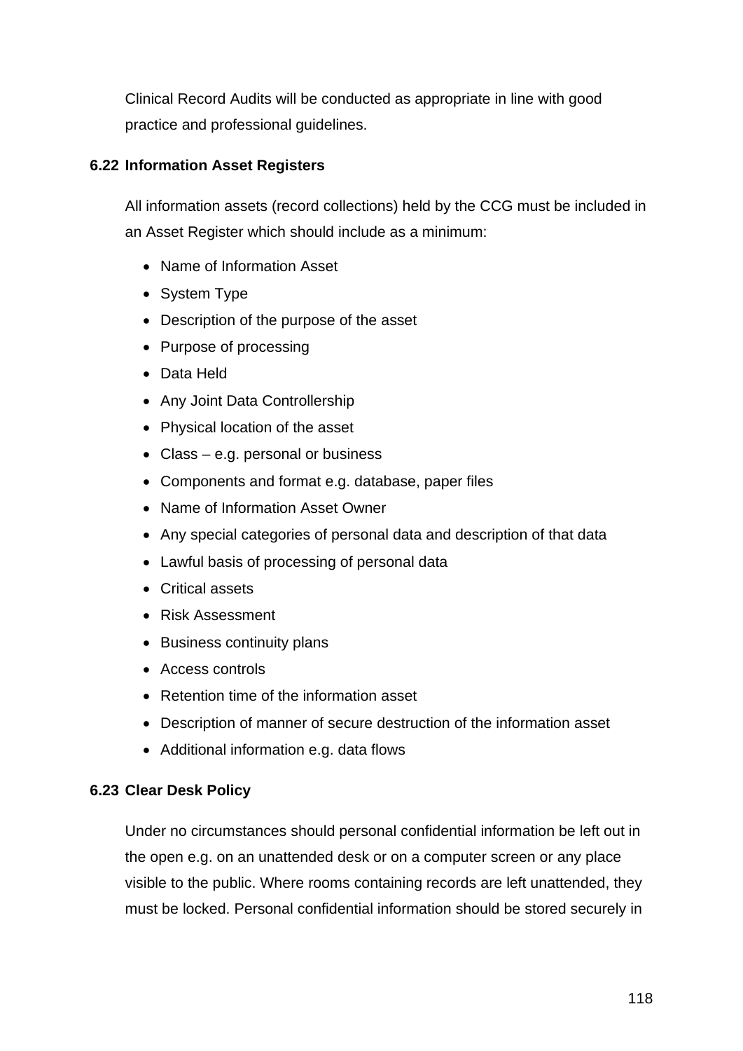Clinical Record Audits will be conducted as appropriate in line with good practice and professional guidelines.

### 6.22 Information Asset Registers

All information assets (record collections) held by the CCG must be included in an Asset Register which should include as a minimum:

- Name of Information Asset
- System Type
- Description of the purpose of the asset
- Purpose of processing
- Data Held
- Any Joint Data Controllership
- Physical location of the asset
- Class – e.g. personal or business
- Components and format e.g. database, paper files
- Name of Information Asset Owner
- Any special categories of personal data and description of that data
- Lawful basis of processing of personal data
- Critical assets
- Risk Assessment
- Business continuity plans
- Access controls
- Retention time of the information asset
- Description of manner of secure destruction of the information asset
- Additional information e.g. data flows

### 6.23 Clear Desk Policy

Under no circumstances should personal confidential information be left out in the open e.g. on an unattended desk or on a computer screen or any place visible to the public. Where rooms containing records are left unattended, they must be locked. Personal confidential information should be stored securely in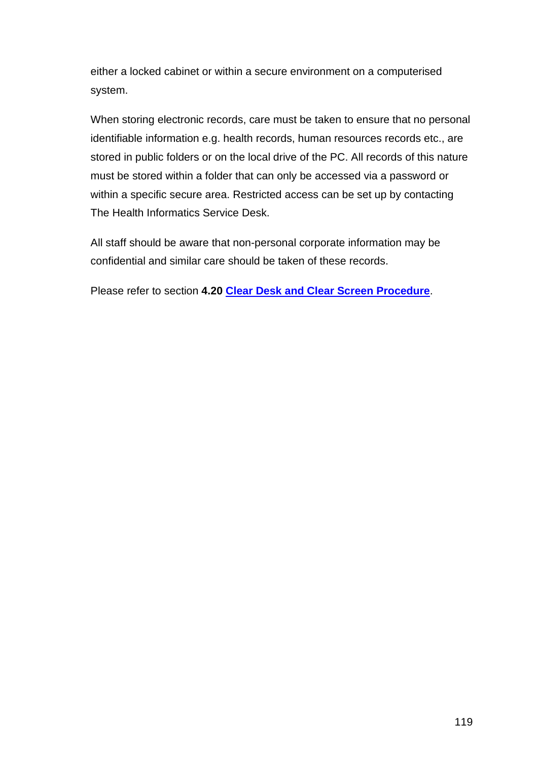either a locked cabinet or within a secure environment on a computerised system.

When storing electronic records, care must be taken to ensure that no personal identifiable information e.g. health records, human resources records etc., are stored in public folders or on the local drive of the PC. All records of this nature must be stored within a folder that can only be accessed via a password or within a specific secure area. Restricted access can be set up by contacting The Health Informatics Service Desk.

All staff should be aware that non-personal corporate information may be confidential and similar care should be taken of these records.

Please refer to section **4.20** **Clear Desk and Clear Screen Procedure**.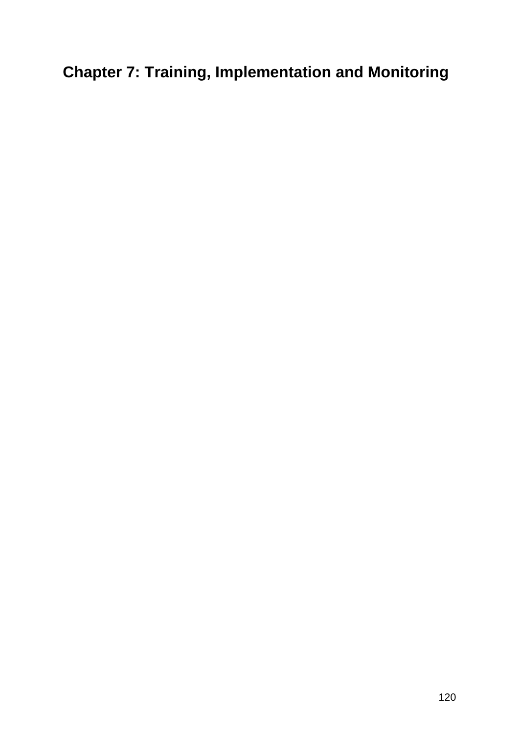# Chapter 7: Training, Implementation and Monitoring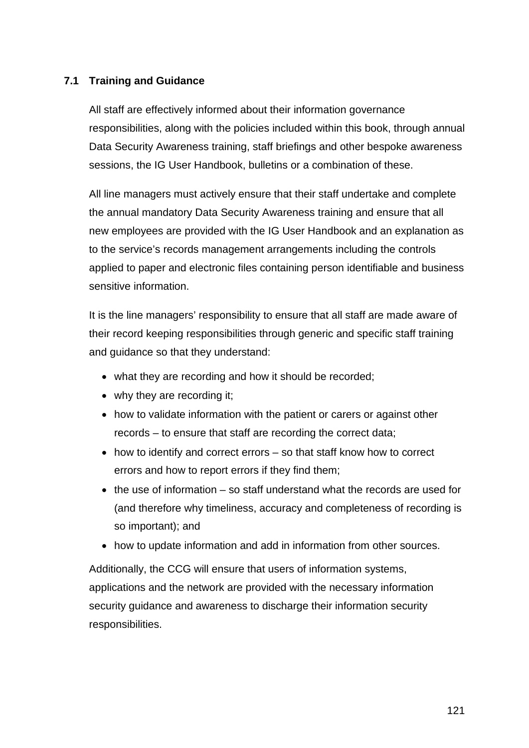### 7.1 Training and Guidance

All staff are effectively informed about their information governance responsibilities, along with the policies included within this book, through annual Data Security Awareness training, staff briefings and other bespoke awareness sessions, the IG User Handbook, bulletins or a combination of these.

All line managers must actively ensure that their staff undertake and complete the annual mandatory Data Security Awareness training and ensure that all new employees are provided with the IG User Handbook and an explanation as to the service's records management arrangements including the controls applied to paper and electronic files containing person identifiable and business sensitive information.

It is the line managers' responsibility to ensure that all staff are made aware of their record keeping responsibilities through generic and specific staff training and guidance so that they understand:

- what they are recording and how it should be recorded;
- why they are recording it;
- how to validate information with the patient or carers or against other records – to ensure that staff are recording the correct data;
- how to identify and correct errors – so that staff know how to correct errors and how to report errors if they find them;
- the use of information – so staff understand what the records are used for (and therefore why timeliness, accuracy and completeness of recording is so important); and
- how to update information and add in information from other sources.

Additionally, the CCG will ensure that users of information systems, applications and the network are provided with the necessary information security guidance and awareness to discharge their information security responsibilities.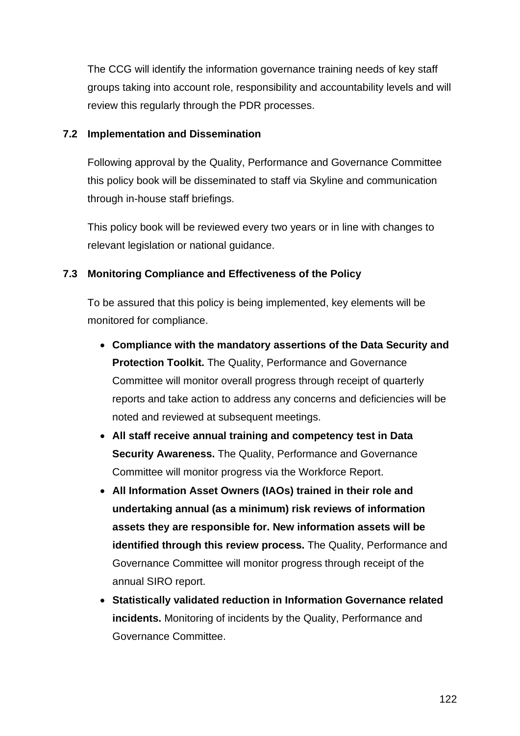The CCG will identify the information governance training needs of key staff groups taking into account role, responsibility and accountability levels and will review this regularly through the PDR processes.

### 7.2 Implementation and Dissemination

Following approval by the Quality, Performance and Governance Committee this policy book will be disseminated to staff via Skyline and communication through in-house staff briefings.

This policy book will be reviewed every two years or in line with changes to relevant legislation or national guidance.

### 7.3 Monitoring Compliance and Effectiveness of the Policy

To be assured that this policy is being implemented, key elements will be monitored for compliance.

- **Compliance with the mandatory assertions of the Data Security and Protection Toolkit.** The Quality, Performance and Governance Committee will monitor overall progress through receipt of quarterly reports and take action to address any concerns and deficiencies will be noted and reviewed at subsequent meetings.
- **All staff receive annual training and competency test in Data Security Awareness.** The Quality, Performance and Governance Committee will monitor progress via the Workforce Report.
- **All Information Asset Owners (IAOs) trained in their role and undertaking annual (as a minimum) risk reviews of information assets they are responsible for. New information assets will be identified through this review process.** The Quality, Performance and Governance Committee will monitor progress through receipt of the annual SIRO report.
- **Statistically validated reduction in Information Governance related incidents.** Monitoring of incidents by the Quality, Performance and Governance Committee.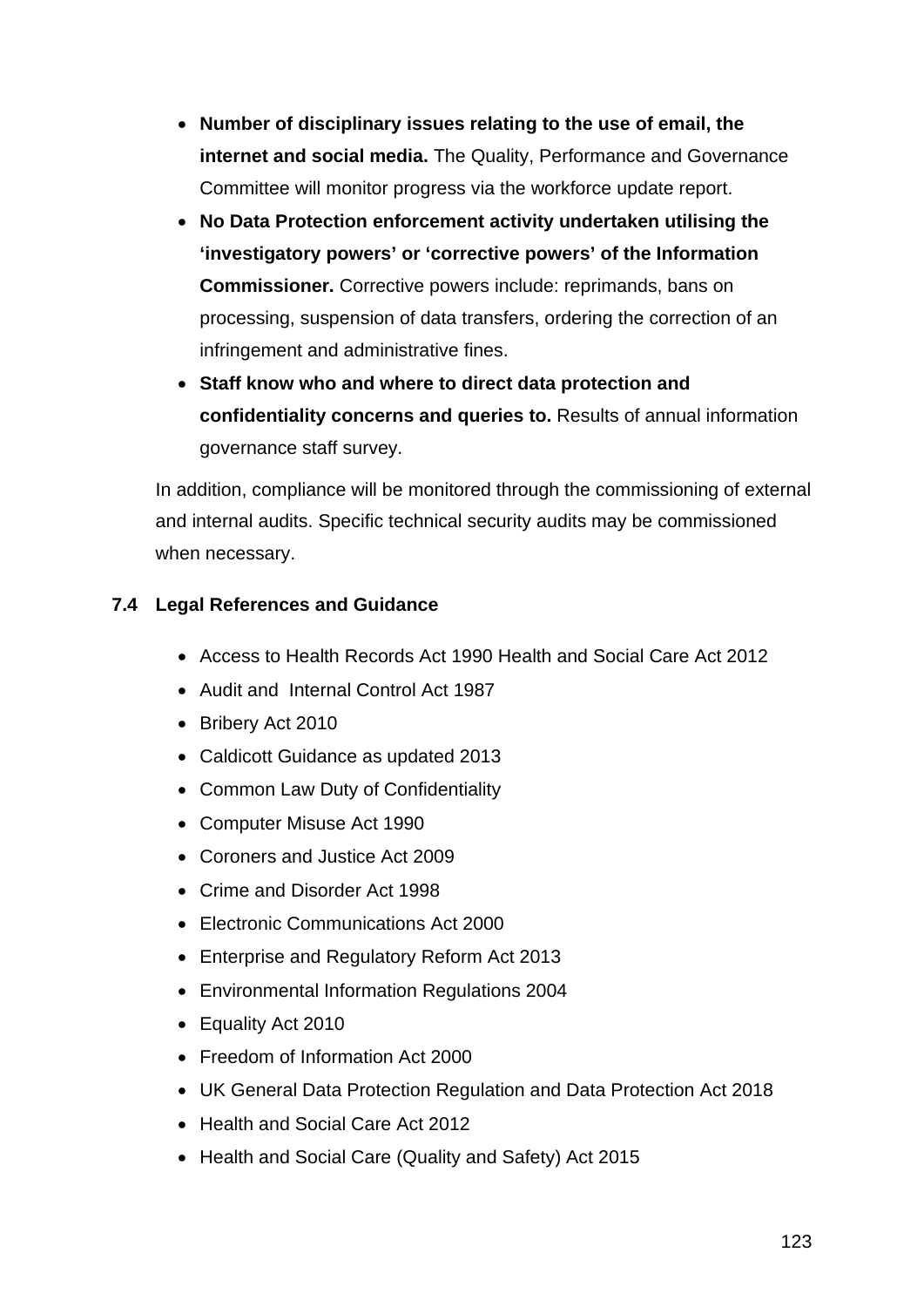- **Number of disciplinary issues relating to the use of email, the internet and social media.** The Quality, Performance and Governance Committee will monitor progress via the workforce update report.
- **No Data Protection enforcement activity undertaken utilising the 'investigatory powers' or 'corrective powers' of the Information Commissioner.** Corrective powers include: reprimands, bans on processing, suspension of data transfers, ordering the correction of an infringement and administrative fines.
- **Staff know who and where to direct data protection and confidentiality concerns and queries to.** Results of annual information governance staff survey.

In addition, compliance will be monitored through the commissioning of external and internal audits. Specific technical security audits may be commissioned when necessary.

### 7.4 Legal References and Guidance

- Access to Health Records Act 1990 Health and Social Care Act 2012
- Audit and Internal Control Act 1987
- Bribery Act 2010
- Caldicott Guidance as updated 2013
- Common Law Duty of Confidentiality
- Computer Misuse Act 1990
- Coroners and Justice Act 2009
- Crime and Disorder Act 1998
- Electronic Communications Act 2000
- Enterprise and Regulatory Reform Act 2013
- Environmental Information Regulations 2004
- Equality Act 2010
- Freedom of Information Act 2000
- UK General Data Protection Regulation and Data Protection Act 2018
- Health and Social Care Act 2012
- Health and Social Care (Quality and Safety) Act 2015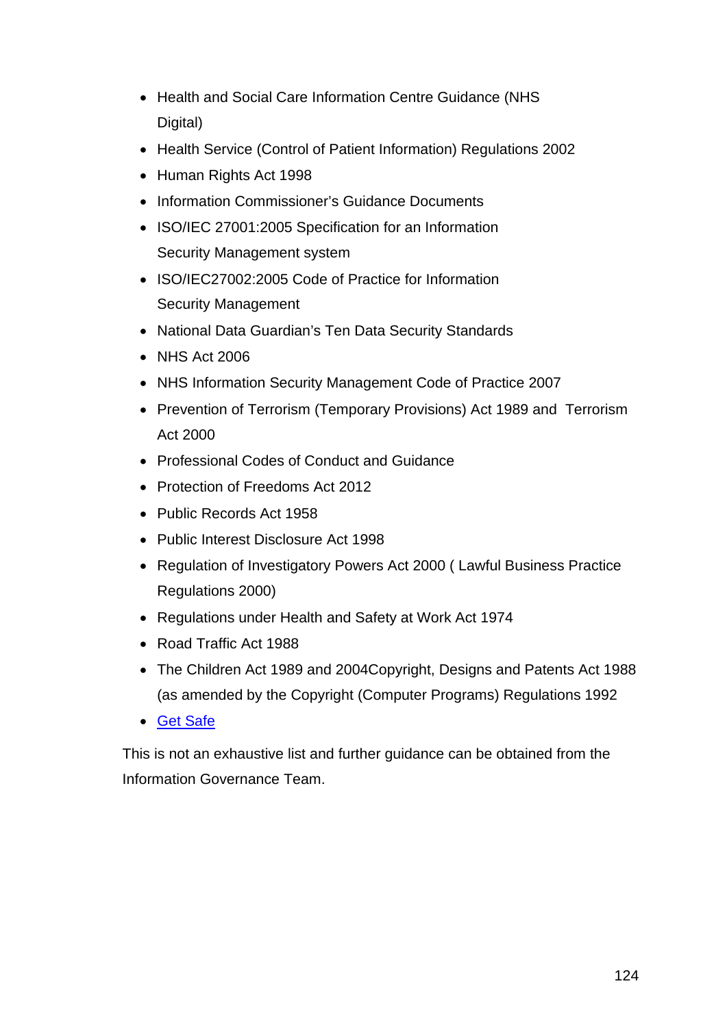- Health and Social Care Information Centre Guidance (NHS Digital)
- Health Service (Control of Patient Information) Regulations 2002
- Human Rights Act 1998
- Information Commissioner's Guidance Documents
- ISO/IEC 27001:2005 Specification for an Information Security Management system
- ISO/IEC27002:2005 Code of Practice for Information Security Management
- National Data Guardian's Ten Data Security Standards
- NHS Act 2006
- NHS Information Security Management Code of Practice 2007
- Prevention of Terrorism (Temporary Provisions) Act 1989 and Terrorism Act 2000
- Professional Codes of Conduct and Guidance
- Protection of Freedoms Act 2012
- Public Records Act 1958
- Public Interest Disclosure Act 1998
- Regulation of Investigatory Powers Act 2000 ( Lawful Business Practice Regulations 2000)
- Regulations under Health and Safety at Work Act 1974
- Road Traffic Act 1988
- The Children Act 1989 and 2004Copyright, Designs and Patents Act 1988 (as amended by the Copyright (Computer Programs) Regulations 1992
- Get Safe

This is not an exhaustive list and further guidance can be obtained from the Information Governance Team.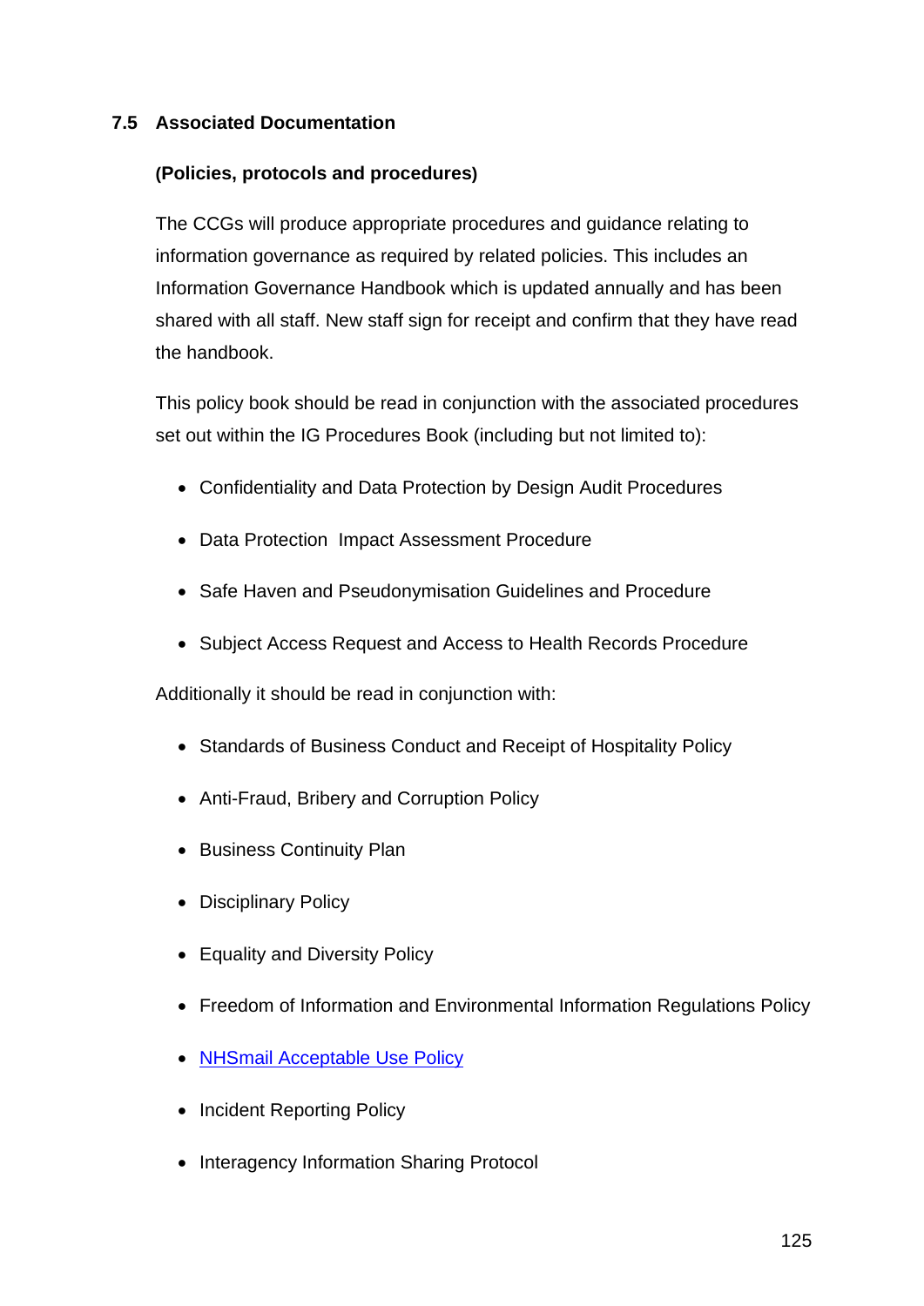## 7.5 Associated Documentation

**(Policies, protocols and procedures)**

The CCGs will produce appropriate procedures and guidance relating to information governance as required by related policies. This includes an Information Governance Handbook which is updated annually and has been shared with all staff. New staff sign for receipt and confirm that they have read the handbook.

This policy book should be read in conjunction with the associated procedures set out within the IG Procedures Book (including but not limited to):

- Confidentiality and Data Protection by Design Audit Procedures
- Data Protection Impact Assessment Procedure
- Safe Haven and Pseudonymisation Guidelines and Procedure
- Subject Access Request and Access to Health Records Procedure

Additionally it should be read in conjunction with:

- Standards of Business Conduct and Receipt of Hospitality Policy
- Anti-Fraud, Bribery and Corruption Policy
- Business Continuity Plan
- Disciplinary Policy
- Equality and Diversity Policy
- Freedom of Information and Environmental Information Regulations Policy
- NHSmail Acceptable Use Policy
- Incident Reporting Policy
- Interagency Information Sharing Protocol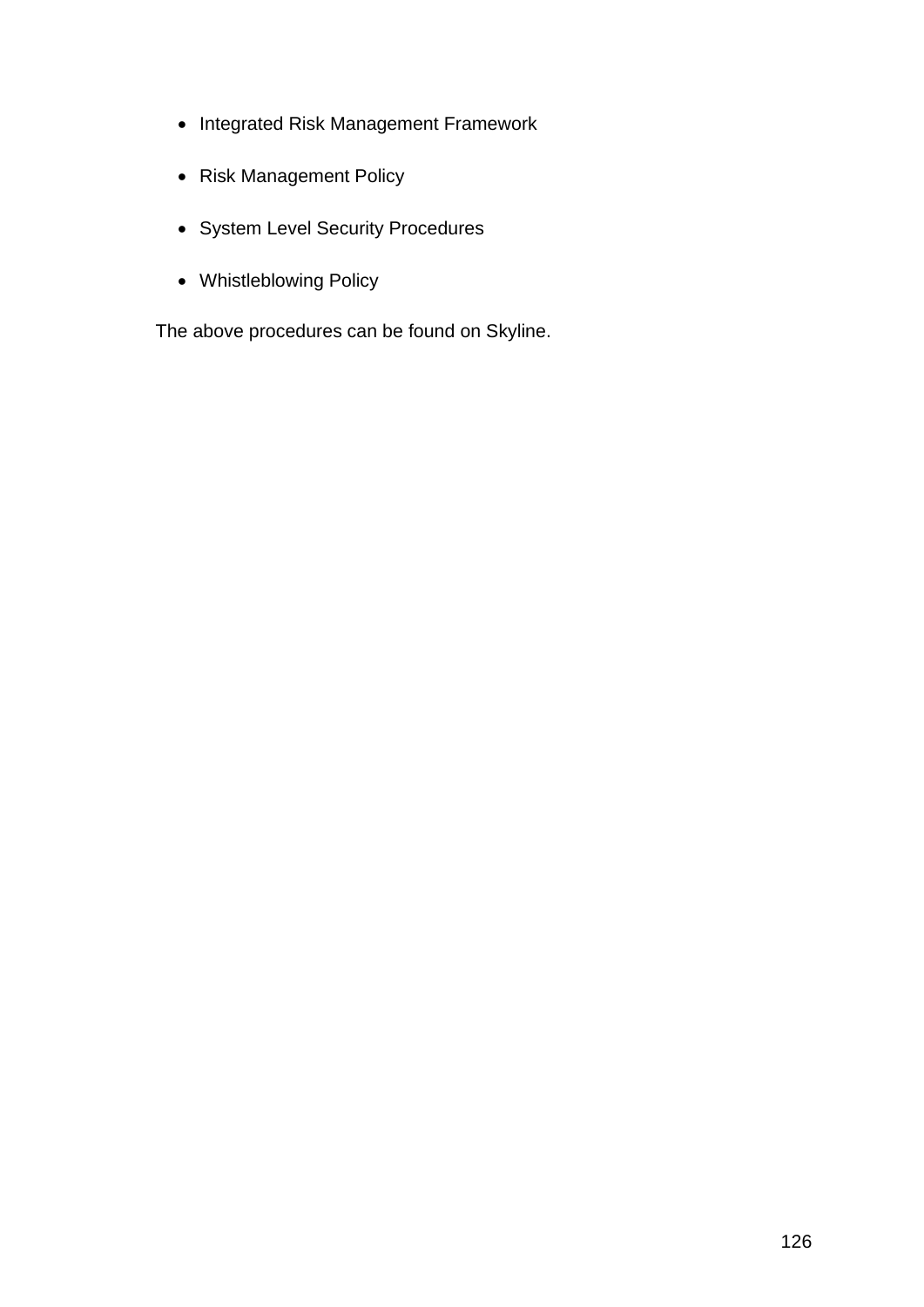- Integrated Risk Management Framework
- Risk Management Policy
- System Level Security Procedures
- Whistleblowing Policy

The above procedures can be found on Skyline.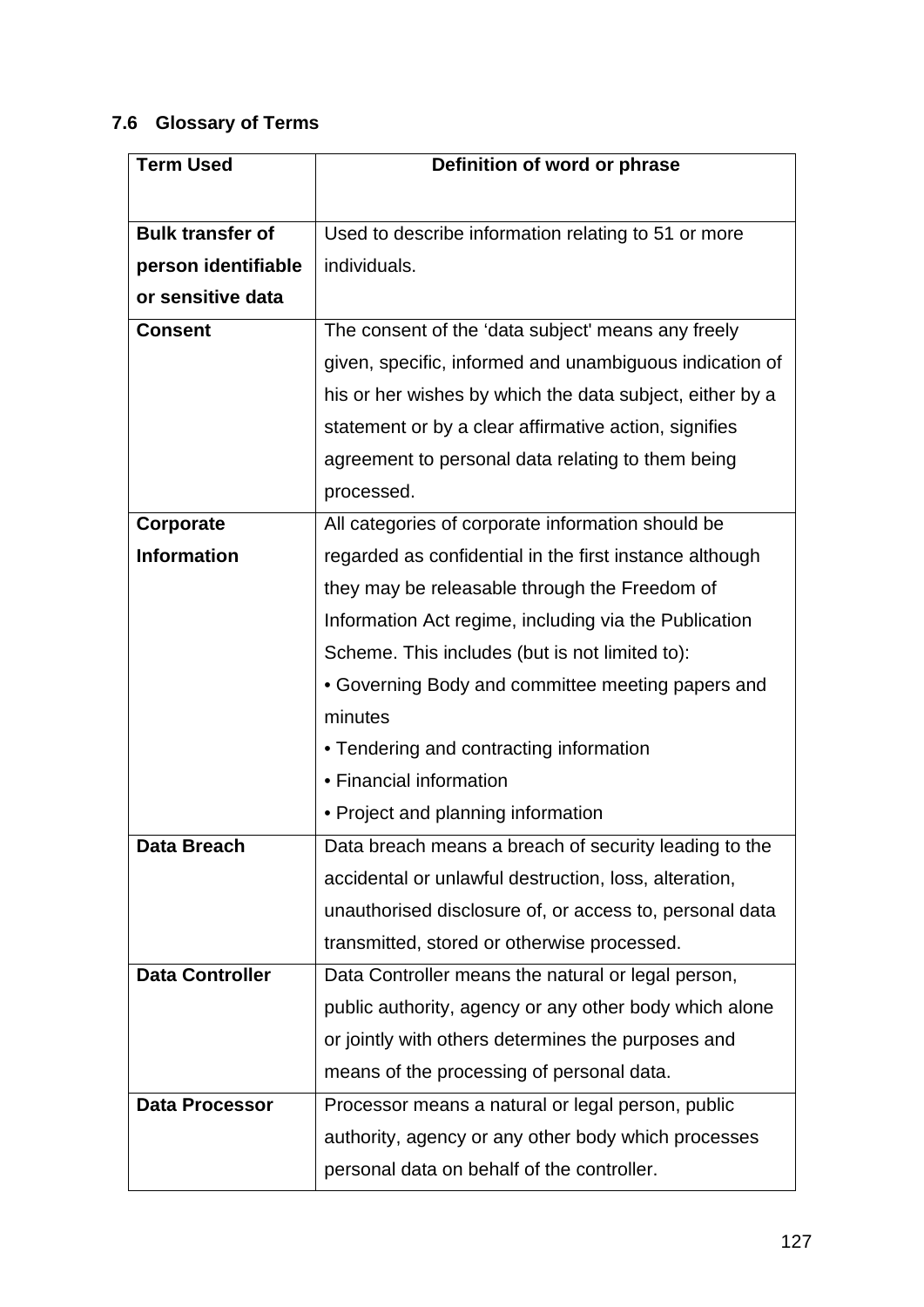## 7.6 Glossary of Terms

| **Term Used** | **Definition of word or phrase** |
|---|---|
| **Bulk transfer of person identifiable or sensitive data** | Used to describe information relating to 51 or more individuals. |
| **Consent** | The consent of the 'data subject' means any freely given, specific, informed and unambiguous indication of his or her wishes by which the data subject, either by a statement or by a clear affirmative action, signifies agreement to personal data relating to them being processed. |
| **Corporate Information** | All categories of corporate information should be regarded as confidential in the first instance although they may be releasable through the Freedom of Information Act regime, including via the Publication Scheme. This includes (but is not limited to):<br>• Governing Body and committee meeting papers and minutes<br>• Tendering and contracting information<br>• Financial information<br>• Project and planning information |
| **Data Breach** | Data breach means a breach of security leading to the accidental or unlawful destruction, loss, alteration, unauthorised disclosure of, or access to, personal data transmitted, stored or otherwise processed. |
| **Data Controller** | Data Controller means the natural or legal person, public authority, agency or any other body which alone or jointly with others determines the purposes and means of the processing of personal data. |
| **Data Processor** | Processor means a natural or legal person, public authority, agency or any other body which processes personal data on behalf of the controller. |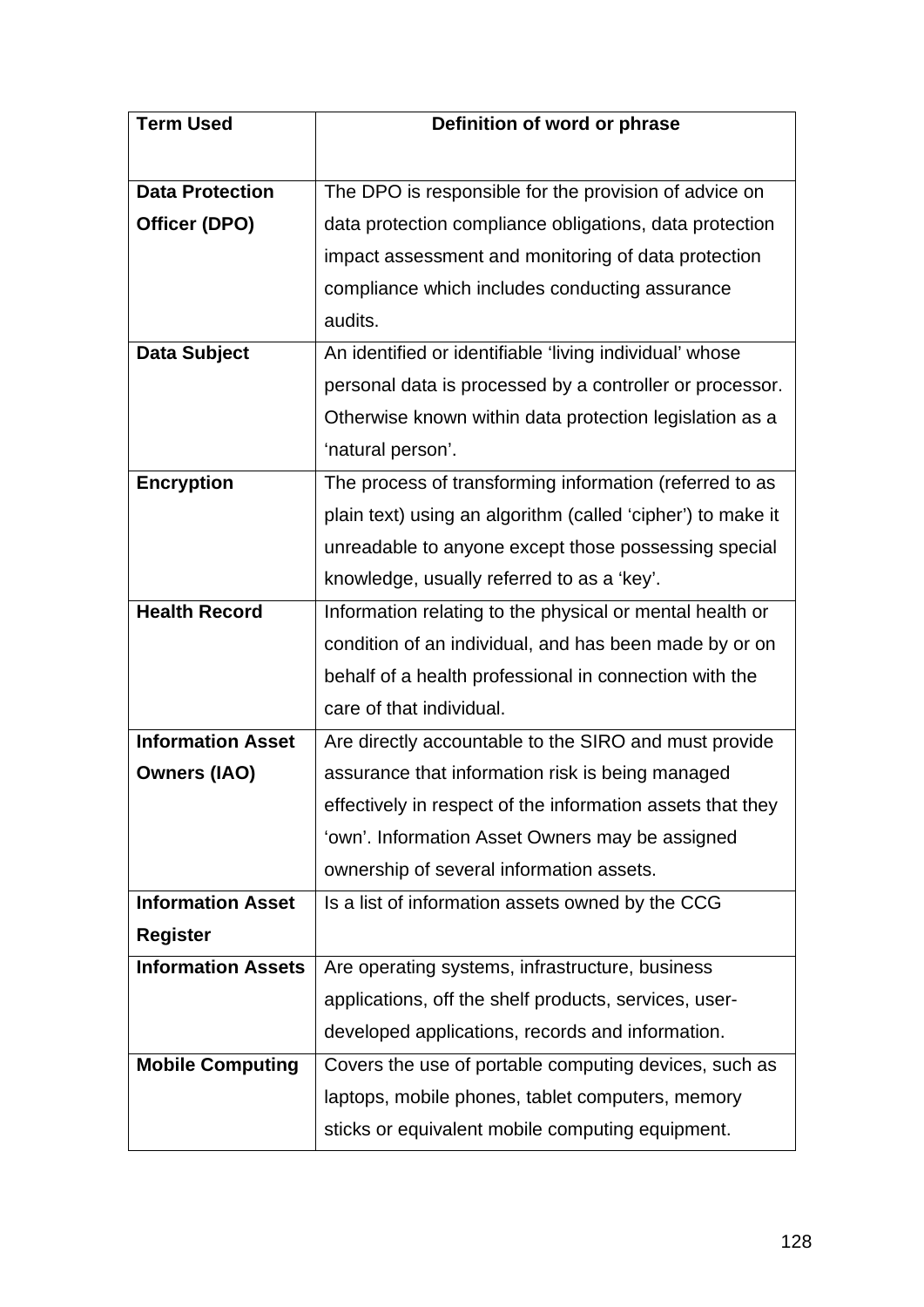| Term Used | Definition of word or phrase |
|---|---|
| **Data Protection Officer (DPO)** | The DPO is responsible for the provision of advice on data protection compliance obligations, data protection impact assessment and monitoring of data protection compliance which includes conducting assurance audits. |
| **Data Subject** | An identified or identifiable 'living individual' whose personal data is processed by a controller or processor. Otherwise known within data protection legislation as a 'natural person'. |
| **Encryption** | The process of transforming information (referred to as plain text) using an algorithm (called 'cipher') to make it unreadable to anyone except those possessing special knowledge, usually referred to as a 'key'. |
| **Health Record** | Information relating to the physical or mental health or condition of an individual, and has been made by or on behalf of a health professional in connection with the care of that individual. |
| **Information Asset Owners (IAO)** | Are directly accountable to the SIRO and must provide assurance that information risk is being managed effectively in respect of the information assets that they 'own'. Information Asset Owners may be assigned ownership of several information assets. |
| **Information Asset Register** | Is a list of information assets owned by the CCG |
| **Information Assets** | Are operating systems, infrastructure, business applications, off the shelf products, services, user-developed applications, records and information. |
| **Mobile Computing** | Covers the use of portable computing devices, such as laptops, mobile phones, tablet computers, memory sticks or equivalent mobile computing equipment. |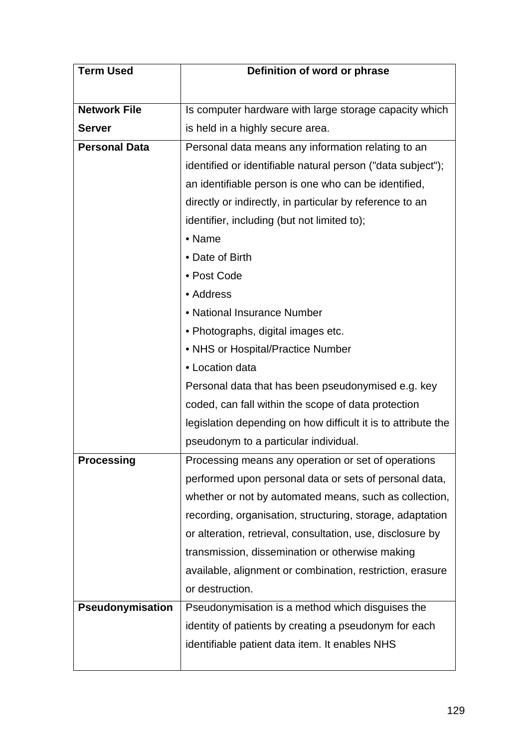| Term Used | Definition of word or phrase |
|---|---|
| **Network File Server** | Is computer hardware with large storage capacity which is held in a highly secure area. |
| **Personal Data** | Personal data means any information relating to an identified or identifiable natural person ("data subject"); an identifiable person is one who can be identified, directly or indirectly, in particular by reference to an identifier, including (but not limited to);<br>• Name<br>• Date of Birth<br>• Post Code<br>• Address<br>• National Insurance Number<br>• Photographs, digital images etc.<br>• NHS or Hospital/Practice Number<br>• Location data<br>Personal data that has been pseudonymised e.g. key coded, can fall within the scope of data protection legislation depending on how difficult it is to attribute the pseudonym to a particular individual. |
| **Processing** | Processing means any operation or set of operations performed upon personal data or sets of personal data, whether or not by automated means, such as collection, recording, organisation, structuring, storage, adaptation or alteration, retrieval, consultation, use, disclosure by transmission, dissemination or otherwise making available, alignment or combination, restriction, erasure or destruction. |
| **Pseudonymisation** | Pseudonymisation is a method which disguises the identity of patients by creating a pseudonym for each identifiable patient data item. It enables NHS |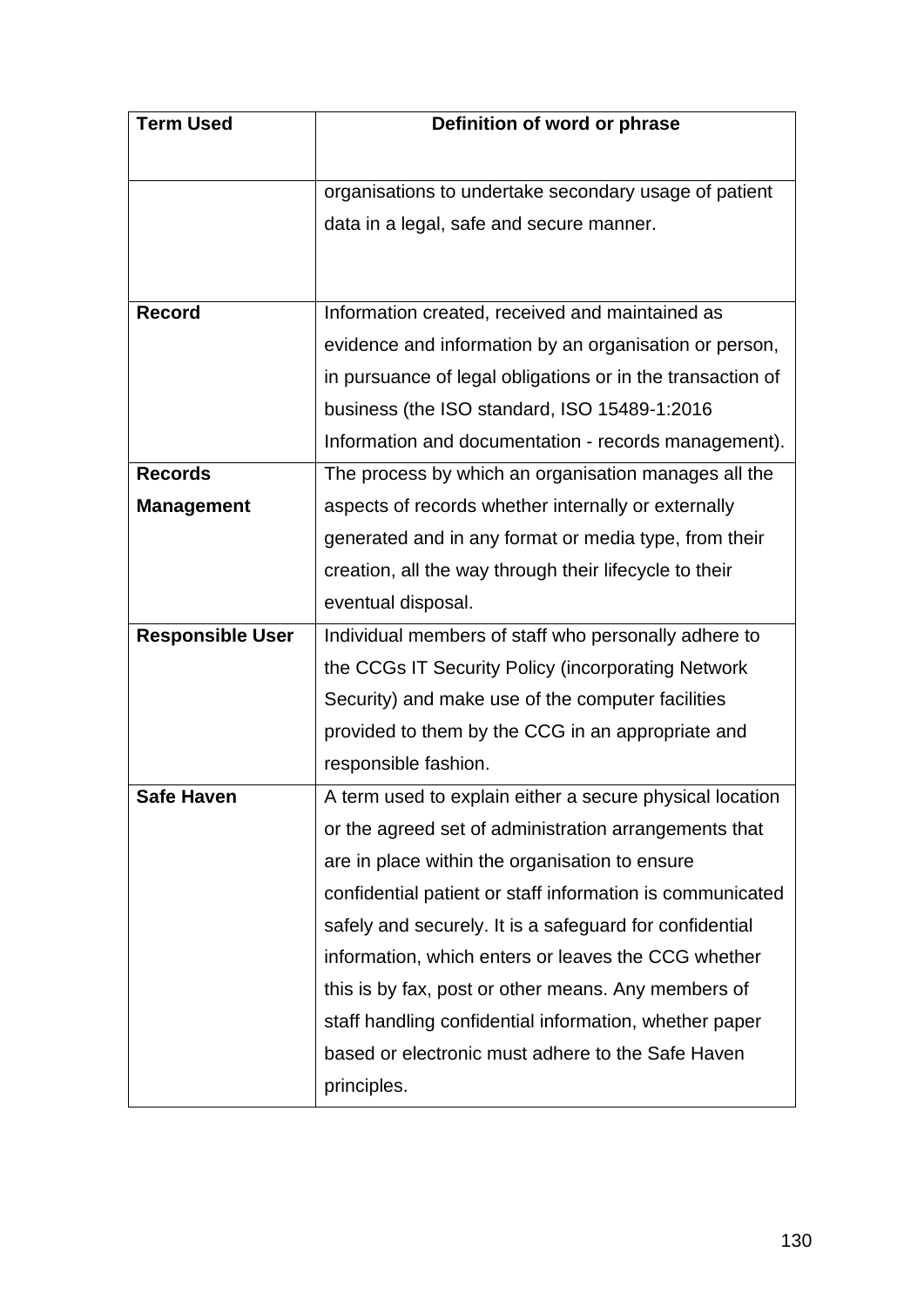| Term Used | Definition of word or phrase |
| --- | --- |
| | organisations to undertake secondary usage of patient data in a legal, safe and secure manner. |
| **Record** | Information created, received and maintained as evidence and information by an organisation or person, in pursuance of legal obligations or in the transaction of business (the ISO standard, ISO 15489-1:2016 Information and documentation - records management). |
| **Records Management** | The process by which an organisation manages all the aspects of records whether internally or externally generated and in any format or media type, from their creation, all the way through their lifecycle to their eventual disposal. |
| **Responsible User** | Individual members of staff who personally adhere to the CCGs IT Security Policy (incorporating Network Security) and make use of the computer facilities provided to them by the CCG in an appropriate and responsible fashion. |
| **Safe Haven** | A term used to explain either a secure physical location or the agreed set of administration arrangements that are in place within the organisation to ensure confidential patient or staff information is communicated safely and securely. It is a safeguard for confidential information, which enters or leaves the CCG whether this is by fax, post or other means. Any members of staff handling confidential information, whether paper based or electronic must adhere to the Safe Haven principles. |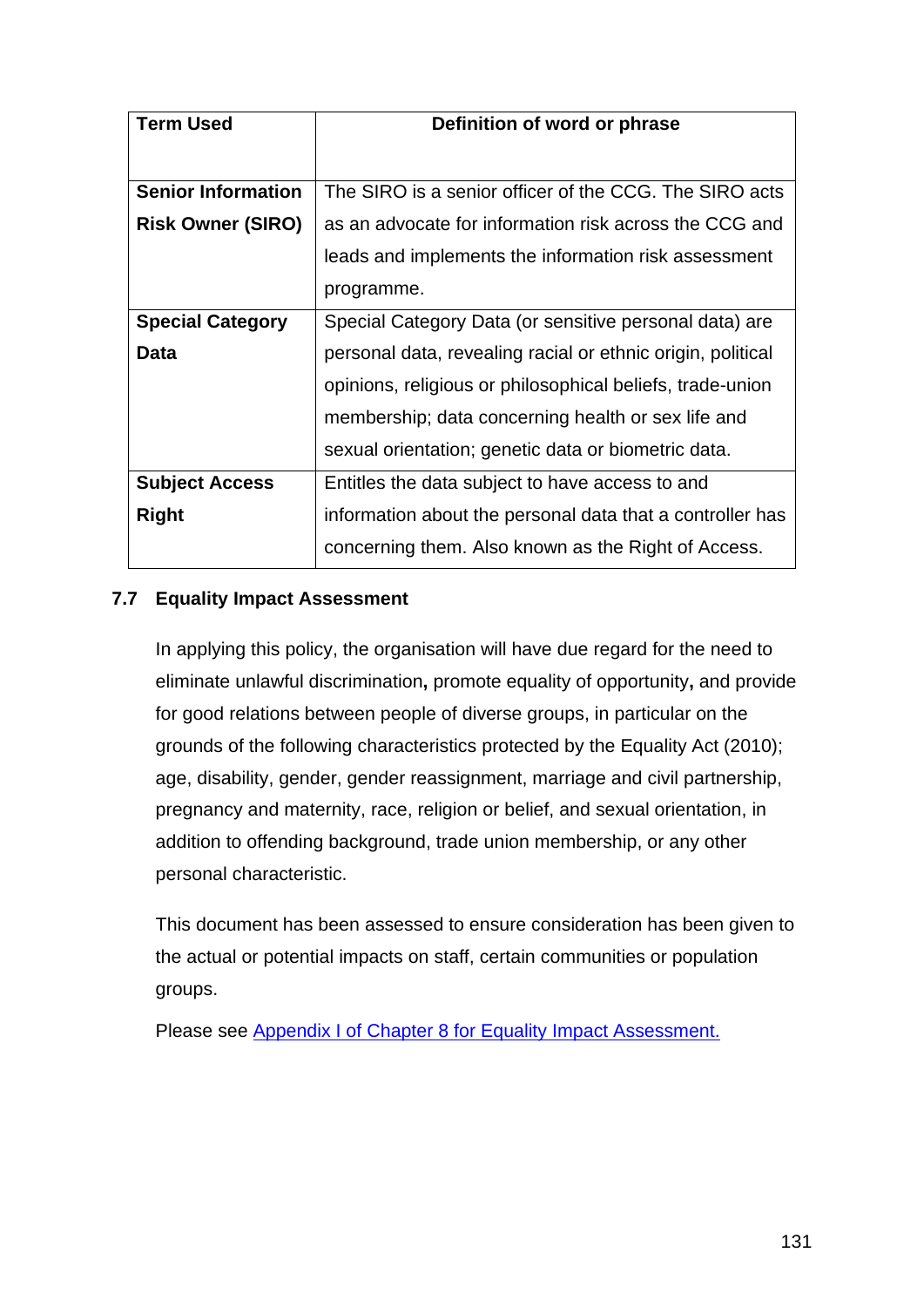| Term Used | Definition of word or phrase |
|---|---|
| **Senior Information Risk Owner (SIRO)** | The SIRO is a senior officer of the CCG. The SIRO acts as an advocate for information risk across the CCG and leads and implements the information risk assessment programme. |
| **Special Category Data** | Special Category Data (or sensitive personal data) are personal data, revealing racial or ethnic origin, political opinions, religious or philosophical beliefs, trade-union membership; data concerning health or sex life and sexual orientation; genetic data or biometric data. |
| **Subject Access Right** | Entitles the data subject to have access to and information about the personal data that a controller has concerning them. Also known as the Right of Access. |

### 7.7 Equality Impact Assessment

In applying this policy, the organisation will have due regard for the need to eliminate unlawful discrimination**,** promote equality of opportunity**,** and provide for good relations between people of diverse groups, in particular on the grounds of the following characteristics protected by the Equality Act (2010); age, disability, gender, gender reassignment, marriage and civil partnership, pregnancy and maternity, race, religion or belief, and sexual orientation, in addition to offending background, trade union membership, or any other personal characteristic.

This document has been assessed to ensure consideration has been given to the actual or potential impacts on staff, certain communities or population groups.

Please see Appendix I of Chapter 8 for Equality Impact Assessment.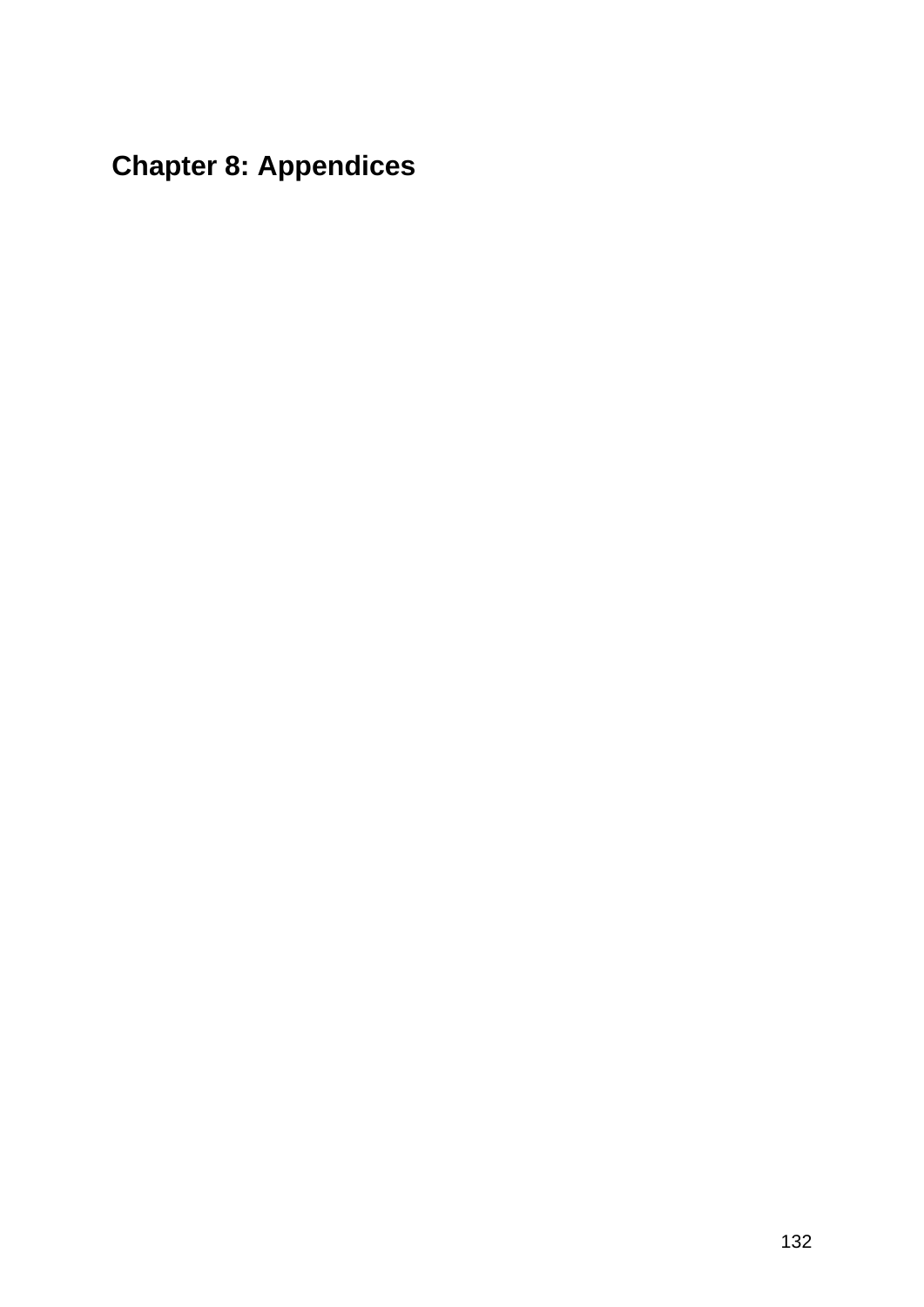# Chapter 8: Appendices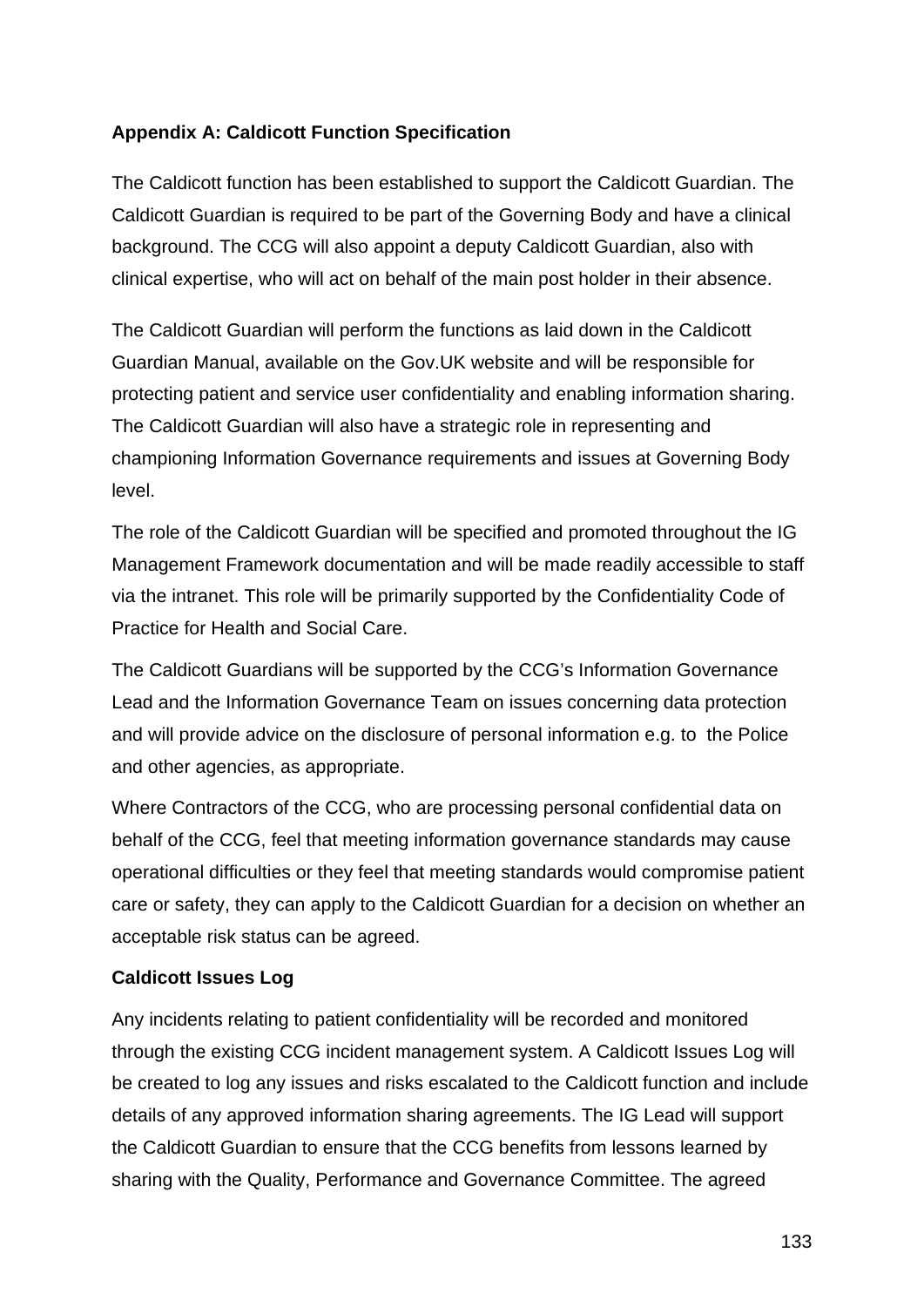**Appendix A: Caldicott Function Specification**

The Caldicott function has been established to support the Caldicott Guardian. The Caldicott Guardian is required to be part of the Governing Body and have a clinical background. The CCG will also appoint a deputy Caldicott Guardian, also with clinical expertise, who will act on behalf of the main post holder in their absence.

The Caldicott Guardian will perform the functions as laid down in the Caldicott Guardian Manual, available on the Gov.UK website and will be responsible for protecting patient and service user confidentiality and enabling information sharing. The Caldicott Guardian will also have a strategic role in representing and championing Information Governance requirements and issues at Governing Body level.

The role of the Caldicott Guardian will be specified and promoted throughout the IG Management Framework documentation and will be made readily accessible to staff via the intranet. This role will be primarily supported by the Confidentiality Code of Practice for Health and Social Care.

The Caldicott Guardians will be supported by the CCG's Information Governance Lead and the Information Governance Team on issues concerning data protection and will provide advice on the disclosure of personal information e.g. to the Police and other agencies, as appropriate.

Where Contractors of the CCG, who are processing personal confidential data on behalf of the CCG, feel that meeting information governance standards may cause operational difficulties or they feel that meeting standards would compromise patient care or safety, they can apply to the Caldicott Guardian for a decision on whether an acceptable risk status can be agreed.

**Caldicott Issues Log**

Any incidents relating to patient confidentiality will be recorded and monitored through the existing CCG incident management system. A Caldicott Issues Log will be created to log any issues and risks escalated to the Caldicott function and include details of any approved information sharing agreements. The IG Lead will support the Caldicott Guardian to ensure that the CCG benefits from lessons learned by sharing with the Quality, Performance and Governance Committee. The agreed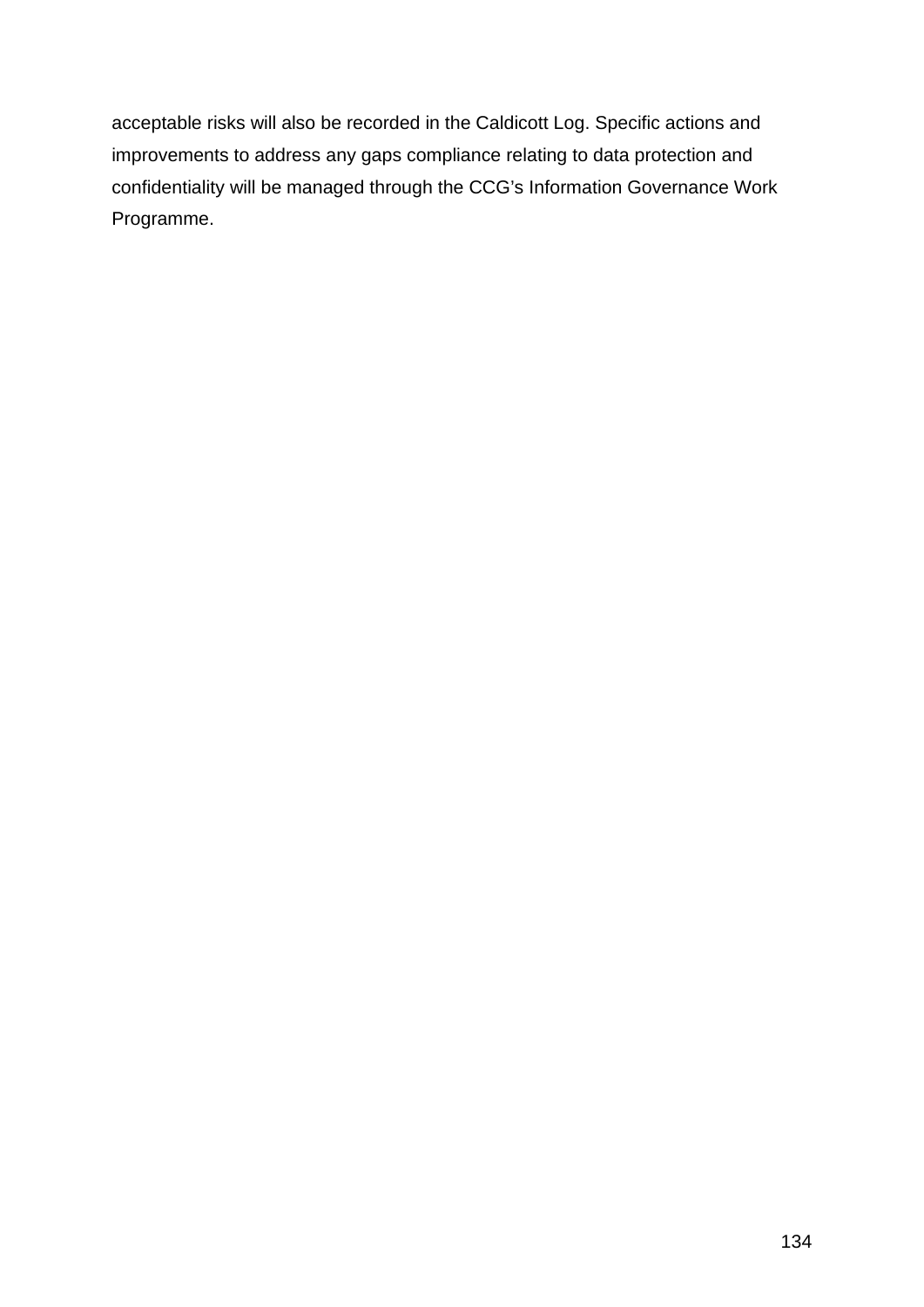acceptable risks will also be recorded in the Caldicott Log. Specific actions and improvements to address any gaps compliance relating to data protection and confidentiality will be managed through the CCG's Information Governance Work Programme.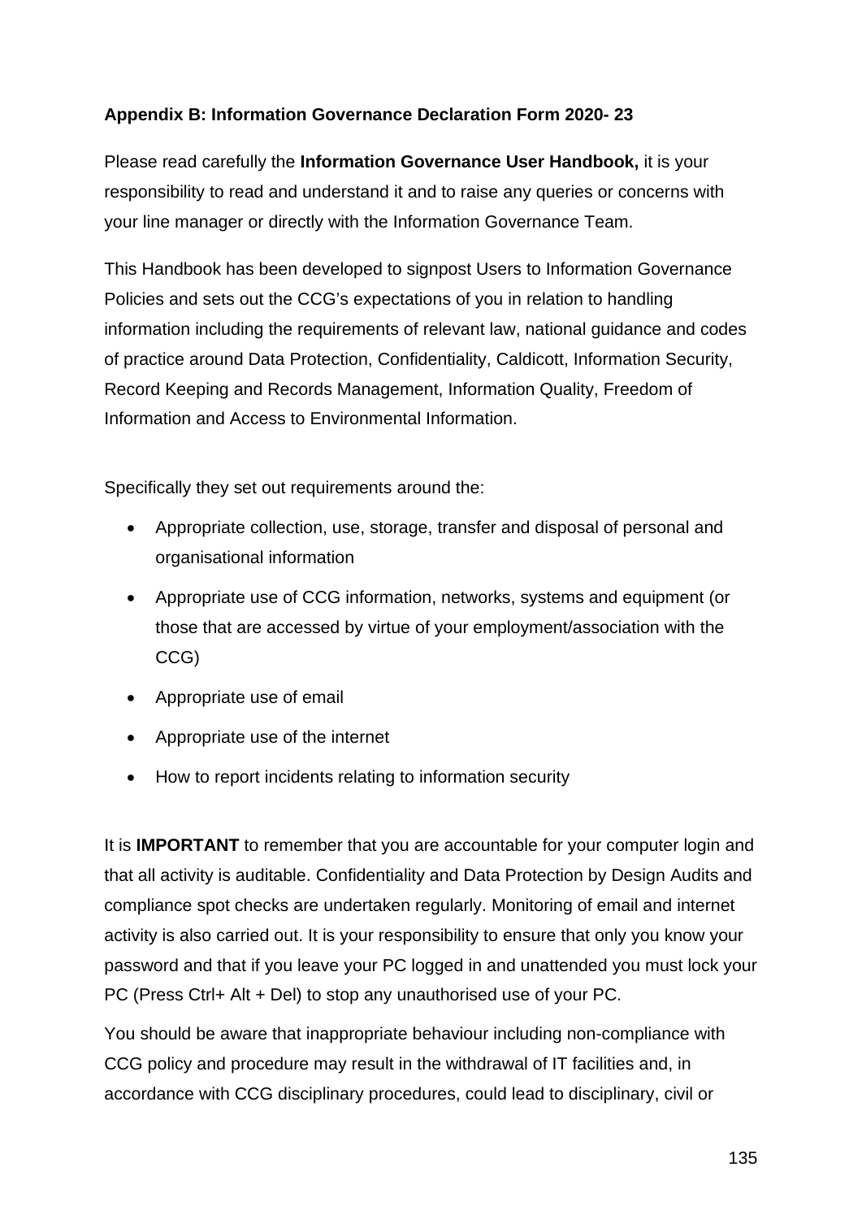**Appendix B: Information Governance Declaration Form 2020- 23**

Please read carefully the **Information Governance User Handbook,** it is your responsibility to read and understand it and to raise any queries or concerns with your line manager or directly with the Information Governance Team.

This Handbook has been developed to signpost Users to Information Governance Policies and sets out the CCG's expectations of you in relation to handling information including the requirements of relevant law, national guidance and codes of practice around Data Protection, Confidentiality, Caldicott, Information Security, Record Keeping and Records Management, Information Quality, Freedom of Information and Access to Environmental Information.

Specifically they set out requirements around the:

- Appropriate collection, use, storage, transfer and disposal of personal and organisational information
- Appropriate use of CCG information, networks, systems and equipment (or those that are accessed by virtue of your employment/association with the CCG)
- Appropriate use of email
- Appropriate use of the internet
- How to report incidents relating to information security

It is **IMPORTANT** to remember that you are accountable for your computer login and that all activity is auditable. Confidentiality and Data Protection by Design Audits and compliance spot checks are undertaken regularly. Monitoring of email and internet activity is also carried out. It is your responsibility to ensure that only you know your password and that if you leave your PC logged in and unattended you must lock your PC (Press Ctrl+ Alt + Del) to stop any unauthorised use of your PC.

You should be aware that inappropriate behaviour including non-compliance with CCG policy and procedure may result in the withdrawal of IT facilities and, in accordance with CCG disciplinary procedures, could lead to disciplinary, civil or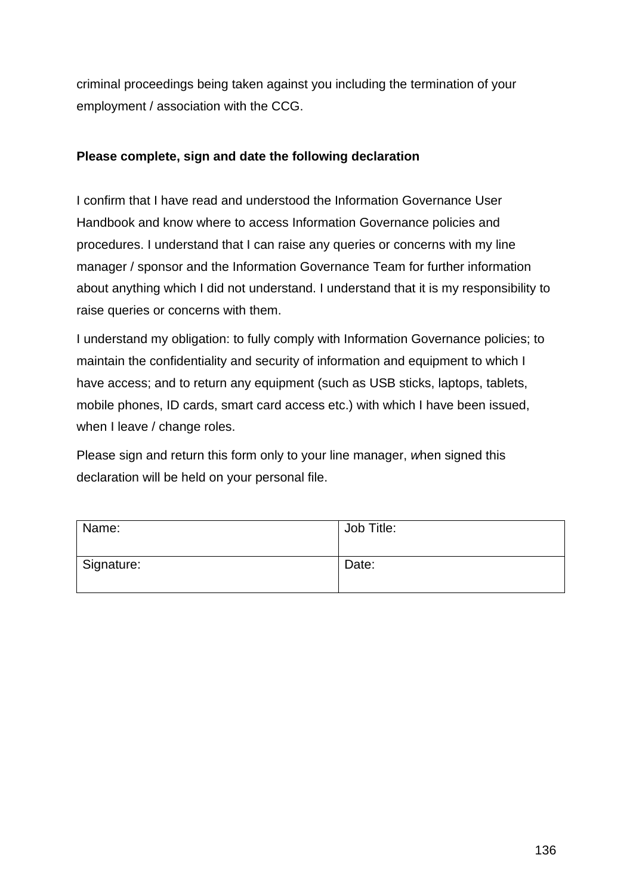criminal proceedings being taken against you including the termination of your employment / association with the CCG.

**Please complete, sign and date the following declaration**

I confirm that I have read and understood the Information Governance User Handbook and know where to access Information Governance policies and procedures. I understand that I can raise any queries or concerns with my line manager / sponsor and the Information Governance Team for further information about anything which I did not understand. I understand that it is my responsibility to raise queries or concerns with them.

I understand my obligation: to fully comply with Information Governance policies; to maintain the confidentiality and security of information and equipment to which I have access; and to return any equipment (such as USB sticks, laptops, tablets, mobile phones, ID cards, smart card access etc.) with which I have been issued, when I leave / change roles.

Please sign and return this form only to your line manager, *w*hen signed this declaration will be held on your personal file.

| Name: | Job Title: |
|---|---|
| Signature: | Date: |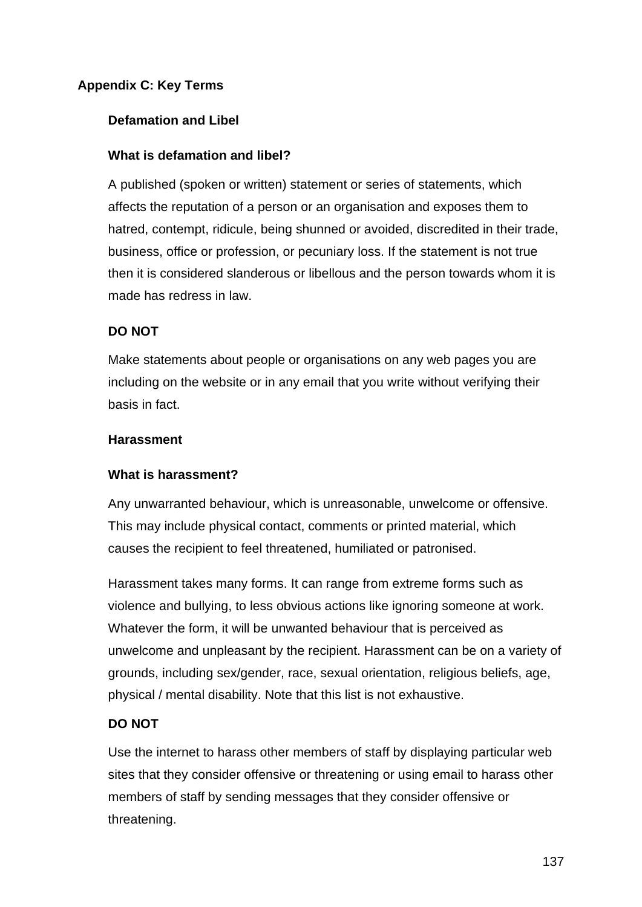## Appendix C: Key Terms

### Defamation and Libel

#### What is defamation and libel?

A published (spoken or written) statement or series of statements, which affects the reputation of a person or an organisation and exposes them to hatred, contempt, ridicule, being shunned or avoided, discredited in their trade, business, office or profession, or pecuniary loss. If the statement is not true then it is considered slanderous or libellous and the person towards whom it is made has redress in law.

**DO NOT**

Make statements about people or organisations on any web pages you are including on the website or in any email that you write without verifying their basis in fact.

### Harassment

#### What is harassment?

Any unwarranted behaviour, which is unreasonable, unwelcome or offensive. This may include physical contact, comments or printed material, which causes the recipient to feel threatened, humiliated or patronised.

Harassment takes many forms. It can range from extreme forms such as violence and bullying, to less obvious actions like ignoring someone at work. Whatever the form, it will be unwanted behaviour that is perceived as unwelcome and unpleasant by the recipient. Harassment can be on a variety of grounds, including sex/gender, race, sexual orientation, religious beliefs, age, physical / mental disability. Note that this list is not exhaustive.

**DO NOT**

Use the internet to harass other members of staff by displaying particular web sites that they consider offensive or threatening or using email to harass other members of staff by sending messages that they consider offensive or threatening.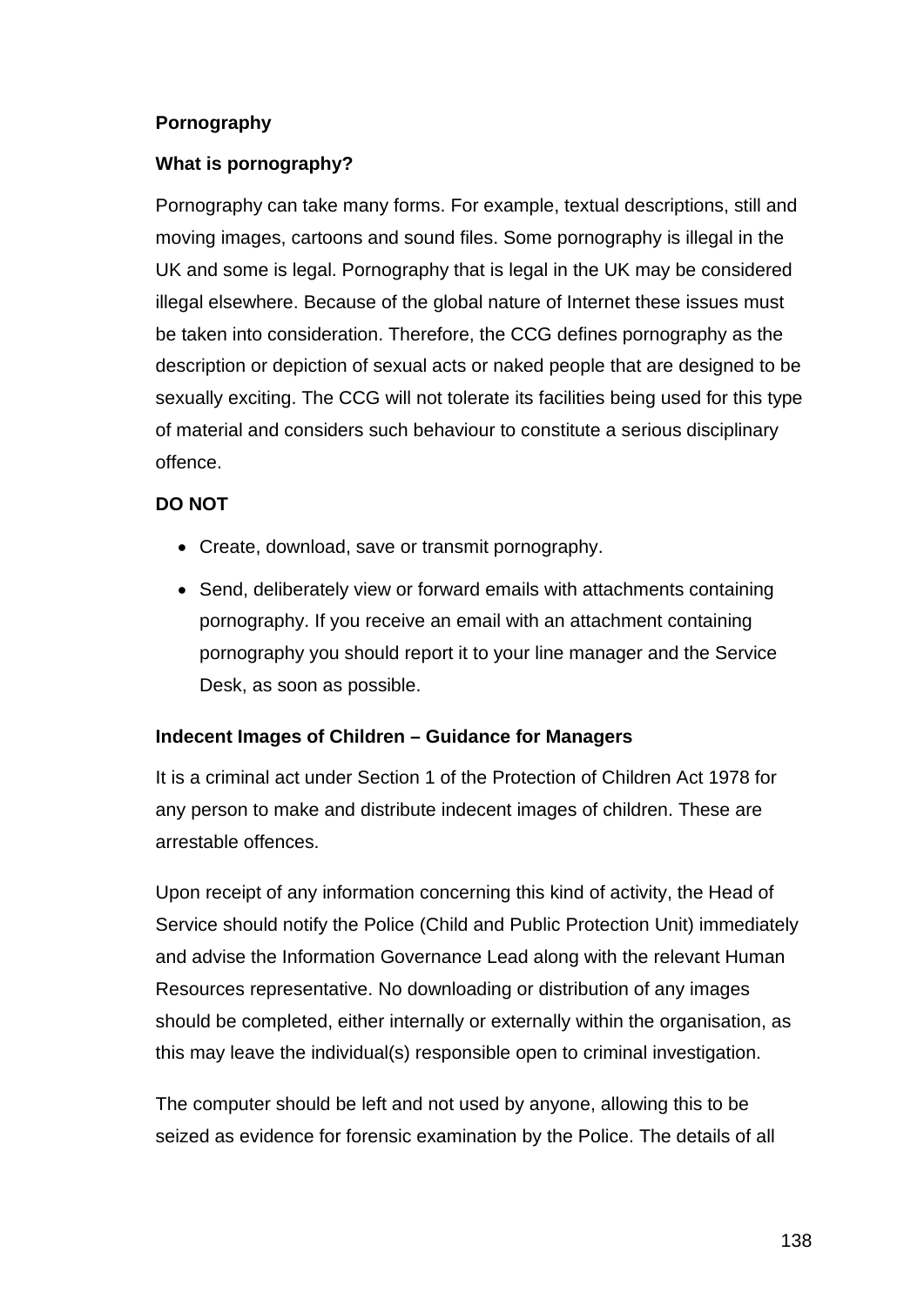**Pornography**

**What is pornography?**

Pornography can take many forms. For example, textual descriptions, still and moving images, cartoons and sound files. Some pornography is illegal in the UK and some is legal. Pornography that is legal in the UK may be considered illegal elsewhere. Because of the global nature of Internet these issues must be taken into consideration. Therefore, the CCG defines pornography as the description or depiction of sexual acts or naked people that are designed to be sexually exciting. The CCG will not tolerate its facilities being used for this type of material and considers such behaviour to constitute a serious disciplinary offence.

**DO NOT**

- Create, download, save or transmit pornography.
- Send, deliberately view or forward emails with attachments containing pornography. If you receive an email with an attachment containing pornography you should report it to your line manager and the Service Desk, as soon as possible.

**Indecent Images of Children – Guidance for Managers**

It is a criminal act under Section 1 of the Protection of Children Act 1978 for any person to make and distribute indecent images of children. These are arrestable offences.

Upon receipt of any information concerning this kind of activity, the Head of Service should notify the Police (Child and Public Protection Unit) immediately and advise the Information Governance Lead along with the relevant Human Resources representative. No downloading or distribution of any images should be completed, either internally or externally within the organisation, as this may leave the individual(s) responsible open to criminal investigation.

The computer should be left and not used by anyone, allowing this to be seized as evidence for forensic examination by the Police. The details of all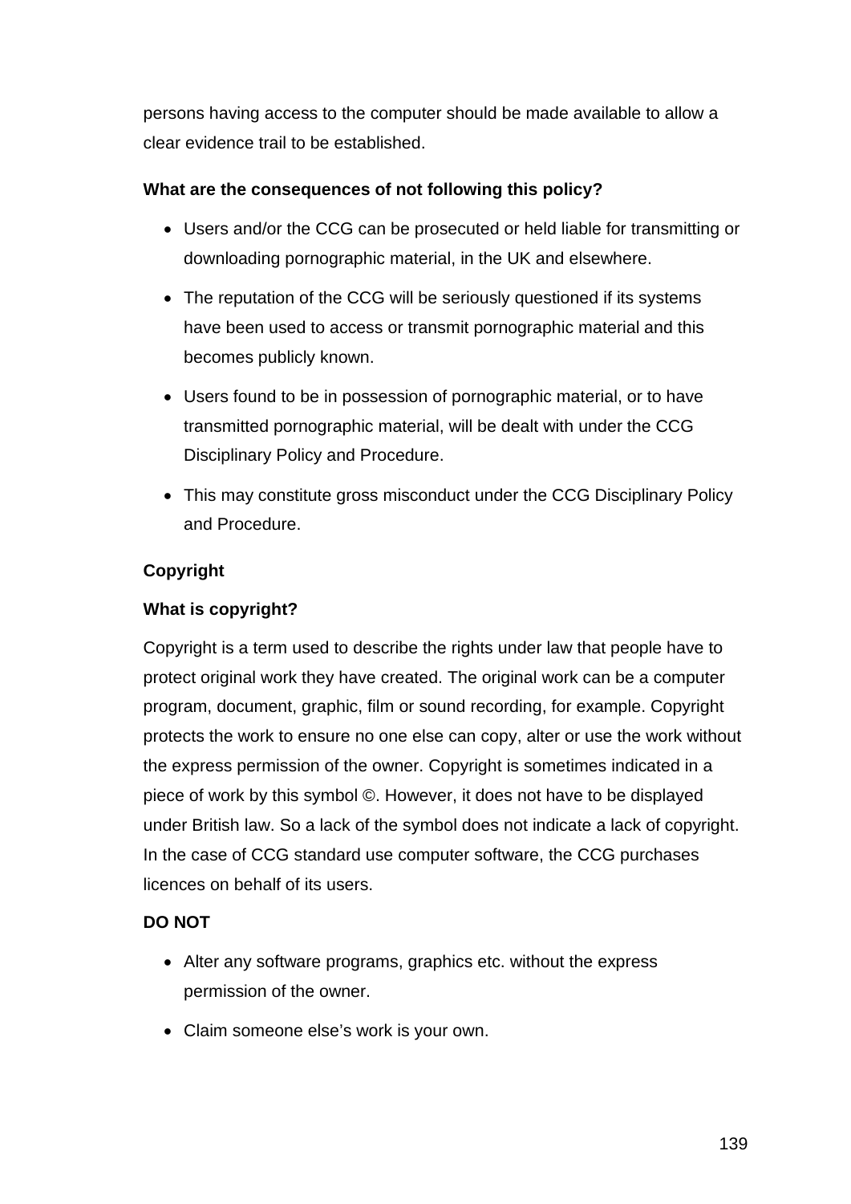persons having access to the computer should be made available to allow a clear evidence trail to be established.

**What are the consequences of not following this policy?**

- Users and/or the CCG can be prosecuted or held liable for transmitting or downloading pornographic material, in the UK and elsewhere.
- The reputation of the CCG will be seriously questioned if its systems have been used to access or transmit pornographic material and this becomes publicly known.
- Users found to be in possession of pornographic material, or to have transmitted pornographic material, will be dealt with under the CCG Disciplinary Policy and Procedure.
- This may constitute gross misconduct under the CCG Disciplinary Policy and Procedure.

**Copyright**

**What is copyright?**

Copyright is a term used to describe the rights under law that people have to protect original work they have created. The original work can be a computer program, document, graphic, film or sound recording, for example. Copyright protects the work to ensure no one else can copy, alter or use the work without the express permission of the owner. Copyright is sometimes indicated in a piece of work by this symbol ©. However, it does not have to be displayed under British law. So a lack of the symbol does not indicate a lack of copyright. In the case of CCG standard use computer software, the CCG purchases licences on behalf of its users.

**DO NOT**

- Alter any software programs, graphics etc. without the express permission of the owner.
- Claim someone else's work is your own.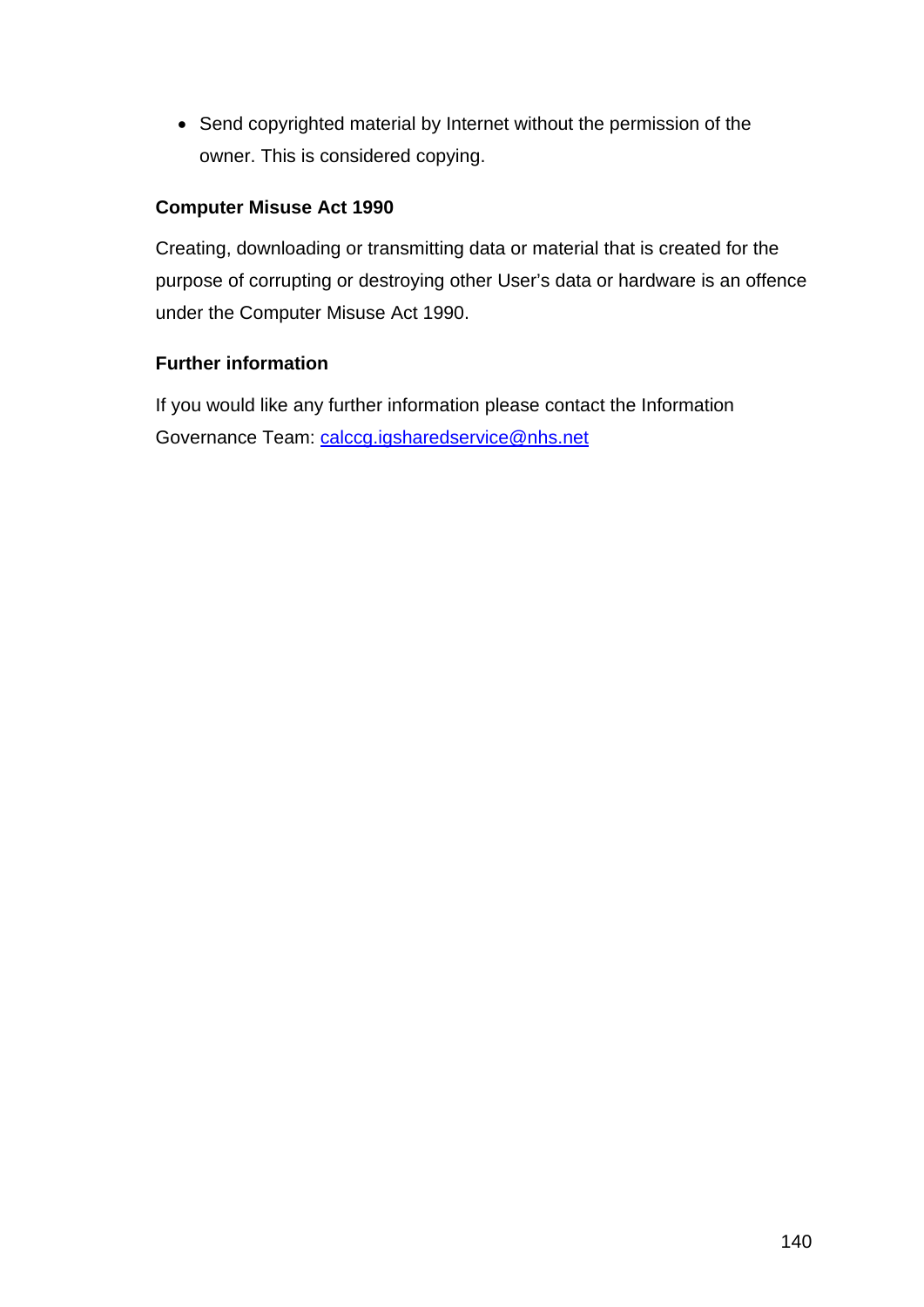- Send copyrighted material by Internet without the permission of the owner. This is considered copying.

**Computer Misuse Act 1990**

Creating, downloading or transmitting data or material that is created for the purpose of corrupting or destroying other User's data or hardware is an offence under the Computer Misuse Act 1990.

**Further information**

If you would like any further information please contact the Information Governance Team: calccg.igsharedservice@nhs.net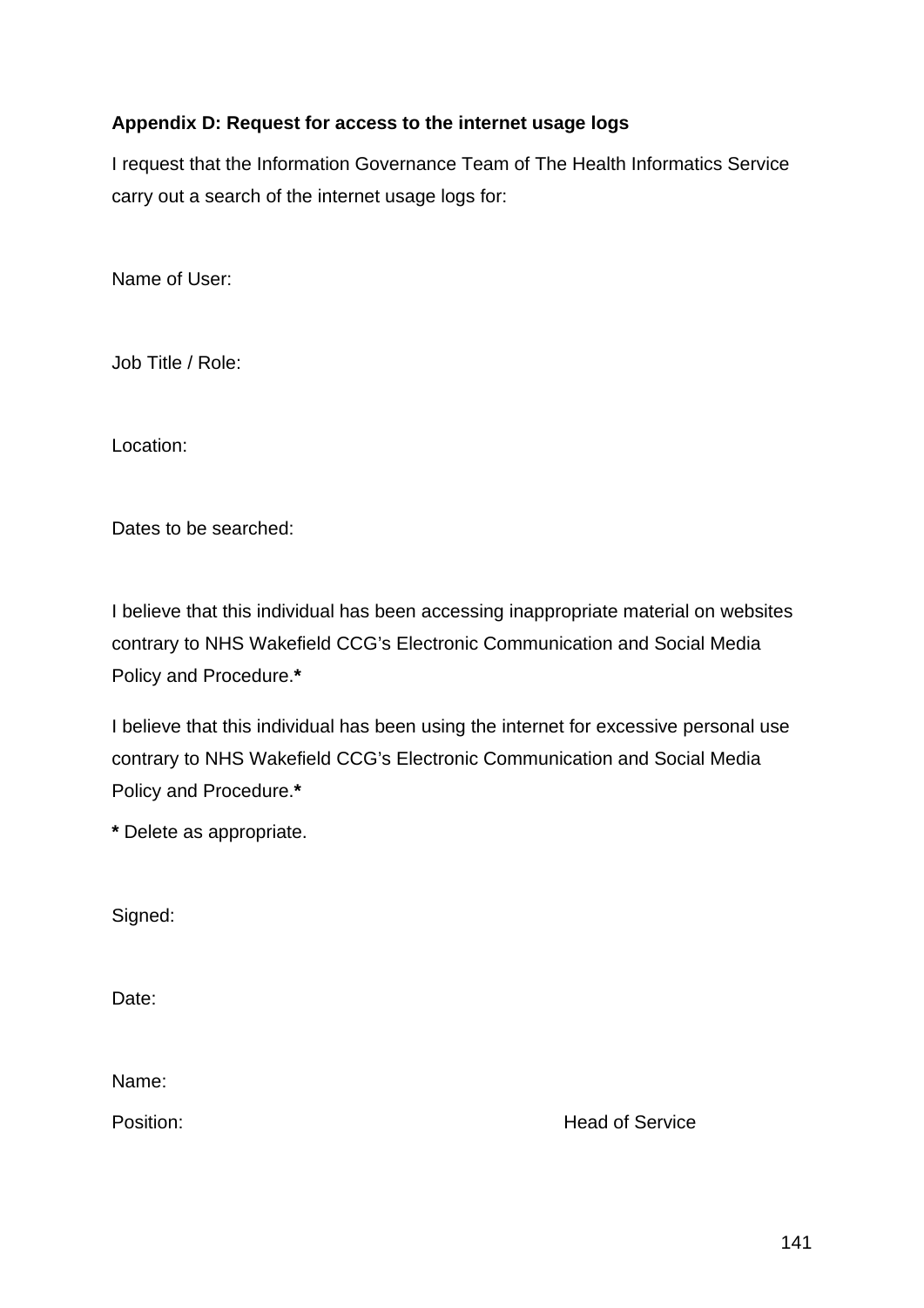**Appendix D: Request for access to the internet usage logs**

I request that the Information Governance Team of The Health Informatics Service carry out a search of the internet usage logs for:

Name of User:

Job Title / Role:

Location:

Dates to be searched:

I believe that this individual has been accessing inappropriate material on websites contrary to NHS Wakefield CCG's Electronic Communication and Social Media Policy and Procedure.**\***

I believe that this individual has been using the internet for excessive personal use contrary to NHS Wakefield CCG's Electronic Communication and Social Media Policy and Procedure.**\***

**\*** Delete as appropriate.

Signed:

Date:

Name:

Position: Head of Service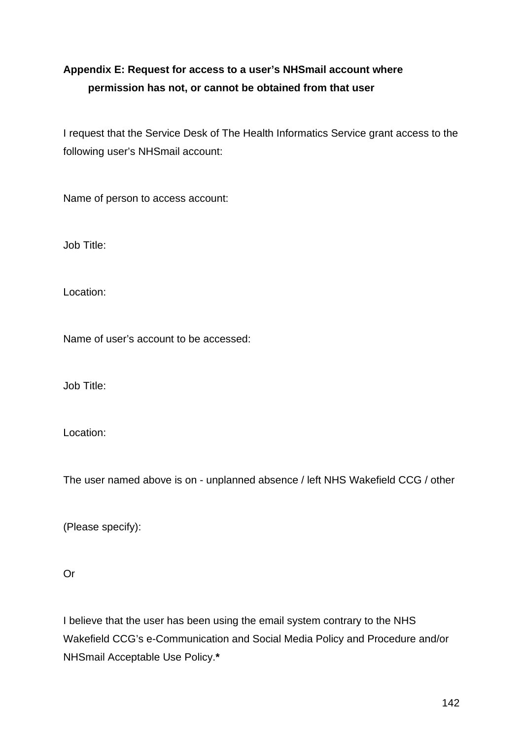## Appendix E: Request for access to a user’s NHSmail account where permission has not, or cannot be obtained from that user

I request that the Service Desk of The Health Informatics Service grant access to the following user’s NHSmail account:

Name of person to access account:

Job Title:

Location:

Name of user’s account to be accessed:

Job Title:

Location:

The user named above is on - unplanned absence / left NHS Wakefield CCG / other

(Please specify):

Or

I believe that the user has been using the email system contrary to the NHS Wakefield CCG’s e-Communication and Social Media Policy and Procedure and/or NHSmail Acceptable Use Policy.**\***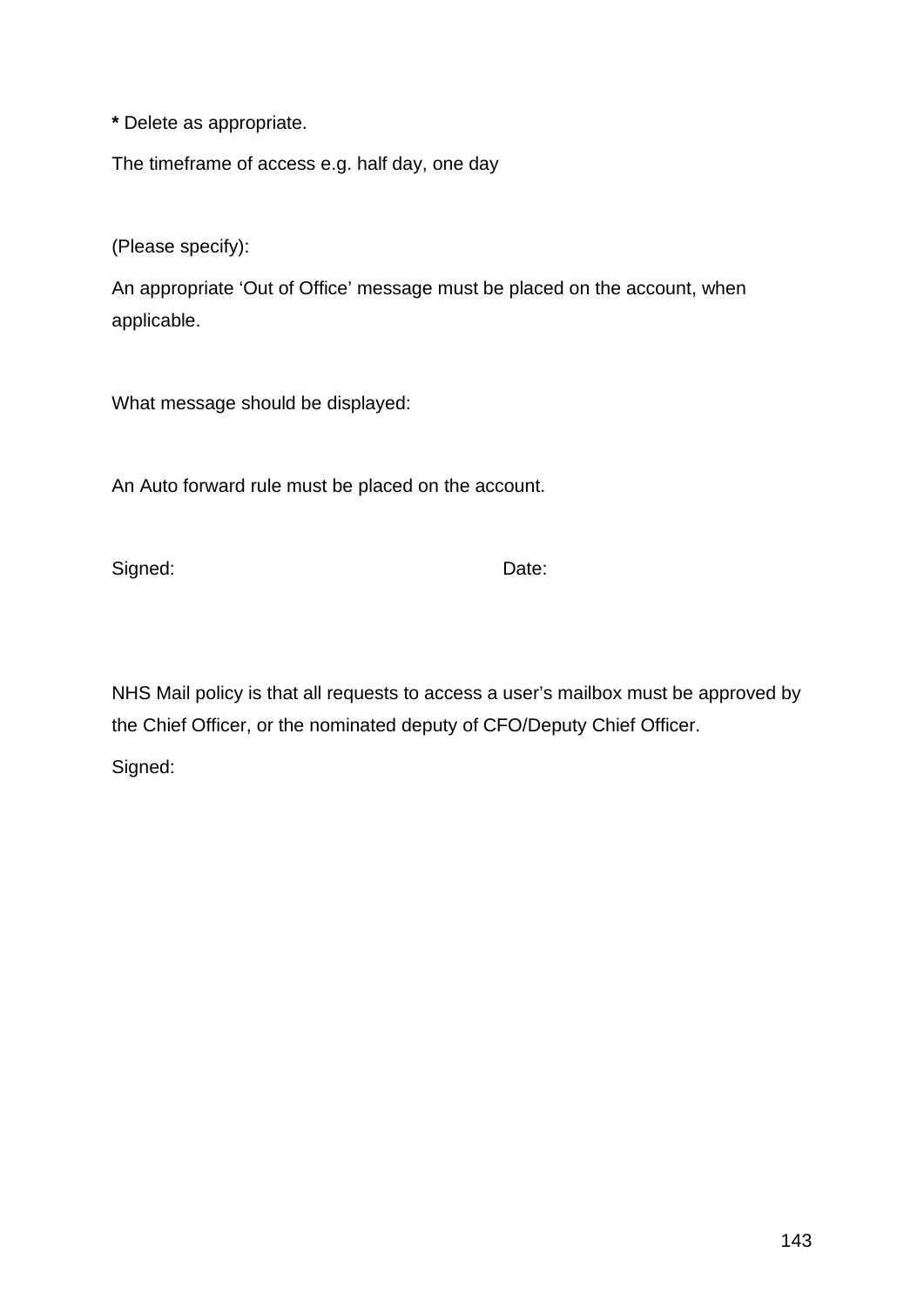**\*** Delete as appropriate.

The timeframe of access e.g. half day, one day

(Please specify):

An appropriate 'Out of Office' message must be placed on the account, when applicable.

What message should be displayed:

An Auto forward rule must be placed on the account.

Signed: Date:

NHS Mail policy is that all requests to access a user's mailbox must be approved by the Chief Officer, or the nominated deputy of CFO/Deputy Chief Officer.

Signed: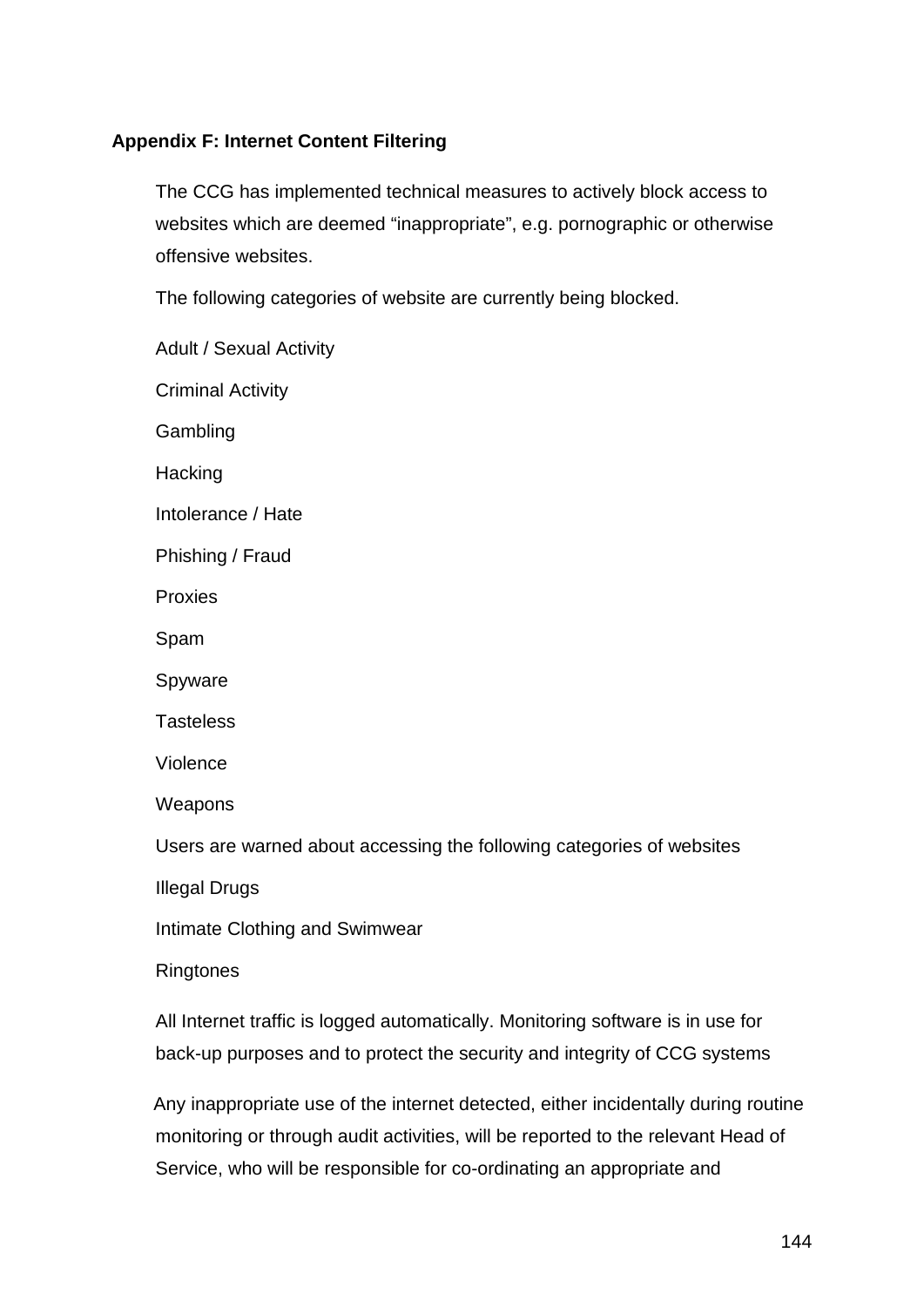**Appendix F: Internet Content Filtering**

The CCG has implemented technical measures to actively block access to websites which are deemed “inappropriate”, e.g. pornographic or otherwise offensive websites.

The following categories of website are currently being blocked.

Adult / Sexual Activity

Criminal Activity

Gambling

Hacking

Intolerance / Hate

Phishing / Fraud

Proxies

Spam

Spyware

Tasteless

Violence

Weapons

Users are warned about accessing the following categories of websites

Illegal Drugs

Intimate Clothing and Swimwear

Ringtones

All Internet traffic is logged automatically. Monitoring software is in use for back-up purposes and to protect the security and integrity of CCG systems

Any inappropriate use of the internet detected, either incidentally during routine monitoring or through audit activities, will be reported to the relevant Head of Service, who will be responsible for co-ordinating an appropriate and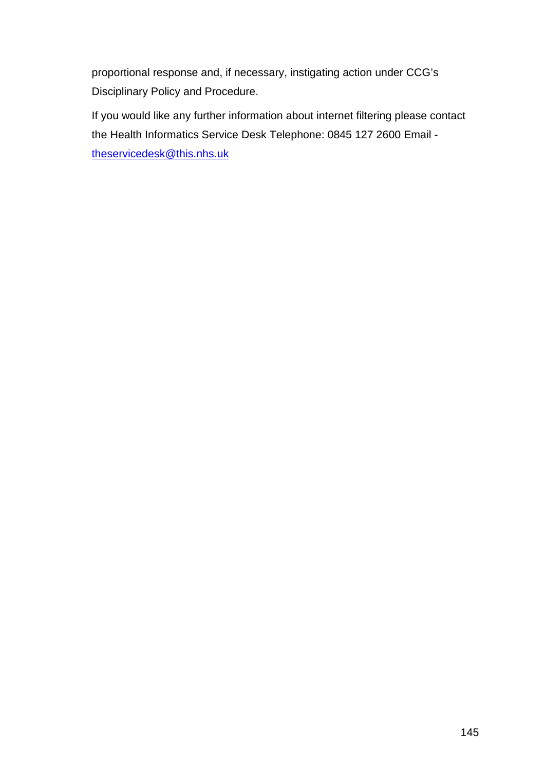proportional response and, if necessary, instigating action under CCG's Disciplinary Policy and Procedure.

If you would like any further information about internet filtering please contact the Health Informatics Service Desk Telephone: 0845 127 2600 Email - theservicedesk@this.nhs.uk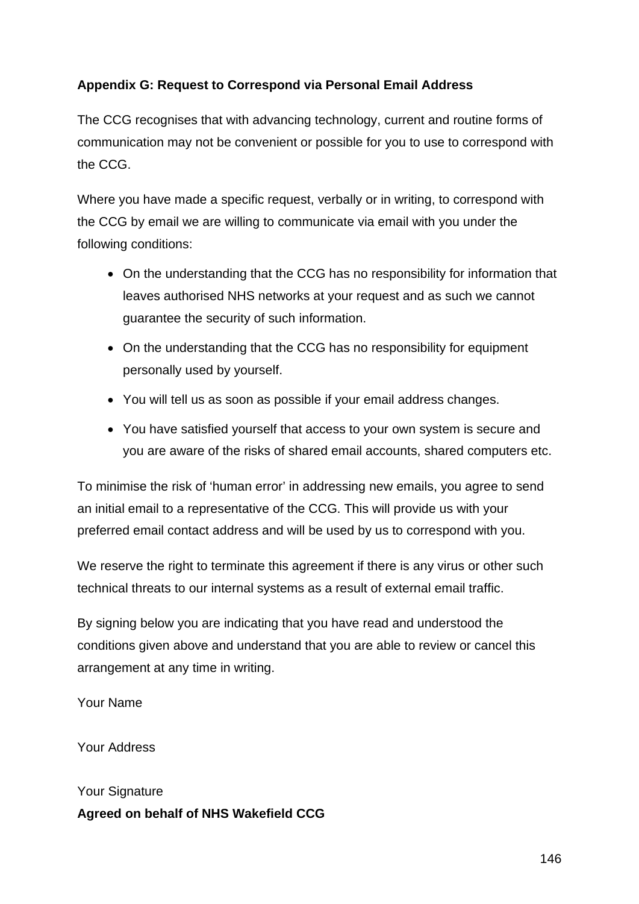**Appendix G: Request to Correspond via Personal Email Address**

The CCG recognises that with advancing technology, current and routine forms of communication may not be convenient or possible for you to use to correspond with the CCG.

Where you have made a specific request, verbally or in writing, to correspond with the CCG by email we are willing to communicate via email with you under the following conditions:

- On the understanding that the CCG has no responsibility for information that leaves authorised NHS networks at your request and as such we cannot guarantee the security of such information.
- On the understanding that the CCG has no responsibility for equipment personally used by yourself.
- You will tell us as soon as possible if your email address changes.
- You have satisfied yourself that access to your own system is secure and you are aware of the risks of shared email accounts, shared computers etc.

To minimise the risk of 'human error' in addressing new emails, you agree to send an initial email to a representative of the CCG. This will provide us with your preferred email contact address and will be used by us to correspond with you.

We reserve the right to terminate this agreement if there is any virus or other such technical threats to our internal systems as a result of external email traffic.

By signing below you are indicating that you have read and understood the conditions given above and understand that you are able to review or cancel this arrangement at any time in writing.

Your Name

Your Address

Your Signature

**Agreed on behalf of NHS Wakefield CCG**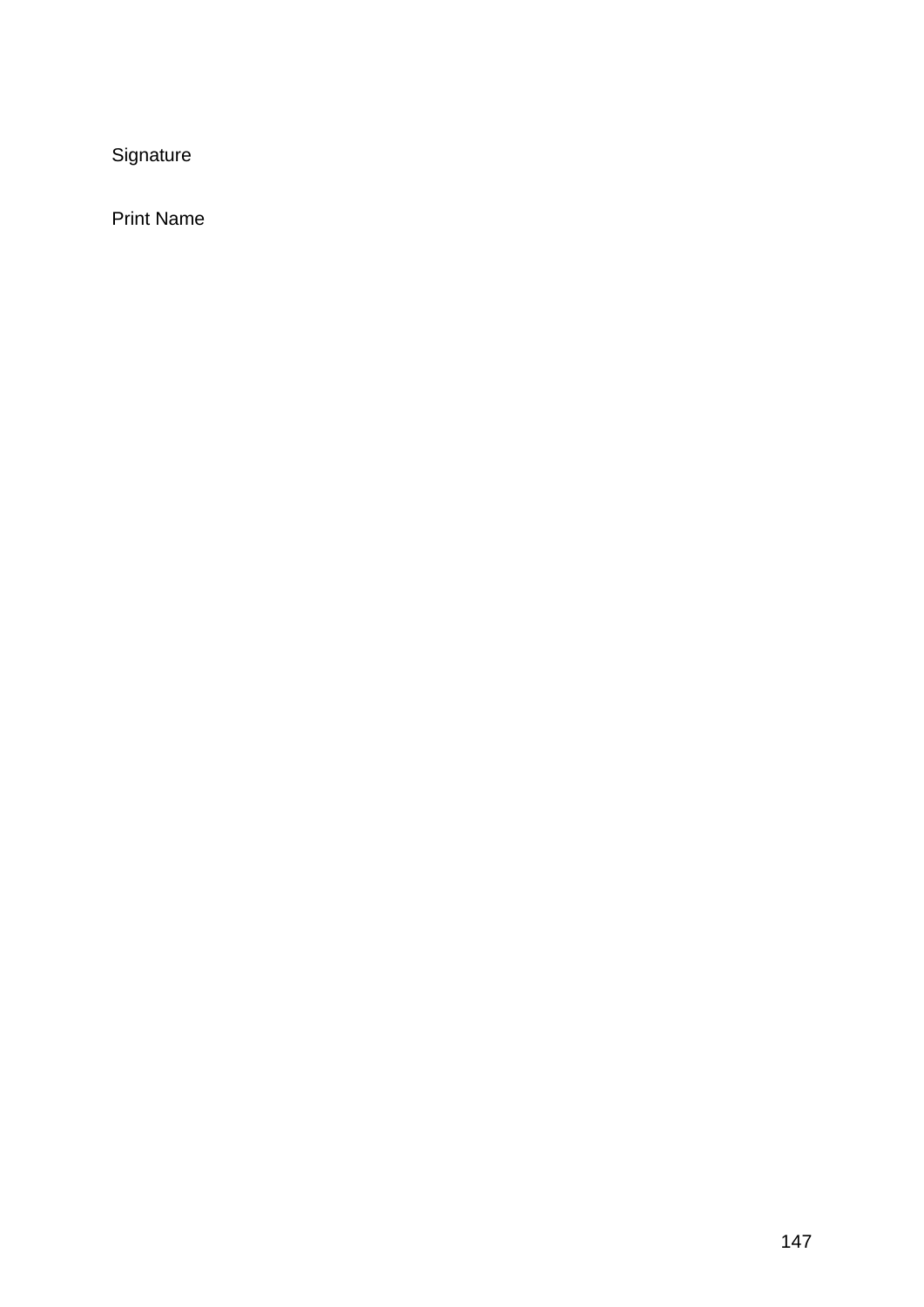Signature

Print Name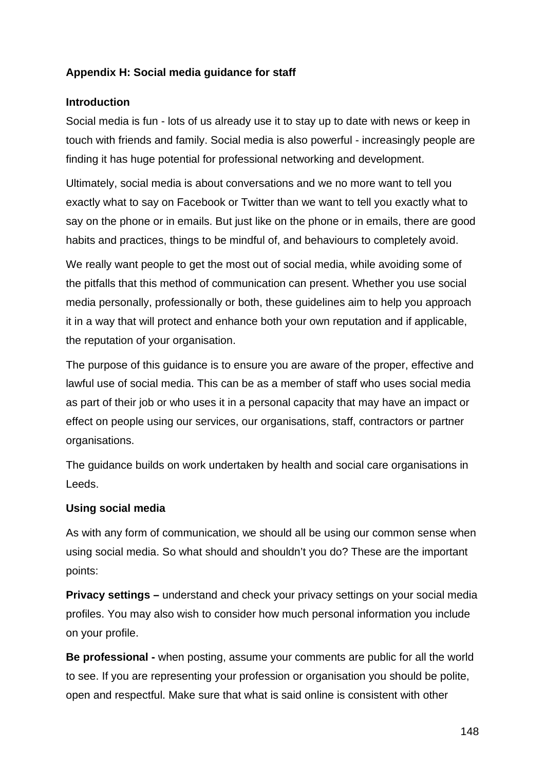**Appendix H: Social media guidance for staff**

**Introduction**

Social media is fun - lots of us already use it to stay up to date with news or keep in touch with friends and family. Social media is also powerful - increasingly people are finding it has huge potential for professional networking and development.

Ultimately, social media is about conversations and we no more want to tell you exactly what to say on Facebook or Twitter than we want to tell you exactly what to say on the phone or in emails. But just like on the phone or in emails, there are good habits and practices, things to be mindful of, and behaviours to completely avoid.

We really want people to get the most out of social media, while avoiding some of the pitfalls that this method of communication can present. Whether you use social media personally, professionally or both, these guidelines aim to help you approach it in a way that will protect and enhance both your own reputation and if applicable, the reputation of your organisation.

The purpose of this guidance is to ensure you are aware of the proper, effective and lawful use of social media. This can be as a member of staff who uses social media as part of their job or who uses it in a personal capacity that may have an impact or effect on people using our services, our organisations, staff, contractors or partner organisations.

The guidance builds on work undertaken by health and social care organisations in Leeds.

**Using social media**

As with any form of communication, we should all be using our common sense when using social media. So what should and shouldn't you do? These are the important points:

**Privacy settings –** understand and check your privacy settings on your social media profiles. You may also wish to consider how much personal information you include on your profile.

**Be professional -** when posting, assume your comments are public for all the world to see. If you are representing your profession or organisation you should be polite, open and respectful. Make sure that what is said online is consistent with other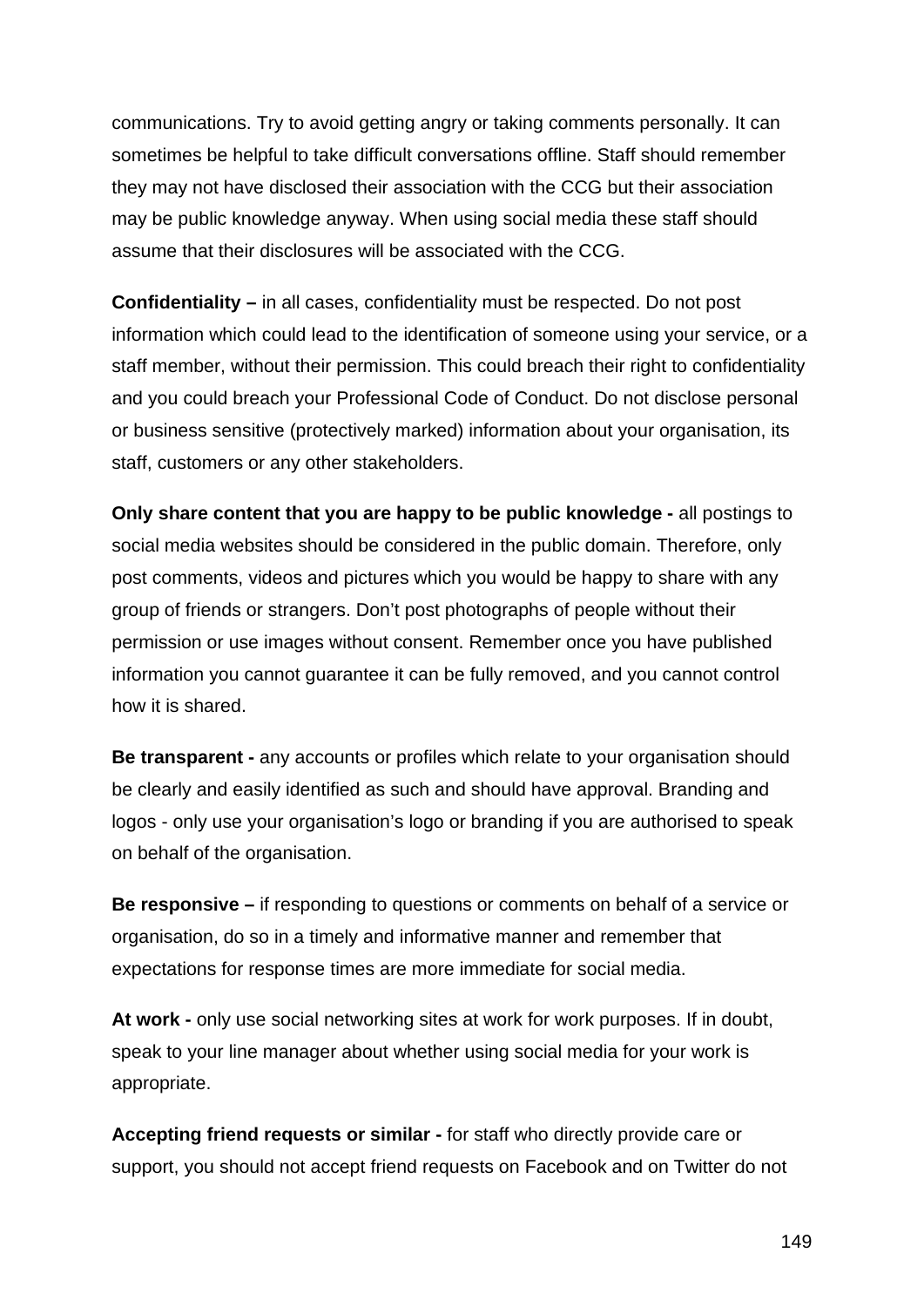communications. Try to avoid getting angry or taking comments personally. It can sometimes be helpful to take difficult conversations offline. Staff should remember they may not have disclosed their association with the CCG but their association may be public knowledge anyway. When using social media these staff should assume that their disclosures will be associated with the CCG.

**Confidentiality –** in all cases, confidentiality must be respected. Do not post information which could lead to the identification of someone using your service, or a staff member, without their permission. This could breach their right to confidentiality and you could breach your Professional Code of Conduct. Do not disclose personal or business sensitive (protectively marked) information about your organisation, its staff, customers or any other stakeholders.

**Only share content that you are happy to be public knowledge -** all postings to social media websites should be considered in the public domain. Therefore, only post comments, videos and pictures which you would be happy to share with any group of friends or strangers. Don't post photographs of people without their permission or use images without consent. Remember once you have published information you cannot guarantee it can be fully removed, and you cannot control how it is shared.

**Be transparent -** any accounts or profiles which relate to your organisation should be clearly and easily identified as such and should have approval. Branding and logos - only use your organisation's logo or branding if you are authorised to speak on behalf of the organisation.

**Be responsive –** if responding to questions or comments on behalf of a service or organisation, do so in a timely and informative manner and remember that expectations for response times are more immediate for social media.

**At work -** only use social networking sites at work for work purposes. If in doubt, speak to your line manager about whether using social media for your work is appropriate.

**Accepting friend requests or similar -** for staff who directly provide care or support, you should not accept friend requests on Facebook and on Twitter do not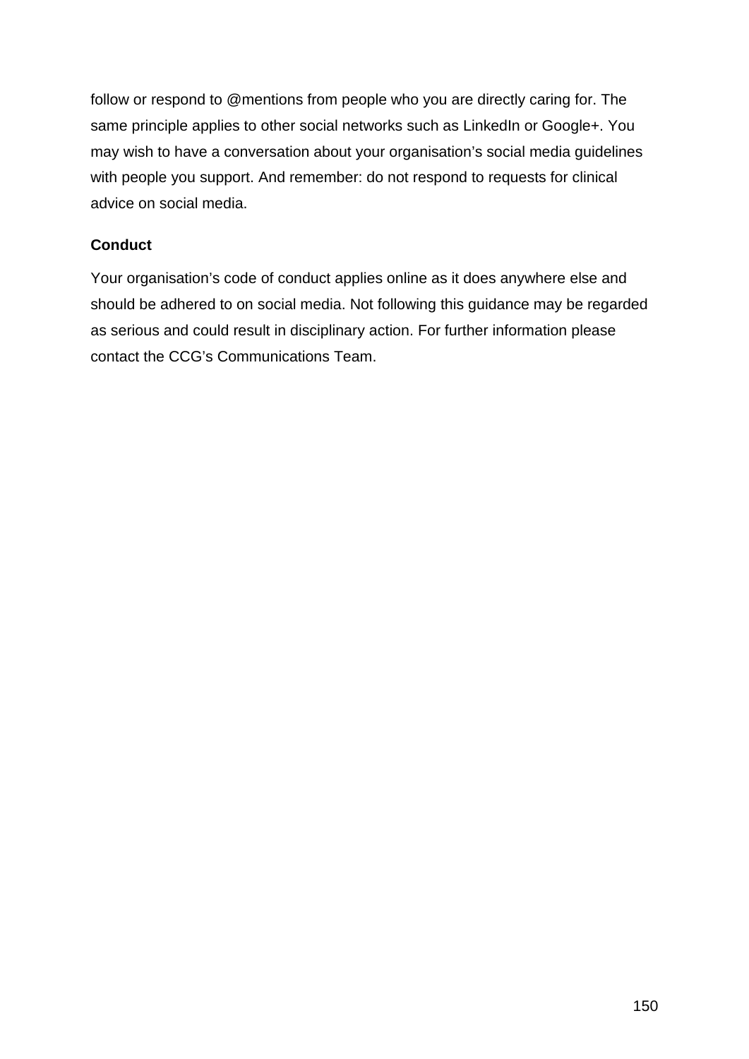follow or respond to @mentions from people who you are directly caring for. The same principle applies to other social networks such as LinkedIn or Google+. You may wish to have a conversation about your organisation's social media guidelines with people you support. And remember: do not respond to requests for clinical advice on social media.

**Conduct**

Your organisation's code of conduct applies online as it does anywhere else and should be adhered to on social media. Not following this guidance may be regarded as serious and could result in disciplinary action. For further information please contact the CCG's Communications Team.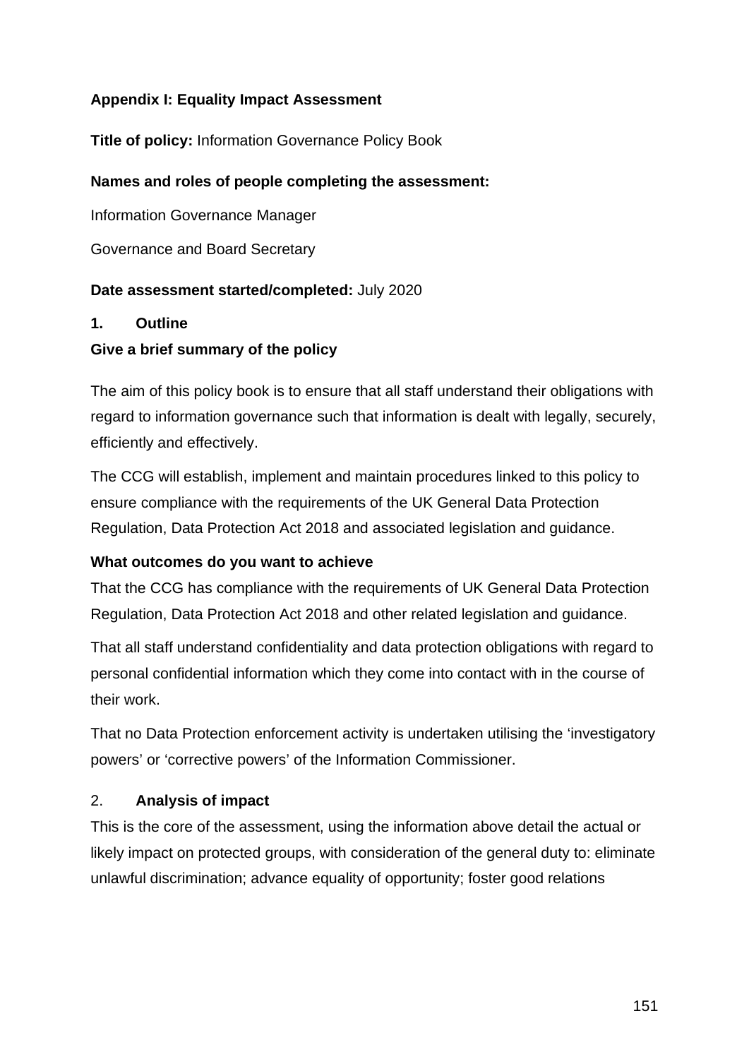**Appendix I: Equality Impact Assessment**

**Title of policy:** Information Governance Policy Book

**Names and roles of people completing the assessment:**

Information Governance Manager

Governance and Board Secretary

**Date assessment started/completed:** July 2020

**1. Outline**

**Give a brief summary of the policy**

The aim of this policy book is to ensure that all staff understand their obligations with regard to information governance such that information is dealt with legally, securely, efficiently and effectively.

The CCG will establish, implement and maintain procedures linked to this policy to ensure compliance with the requirements of the UK General Data Protection Regulation, Data Protection Act 2018 and associated legislation and guidance.

**What outcomes do you want to achieve**

That the CCG has compliance with the requirements of UK General Data Protection Regulation, Data Protection Act 2018 and other related legislation and guidance.

That all staff understand confidentiality and data protection obligations with regard to personal confidential information which they come into contact with in the course of their work.

That no Data Protection enforcement activity is undertaken utilising the 'investigatory powers' or 'corrective powers' of the Information Commissioner.

2. **Analysis of impact**

This is the core of the assessment, using the information above detail the actual or likely impact on protected groups, with consideration of the general duty to: eliminate unlawful discrimination; advance equality of opportunity; foster good relations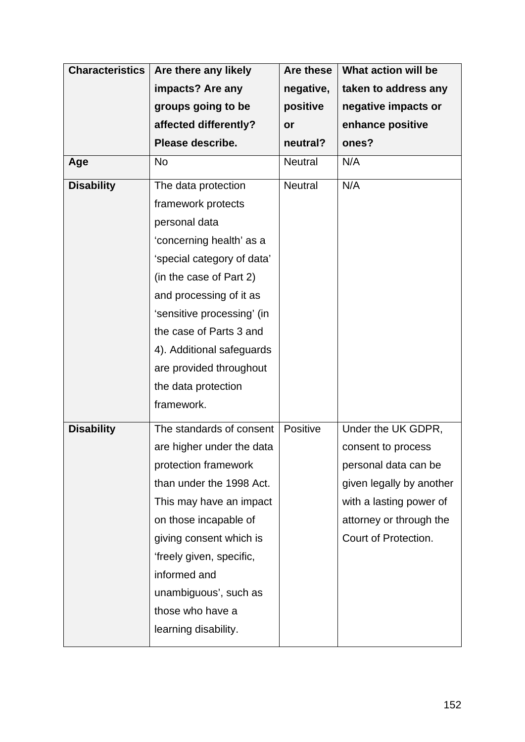| Characteristics | Are there any likely impacts? Are any groups going to be affected differently? Please describe. | Are these negative, positive or neutral? | What action will be taken to address any negative impacts or enhance positive ones? |
|---|---|---|---|
| **Age** | No | Neutral | N/A |
| **Disability** | The data protection framework protects personal data 'concerning health' as a 'special category of data' (in the case of Part 2) and processing of it as 'sensitive processing' (in the case of Parts 3 and 4). Additional safeguards are provided throughout the data protection framework. | Neutral | N/A |
| **Disability** | The standards of consent are higher under the data protection framework than under the 1998 Act. This may have an impact on those incapable of giving consent which is 'freely given, specific, informed and unambiguous', such as those who have a learning disability. | Positive | Under the UK GDPR, consent to process personal data can be given legally by another with a lasting power of attorney or through the Court of Protection. |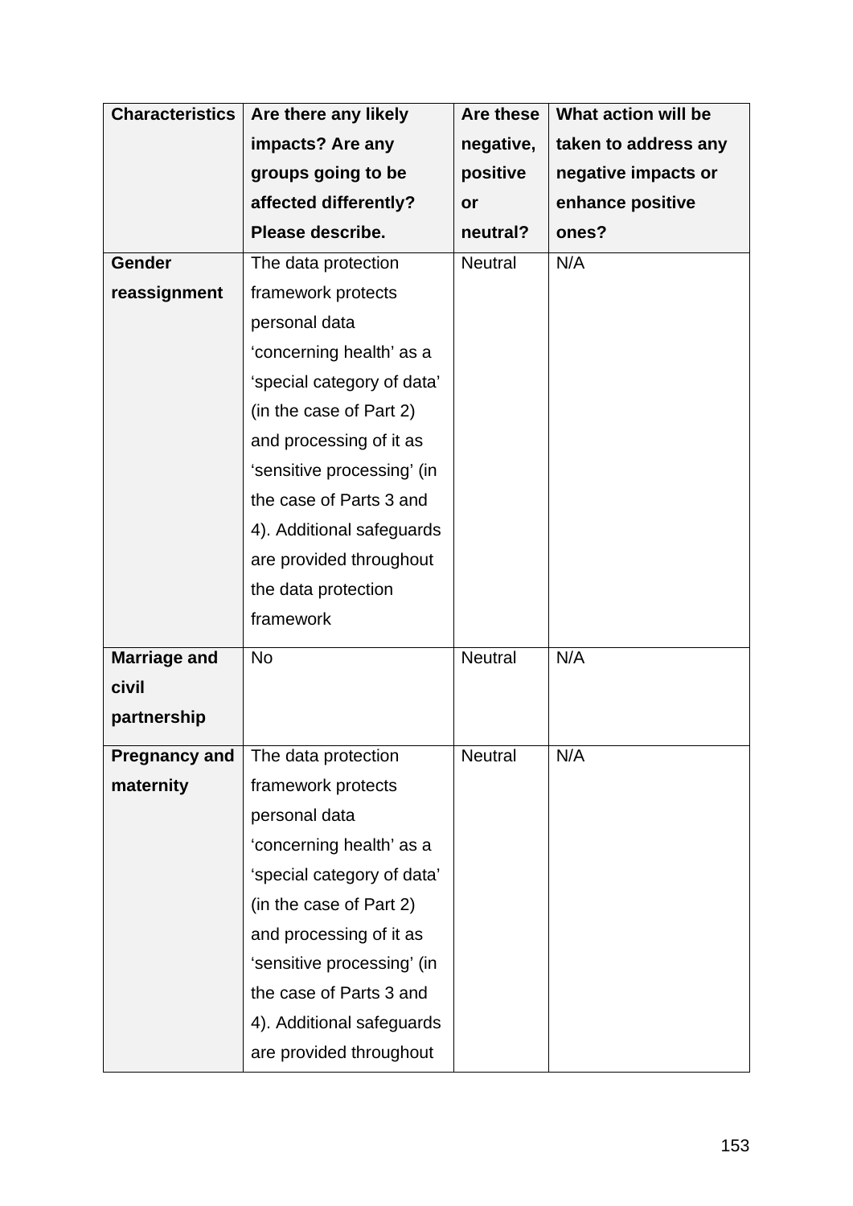| Characteristics | Are there any likely impacts? Are any groups going to be affected differently? Please describe. | Are these negative, positive or neutral? | What action will be taken to address any negative impacts or enhance positive ones? |
|---|---|---|---|
| **Gender reassignment** | The data protection framework protects personal data ‘concerning health’ as a ‘special category of data’ (in the case of Part 2) and processing of it as ‘sensitive processing’ (in the case of Parts 3 and 4). Additional safeguards are provided throughout the data protection framework | Neutral | N/A |
| **Marriage and civil partnership** | No | Neutral | N/A |
| **Pregnancy and maternity** | The data protection framework protects personal data ‘concerning health’ as a ‘special category of data’ (in the case of Part 2) and processing of it as ‘sensitive processing’ (in the case of Parts 3 and 4). Additional safeguards are provided throughout | Neutral | N/A |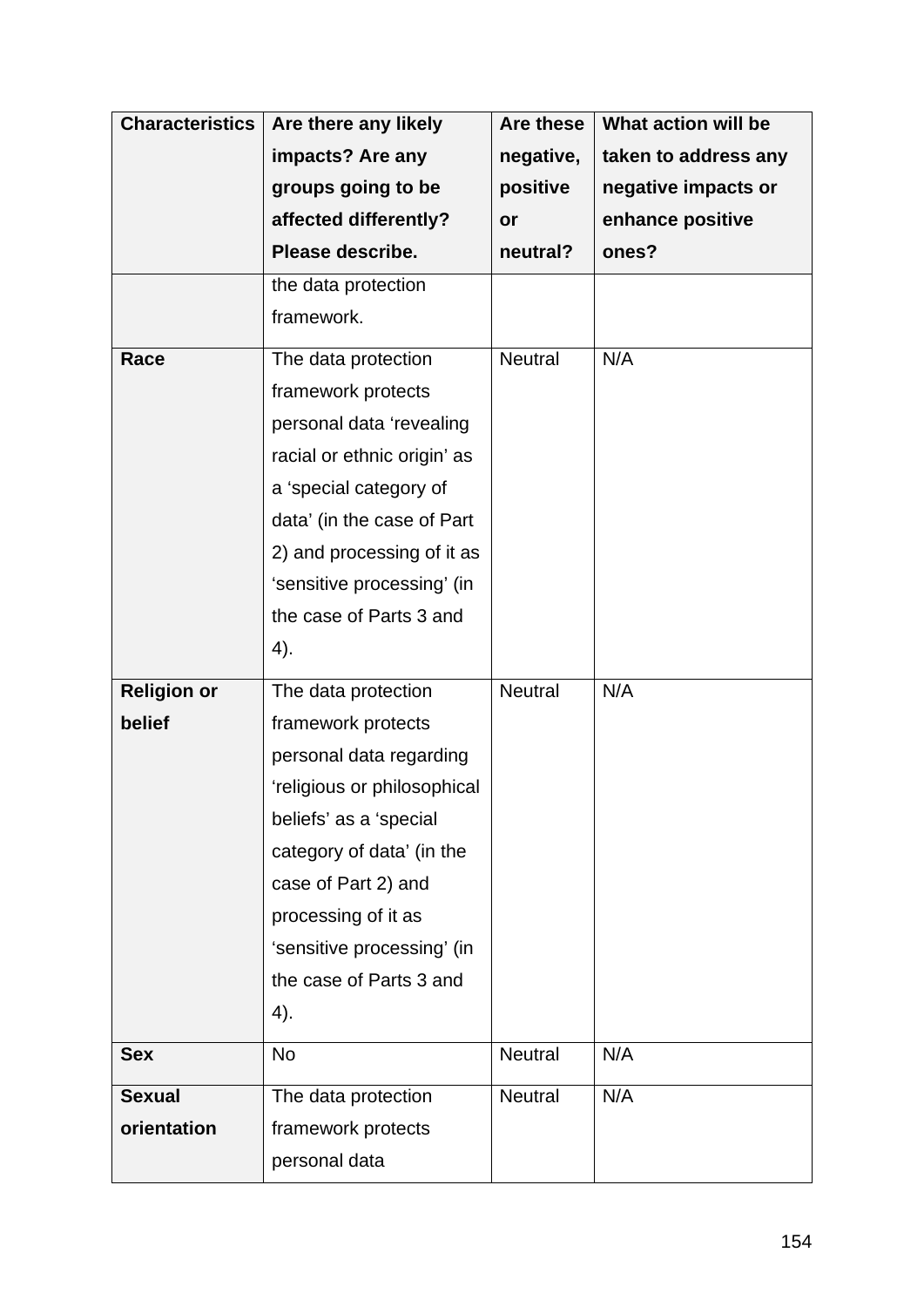| Characteristics | Are there any likely impacts? Are any groups going to be affected differently? Please describe. | Are these negative, positive or neutral? | What action will be taken to address any negative impacts or enhance positive ones? |
|---|---|---|---|
| | the data protection framework. | | |
| **Race** | The data protection framework protects personal data 'revealing racial or ethnic origin' as a 'special category of data' (in the case of Part 2) and processing of it as 'sensitive processing' (in the case of Parts 3 and 4). | Neutral | N/A |
| **Religion or belief** | The data protection framework protects personal data regarding 'religious or philosophical beliefs' as a 'special category of data' (in the case of Part 2) and processing of it as 'sensitive processing' (in the case of Parts 3 and 4). | Neutral | N/A |
| **Sex** | No | Neutral | N/A |
| **Sexual orientation** | The data protection framework protects personal data | Neutral | N/A |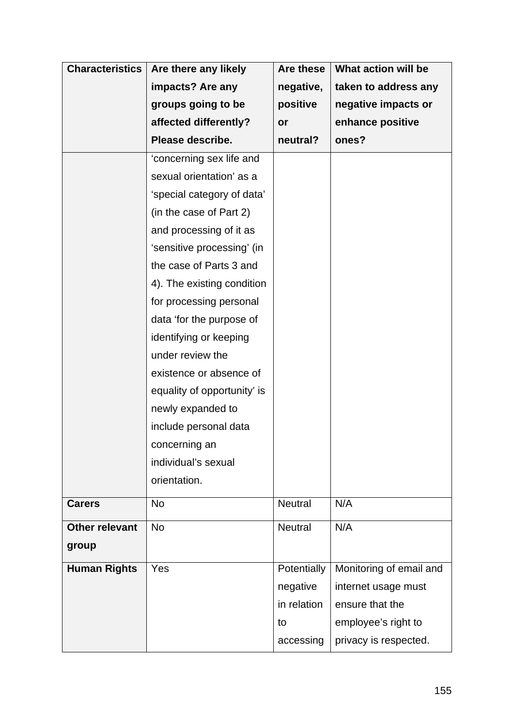| Characteristics | Are there any likely impacts? Are any groups going to be affected differently? Please describe. | Are these negative, positive or neutral? | What action will be taken to address any negative impacts or enhance positive ones? |
|---|---|---|---|
| | 'concerning sex life and sexual orientation' as a 'special category of data' (in the case of Part 2) and processing of it as 'sensitive processing' (in the case of Parts 3 and 4). The existing condition for processing personal data 'for the purpose of identifying or keeping under review the existence or absence of equality of opportunity' is newly expanded to include personal data concerning an individual's sexual orientation. | | |
| **Carers** | No | Neutral | N/A |
| **Other relevant group** | No | Neutral | N/A |
| **Human Rights** | Yes | Potentially negative in relation to accessing | Monitoring of email and internet usage must ensure that the employee's right to privacy is respected. |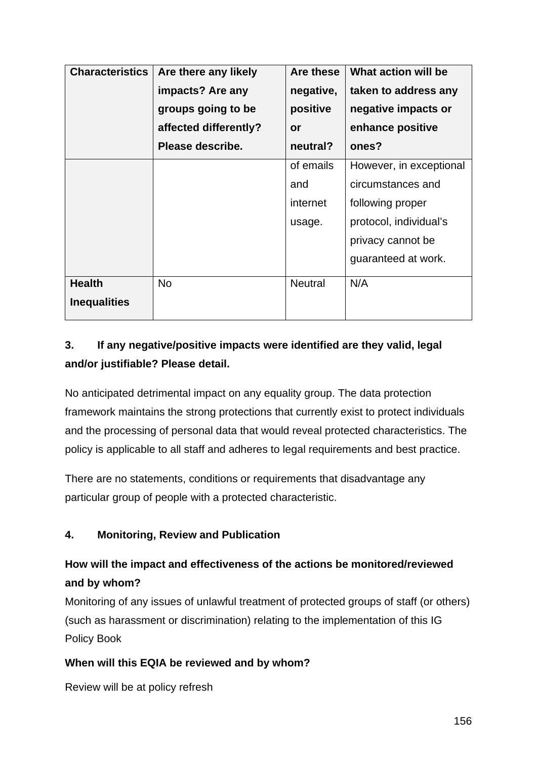| Characteristics | Are there any likely impacts? Are any groups going to be affected differently? Please describe. | Are these negative, positive or neutral? | What action will be taken to address any negative impacts or enhance positive ones? |
|---|---|---|---|
| | | of emails and internet usage. | However, in exceptional circumstances and following proper protocol, individual's privacy cannot be guaranteed at work. |
| **Health Inequalities** | No | Neutral | N/A |

**3. If any negative/positive impacts were identified are they valid, legal and/or justifiable? Please detail.**

No anticipated detrimental impact on any equality group. The data protection framework maintains the strong protections that currently exist to protect individuals and the processing of personal data that would reveal protected characteristics. The policy is applicable to all staff and adheres to legal requirements and best practice.

There are no statements, conditions or requirements that disadvantage any particular group of people with a protected characteristic.

**4. Monitoring, Review and Publication**

**How will the impact and effectiveness of the actions be monitored/reviewed and by whom?**

Monitoring of any issues of unlawful treatment of protected groups of staff (or others) (such as harassment or discrimination) relating to the implementation of this IG Policy Book

**When will this EQIA be reviewed and by whom?**

Review will be at policy refresh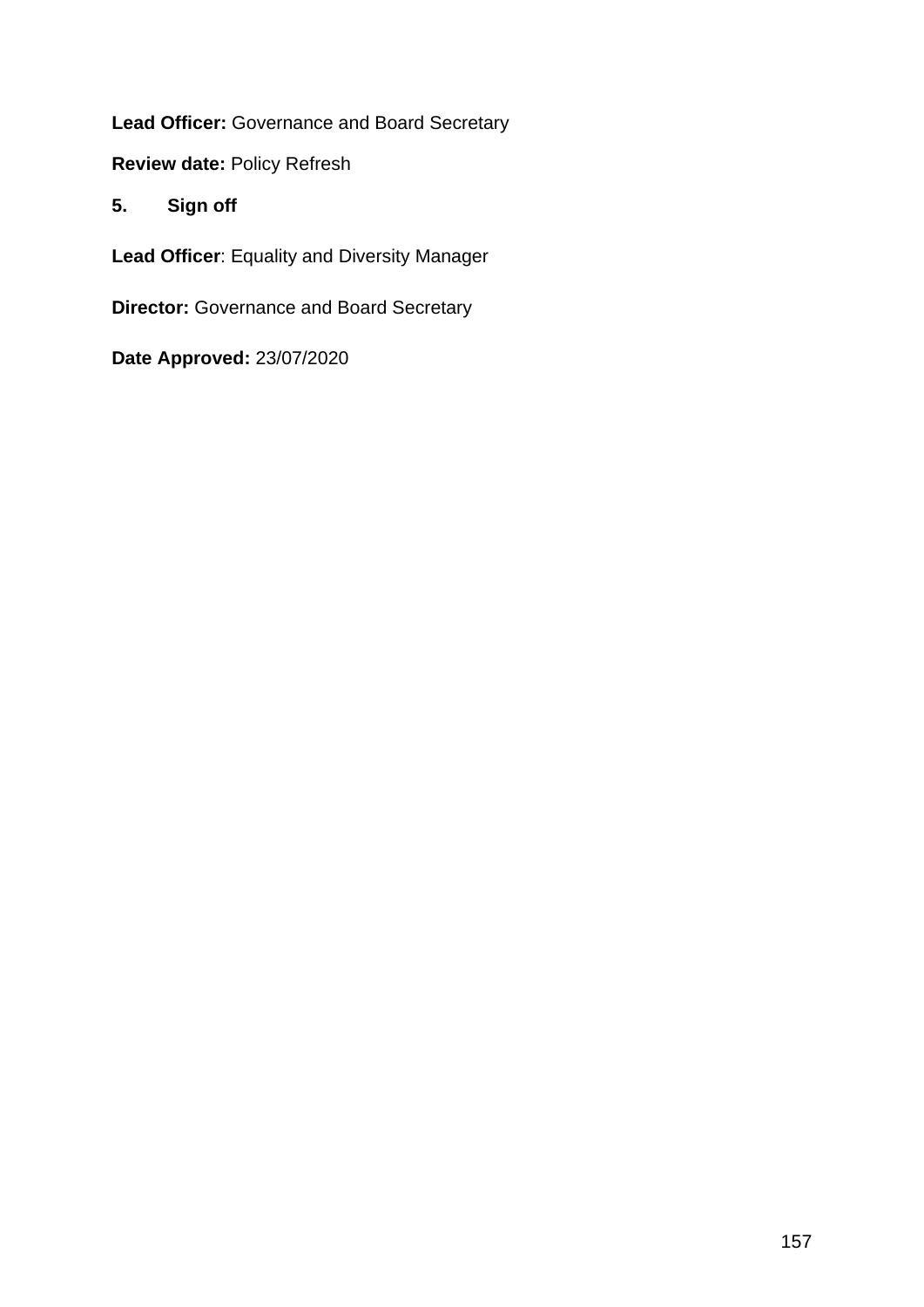**Lead Officer:** Governance and Board Secretary

**Review date:** Policy Refresh

## 5. Sign off

**Lead Officer**: Equality and Diversity Manager

**Director:** Governance and Board Secretary

**Date Approved:** 23/07/2020